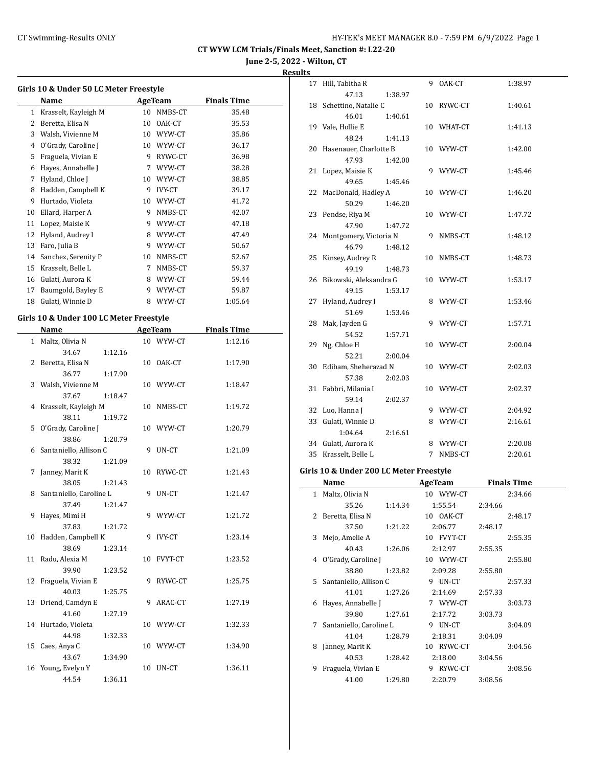## CT WYW LCM Trials/Finals Meet, Sanction #: L22-20

**June 2-5, 2022 - Wilton, CT**

**Results**

### Girls 10 & Under 50 LC Meter Freestyle

| | Name | Age | Team | Finals Time |
|---|---|---|---|---|
| 1 | Krasselt, Kayleigh M | 10 | NMBS-CT | 35.48 |
| 2 | Beretta, Elisa N | 10 | OAK-CT | 35.53 |
| 3 | Walsh, Vivienne M | 10 | WYW-CT | 35.86 |
| 4 | O'Grady, Caroline J | 10 | WYW-CT | 36.17 |
| 5 | Fraguela, Vivian E | 9 | RYWC-CT | 36.98 |
| 6 | Hayes, Annabelle J | 7 | WYW-CT | 38.28 |
| 7 | Hyland, Chloe J | 10 | WYW-CT | 38.85 |
| 8 | Hadden, Campbell K | 9 | IVY-CT | 39.17 |
| 9 | Hurtado, Violeta | 10 | WYW-CT | 41.72 |
| 10 | Ellard, Harper A | 9 | NMBS-CT | 42.07 |
| 11 | Lopez, Maisie K | 9 | WYW-CT | 47.18 |
| 12 | Hyland, Audrey I | 8 | WYW-CT | 47.49 |
| 13 | Faro, Julia B | 9 | WYW-CT | 50.67 |
| 14 | Sanchez, Serenity P | 10 | NMBS-CT | 52.67 |
| 15 | Krasselt, Belle L | 7 | NMBS-CT | 59.37 |
| 16 | Gulati, Aurora K | 8 | WYW-CT | 59.44 |
| 17 | Baumgold, Bayley E | 9 | WYW-CT | 59.87 |
| 18 | Gulati, Winnie D | 8 | WYW-CT | 1:05.64 |

### Girls 10 & Under 100 LC Meter Freestyle

| | Name | Age | Team | Finals Time | Splits |
|---|---|---|---|---|---|
| 1 | Maltz, Olivia N | 10 | WYW-CT | 1:12.16 | 34.67, 1:12.16 |
| 2 | Beretta, Elisa N | 10 | OAK-CT | 1:17.90 | 36.77, 1:17.90 |
| 3 | Walsh, Vivienne M | 10 | WYW-CT | 1:18.47 | 37.67, 1:18.47 |
| 4 | Krasselt, Kayleigh M | 10 | NMBS-CT | 1:19.72 | 38.11, 1:19.72 |
| 5 | O'Grady, Caroline J | 10 | WYW-CT | 1:20.79 | 38.86, 1:20.79 |
| 6 | Santaniello, Allison C | 9 | UN-CT | 1:21.09 | 38.32, 1:21.09 |
| 7 | Janney, Marit K | 10 | RYWC-CT | 1:21.43 | 38.05, 1:21.43 |
| 8 | Santaniello, Caroline L | 9 | UN-CT | 1:21.47 | 37.49, 1:21.47 |
| 9 | Hayes, Mimi H | 9 | WYW-CT | 1:21.72 | 37.83, 1:21.72 |
| 10 | Hadden, Campbell K | 9 | IVY-CT | 1:23.14 | 38.69, 1:23.14 |
| 11 | Radu, Alexia M | 10 | FVYT-CT | 1:23.52 | 39.90, 1:23.52 |
| 12 | Fraguela, Vivian E | 9 | RYWC-CT | 1:25.75 | 40.03, 1:25.75 |
| 13 | Driend, Camdyn E | 9 | ARAC-CT | 1:27.19 | 41.60, 1:27.19 |
| 14 | Hurtado, Violeta | 10 | WYW-CT | 1:32.33 | 44.98, 1:32.33 |
| 15 | Caes, Anya C | 10 | WYW-CT | 1:34.90 | 43.67, 1:34.90 |
| 16 | Young, Evelyn Y | 10 | UN-CT | 1:36.11 | 44.54, 1:36.11 |
| 17 | Hill, Tabitha R | 9 | OAK-CT | 1:38.97 | 47.13, 1:38.97 |
| 18 | Schettino, Natalie C | 10 | RYWC-CT | 1:40.61 | 46.01, 1:40.61 |
| 19 | Vale, Hollie E | 10 | WHAT-CT | 1:41.13 | 48.24, 1:41.13 |
| 20 | Hasenauer, Charlotte B | 10 | WYW-CT | 1:42.00 | 47.93, 1:42.00 |
| 21 | Lopez, Maisie K | 9 | WYW-CT | 1:45.46 | 49.65, 1:45.46 |
| 22 | MacDonald, Hadley A | 10 | WYW-CT | 1:46.20 | 50.29, 1:46.20 |
| 23 | Pendse, Riya M | 10 | WYW-CT | 1:47.72 | 47.90, 1:47.72 |
| 24 | Montgomery, Victoria N | 9 | NMBS-CT | 1:48.12 | 46.79, 1:48.12 |
| 25 | Kinsey, Audrey R | 10 | NMBS-CT | 1:48.73 | 49.19, 1:48.73 |
| 26 | Bikowski, Aleksandra G | 10 | WYW-CT | 1:53.17 | 49.15, 1:53.17 |
| 27 | Hyland, Audrey I | 8 | WYW-CT | 1:53.46 | 51.69, 1:53.46 |
| 28 | Mak, Jayden G | 9 | WYW-CT | 1:57.71 | 54.52, 1:57.71 |
| 29 | Ng, Chloe H | 10 | WYW-CT | 2:00.04 | 52.21, 2:00.04 |
| 30 | Edibam, Sheherazad N | 10 | WYW-CT | 2:02.03 | 57.38, 2:02.03 |
| 31 | Fabbri, Milania I | 10 | WYW-CT | 2:02.37 | 59.14, 2:02.37 |
| 32 | Luo, Hanna J | 9 | WYW-CT | 2:04.92 | |
| 33 | Gulati, Winnie D | 8 | WYW-CT | 2:16.61 | 1:04.64, 2:16.61 |
| 34 | Gulati, Aurora K | 8 | WYW-CT | 2:20.08 | |
| 35 | Krasselt, Belle L | 7 | NMBS-CT | 2:20.61 | |

### Girls 10 & Under 200 LC Meter Freestyle

| | Name | Age | Team | Finals Time | Splits |
|---|---|---|---|---|---|
| 1 | Maltz, Olivia N | 10 | WYW-CT | 2:34.66 | 35.26, 1:14.34, 1:55.54, 2:34.66 |
| 2 | Beretta, Elisa N | 10 | OAK-CT | 2:48.17 | 37.50, 1:21.22, 2:06.77, 2:48.17 |
| 3 | Mejo, Amelie A | 10 | FVYT-CT | 2:55.35 | 40.43, 1:26.06, 2:12.97, 2:55.35 |
| 4 | O'Grady, Caroline J | 10 | WYW-CT | 2:55.80 | 38.80, 1:23.82, 2:09.28, 2:55.80 |
| 5 | Santaniello, Allison C | 9 | UN-CT | 2:57.33 | 41.01, 1:27.26, 2:14.69, 2:57.33 |
| 6 | Hayes, Annabelle J | 7 | WYW-CT | 3:03.73 | 39.80, 1:27.61, 2:17.72, 3:03.73 |
| 7 | Santaniello, Caroline L | 9 | UN-CT | 3:04.09 | 41.04, 1:28.79, 2:18.31, 3:04.09 |
| 8 | Janney, Marit K | 10 | RYWC-CT | 3:04.56 | 40.53, 1:28.42, 2:18.00, 3:04.56 |
| 9 | Fraguela, Vivian E | 9 | RYWC-CT | 3:08.56 | 41.00, 1:29.80, 2:20.79, 3:08.56 |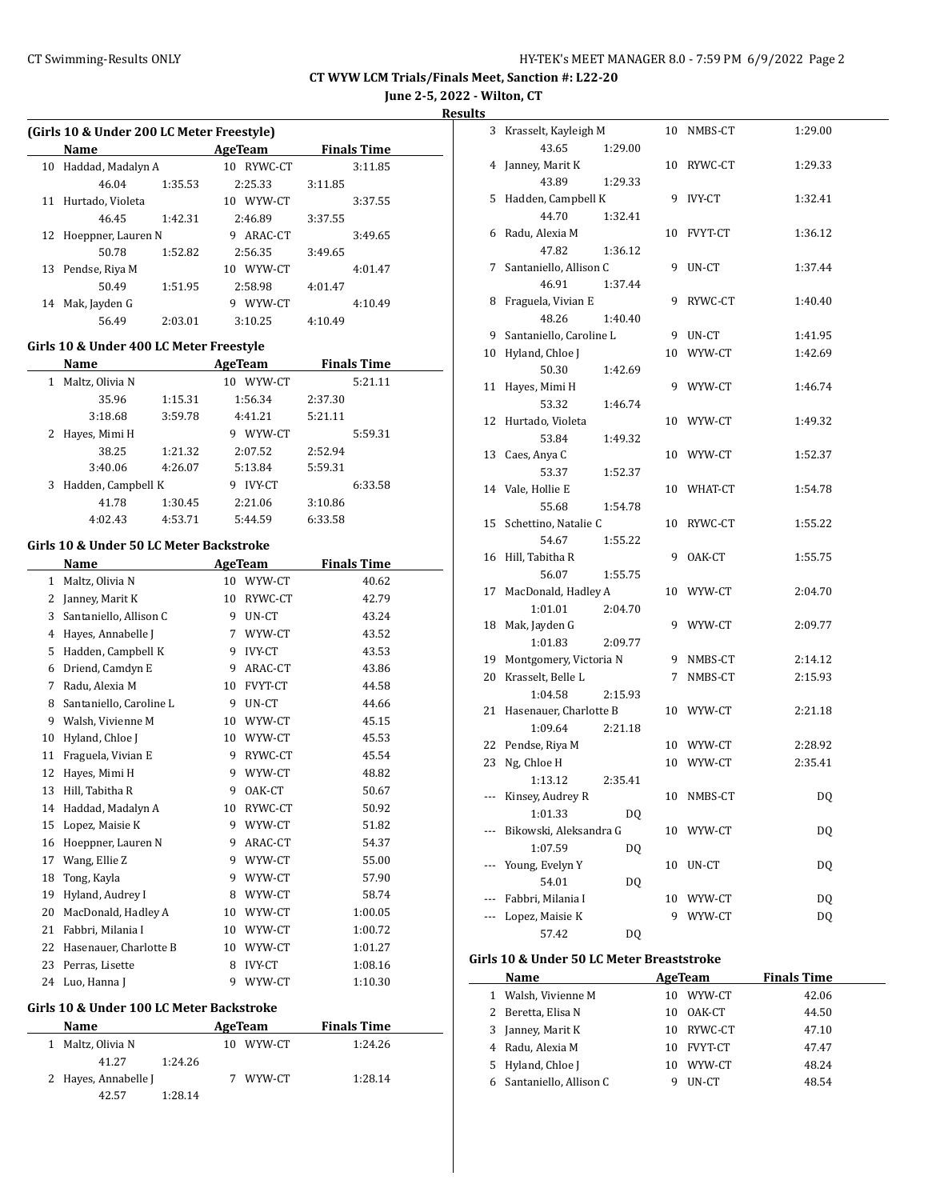## CT WYW LCM Trials/Finals Meet, Sanction #: L22-20

### June 2-5, 2022 - Wilton, CT

### Results

#### (Girls 10 & Under 200 LC Meter Freestyle)

| | Name | Age | Team | Finals Time |
|---|---|---|---|---|
| 10 | Haddad, Madalyn A | 10 | RYWC-CT | 3:11.85 |
| | 46.04 1:35.53 2:25.33 3:11.85 | | | |
| 11 | Hurtado, Violeta | 10 | WYW-CT | 3:37.55 |
| | 46.45 1:42.31 2:46.89 3:37.55 | | | |
| 12 | Hoeppner, Lauren N | 9 | ARAC-CT | 3:49.65 |
| | 50.78 1:52.82 2:56.35 3:49.65 | | | |
| 13 | Pendse, Riya M | 10 | WYW-CT | 4:01.47 |
| | 50.49 1:51.95 2:58.98 4:01.47 | | | |
| 14 | Mak, Jayden G | 9 | WYW-CT | 4:10.49 |
| | 56.49 2:03.01 3:10.25 4:10.49 | | | |

#### Girls 10 & Under 400 LC Meter Freestyle

| | Name | Age | Team | Finals Time |
|---|---|---|---|---|
| 1 | Maltz, Olivia N | 10 | WYW-CT | 5:21.11 |
| | 35.96 1:15.31 1:56.34 2:37.30 | | | |
| | 3:18.68 3:59.78 4:41.21 5:21.11 | | | |
| 2 | Hayes, Mimi H | 9 | WYW-CT | 5:59.31 |
| | 38.25 1:21.32 2:07.52 2:52.94 | | | |
| | 3:40.06 4:26.07 5:13.84 5:59.31 | | | |
| 3 | Hadden, Campbell K | 9 | IVY-CT | 6:33.58 |
| | 41.78 1:30.45 2:21.06 3:10.86 | | | |
| | 4:02.43 4:53.71 5:44.59 6:33.58 | | | |

#### Girls 10 & Under 50 LC Meter Backstroke

| | Name | Age | Team | Finals Time |
|---|---|---|---|---|
| 1 | Maltz, Olivia N | 10 | WYW-CT | 40.62 |
| 2 | Janney, Marit K | 10 | RYWC-CT | 42.79 |
| 3 | Santaniello, Allison C | 9 | UN-CT | 43.24 |
| 4 | Hayes, Annabelle J | 7 | WYW-CT | 43.52 |
| 5 | Hadden, Campbell K | 9 | IVY-CT | 43.53 |
| 6 | Driend, Camdyn E | 9 | ARAC-CT | 43.86 |
| 7 | Radu, Alexia M | 10 | FVYT-CT | 44.58 |
| 8 | Santaniello, Caroline L | 9 | UN-CT | 44.66 |
| 9 | Walsh, Vivienne M | 10 | WYW-CT | 45.15 |
| 10 | Hyland, Chloe J | 10 | WYW-CT | 45.53 |
| 11 | Fraguela, Vivian E | 9 | RYWC-CT | 45.54 |
| 12 | Hayes, Mimi H | 9 | WYW-CT | 48.82 |
| 13 | Hill, Tabitha R | 9 | OAK-CT | 50.67 |
| 14 | Haddad, Madalyn A | 10 | RYWC-CT | 50.92 |
| 15 | Lopez, Maisie K | 9 | WYW-CT | 51.82 |
| 16 | Hoeppner, Lauren N | 9 | ARAC-CT | 54.37 |
| 17 | Wang, Ellie Z | 9 | WYW-CT | 55.00 |
| 18 | Tong, Kayla | 9 | WYW-CT | 57.90 |
| 19 | Hyland, Audrey I | 8 | WYW-CT | 58.74 |
| 20 | MacDonald, Hadley A | 10 | WYW-CT | 1:00.05 |
| 21 | Fabbri, Milania I | 10 | WYW-CT | 1:00.72 |
| 22 | Hasenauer, Charlotte B | 10 | WYW-CT | 1:01.27 |
| 23 | Perras, Lisette | 8 | IVY-CT | 1:08.16 |
| 24 | Luo, Hanna J | 9 | WYW-CT | 1:10.30 |

#### Girls 10 & Under 100 LC Meter Backstroke

| | Name | Age | Team | Finals Time |
|---|---|---|---|---|
| 1 | Maltz, Olivia N | 10 | WYW-CT | 1:24.26 |
| | 41.27 1:24.26 | | | |
| 2 | Hayes, Annabelle J | 7 | WYW-CT | 1:28.14 |
| | 42.57 1:28.14 | | | |
| 3 | Krasselt, Kayleigh M | 10 | NMBS-CT | 1:29.00 |
| | 43.65 1:29.00 | | | |
| 4 | Janney, Marit K | 10 | RYWC-CT | 1:29.33 |
| | 43.89 1:29.33 | | | |
| 5 | Hadden, Campbell K | 9 | IVY-CT | 1:32.41 |
| | 44.70 1:32.41 | | | |
| 6 | Radu, Alexia M | 10 | FVYT-CT | 1:36.12 |
| | 47.82 1:36.12 | | | |
| 7 | Santaniello, Allison C | 9 | UN-CT | 1:37.44 |
| | 46.91 1:37.44 | | | |
| 8 | Fraguela, Vivian E | 9 | RYWC-CT | 1:40.40 |
| | 48.26 1:40.40 | | | |
| 9 | Santaniello, Caroline L | 9 | UN-CT | 1:41.95 |
| 10 | Hyland, Chloe J | 10 | WYW-CT | 1:42.69 |
| | 50.30 1:42.69 | | | |
| 11 | Hayes, Mimi H | 9 | WYW-CT | 1:46.74 |
| | 53.32 1:46.74 | | | |
| 12 | Hurtado, Violeta | 10 | WYW-CT | 1:49.32 |
| | 53.84 1:49.32 | | | |
| 13 | Caes, Anya C | 10 | WYW-CT | 1:52.37 |
| | 53.37 1:52.37 | | | |
| 14 | Vale, Hollie E | 10 | WHAT-CT | 1:54.78 |
| | 55.68 1:54.78 | | | |
| 15 | Schettino, Natalie C | 10 | RYWC-CT | 1:55.22 |
| | 54.67 1:55.22 | | | |
| 16 | Hill, Tabitha R | 9 | OAK-CT | 1:55.75 |
| | 56.07 1:55.75 | | | |
| 17 | MacDonald, Hadley A | 10 | WYW-CT | 2:04.70 |
| | 1:01.01 2:04.70 | | | |
| 18 | Mak, Jayden G | 9 | WYW-CT | 2:09.77 |
| | 1:01.83 2:09.77 | | | |
| 19 | Montgomery, Victoria N | 9 | NMBS-CT | 2:14.12 |
| 20 | Krasselt, Belle L | 7 | NMBS-CT | 2:15.93 |
| | 1:04.58 2:15.93 | | | |
| 21 | Hasenauer, Charlotte B | 10 | WYW-CT | 2:21.18 |
| | 1:09.64 2:21.18 | | | |
| 22 | Pendse, Riya M | 10 | WYW-CT | 2:28.92 |
| 23 | Ng, Chloe H | 10 | WYW-CT | 2:35.41 |
| | 1:13.12 2:35.41 | | | |
| --- | Kinsey, Audrey R | 10 | NMBS-CT | DQ |
| | 1:01.33 DQ | | | |
| --- | Bikowski, Aleksandra G | 10 | WYW-CT | DQ |
| | 1:07.59 DQ | | | |
| --- | Young, Evelyn Y | 10 | UN-CT | DQ |
| | 54.01 DQ | | | |
| --- | Fabbri, Milania I | 10 | WYW-CT | DQ |
| --- | Lopez, Maisie K | 9 | WYW-CT | DQ |
| | 57.42 DQ | | | |

#### Girls 10 & Under 50 LC Meter Breaststroke

| | Name | Age | Team | Finals Time |
|---|---|---|---|---|
| 1 | Walsh, Vivienne M | 10 | WYW-CT | 42.06 |
| 2 | Beretta, Elisa N | 10 | OAK-CT | 44.50 |
| 3 | Janney, Marit K | 10 | RYWC-CT | 47.10 |
| 4 | Radu, Alexia M | 10 | FVYT-CT | 47.47 |
| 5 | Hyland, Chloe J | 10 | WYW-CT | 48.24 |
| 6 | Santaniello, Allison C | 9 | UN-CT | 48.54 |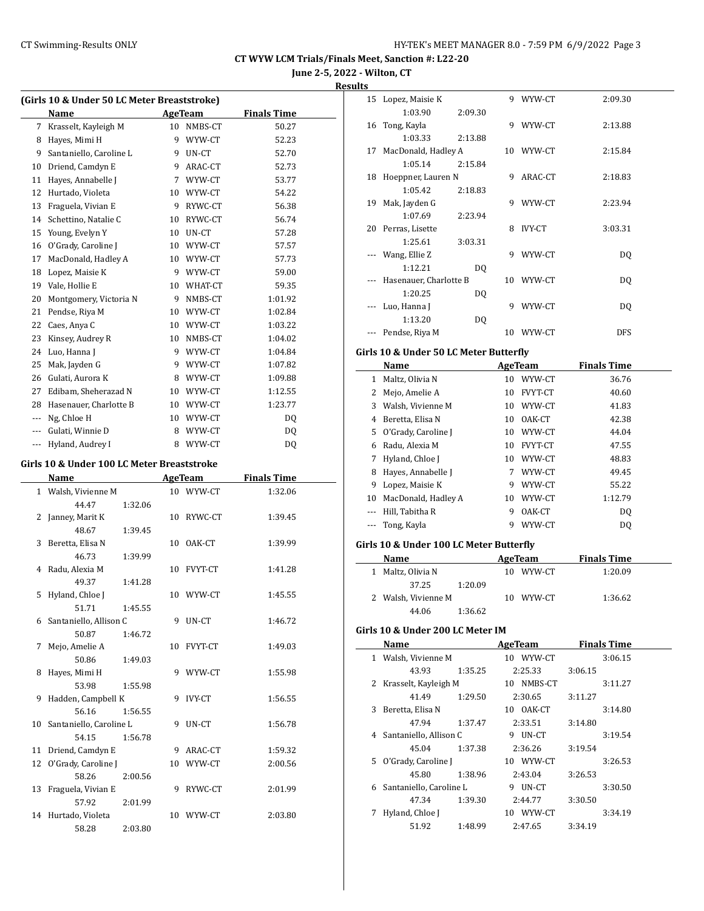# CT WYW LCM Trials/Finals Meet, Sanction #: L22-20

**June 2-5, 2022 - Wilton, CT**

**Results**

### (Girls 10 & Under 50 LC Meter Breaststroke)

| | Name | Age | Team | Finals Time |
|---|---|---|---|---|
| 7 | Krasselt, Kayleigh M | 10 | NMBS-CT | 50.27 |
| 8 | Hayes, Mimi H | 9 | WYW-CT | 52.23 |
| 9 | Santaniello, Caroline L | 9 | UN-CT | 52.70 |
| 10 | Driend, Camdyn E | 9 | ARAC-CT | 52.73 |
| 11 | Hayes, Annabelle J | 7 | WYW-CT | 53.77 |
| 12 | Hurtado, Violeta | 10 | WYW-CT | 54.22 |
| 13 | Fraguela, Vivian E | 9 | RYWC-CT | 56.38 |
| 14 | Schettino, Natalie C | 10 | RYWC-CT | 56.74 |
| 15 | Young, Evelyn Y | 10 | UN-CT | 57.28 |
| 16 | O'Grady, Caroline J | 10 | WYW-CT | 57.57 |
| 17 | MacDonald, Hadley A | 10 | WYW-CT | 57.73 |
| 18 | Lopez, Maisie K | 9 | WYW-CT | 59.00 |
| 19 | Vale, Hollie E | 10 | WHAT-CT | 59.35 |
| 20 | Montgomery, Victoria N | 9 | NMBS-CT | 1:01.92 |
| 21 | Pendse, Riya M | 10 | WYW-CT | 1:02.84 |
| 22 | Caes, Anya C | 10 | WYW-CT | 1:03.22 |
| 23 | Kinsey, Audrey R | 10 | NMBS-CT | 1:04.02 |
| 24 | Luo, Hanna J | 9 | WYW-CT | 1:04.84 |
| 25 | Mak, Jayden G | 9 | WYW-CT | 1:07.82 |
| 26 | Gulati, Aurora K | 8 | WYW-CT | 1:09.88 |
| 27 | Edibam, Sheherazad N | 10 | WYW-CT | 1:12.55 |
| 28 | Hasenauer, Charlotte B | 10 | WYW-CT | 1:23.77 |
| --- | Ng, Chloe H | 10 | WYW-CT | DQ |
| --- | Gulati, Winnie D | 8 | WYW-CT | DQ |
| --- | Hyland, Audrey I | 8 | WYW-CT | DQ |

### Girls 10 & Under 100 LC Meter Breaststroke

| | Name | Age | Team | Finals Time | Splits |
|---|---|---|---|---|---|
| 1 | Walsh, Vivienne M | 10 | WYW-CT | 1:32.06 | 44.47, 1:32.06 |
| 2 | Janney, Marit K | 10 | RYWC-CT | 1:39.45 | 48.67, 1:39.45 |
| 3 | Beretta, Elisa N | 10 | OAK-CT | 1:39.99 | 46.73, 1:39.99 |
| 4 | Radu, Alexia M | 10 | FVYT-CT | 1:41.28 | 49.37, 1:41.28 |
| 5 | Hyland, Chloe J | 10 | WYW-CT | 1:45.55 | 51.71, 1:45.55 |
| 6 | Santaniello, Allison C | 9 | UN-CT | 1:46.72 | 50.87, 1:46.72 |
| 7 | Mejo, Amelie A | 10 | FVYT-CT | 1:49.03 | 50.86, 1:49.03 |
| 8 | Hayes, Mimi H | 9 | WYW-CT | 1:55.98 | 53.98, 1:55.98 |
| 9 | Hadden, Campbell K | 9 | IVY-CT | 1:56.55 | 56.16, 1:56.55 |
| 10 | Santaniello, Caroline L | 9 | UN-CT | 1:56.78 | 54.15, 1:56.78 |
| 11 | Driend, Camdyn E | 9 | ARAC-CT | 1:59.32 | |
| 12 | O'Grady, Caroline J | 10 | WYW-CT | 2:00.56 | 58.26, 2:00.56 |
| 13 | Fraguela, Vivian E | 9 | RYWC-CT | 2:01.99 | 57.92, 2:01.99 |
| 14 | Hurtado, Violeta | 10 | WYW-CT | 2:03.80 | 58.28, 2:03.80 |
| 15 | Lopez, Maisie K | 9 | WYW-CT | 2:09.30 | 1:03.90, 2:09.30 |
| 16 | Tong, Kayla | 9 | WYW-CT | 2:13.88 | 1:03.33, 2:13.88 |
| 17 | MacDonald, Hadley A | 10 | WYW-CT | 2:15.84 | 1:05.14, 2:15.84 |
| 18 | Hoeppner, Lauren N | 9 | ARAC-CT | 2:18.83 | 1:05.42, 2:18.83 |
| 19 | Mak, Jayden G | 9 | WYW-CT | 2:23.94 | 1:07.69, 2:23.94 |
| 20 | Perras, Lisette | 8 | IVY-CT | 3:03.31 | 1:25.61, 3:03.31 |
| --- | Wang, Ellie Z | 9 | WYW-CT | DQ | 1:12.21, DQ |
| --- | Hasenauer, Charlotte B | 10 | WYW-CT | DQ | 1:20.25, DQ |
| --- | Luo, Hanna J | 9 | WYW-CT | DQ | 1:13.20, DQ |
| --- | Pendse, Riya M | 10 | WYW-CT | DFS | |

### Girls 10 & Under 50 LC Meter Butterfly

| | Name | Age | Team | Finals Time |
|---|---|---|---|---|
| 1 | Maltz, Olivia N | 10 | WYW-CT | 36.76 |
| 2 | Mejo, Amelie A | 10 | FVYT-CT | 40.60 |
| 3 | Walsh, Vivienne M | 10 | WYW-CT | 41.83 |
| 4 | Beretta, Elisa N | 10 | OAK-CT | 42.38 |
| 5 | O'Grady, Caroline J | 10 | WYW-CT | 44.04 |
| 6 | Radu, Alexia M | 10 | FVYT-CT | 47.55 |
| 7 | Hyland, Chloe J | 10 | WYW-CT | 48.83 |
| 8 | Hayes, Annabelle J | 7 | WYW-CT | 49.45 |
| 9 | Lopez, Maisie K | 9 | WYW-CT | 55.22 |
| 10 | MacDonald, Hadley A | 10 | WYW-CT | 1:12.79 |
| --- | Hill, Tabitha R | 9 | OAK-CT | DQ |
| --- | Tong, Kayla | 9 | WYW-CT | DQ |

### Girls 10 & Under 100 LC Meter Butterfly

| | Name | Age | Team | Finals Time | Splits |
|---|---|---|---|---|---|
| 1 | Maltz, Olivia N | 10 | WYW-CT | 1:20.09 | 37.25, 1:20.09 |
| 2 | Walsh, Vivienne M | 10 | WYW-CT | 1:36.62 | 44.06, 1:36.62 |

### Girls 10 & Under 200 LC Meter IM

| | Name | Age | Team | Finals Time | Splits |
|---|---|---|---|---|---|
| 1 | Walsh, Vivienne M | 10 | WYW-CT | 3:06.15 | 43.93, 1:35.25, 2:25.33, 3:06.15 |
| 2 | Krasselt, Kayleigh M | 10 | NMBS-CT | 3:11.27 | 41.49, 1:29.50, 2:30.65, 3:11.27 |
| 3 | Beretta, Elisa N | 10 | OAK-CT | 3:14.80 | 47.94, 1:37.47, 2:33.51, 3:14.80 |
| 4 | Santaniello, Allison C | 9 | UN-CT | 3:19.54 | 45.04, 1:37.38, 2:36.26, 3:19.54 |
| 5 | O'Grady, Caroline J | 10 | WYW-CT | 3:26.53 | 45.80, 1:38.96, 2:43.04, 3:26.53 |
| 6 | Santaniello, Caroline L | 9 | UN-CT | 3:30.50 | 47.34, 1:39.30, 2:44.77, 3:30.50 |
| 7 | Hyland, Chloe J | 10 | WYW-CT | 3:34.19 | 51.92, 1:48.99, 2:47.65, 3:34.19 |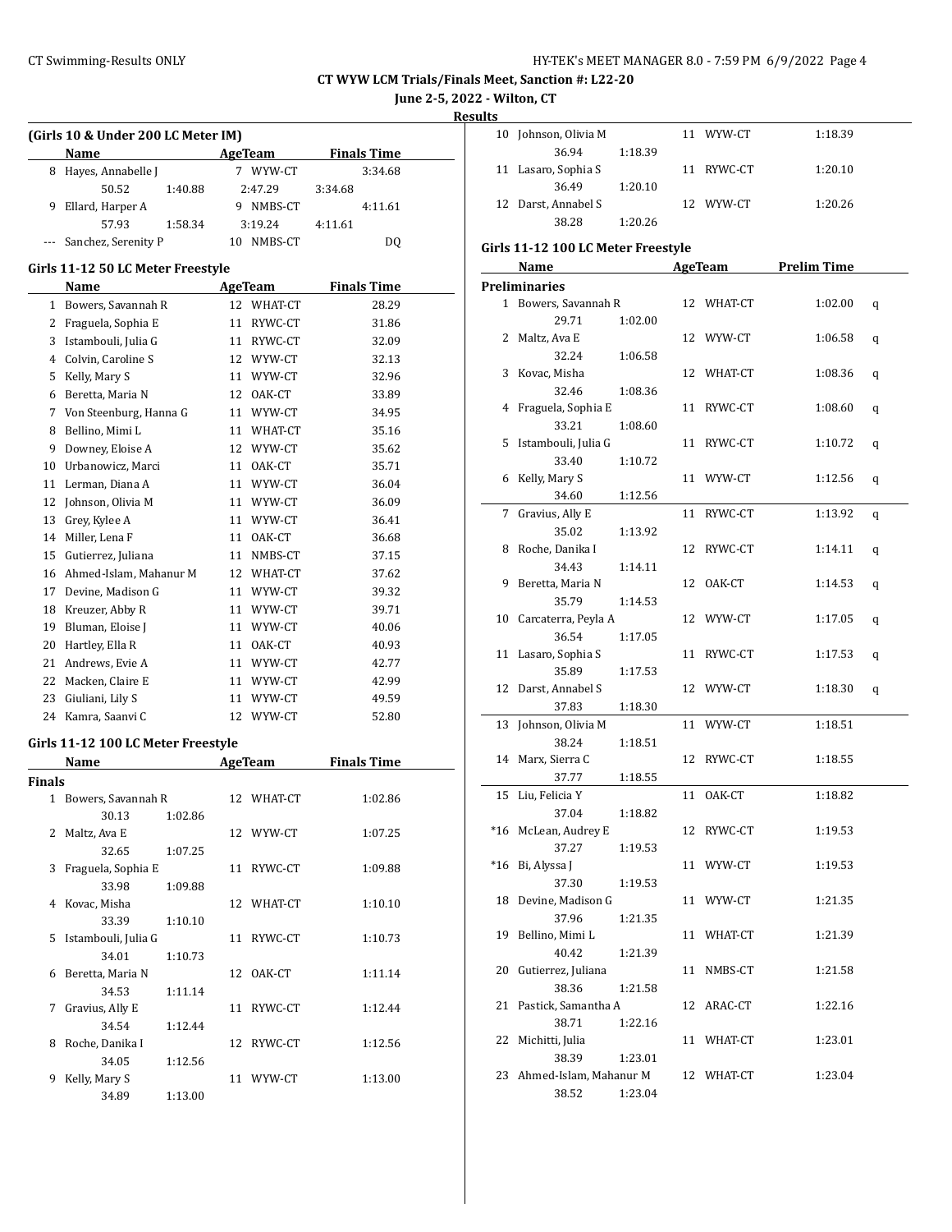## CT WYW LCM Trials/Finals Meet, Sanction #: L22-20

### June 2-5, 2022 - Wilton, CT

### Results

#### (Girls 10 & Under 200 LC Meter IM)

| | Name | Age | Team | Finals Time |
|---|---|---|---|---|
| 8 | Hayes, Annabelle J | 7 | WYW-CT | 3:34.68 |
| | 50.52 | 1:40.88 | 2:47.29 | 3:34.68 |
| 9 | Ellard, Harper A | 9 | NMBS-CT | 4:11.61 |
| | 57.93 | 1:58.34 | 3:19.24 | 4:11.61 |
| --- | Sanchez, Serenity P | 10 | NMBS-CT | DQ |

#### Girls 11-12 50 LC Meter Freestyle

| | Name | Age | Team | Finals Time |
|---|---|---|---|---|
| 1 | Bowers, Savannah R | 12 | WHAT-CT | 28.29 |
| 2 | Fraguela, Sophia E | 11 | RYWC-CT | 31.86 |
| 3 | Istambouli, Julia G | 11 | RYWC-CT | 32.09 |
| 4 | Colvin, Caroline S | 12 | WYW-CT | 32.13 |
| 5 | Kelly, Mary S | 11 | WYW-CT | 32.96 |
| 6 | Beretta, Maria N | 12 | OAK-CT | 33.89 |
| 7 | Von Steenburg, Hanna G | 11 | WYW-CT | 34.95 |
| 8 | Bellino, Mimi L | 11 | WHAT-CT | 35.16 |
| 9 | Downey, Eloise A | 12 | WYW-CT | 35.62 |
| 10 | Urbanowicz, Marci | 11 | OAK-CT | 35.71 |
| 11 | Lerman, Diana A | 11 | WYW-CT | 36.04 |
| 12 | Johnson, Olivia M | 11 | WYW-CT | 36.09 |
| 13 | Grey, Kylee A | 11 | WYW-CT | 36.41 |
| 14 | Miller, Lena F | 11 | OAK-CT | 36.68 |
| 15 | Gutierrez, Juliana | 11 | NMBS-CT | 37.15 |
| 16 | Ahmed-Islam, Mahanur M | 12 | WHAT-CT | 37.62 |
| 17 | Devine, Madison G | 11 | WYW-CT | 39.32 |
| 18 | Kreuzer, Abby R | 11 | WYW-CT | 39.71 |
| 19 | Bluman, Eloise J | 11 | WYW-CT | 40.06 |
| 20 | Hartley, Ella R | 11 | OAK-CT | 40.93 |
| 21 | Andrews, Evie A | 11 | WYW-CT | 42.77 |
| 22 | Macken, Claire E | 11 | WYW-CT | 42.99 |
| 23 | Giuliani, Lily S | 11 | WYW-CT | 49.59 |
| 24 | Kamra, Saanvi C | 12 | WYW-CT | 52.80 |

#### Girls 11-12 100 LC Meter Freestyle

| | Name | Age | Team | Finals Time |
|---|---|---|---|---|
| **Finals** | | | | |
| 1 | Bowers, Savannah R | 12 | WHAT-CT | 1:02.86 |
| | 30.13 | 1:02.86 | | |
| 2 | Maltz, Ava E | 12 | WYW-CT | 1:07.25 |
| | 32.65 | 1:07.25 | | |
| 3 | Fraguela, Sophia E | 11 | RYWC-CT | 1:09.88 |
| | 33.98 | 1:09.88 | | |
| 4 | Kovac, Misha | 12 | WHAT-CT | 1:10.10 |
| | 33.39 | 1:10.10 | | |
| 5 | Istambouli, Julia G | 11 | RYWC-CT | 1:10.73 |
| | 34.01 | 1:10.73 | | |
| 6 | Beretta, Maria N | 12 | OAK-CT | 1:11.14 |
| | 34.53 | 1:11.14 | | |
| 7 | Gravius, Ally E | 11 | RYWC-CT | 1:12.44 |
| | 34.54 | 1:12.44 | | |
| 8 | Roche, Danika I | 12 | RYWC-CT | 1:12.56 |
| | 34.05 | 1:12.56 | | |
| 9 | Kelly, Mary S | 11 | WYW-CT | 1:13.00 |
| | 34.89 | 1:13.00 | | |
| 10 | Johnson, Olivia M | 11 | WYW-CT | 1:18.39 |
| | 36.94 | 1:18.39 | | |
| 11 | Lasaro, Sophia S | 11 | RYWC-CT | 1:20.10 |
| | 36.49 | 1:20.10 | | |
| 12 | Darst, Annabel S | 12 | WYW-CT | 1:20.26 |
| | 38.28 | 1:20.26 | | |

#### Girls 11-12 100 LC Meter Freestyle

| | Name | Age | Team | Prelim Time | |
|---|---|---|---|---|---|
| **Preliminaries** | | | | | |
| 1 | Bowers, Savannah R | 12 | WHAT-CT | 1:02.00 | q |
| | 29.71 | 1:02.00 | | | |
| 2 | Maltz, Ava E | 12 | WYW-CT | 1:06.58 | q |
| | 32.24 | 1:06.58 | | | |
| 3 | Kovac, Misha | 12 | WHAT-CT | 1:08.36 | q |
| | 32.46 | 1:08.36 | | | |
| 4 | Fraguela, Sophia E | 11 | RYWC-CT | 1:08.60 | q |
| | 33.21 | 1:08.60 | | | |
| 5 | Istambouli, Julia G | 11 | RYWC-CT | 1:10.72 | q |
| | 33.40 | 1:10.72 | | | |
| 6 | Kelly, Mary S | 11 | WYW-CT | 1:12.56 | q |
| | 34.60 | 1:12.56 | | | |
| 7 | Gravius, Ally E | 11 | RYWC-CT | 1:13.92 | q |
| | 35.02 | 1:13.92 | | | |
| 8 | Roche, Danika I | 12 | RYWC-CT | 1:14.11 | q |
| | 34.43 | 1:14.11 | | | |
| 9 | Beretta, Maria N | 12 | OAK-CT | 1:14.53 | q |
| | 35.79 | 1:14.53 | | | |
| 10 | Carcaterra, Peyla A | 12 | WYW-CT | 1:17.05 | q |
| | 36.54 | 1:17.05 | | | |
| 11 | Lasaro, Sophia S | 11 | RYWC-CT | 1:17.53 | q |
| | 35.89 | 1:17.53 | | | |
| 12 | Darst, Annabel S | 12 | WYW-CT | 1:18.30 | q |
| | 37.83 | 1:18.30 | | | |
| 13 | Johnson, Olivia M | 11 | WYW-CT | 1:18.51 | |
| | 38.24 | 1:18.51 | | | |
| 14 | Marx, Sierra C | 12 | RYWC-CT | 1:18.55 | |
| | 37.77 | 1:18.55 | | | |
| 15 | Liu, Felicia Y | 11 | OAK-CT | 1:18.82 | |
| | 37.04 | 1:18.82 | | | |
| *16 | McLean, Audrey E | 12 | RYWC-CT | 1:19.53 | |
| | 37.27 | 1:19.53 | | | |
| *16 | Bi, Alyssa J | 11 | WYW-CT | 1:19.53 | |
| | 37.30 | 1:19.53 | | | |
| 18 | Devine, Madison G | 11 | WYW-CT | 1:21.35 | |
| | 37.96 | 1:21.35 | | | |
| 19 | Bellino, Mimi L | 11 | WHAT-CT | 1:21.39 | |
| | 40.42 | 1:21.39 | | | |
| 20 | Gutierrez, Juliana | 11 | NMBS-CT | 1:21.58 | |
| | 38.36 | 1:21.58 | | | |
| 21 | Pastick, Samantha A | 12 | ARAC-CT | 1:22.16 | |
| | 38.71 | 1:22.16 | | | |
| 22 | Michitti, Julia | 11 | WHAT-CT | 1:23.01 | |
| | 38.39 | 1:23.01 | | | |
| 23 | Ahmed-Islam, Mahanur M | 12 | WHAT-CT | 1:23.04 | |
| | 38.52 | 1:23.04 | | | |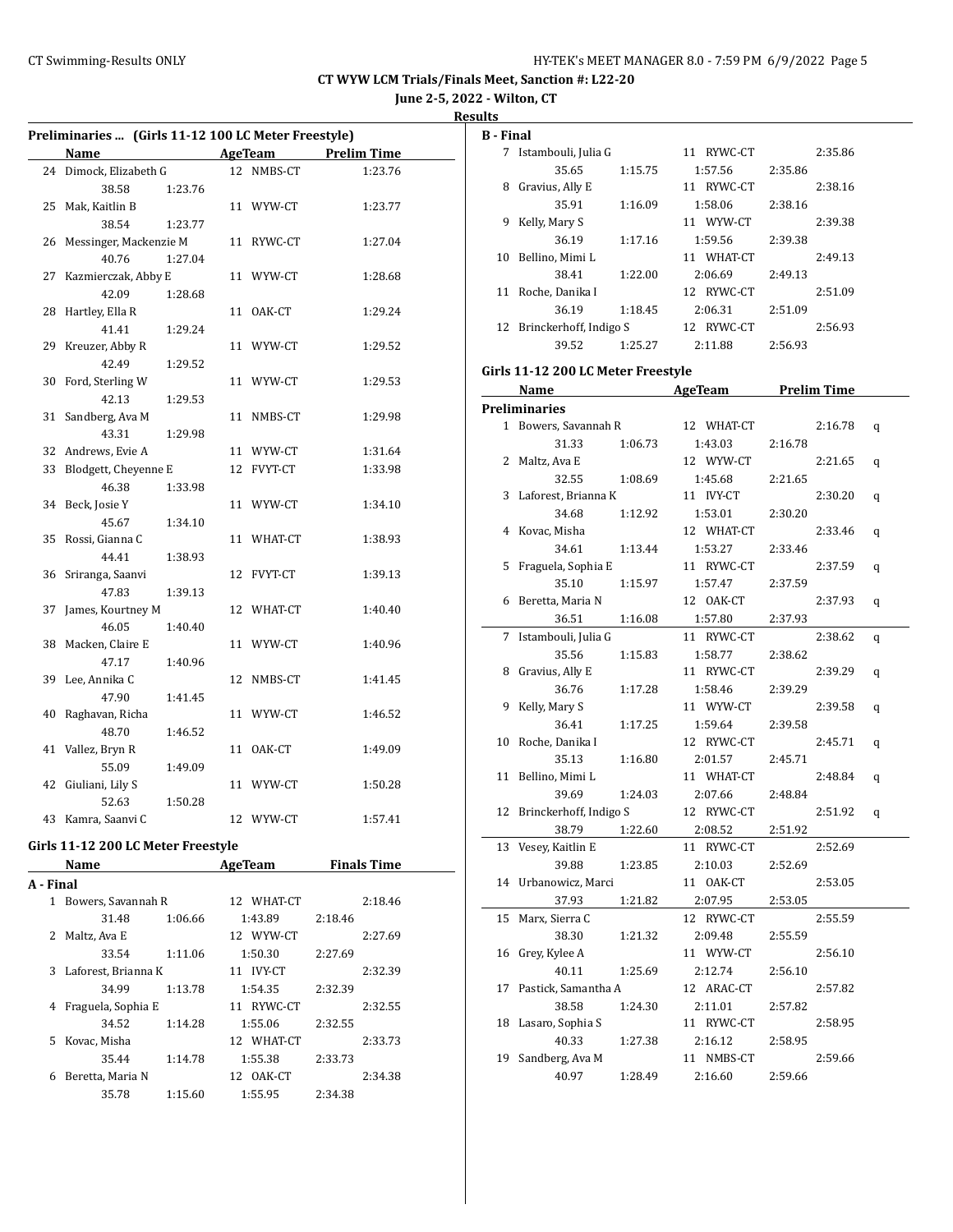## CT WYW LCM Trials/Finals Meet, Sanction #: L22-20

**June 2-5, 2022 - Wilton, CT**

**Results**

### Preliminaries ... (Girls 11-12 100 LC Meter Freestyle)

| | Name | Age | Team | Prelim Time |
|---|---|---|---|---|
| 24 | Dimock, Elizabeth G | 12 | NMBS-CT | 1:23.76 |
| | 38.58 1:23.76 | | | |
| 25 | Mak, Kaitlin B | 11 | WYW-CT | 1:23.77 |
| | 38.54 1:23.77 | | | |
| 26 | Messinger, Mackenzie M | 11 | RYWC-CT | 1:27.04 |
| | 40.76 1:27.04 | | | |
| 27 | Kazmierczak, Abby E | 11 | WYW-CT | 1:28.68 |
| | 42.09 1:28.68 | | | |
| 28 | Hartley, Ella R | 11 | OAK-CT | 1:29.24 |
| | 41.41 1:29.24 | | | |
| 29 | Kreuzer, Abby R | 11 | WYW-CT | 1:29.52 |
| | 42.49 1:29.52 | | | |
| 30 | Ford, Sterling W | 11 | WYW-CT | 1:29.53 |
| | 42.13 1:29.53 | | | |
| 31 | Sandberg, Ava M | 11 | NMBS-CT | 1:29.98 |
| | 43.31 1:29.98 | | | |
| 32 | Andrews, Evie A | 11 | WYW-CT | 1:31.64 |
| 33 | Blodgett, Cheyenne E | 12 | FVYT-CT | 1:33.98 |
| | 46.38 1:33.98 | | | |
| 34 | Beck, Josie Y | 11 | WYW-CT | 1:34.10 |
| | 45.67 1:34.10 | | | |
| 35 | Rossi, Gianna C | 11 | WHAT-CT | 1:38.93 |
| | 44.41 1:38.93 | | | |
| 36 | Sriranga, Saanvi | 12 | FVYT-CT | 1:39.13 |
| | 47.83 1:39.13 | | | |
| 37 | James, Kourtney M | 12 | WHAT-CT | 1:40.40 |
| | 46.05 1:40.40 | | | |
| 38 | Macken, Claire E | 11 | WYW-CT | 1:40.96 |
| | 47.17 1:40.96 | | | |
| 39 | Lee, Annika C | 12 | NMBS-CT | 1:41.45 |
| | 47.90 1:41.45 | | | |
| 40 | Raghavan, Richa | 11 | WYW-CT | 1:46.52 |
| | 48.70 1:46.52 | | | |
| 41 | Vallez, Bryn R | 11 | OAK-CT | 1:49.09 |
| | 55.09 1:49.09 | | | |
| 42 | Giuliani, Lily S | 11 | WYW-CT | 1:50.28 |
| | 52.63 1:50.28 | | | |
| 43 | Kamra, Saanvi C | 12 | WYW-CT | 1:57.41 |

### Girls 11-12 200 LC Meter Freestyle

| | Name | Age | Team | Finals Time |
|---|---|---|---|---|
| **A - Final** | | | | |
| 1 | Bowers, Savannah R | 12 | WHAT-CT | 2:18.46 |
| | 31.48 1:06.66 1:43.89 2:18.46 | | | |
| 2 | Maltz, Ava E | 12 | WYW-CT | 2:27.69 |
| | 33.54 1:11.06 1:50.30 2:27.69 | | | |
| 3 | Laforest, Brianna K | 11 | IVY-CT | 2:32.39 |
| | 34.99 1:13.78 1:54.35 2:32.39 | | | |
| 4 | Fraguela, Sophia E | 11 | RYWC-CT | 2:32.55 |
| | 34.52 1:14.28 1:55.06 2:32.55 | | | |
| 5 | Kovac, Misha | 12 | WHAT-CT | 2:33.73 |
| | 35.44 1:14.78 1:55.38 2:33.73 | | | |
| 6 | Beretta, Maria N | 12 | OAK-CT | 2:34.38 |
| | 35.78 1:15.60 1:55.95 2:34.38 | | | |
| **B - Final** | | | | |
| 7 | Istambouli, Julia G | 11 | RYWC-CT | 2:35.86 |
| | 35.65 1:15.75 1:57.56 2:35.86 | | | |
| 8 | Gravius, Ally E | 11 | RYWC-CT | 2:38.16 |
| | 35.91 1:16.09 1:58.06 2:38.16 | | | |
| 9 | Kelly, Mary S | 11 | WYW-CT | 2:39.38 |
| | 36.19 1:17.16 1:59.56 2:39.38 | | | |
| 10 | Bellino, Mimi L | 11 | WHAT-CT | 2:49.13 |
| | 38.41 1:22.00 2:06.69 2:49.13 | | | |
| 11 | Roche, Danika I | 12 | RYWC-CT | 2:51.09 |
| | 36.19 1:18.45 2:06.31 2:51.09 | | | |
| 12 | Brinckerhoff, Indigo S | 12 | RYWC-CT | 2:56.93 |
| | 39.52 1:25.27 2:11.88 2:56.93 | | | |

### Girls 11-12 200 LC Meter Freestyle

| | Name | Age | Team | Prelim Time | |
|---|---|---|---|---|---|
| **Preliminaries** | | | | | |
| 1 | Bowers, Savannah R | 12 | WHAT-CT | 2:16.78 | q |
| | 31.33 1:06.73 1:43.03 2:16.78 | | | | |
| 2 | Maltz, Ava E | 12 | WYW-CT | 2:21.65 | q |
| | 32.55 1:08.69 1:45.68 2:21.65 | | | | |
| 3 | Laforest, Brianna K | 11 | IVY-CT | 2:30.20 | q |
| | 34.68 1:12.92 1:53.01 2:30.20 | | | | |
| 4 | Kovac, Misha | 12 | WHAT-CT | 2:33.46 | q |
| | 34.61 1:13.44 1:53.27 2:33.46 | | | | |
| 5 | Fraguela, Sophia E | 11 | RYWC-CT | 2:37.59 | q |
| | 35.10 1:15.97 1:57.47 2:37.59 | | | | |
| 6 | Beretta, Maria N | 12 | OAK-CT | 2:37.93 | q |
| | 36.51 1:16.08 1:57.80 2:37.93 | | | | |
| 7 | Istambouli, Julia G | 11 | RYWC-CT | 2:38.62 | q |
| | 35.56 1:15.83 1:58.77 2:38.62 | | | | |
| 8 | Gravius, Ally E | 11 | RYWC-CT | 2:39.29 | q |
| | 36.76 1:17.28 1:58.46 2:39.29 | | | | |
| 9 | Kelly, Mary S | 11 | WYW-CT | 2:39.58 | q |
| | 36.41 1:17.25 1:59.64 2:39.58 | | | | |
| 10 | Roche, Danika I | 12 | RYWC-CT | 2:45.71 | q |
| | 35.13 1:16.80 2:01.57 2:45.71 | | | | |
| 11 | Bellino, Mimi L | 11 | WHAT-CT | 2:48.84 | q |
| | 39.69 1:24.03 2:07.66 2:48.84 | | | | |
| 12 | Brinckerhoff, Indigo S | 12 | RYWC-CT | 2:51.92 | q |
| | 38.79 1:22.60 2:08.52 2:51.92 | | | | |
| 13 | Vesey, Kaitlin E | 11 | RYWC-CT | 2:52.69 | |
| | 39.88 1:23.85 2:10.03 2:52.69 | | | | |
| 14 | Urbanowicz, Marci | 11 | OAK-CT | 2:53.05 | |
| | 37.93 1:21.82 2:07.95 2:53.05 | | | | |
| 15 | Marx, Sierra C | 12 | RYWC-CT | 2:55.59 | |
| | 38.30 1:21.32 2:09.48 2:55.59 | | | | |
| 16 | Grey, Kylee A | 11 | WYW-CT | 2:56.10 | |
| | 40.11 1:25.69 2:12.74 2:56.10 | | | | |
| 17 | Pastick, Samantha A | 12 | ARAC-CT | 2:57.82 | |
| | 38.58 1:24.30 2:11.01 2:57.82 | | | | |
| 18 | Lasaro, Sophia S | 11 | RYWC-CT | 2:58.95 | |
| | 40.33 1:27.38 2:16.12 2:58.95 | | | | |
| 19 | Sandberg, Ava M | 11 | NMBS-CT | 2:59.66 | |
| | 40.97 1:28.49 2:16.60 2:59.66 | | | | |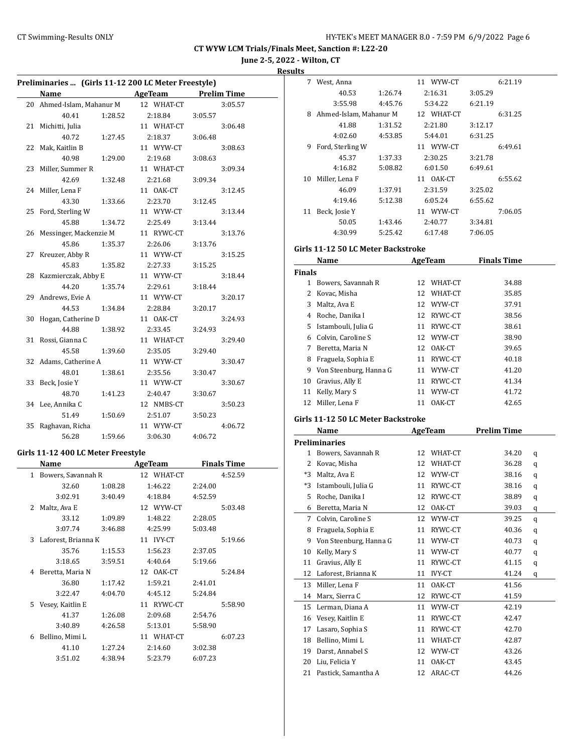CT WYW LCM Trials/Finals Meet, Sanction #: L22-20

June 2-5, 2022 - Wilton, CT

Results

### Preliminaries ... (Girls 11-12 200 LC Meter Freestyle)

| | Name | Age | Team | Prelim Time |
|---|---|---|---|---|
| 20 | Ahmed-Islam, Mahanur M | 12 | WHAT-CT | 3:05.57 |
| | 40.41 1:28.52 2:18.84 3:05.57 | | | |
| 21 | Michitti, Julia | 11 | WHAT-CT | 3:06.48 |
| | 40.72 1:27.45 2:18.37 3:06.48 | | | |
| 22 | Mak, Kaitlin B | 11 | WYW-CT | 3:08.63 |
| | 40.98 1:29.00 2:19.68 3:08.63 | | | |
| 23 | Miller, Summer R | 11 | WHAT-CT | 3:09.34 |
| | 42.69 1:32.48 2:21.68 3:09.34 | | | |
| 24 | Miller, Lena F | 11 | OAK-CT | 3:12.45 |
| | 43.30 1:33.66 2:23.70 3:12.45 | | | |
| 25 | Ford, Sterling W | 11 | WYW-CT | 3:13.44 |
| | 45.88 1:34.72 2:25.49 3:13.44 | | | |
| 26 | Messinger, Mackenzie M | 11 | RYWC-CT | 3:13.76 |
| | 45.86 1:35.37 2:26.06 3:13.76 | | | |
| 27 | Kreuzer, Abby R | 11 | WYW-CT | 3:15.25 |
| | 45.83 1:35.82 2:27.33 3:15.25 | | | |
| 28 | Kazmierczak, Abby E | 11 | WYW-CT | 3:18.44 |
| | 44.20 1:35.74 2:29.61 3:18.44 | | | |
| 29 | Andrews, Evie A | 11 | WYW-CT | 3:20.17 |
| | 44.53 1:34.84 2:28.84 3:20.17 | | | |
| 30 | Hogan, Catherine D | 11 | OAK-CT | 3:24.93 |
| | 44.88 1:38.92 2:33.45 3:24.93 | | | |
| 31 | Rossi, Gianna C | 11 | WHAT-CT | 3:29.40 |
| | 45.58 1:39.60 2:35.05 3:29.40 | | | |
| 32 | Adams, Catherine A | 11 | WYW-CT | 3:30.47 |
| | 48.01 1:38.61 2:35.56 3:30.47 | | | |
| 33 | Beck, Josie Y | 11 | WYW-CT | 3:30.67 |
| | 48.70 1:41.23 2:40.47 3:30.67 | | | |
| 34 | Lee, Annika C | 12 | NMBS-CT | 3:50.23 |
| | 51.49 1:50.69 2:51.07 3:50.23 | | | |
| 35 | Raghavan, Richa | 11 | WYW-CT | 4:06.72 |
| | 56.28 1:59.66 3:06.30 4:06.72 | | | |

### Girls 11-12 400 LC Meter Freestyle

| | Name | Age | Team | Finals Time |
|---|---|---|---|---|
| 1 | Bowers, Savannah R | 12 | WHAT-CT | 4:52.59 |
| | 32.60 1:08.28 1:46.22 2:24.00 | | | |
| | 3:02.91 3:40.49 4:18.84 4:52.59 | | | |
| 2 | Maltz, Ava E | 12 | WYW-CT | 5:03.48 |
| | 33.12 1:09.89 1:48.22 2:28.05 | | | |
| | 3:07.74 3:46.88 4:25.99 5:03.48 | | | |
| 3 | Laforest, Brianna K | 11 | IVY-CT | 5:19.66 |
| | 35.76 1:15.53 1:56.23 2:37.05 | | | |
| | 3:18.65 3:59.51 4:40.64 5:19.66 | | | |
| 4 | Beretta, Maria N | 12 | OAK-CT | 5:24.84 |
| | 36.80 1:17.42 1:59.21 2:41.01 | | | |
| | 3:22.47 4:04.70 4:45.12 5:24.84 | | | |
| 5 | Vesey, Kaitlin E | 11 | RYWC-CT | 5:58.90 |
| | 41.37 1:26.08 2:09.68 2:54.76 | | | |
| | 3:40.89 4:26.58 5:13.01 5:58.90 | | | |
| 6 | Bellino, Mimi L | 11 | WHAT-CT | 6:07.23 |
| | 41.10 1:27.24 2:14.60 3:02.38 | | | |
| | 3:51.02 4:38.94 5:23.79 6:07.23 | | | |
| 7 | West, Anna | 11 | WYW-CT | 6:21.19 |
| | 40.53 1:26.74 2:16.31 3:05.29 | | | |
| | 3:55.98 4:45.76 5:34.22 6:21.19 | | | |
| 8 | Ahmed-Islam, Mahanur M | 12 | WHAT-CT | 6:31.25 |
| | 41.88 1:31.52 2:21.80 3:12.17 | | | |
| | 4:02.60 4:53.85 5:44.01 6:31.25 | | | |
| 9 | Ford, Sterling W | 11 | WYW-CT | 6:49.61 |
| | 45.37 1:37.33 2:30.25 3:21.78 | | | |
| | 4:16.82 5:08.82 6:01.50 6:49.61 | | | |
| 10 | Miller, Lena F | 11 | OAK-CT | 6:55.62 |
| | 46.09 1:37.91 2:31.59 3:25.02 | | | |
| | 4:19.46 5:12.38 6:05.24 6:55.62 | | | |
| 11 | Beck, Josie Y | 11 | WYW-CT | 7:06.05 |
| | 50.05 1:43.46 2:40.77 3:34.81 | | | |
| | 4:30.99 5:25.42 6:17.48 7:06.05 | | | |

### Girls 11-12 50 LC Meter Backstroke

| | Name | Age | Team | Finals Time |
|---|---|---|---|---|
| **Finals** | | | | |
| 1 | Bowers, Savannah R | 12 | WHAT-CT | 34.88 |
| 2 | Kovac, Misha | 12 | WHAT-CT | 35.85 |
| 3 | Maltz, Ava E | 12 | WYW-CT | 37.91 |
| 4 | Roche, Danika I | 12 | RYWC-CT | 38.56 |
| 5 | Istambouli, Julia G | 11 | RYWC-CT | 38.61 |
| 6 | Colvin, Caroline S | 12 | WYW-CT | 38.90 |
| 7 | Beretta, Maria N | 12 | OAK-CT | 39.65 |
| 8 | Fraguela, Sophia E | 11 | RYWC-CT | 40.18 |
| 9 | Von Steenburg, Hanna G | 11 | WYW-CT | 41.20 |
| 10 | Gravius, Ally E | 11 | RYWC-CT | 41.34 |
| 11 | Kelly, Mary S | 11 | WYW-CT | 41.72 |
| 12 | Miller, Lena F | 11 | OAK-CT | 42.65 |

### Girls 11-12 50 LC Meter Backstroke

| | Name | Age | Team | Prelim Time | |
|---|---|---|---|---|---|
| **Preliminaries** | | | | | |
| 1 | Bowers, Savannah R | 12 | WHAT-CT | 34.20 | q |
| 2 | Kovac, Misha | 12 | WHAT-CT | 36.28 | q |
| *3 | Maltz, Ava E | 12 | WYW-CT | 38.16 | q |
| *3 | Istambouli, Julia G | 11 | RYWC-CT | 38.16 | q |
| 5 | Roche, Danika I | 12 | RYWC-CT | 38.89 | q |
| 6 | Beretta, Maria N | 12 | OAK-CT | 39.03 | q |
| 7 | Colvin, Caroline S | 12 | WYW-CT | 39.25 | q |
| 8 | Fraguela, Sophia E | 11 | RYWC-CT | 40.36 | q |
| 9 | Von Steenburg, Hanna G | 11 | WYW-CT | 40.73 | q |
| 10 | Kelly, Mary S | 11 | WYW-CT | 40.77 | q |
| 11 | Gravius, Ally E | 11 | RYWC-CT | 41.15 | q |
| 12 | Laforest, Brianna K | 11 | IVY-CT | 41.24 | q |
| 13 | Miller, Lena F | 11 | OAK-CT | 41.56 | |
| 14 | Marx, Sierra C | 12 | RYWC-CT | 41.59 | |
| 15 | Lerman, Diana A | 11 | WYW-CT | 42.19 | |
| 16 | Vesey, Kaitlin E | 11 | RYWC-CT | 42.47 | |
| 17 | Lasaro, Sophia S | 11 | RYWC-CT | 42.70 | |
| 18 | Bellino, Mimi L | 11 | WHAT-CT | 42.87 | |
| 19 | Darst, Annabel S | 12 | WYW-CT | 43.26 | |
| 20 | Liu, Felicia Y | 11 | OAK-CT | 43.45 | |
| 21 | Pastick, Samantha A | 12 | ARAC-CT | 44.26 | |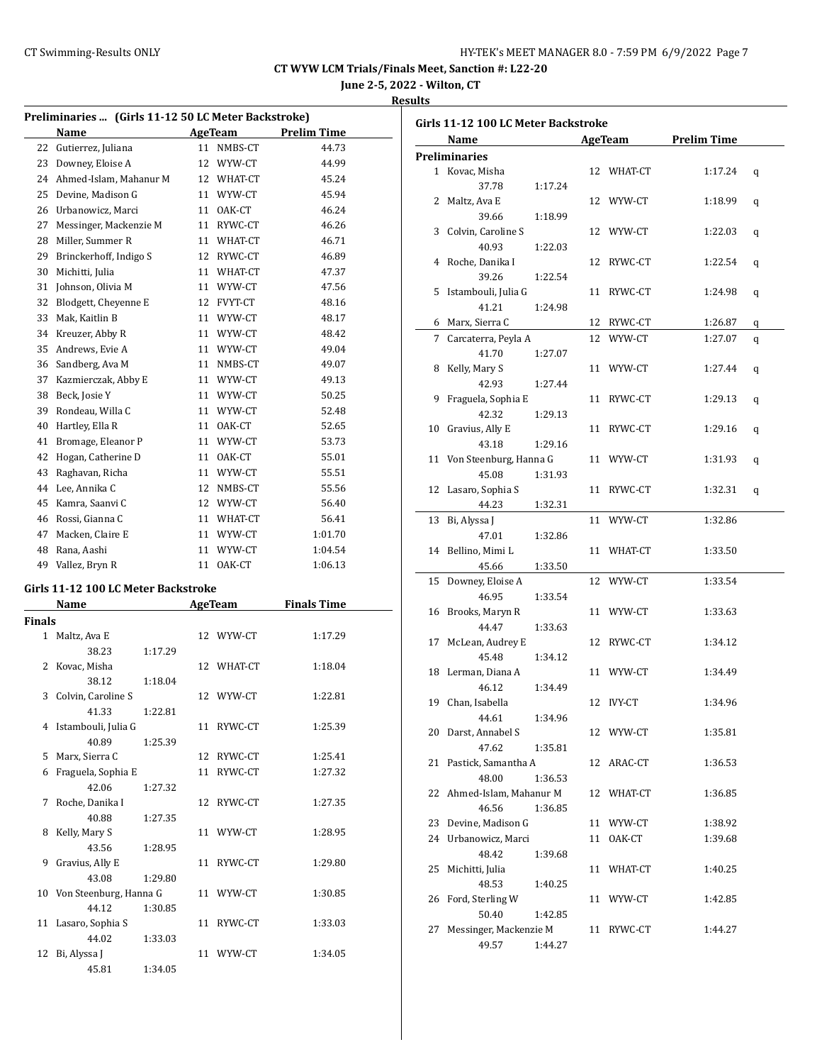CT WYW LCM Trials/Finals Meet, Sanction #: L22-20

June 2-5, 2022 - Wilton, CT

**Results**

### Preliminaries ... (Girls 11-12 50 LC Meter Backstroke)

| | Name | Age | Team | Prelim Time |
|---|---|---|---|---|
| 22 | Gutierrez, Juliana | 11 | NMBS-CT | 44.73 |
| 23 | Downey, Eloise A | 12 | WYW-CT | 44.99 |
| 24 | Ahmed-Islam, Mahanur M | 12 | WHAT-CT | 45.24 |
| 25 | Devine, Madison G | 11 | WYW-CT | 45.94 |
| 26 | Urbanowicz, Marci | 11 | OAK-CT | 46.24 |
| 27 | Messinger, Mackenzie M | 11 | RYWC-CT | 46.26 |
| 28 | Miller, Summer R | 11 | WHAT-CT | 46.71 |
| 29 | Brinckerhoff, Indigo S | 12 | RYWC-CT | 46.89 |
| 30 | Michitti, Julia | 11 | WHAT-CT | 47.37 |
| 31 | Johnson, Olivia M | 11 | WYW-CT | 47.56 |
| 32 | Blodgett, Cheyenne E | 12 | FVYT-CT | 48.16 |
| 33 | Mak, Kaitlin B | 11 | WYW-CT | 48.17 |
| 34 | Kreuzer, Abby R | 11 | WYW-CT | 48.42 |
| 35 | Andrews, Evie A | 11 | WYW-CT | 49.04 |
| 36 | Sandberg, Ava M | 11 | NMBS-CT | 49.07 |
| 37 | Kazmierczak, Abby E | 11 | WYW-CT | 49.13 |
| 38 | Beck, Josie Y | 11 | WYW-CT | 50.25 |
| 39 | Rondeau, Willa C | 11 | WYW-CT | 52.48 |
| 40 | Hartley, Ella R | 11 | OAK-CT | 52.65 |
| 41 | Bromage, Eleanor P | 11 | WYW-CT | 53.73 |
| 42 | Hogan, Catherine D | 11 | OAK-CT | 55.01 |
| 43 | Raghavan, Richa | 11 | WYW-CT | 55.51 |
| 44 | Lee, Annika C | 12 | NMBS-CT | 55.56 |
| 45 | Kamra, Saanvi C | 12 | WYW-CT | 56.40 |
| 46 | Rossi, Gianna C | 11 | WHAT-CT | 56.41 |
| 47 | Macken, Claire E | 11 | WYW-CT | 1:01.70 |
| 48 | Rana, Aashi | 11 | WYW-CT | 1:04.54 |
| 49 | Vallez, Bryn R | 11 | OAK-CT | 1:06.13 |

### Girls 11-12 100 LC Meter Backstroke

**Finals**

| | Name | Age | Team | Finals Time | Splits |
|---|---|---|---|---|---|
| 1 | Maltz, Ava E | 12 | WYW-CT | 1:17.29 | 38.23, 1:17.29 |
| 2 | Kovac, Misha | 12 | WHAT-CT | 1:18.04 | 38.12, 1:18.04 |
| 3 | Colvin, Caroline S | 12 | WYW-CT | 1:22.81 | 41.33, 1:22.81 |
| 4 | Istambouli, Julia G | 11 | RYWC-CT | 1:25.39 | 40.89, 1:25.39 |
| 5 | Marx, Sierra C | 12 | RYWC-CT | 1:25.41 | |
| 6 | Fraguela, Sophia E | 11 | RYWC-CT | 1:27.32 | 42.06, 1:27.32 |
| 7 | Roche, Danika I | 12 | RYWC-CT | 1:27.35 | 40.88, 1:27.35 |
| 8 | Kelly, Mary S | 11 | WYW-CT | 1:28.95 | 43.56, 1:28.95 |
| 9 | Gravius, Ally E | 11 | RYWC-CT | 1:29.80 | 43.08, 1:29.80 |
| 10 | Von Steenburg, Hanna G | 11 | WYW-CT | 1:30.85 | 44.12, 1:30.85 |
| 11 | Lasaro, Sophia S | 11 | RYWC-CT | 1:33.03 | 44.02, 1:33.03 |
| 12 | Bi, Alyssa J | 11 | WYW-CT | 1:34.05 | 45.81, 1:34.05 |

### Girls 11-12 100 LC Meter Backstroke

**Preliminaries**

| | Name | Age | Team | Prelim Time | | Splits |
|---|---|---|---|---|---|---|
| 1 | Kovac, Misha | 12 | WHAT-CT | 1:17.24 | q | 37.78, 1:17.24 |
| 2 | Maltz, Ava E | 12 | WYW-CT | 1:18.99 | q | 39.66, 1:18.99 |
| 3 | Colvin, Caroline S | 12 | WYW-CT | 1:22.03 | q | 40.93, 1:22.03 |
| 4 | Roche, Danika I | 12 | RYWC-CT | 1:22.54 | q | 39.26, 1:22.54 |
| 5 | Istambouli, Julia G | 11 | RYWC-CT | 1:24.98 | q | 41.21, 1:24.98 |
| 6 | Marx, Sierra C | 12 | RYWC-CT | 1:26.87 | q | |
| 7 | Carcaterra, Peyla A | 12 | WYW-CT | 1:27.07 | q | 41.70, 1:27.07 |
| 8 | Kelly, Mary S | 11 | WYW-CT | 1:27.44 | q | 42.93, 1:27.44 |
| 9 | Fraguela, Sophia E | 11 | RYWC-CT | 1:29.13 | q | 42.32, 1:29.13 |
| 10 | Gravius, Ally E | 11 | RYWC-CT | 1:29.16 | q | 43.18, 1:29.16 |
| 11 | Von Steenburg, Hanna G | 11 | WYW-CT | 1:31.93 | q | 45.08, 1:31.93 |
| 12 | Lasaro, Sophia S | 11 | RYWC-CT | 1:32.31 | q | 44.23, 1:32.31 |
| 13 | Bi, Alyssa J | 11 | WYW-CT | 1:32.86 | | 47.01, 1:32.86 |
| 14 | Bellino, Mimi L | 11 | WHAT-CT | 1:33.50 | | 45.66, 1:33.50 |
| 15 | Downey, Eloise A | 12 | WYW-CT | 1:33.54 | | 46.95, 1:33.54 |
| 16 | Brooks, Maryn R | 11 | WYW-CT | 1:33.63 | | 44.47, 1:33.63 |
| 17 | McLean, Audrey E | 12 | RYWC-CT | 1:34.12 | | 45.48, 1:34.12 |
| 18 | Lerman, Diana A | 11 | WYW-CT | 1:34.49 | | 46.12, 1:34.49 |
| 19 | Chan, Isabella | 12 | IVY-CT | 1:34.96 | | 44.61, 1:34.96 |
| 20 | Darst, Annabel S | 12 | WYW-CT | 1:35.81 | | 47.62, 1:35.81 |
| 21 | Pastick, Samantha A | 12 | ARAC-CT | 1:36.53 | | 48.00, 1:36.53 |
| 22 | Ahmed-Islam, Mahanur M | 12 | WHAT-CT | 1:36.85 | | 46.56, 1:36.85 |
| 23 | Devine, Madison G | 11 | WYW-CT | 1:38.92 | | |
| 24 | Urbanowicz, Marci | 11 | OAK-CT | 1:39.68 | | 48.42, 1:39.68 |
| 25 | Michitti, Julia | 11 | WHAT-CT | 1:40.25 | | 48.53, 1:40.25 |
| 26 | Ford, Sterling W | 11 | WYW-CT | 1:42.85 | | 50.40, 1:42.85 |
| 27 | Messinger, Mackenzie M | 11 | RYWC-CT | 1:44.27 | | 49.57, 1:44.27 |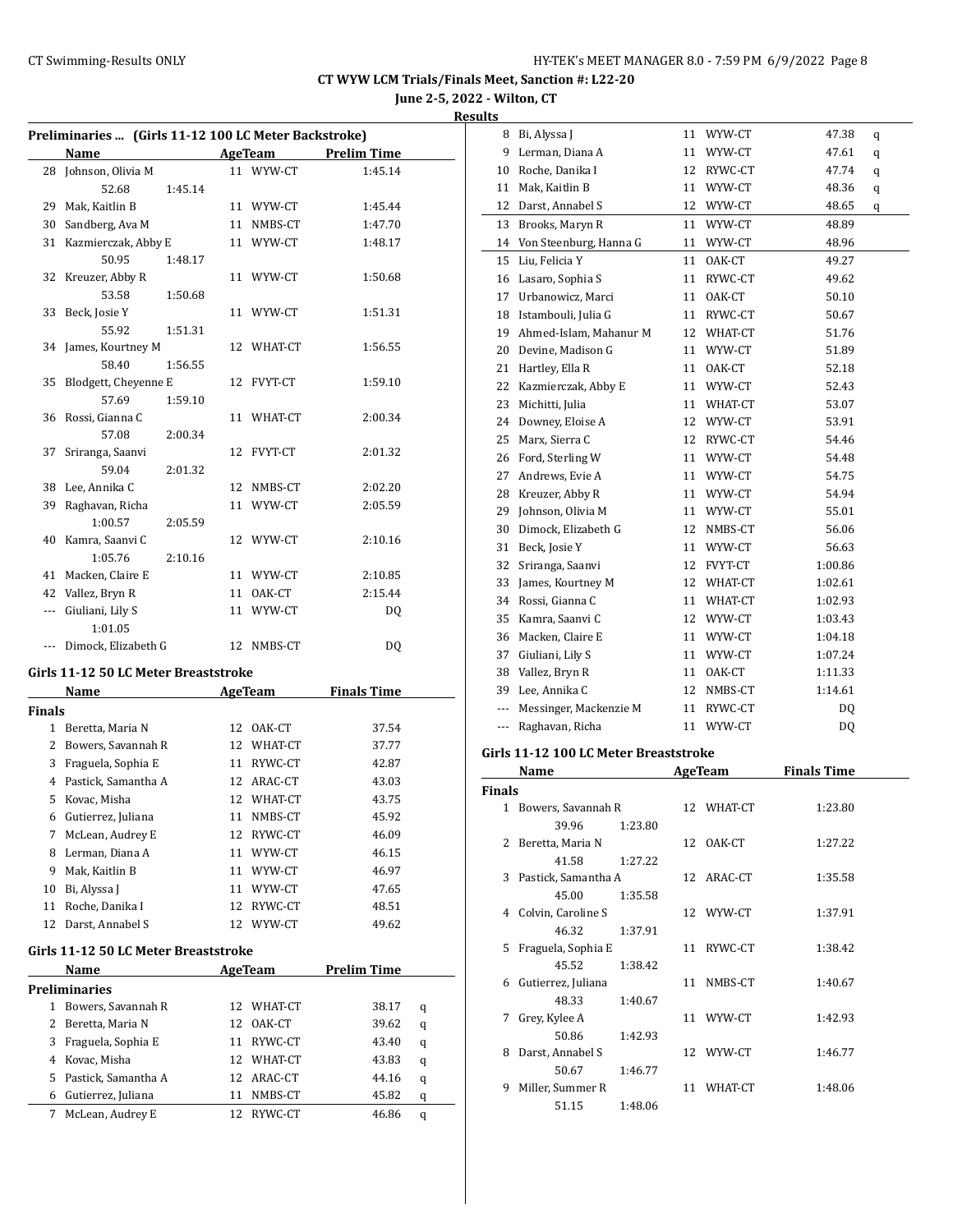# CT WYW LCM Trials/Finals Meet, Sanction #: L22-20

## June 2-5, 2022 - Wilton, CT

### Results

#### Preliminaries ... (Girls 11-12 100 LC Meter Backstroke)

| | Name | Age | Team | Prelim Time | |
|---|---|---|---|---|---|
| 28 | Johnson, Olivia M | 11 | WYW-CT | 1:45.14 | |
| | 52.68 1:45.14 | | | | |
| 29 | Mak, Kaitlin B | 11 | WYW-CT | 1:45.44 | |
| 30 | Sandberg, Ava M | 11 | NMBS-CT | 1:47.70 | |
| 31 | Kazmierczak, Abby E | 11 | WYW-CT | 1:48.17 | |
| | 50.95 1:48.17 | | | | |
| 32 | Kreuzer, Abby R | 11 | WYW-CT | 1:50.68 | |
| | 53.58 1:50.68 | | | | |
| 33 | Beck, Josie Y | 11 | WYW-CT | 1:51.31 | |
| | 55.92 1:51.31 | | | | |
| 34 | James, Kourtney M | 12 | WHAT-CT | 1:56.55 | |
| | 58.40 1:56.55 | | | | |
| 35 | Blodgett, Cheyenne E | 12 | FVYT-CT | 1:59.10 | |
| | 57.69 1:59.10 | | | | |
| 36 | Rossi, Gianna C | 11 | WHAT-CT | 2:00.34 | |
| | 57.08 2:00.34 | | | | |
| 37 | Sriranga, Saanvi | 12 | FVYT-CT | 2:01.32 | |
| | 59.04 2:01.32 | | | | |
| 38 | Lee, Annika C | 12 | NMBS-CT | 2:02.20 | |
| 39 | Raghavan, Richa | 11 | WYW-CT | 2:05.59 | |
| | 1:00.57 2:05.59 | | | | |
| 40 | Kamra, Saanvi C | 12 | WYW-CT | 2:10.16 | |
| | 1:05.76 2:10.16 | | | | |
| 41 | Macken, Claire E | 11 | WYW-CT | 2:10.85 | |
| 42 | Vallez, Bryn R | 11 | OAK-CT | 2:15.44 | |
| --- | Giuliani, Lily S | 11 | WYW-CT | DQ | |
| | 1:01.05 | | | | |
| --- | Dimock, Elizabeth G | 12 | NMBS-CT | DQ | |

#### Girls 11-12 50 LC Meter Breaststroke

**Finals**

| | Name | Age | Team | Finals Time |
|---|---|---|---|---|
| 1 | Beretta, Maria N | 12 | OAK-CT | 37.54 |
| 2 | Bowers, Savannah R | 12 | WHAT-CT | 37.77 |
| 3 | Fraguela, Sophia E | 11 | RYWC-CT | 42.87 |
| 4 | Pastick, Samantha A | 12 | ARAC-CT | 43.03 |
| 5 | Kovac, Misha | 12 | WHAT-CT | 43.75 |
| 6 | Gutierrez, Juliana | 11 | NMBS-CT | 45.92 |
| 7 | McLean, Audrey E | 12 | RYWC-CT | 46.09 |
| 8 | Lerman, Diana A | 11 | WYW-CT | 46.15 |
| 9 | Mak, Kaitlin B | 11 | WYW-CT | 46.97 |
| 10 | Bi, Alyssa J | 11 | WYW-CT | 47.65 |
| 11 | Roche, Danika I | 12 | RYWC-CT | 48.51 |
| 12 | Darst, Annabel S | 12 | WYW-CT | 49.62 |

#### Girls 11-12 50 LC Meter Breaststroke

**Preliminaries**

| | Name | Age | Team | Prelim Time | |
|---|---|---|---|---|---|
| 1 | Bowers, Savannah R | 12 | WHAT-CT | 38.17 | q |
| 2 | Beretta, Maria N | 12 | OAK-CT | 39.62 | q |
| 3 | Fraguela, Sophia E | 11 | RYWC-CT | 43.40 | q |
| 4 | Kovac, Misha | 12 | WHAT-CT | 43.83 | q |
| 5 | Pastick, Samantha A | 12 | ARAC-CT | 44.16 | q |
| 6 | Gutierrez, Juliana | 11 | NMBS-CT | 45.82 | q |
| 7 | McLean, Audrey E | 12 | RYWC-CT | 46.86 | q |
| 8 | Bi, Alyssa J | 11 | WYW-CT | 47.38 | q |
| 9 | Lerman, Diana A | 11 | WYW-CT | 47.61 | q |
| 10 | Roche, Danika I | 12 | RYWC-CT | 47.74 | q |
| 11 | Mak, Kaitlin B | 11 | WYW-CT | 48.36 | q |
| 12 | Darst, Annabel S | 12 | WYW-CT | 48.65 | q |
| 13 | Brooks, Maryn R | 11 | WYW-CT | 48.89 | |
| 14 | Von Steenburg, Hanna G | 11 | WYW-CT | 48.96 | |
| 15 | Liu, Felicia Y | 11 | OAK-CT | 49.27 | |
| 16 | Lasaro, Sophia S | 11 | RYWC-CT | 49.62 | |
| 17 | Urbanowicz, Marci | 11 | OAK-CT | 50.10 | |
| 18 | Istambouli, Julia G | 11 | RYWC-CT | 50.67 | |
| 19 | Ahmed-Islam, Mahanur M | 12 | WHAT-CT | 51.76 | |
| 20 | Devine, Madison G | 11 | WYW-CT | 51.89 | |
| 21 | Hartley, Ella R | 11 | OAK-CT | 52.18 | |
| 22 | Kazmierczak, Abby E | 11 | WYW-CT | 52.43 | |
| 23 | Michitti, Julia | 11 | WHAT-CT | 53.07 | |
| 24 | Downey, Eloise A | 12 | WYW-CT | 53.91 | |
| 25 | Marx, Sierra C | 12 | RYWC-CT | 54.46 | |
| 26 | Ford, Sterling W | 11 | WYW-CT | 54.48 | |
| 27 | Andrews, Evie A | 11 | WYW-CT | 54.75 | |
| 28 | Kreuzer, Abby R | 11 | WYW-CT | 54.94 | |
| 29 | Johnson, Olivia M | 11 | WYW-CT | 55.01 | |
| 30 | Dimock, Elizabeth G | 12 | NMBS-CT | 56.06 | |
| 31 | Beck, Josie Y | 11 | WYW-CT | 56.63 | |
| 32 | Sriranga, Saanvi | 12 | FVYT-CT | 1:00.86 | |
| 33 | James, Kourtney M | 12 | WHAT-CT | 1:02.61 | |
| 34 | Rossi, Gianna C | 11 | WHAT-CT | 1:02.93 | |
| 35 | Kamra, Saanvi C | 12 | WYW-CT | 1:03.43 | |
| 36 | Macken, Claire E | 11 | WYW-CT | 1:04.18 | |
| 37 | Giuliani, Lily S | 11 | WYW-CT | 1:07.24 | |
| 38 | Vallez, Bryn R | 11 | OAK-CT | 1:11.33 | |
| 39 | Lee, Annika C | 12 | NMBS-CT | 1:14.61 | |
| --- | Messinger, Mackenzie M | 11 | RYWC-CT | DQ | |
| --- | Raghavan, Richa | 11 | WYW-CT | DQ | |

#### Girls 11-12 100 LC Meter Breaststroke

**Finals**

| | Name | Age | Team | Finals Time |
|---|---|---|---|---|
| 1 | Bowers, Savannah R | 12 | WHAT-CT | 1:23.80 |
| | 39.96 1:23.80 | | | |
| 2 | Beretta, Maria N | 12 | OAK-CT | 1:27.22 |
| | 41.58 1:27.22 | | | |
| 3 | Pastick, Samantha A | 12 | ARAC-CT | 1:35.58 |
| | 45.00 1:35.58 | | | |
| 4 | Colvin, Caroline S | 12 | WYW-CT | 1:37.91 |
| | 46.32 1:37.91 | | | |
| 5 | Fraguela, Sophia E | 11 | RYWC-CT | 1:38.42 |
| | 45.52 1:38.42 | | | |
| 6 | Gutierrez, Juliana | 11 | NMBS-CT | 1:40.67 |
| | 48.33 1:40.67 | | | |
| 7 | Grey, Kylee A | 11 | WYW-CT | 1:42.93 |
| | 50.86 1:42.93 | | | |
| 8 | Darst, Annabel S | 12 | WYW-CT | 1:46.77 |
| | 50.67 1:46.77 | | | |
| 9 | Miller, Summer R | 11 | WHAT-CT | 1:48.06 |
| | 51.15 1:48.06 | | | |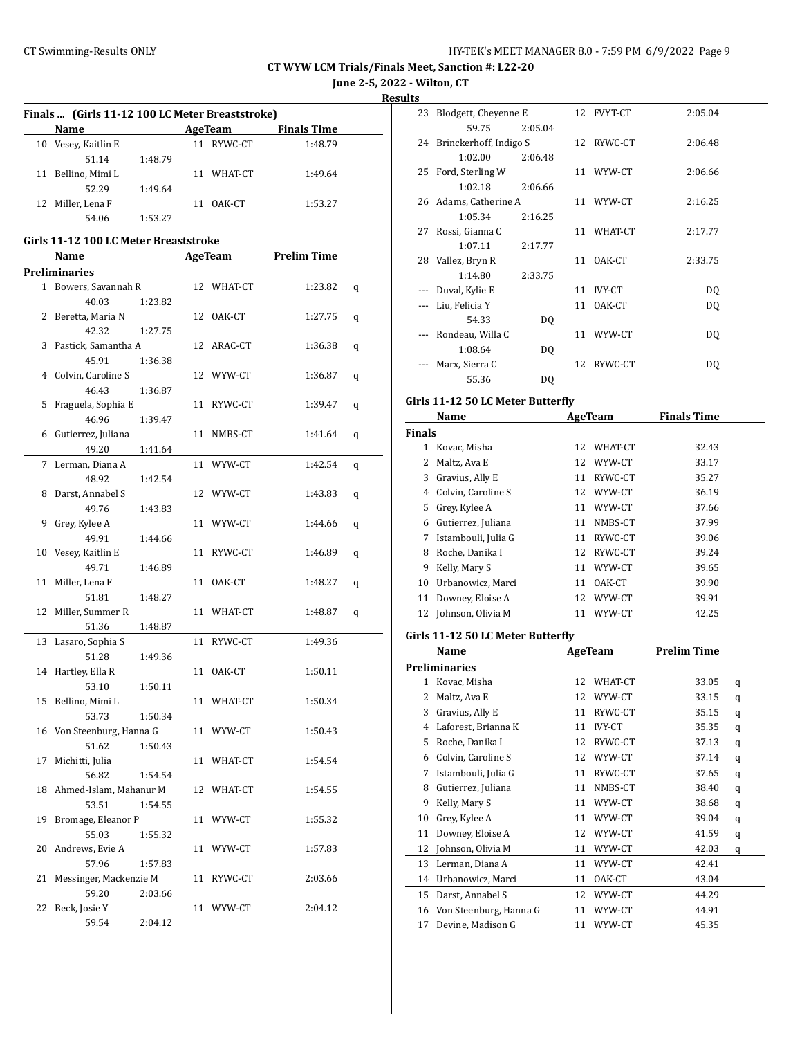## CT WYW LCM Trials/Finals Meet, Sanction #: L22-20

**June 2-5, 2022 - Wilton, CT**

**Results**

### Finals ... (Girls 11-12 100 LC Meter Breaststroke)

| | Name | Age | Team | Finals Time |
|---|---|---|---|---|
| 10 | Vesey, Kaitlin E | 11 | RYWC-CT | 1:48.79 |
| | 51.14 1:48.79 | | | |
| 11 | Bellino, Mimi L | 11 | WHAT-CT | 1:49.64 |
| | 52.29 1:49.64 | | | |
| 12 | Miller, Lena F | 11 | OAK-CT | 1:53.27 |
| | 54.06 1:53.27 | | | |

### Girls 11-12 100 LC Meter Breaststroke

| | Name | Age | Team | Prelim Time | |
|---|---|---|---|---|---|
| **Preliminaries** | | | | | |
| 1 | Bowers, Savannah R | 12 | WHAT-CT | 1:23.82 | q |
| | 40.03 1:23.82 | | | | |
| 2 | Beretta, Maria N | 12 | OAK-CT | 1:27.75 | q |
| | 42.32 1:27.75 | | | | |
| 3 | Pastick, Samantha A | 12 | ARAC-CT | 1:36.38 | q |
| | 45.91 1:36.38 | | | | |
| 4 | Colvin, Caroline S | 12 | WYW-CT | 1:36.87 | q |
| | 46.43 1:36.87 | | | | |
| 5 | Fraguela, Sophia E | 11 | RYWC-CT | 1:39.47 | q |
| | 46.96 1:39.47 | | | | |
| 6 | Gutierrez, Juliana | 11 | NMBS-CT | 1:41.64 | q |
| | 49.20 1:41.64 | | | | |
| 7 | Lerman, Diana A | 11 | WYW-CT | 1:42.54 | q |
| | 48.92 1:42.54 | | | | |
| 8 | Darst, Annabel S | 12 | WYW-CT | 1:43.83 | q |
| | 49.76 1:43.83 | | | | |
| 9 | Grey, Kylee A | 11 | WYW-CT | 1:44.66 | q |
| | 49.91 1:44.66 | | | | |
| 10 | Vesey, Kaitlin E | 11 | RYWC-CT | 1:46.89 | q |
| | 49.71 1:46.89 | | | | |
| 11 | Miller, Lena F | 11 | OAK-CT | 1:48.27 | q |
| | 51.81 1:48.27 | | | | |
| 12 | Miller, Summer R | 11 | WHAT-CT | 1:48.87 | q |
| | 51.36 1:48.87 | | | | |
| 13 | Lasaro, Sophia S | 11 | RYWC-CT | 1:49.36 | |
| | 51.28 1:49.36 | | | | |
| 14 | Hartley, Ella R | 11 | OAK-CT | 1:50.11 | |
| | 53.10 1:50.11 | | | | |
| 15 | Bellino, Mimi L | 11 | WHAT-CT | 1:50.34 | |
| | 53.73 1:50.34 | | | | |
| 16 | Von Steenburg, Hanna G | 11 | WYW-CT | 1:50.43 | |
| | 51.62 1:50.43 | | | | |
| 17 | Michitti, Julia | 11 | WHAT-CT | 1:54.54 | |
| | 56.82 1:54.54 | | | | |
| 18 | Ahmed-Islam, Mahanur M | 12 | WHAT-CT | 1:54.55 | |
| | 53.51 1:54.55 | | | | |
| 19 | Bromage, Eleanor P | 11 | WYW-CT | 1:55.32 | |
| | 55.03 1:55.32 | | | | |
| 20 | Andrews, Evie A | 11 | WYW-CT | 1:57.83 | |
| | 57.96 1:57.83 | | | | |
| 21 | Messinger, Mackenzie M | 11 | RYWC-CT | 2:03.66 | |
| | 59.20 2:03.66 | | | | |
| 22 | Beck, Josie Y | 11 | WYW-CT | 2:04.12 | |
| | 59.54 2:04.12 | | | | |
| 23 | Blodgett, Cheyenne E | 12 | FVYT-CT | 2:05.04 | |
| | 59.75 2:05.04 | | | | |
| 24 | Brinckerhoff, Indigo S | 12 | RYWC-CT | 2:06.48 | |
| | 1:02.00 2:06.48 | | | | |
| 25 | Ford, Sterling W | 11 | WYW-CT | 2:06.66 | |
| | 1:02.18 2:06.66 | | | | |
| 26 | Adams, Catherine A | 11 | WYW-CT | 2:16.25 | |
| | 1:05.34 2:16.25 | | | | |
| 27 | Rossi, Gianna C | 11 | WHAT-CT | 2:17.77 | |
| | 1:07.11 2:17.77 | | | | |
| 28 | Vallez, Bryn R | 11 | OAK-CT | 2:33.75 | |
| | 1:14.80 2:33.75 | | | | |
| --- | Duval, Kylie E | 11 | IVY-CT | DQ | |
| --- | Liu, Felicia Y | 11 | OAK-CT | DQ | |
| | 54.33 DQ | | | | |
| --- | Rondeau, Willa C | 11 | WYW-CT | DQ | |
| | 1:08.64 DQ | | | | |
| --- | Marx, Sierra C | 12 | RYWC-CT | DQ | |
| | 55.36 DQ | | | | |

### Girls 11-12 50 LC Meter Butterfly

| | Name | Age | Team | Finals Time |
|---|---|---|---|---|
| **Finals** | | | | |
| 1 | Kovac, Misha | 12 | WHAT-CT | 32.43 |
| 2 | Maltz, Ava E | 12 | WYW-CT | 33.17 |
| 3 | Gravius, Ally E | 11 | RYWC-CT | 35.27 |
| 4 | Colvin, Caroline S | 12 | WYW-CT | 36.19 |
| 5 | Grey, Kylee A | 11 | WYW-CT | 37.66 |
| 6 | Gutierrez, Juliana | 11 | NMBS-CT | 37.99 |
| 7 | Istambouli, Julia G | 11 | RYWC-CT | 39.06 |
| 8 | Roche, Danika I | 12 | RYWC-CT | 39.24 |
| 9 | Kelly, Mary S | 11 | WYW-CT | 39.65 |
| 10 | Urbanowicz, Marci | 11 | OAK-CT | 39.90 |
| 11 | Downey, Eloise A | 12 | WYW-CT | 39.91 |
| 12 | Johnson, Olivia M | 11 | WYW-CT | 42.25 |

### Girls 11-12 50 LC Meter Butterfly

| | Name | Age | Team | Prelim Time | |
|---|---|---|---|---|---|
| **Preliminaries** | | | | | |
| 1 | Kovac, Misha | 12 | WHAT-CT | 33.05 | q |
| 2 | Maltz, Ava E | 12 | WYW-CT | 33.15 | q |
| 3 | Gravius, Ally E | 11 | RYWC-CT | 35.15 | q |
| 4 | Laforest, Brianna K | 11 | IVY-CT | 35.35 | q |
| 5 | Roche, Danika I | 12 | RYWC-CT | 37.13 | q |
| 6 | Colvin, Caroline S | 12 | WYW-CT | 37.14 | q |
| 7 | Istambouli, Julia G | 11 | RYWC-CT | 37.65 | q |
| 8 | Gutierrez, Juliana | 11 | NMBS-CT | 38.40 | q |
| 9 | Kelly, Mary S | 11 | WYW-CT | 38.68 | q |
| 10 | Grey, Kylee A | 11 | WYW-CT | 39.04 | q |
| 11 | Downey, Eloise A | 12 | WYW-CT | 41.59 | q |
| 12 | Johnson, Olivia M | 11 | WYW-CT | 42.03 | q |
| 13 | Lerman, Diana A | 11 | WYW-CT | 42.41 | |
| 14 | Urbanowicz, Marci | 11 | OAK-CT | 43.04 | |
| 15 | Darst, Annabel S | 12 | WYW-CT | 44.29 | |
| 16 | Von Steenburg, Hanna G | 11 | WYW-CT | 44.91 | |
| 17 | Devine, Madison G | 11 | WYW-CT | 45.35 | |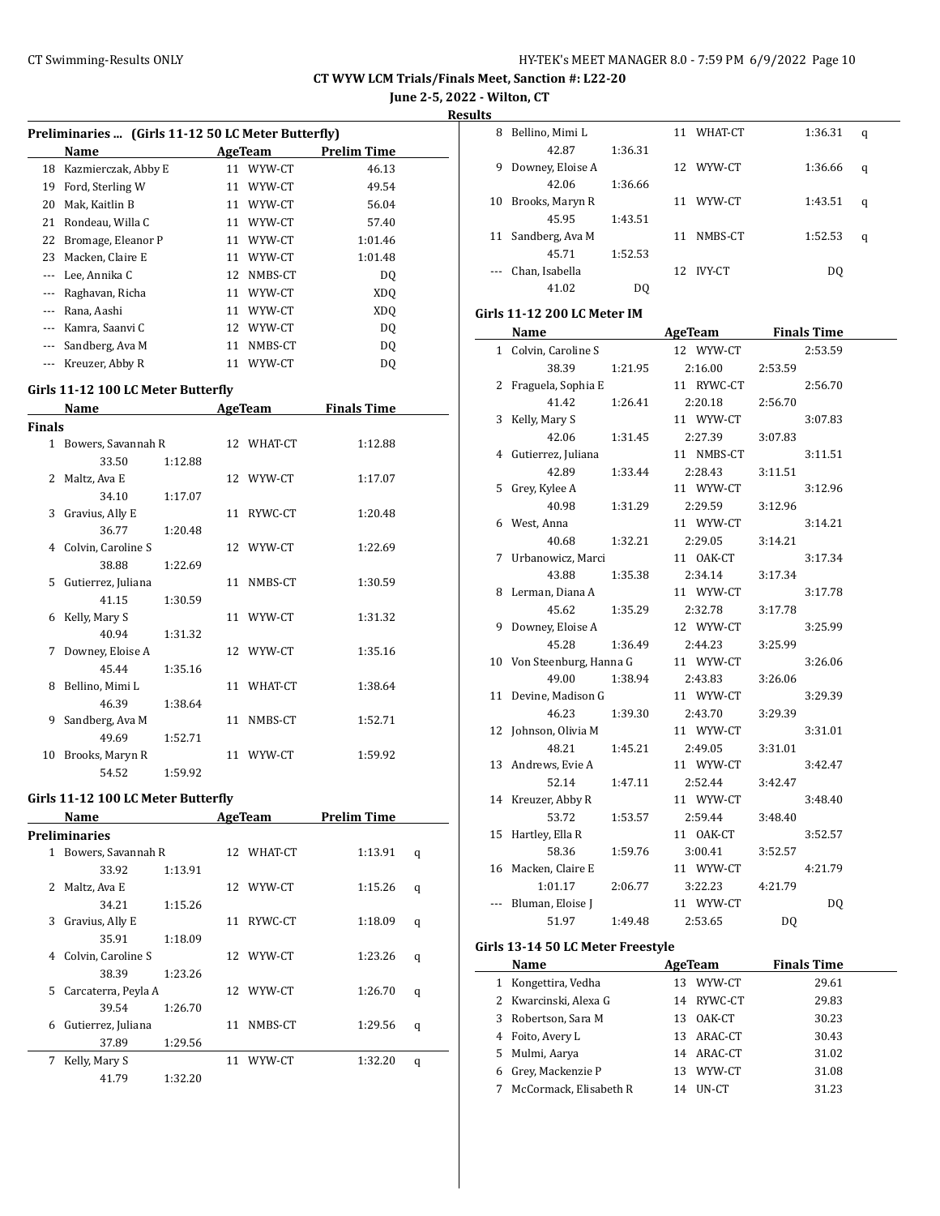# CT WYW LCM Trials/Finals Meet, Sanction #: L22-20

**June 2-5, 2022 - Wilton, CT**

**Results**

### Preliminaries ... (Girls 11-12 50 LC Meter Butterfly)

| | Name | Age | Team | Prelim Time |
|---|---|---|---|---|
| 18 | Kazmierczak, Abby E | 11 | WYW-CT | 46.13 |
| 19 | Ford, Sterling W | 11 | WYW-CT | 49.54 |
| 20 | Mak, Kaitlin B | 11 | WYW-CT | 56.04 |
| 21 | Rondeau, Willa C | 11 | WYW-CT | 57.40 |
| 22 | Bromage, Eleanor P | 11 | WYW-CT | 1:01.46 |
| 23 | Macken, Claire E | 11 | WYW-CT | 1:01.48 |
| --- | Lee, Annika C | 12 | NMBS-CT | DQ |
| --- | Raghavan, Richa | 11 | WYW-CT | XDQ |
| --- | Rana, Aashi | 11 | WYW-CT | XDQ |
| --- | Kamra, Saanvi C | 12 | WYW-CT | DQ |
| --- | Sandberg, Ava M | 11 | NMBS-CT | DQ |
| --- | Kreuzer, Abby R | 11 | WYW-CT | DQ |

### Girls 11-12 100 LC Meter Butterfly

**Finals**

| | Name | Age | Team | Finals Time |
|---|---|---|---|---|
| 1 | Bowers, Savannah R | 12 | WHAT-CT | 1:12.88 |
| | 33.50 1:12.88 | | | |
| 2 | Maltz, Ava E | 12 | WYW-CT | 1:17.07 |
| | 34.10 1:17.07 | | | |
| 3 | Gravius, Ally E | 11 | RYWC-CT | 1:20.48 |
| | 36.77 1:20.48 | | | |
| 4 | Colvin, Caroline S | 12 | WYW-CT | 1:22.69 |
| | 38.88 1:22.69 | | | |
| 5 | Gutierrez, Juliana | 11 | NMBS-CT | 1:30.59 |
| | 41.15 1:30.59 | | | |
| 6 | Kelly, Mary S | 11 | WYW-CT | 1:31.32 |
| | 40.94 1:31.32 | | | |
| 7 | Downey, Eloise A | 12 | WYW-CT | 1:35.16 |
| | 45.44 1:35.16 | | | |
| 8 | Bellino, Mimi L | 11 | WHAT-CT | 1:38.64 |
| | 46.39 1:38.64 | | | |
| 9 | Sandberg, Ava M | 11 | NMBS-CT | 1:52.71 |
| | 49.69 1:52.71 | | | |
| 10 | Brooks, Maryn R | 11 | WYW-CT | 1:59.92 |
| | 54.52 1:59.92 | | | |

### Girls 11-12 100 LC Meter Butterfly

**Preliminaries**

| | Name | Age | Team | Prelim Time | |
|---|---|---|---|---|---|
| 1 | Bowers, Savannah R | 12 | WHAT-CT | 1:13.91 | q |
| | 33.92 1:13.91 | | | | |
| 2 | Maltz, Ava E | 12 | WYW-CT | 1:15.26 | q |
| | 34.21 1:15.26 | | | | |
| 3 | Gravius, Ally E | 11 | RYWC-CT | 1:18.09 | q |
| | 35.91 1:18.09 | | | | |
| 4 | Colvin, Caroline S | 12 | WYW-CT | 1:23.26 | q |
| | 38.39 1:23.26 | | | | |
| 5 | Carcaterra, Peyla A | 12 | WYW-CT | 1:26.70 | q |
| | 39.54 1:26.70 | | | | |
| 6 | Gutierrez, Juliana | 11 | NMBS-CT | 1:29.56 | q |
| | 37.89 1:29.56 | | | | |
| 7 | Kelly, Mary S | 11 | WYW-CT | 1:32.20 | q |
| | 41.79 1:32.20 | | | | |
| 8 | Bellino, Mimi L | 11 | WHAT-CT | 1:36.31 | q |
| | 42.87 1:36.31 | | | | |
| 9 | Downey, Eloise A | 12 | WYW-CT | 1:36.66 | q |
| | 42.06 1:36.66 | | | | |
| 10 | Brooks, Maryn R | 11 | WYW-CT | 1:43.51 | q |
| | 45.95 1:43.51 | | | | |
| 11 | Sandberg, Ava M | 11 | NMBS-CT | 1:52.53 | q |
| | 45.71 1:52.53 | | | | |
| --- | Chan, Isabella | 12 | IVY-CT | DQ | |
| | 41.02 DQ | | | | |

### Girls 11-12 200 LC Meter IM

| | Name | Age | Team | Finals Time |
|---|---|---|---|---|
| 1 | Colvin, Caroline S | 12 | WYW-CT | 2:53.59 |
| | 38.39 1:21.95 2:16.00 2:53.59 | | | |
| 2 | Fraguela, Sophia E | 11 | RYWC-CT | 2:56.70 |
| | 41.42 1:26.41 2:20.18 2:56.70 | | | |
| 3 | Kelly, Mary S | 11 | WYW-CT | 3:07.83 |
| | 42.06 1:31.45 2:27.39 3:07.83 | | | |
| 4 | Gutierrez, Juliana | 11 | NMBS-CT | 3:11.51 |
| | 42.89 1:33.44 2:28.43 3:11.51 | | | |
| 5 | Grey, Kylee A | 11 | WYW-CT | 3:12.96 |
| | 40.98 1:31.29 2:29.59 3:12.96 | | | |
| 6 | West, Anna | 11 | WYW-CT | 3:14.21 |
| | 40.68 1:32.21 2:29.05 3:14.21 | | | |
| 7 | Urbanowicz, Marci | 11 | OAK-CT | 3:17.34 |
| | 43.88 1:35.38 2:34.14 3:17.34 | | | |
| 8 | Lerman, Diana A | 11 | WYW-CT | 3:17.78 |
| | 45.62 1:35.29 2:32.78 3:17.78 | | | |
| 9 | Downey, Eloise A | 12 | WYW-CT | 3:25.99 |
| | 45.28 1:36.49 2:44.23 3:25.99 | | | |
| 10 | Von Steenburg, Hanna G | 11 | WYW-CT | 3:26.06 |
| | 49.00 1:38.94 2:43.83 3:26.06 | | | |
| 11 | Devine, Madison G | 11 | WYW-CT | 3:29.39 |
| | 46.23 1:39.30 2:43.70 3:29.39 | | | |
| 12 | Johnson, Olivia M | 11 | WYW-CT | 3:31.01 |
| | 48.21 1:45.21 2:49.05 3:31.01 | | | |
| 13 | Andrews, Evie A | 11 | WYW-CT | 3:42.47 |
| | 52.14 1:47.11 2:52.44 3:42.47 | | | |
| 14 | Kreuzer, Abby R | 11 | WYW-CT | 3:48.40 |
| | 53.72 1:53.57 2:59.44 3:48.40 | | | |
| 15 | Hartley, Ella R | 11 | OAK-CT | 3:52.57 |
| | 58.36 1:59.76 3:00.41 3:52.57 | | | |
| 16 | Macken, Claire E | 11 | WYW-CT | 4:21.79 |
| | 1:01.17 2:06.77 3:22.23 4:21.79 | | | |
| --- | Bluman, Eloise J | 11 | WYW-CT | DQ |
| | 51.97 1:49.48 2:53.65 DQ | | | |

### Girls 13-14 50 LC Meter Freestyle

| | Name | Age | Team | Finals Time |
|---|---|---|---|---|
| 1 | Kongettira, Vedha | 13 | WYW-CT | 29.61 |
| 2 | Kwarcinski, Alexa G | 14 | RYWC-CT | 29.83 |
| 3 | Robertson, Sara M | 13 | OAK-CT | 30.23 |
| 4 | Foito, Avery L | 13 | ARAC-CT | 30.43 |
| 5 | Mulmi, Aarya | 14 | ARAC-CT | 31.02 |
| 6 | Grey, Mackenzie P | 13 | WYW-CT | 31.08 |
| 7 | McCormack, Elisabeth R | 14 | UN-CT | 31.23 |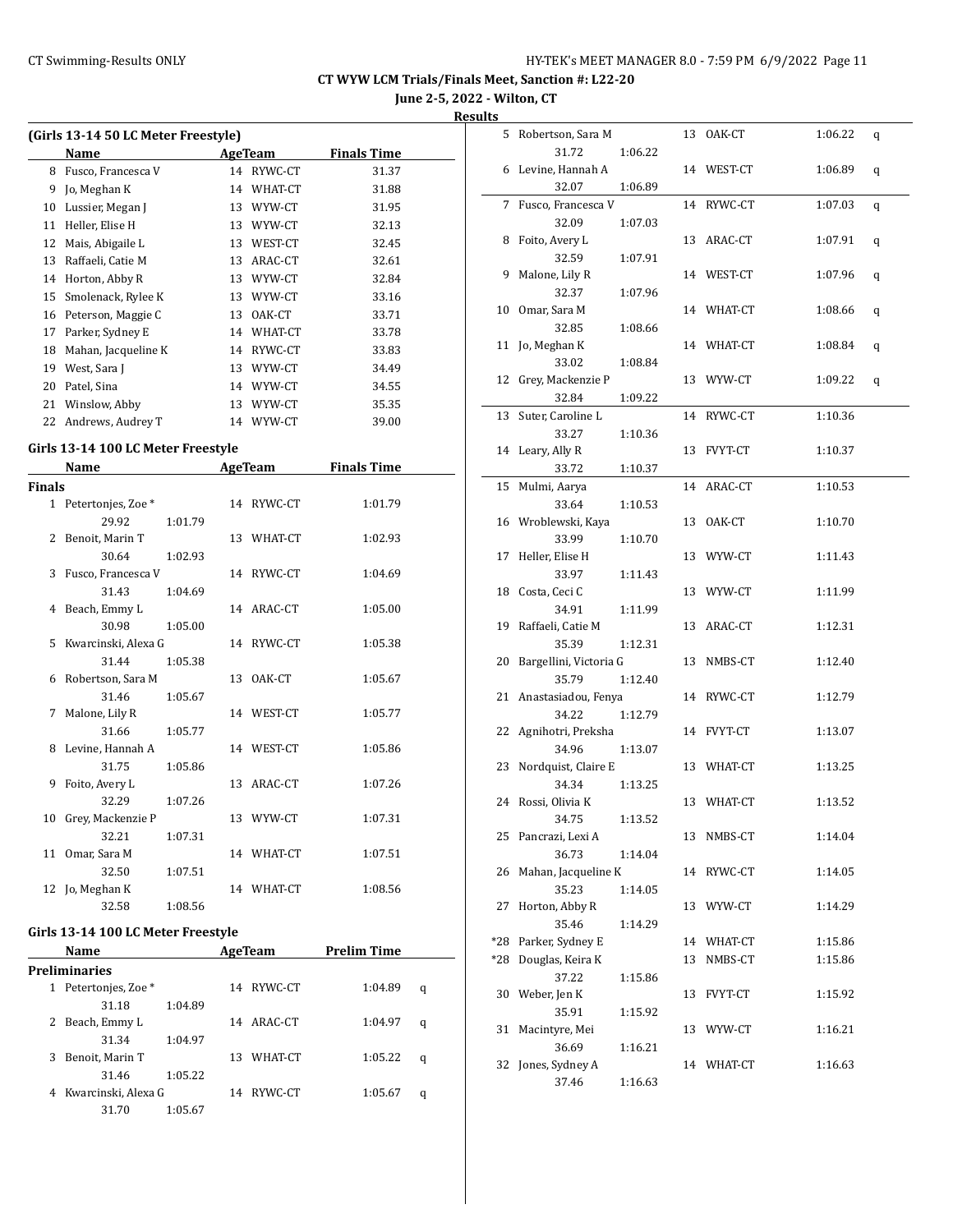## CT WYW LCM Trials/Finals Meet, Sanction #: L22-20

**June 2-5, 2022 - Wilton, CT**

**Results**

### (Girls 13-14 50 LC Meter Freestyle)

| | Name | Age | Team | Finals Time |
|---|---|---|---|---|
| 8 | Fusco, Francesca V | 14 | RYWC-CT | 31.37 |
| 9 | Jo, Meghan K | 14 | WHAT-CT | 31.88 |
| 10 | Lussier, Megan J | 13 | WYW-CT | 31.95 |
| 11 | Heller, Elise H | 13 | WYW-CT | 32.13 |
| 12 | Mais, Abigaile L | 13 | WEST-CT | 32.45 |
| 13 | Raffaeli, Catie M | 13 | ARAC-CT | 32.61 |
| 14 | Horton, Abby R | 13 | WYW-CT | 32.84 |
| 15 | Smolenack, Rylee K | 13 | WYW-CT | 33.16 |
| 16 | Peterson, Maggie C | 13 | OAK-CT | 33.71 |
| 17 | Parker, Sydney E | 14 | WHAT-CT | 33.78 |
| 18 | Mahan, Jacqueline K | 14 | RYWC-CT | 33.83 |
| 19 | West, Sara J | 13 | WYW-CT | 34.49 |
| 20 | Patel, Sina | 14 | WYW-CT | 34.55 |
| 21 | Winslow, Abby | 13 | WYW-CT | 35.35 |
| 22 | Andrews, Audrey T | 14 | WYW-CT | 39.00 |

### Girls 13-14 100 LC Meter Freestyle

**Finals**

| | Name | Age | Team | Finals Time |
|---|---|---|---|---|
| 1 | Petertonjes, Zoe * | 14 | RYWC-CT | 1:01.79 |
| | 29.92 1:01.79 | | | |
| 2 | Benoit, Marin T | 13 | WHAT-CT | 1:02.93 |
| | 30.64 1:02.93 | | | |
| 3 | Fusco, Francesca V | 14 | RYWC-CT | 1:04.69 |
| | 31.43 1:04.69 | | | |
| 4 | Beach, Emmy L | 14 | ARAC-CT | 1:05.00 |
| | 30.98 1:05.00 | | | |
| 5 | Kwarcinski, Alexa G | 14 | RYWC-CT | 1:05.38 |
| | 31.44 1:05.38 | | | |
| 6 | Robertson, Sara M | 13 | OAK-CT | 1:05.67 |
| | 31.46 1:05.67 | | | |
| 7 | Malone, Lily R | 14 | WEST-CT | 1:05.77 |
| | 31.66 1:05.77 | | | |
| 8 | Levine, Hannah A | 14 | WEST-CT | 1:05.86 |
| | 31.75 1:05.86 | | | |
| 9 | Foito, Avery L | 13 | ARAC-CT | 1:07.26 |
| | 32.29 1:07.26 | | | |
| 10 | Grey, Mackenzie P | 13 | WYW-CT | 1:07.31 |
| | 32.21 1:07.31 | | | |
| 11 | Omar, Sara M | 14 | WHAT-CT | 1:07.51 |
| | 32.50 1:07.51 | | | |
| 12 | Jo, Meghan K | 14 | WHAT-CT | 1:08.56 |
| | 32.58 1:08.56 | | | |

### Girls 13-14 100 LC Meter Freestyle

**Preliminaries**

| | Name | Age | Team | Prelim Time | |
|---|---|---|---|---|---|
| 1 | Petertonjes, Zoe * | 14 | RYWC-CT | 1:04.89 | q |
| | 31.18 1:04.89 | | | | |
| 2 | Beach, Emmy L | 14 | ARAC-CT | 1:04.97 | q |
| | 31.34 1:04.97 | | | | |
| 3 | Benoit, Marin T | 13 | WHAT-CT | 1:05.22 | q |
| | 31.46 1:05.22 | | | | |
| 4 | Kwarcinski, Alexa G | 14 | RYWC-CT | 1:05.67 | q |
| | 31.70 1:05.67 | | | | |
| 5 | Robertson, Sara M | 13 | OAK-CT | 1:06.22 | q |
| | 31.72 1:06.22 | | | | |
| 6 | Levine, Hannah A | 14 | WEST-CT | 1:06.89 | q |
| | 32.07 1:06.89 | | | | |
| 7 | Fusco, Francesca V | 14 | RYWC-CT | 1:07.03 | q |
| | 32.09 1:07.03 | | | | |
| 8 | Foito, Avery L | 13 | ARAC-CT | 1:07.91 | q |
| | 32.59 1:07.91 | | | | |
| 9 | Malone, Lily R | 14 | WEST-CT | 1:07.96 | q |
| | 32.37 1:07.96 | | | | |
| 10 | Omar, Sara M | 14 | WHAT-CT | 1:08.66 | q |
| | 32.85 1:08.66 | | | | |
| 11 | Jo, Meghan K | 14 | WHAT-CT | 1:08.84 | q |
| | 33.02 1:08.84 | | | | |
| 12 | Grey, Mackenzie P | 13 | WYW-CT | 1:09.22 | q |
| | 32.84 1:09.22 | | | | |
| 13 | Suter, Caroline L | 14 | RYWC-CT | 1:10.36 | |
| | 33.27 1:10.36 | | | | |
| 14 | Leary, Ally R | 13 | FVYT-CT | 1:10.37 | |
| | 33.72 1:10.37 | | | | |
| 15 | Mulmi, Aarya | 14 | ARAC-CT | 1:10.53 | |
| | 33.64 1:10.53 | | | | |
| 16 | Wroblewski, Kaya | 13 | OAK-CT | 1:10.70 | |
| | 33.99 1:10.70 | | | | |
| 17 | Heller, Elise H | 13 | WYW-CT | 1:11.43 | |
| | 33.97 1:11.43 | | | | |
| 18 | Costa, Ceci C | 13 | WYW-CT | 1:11.99 | |
| | 34.91 1:11.99 | | | | |
| 19 | Raffaeli, Catie M | 13 | ARAC-CT | 1:12.31 | |
| | 35.39 1:12.31 | | | | |
| 20 | Bargellini, Victoria G | 13 | NMBS-CT | 1:12.40 | |
| | 35.79 1:12.40 | | | | |
| 21 | Anastasiadou, Fenya | 14 | RYWC-CT | 1:12.79 | |
| | 34.22 1:12.79 | | | | |
| 22 | Agnihotri, Preksha | 14 | FVYT-CT | 1:13.07 | |
| | 34.96 1:13.07 | | | | |
| 23 | Nordquist, Claire E | 13 | WHAT-CT | 1:13.25 | |
| | 34.34 1:13.25 | | | | |
| 24 | Rossi, Olivia K | 13 | WHAT-CT | 1:13.52 | |
| | 34.75 1:13.52 | | | | |
| 25 | Pancrazi, Lexi A | 13 | NMBS-CT | 1:14.04 | |
| | 36.73 1:14.04 | | | | |
| 26 | Mahan, Jacqueline K | 14 | RYWC-CT | 1:14.05 | |
| | 35.23 1:14.05 | | | | |
| 27 | Horton, Abby R | 13 | WYW-CT | 1:14.29 | |
| | 35.46 1:14.29 | | | | |
| *28 | Parker, Sydney E | 14 | WHAT-CT | 1:15.86 | |
| *28 | Douglas, Keira K | 13 | NMBS-CT | 1:15.86 | |
| | 37.22 1:15.86 | | | | |
| 30 | Weber, Jen K | 13 | FVYT-CT | 1:15.92 | |
| | 35.91 1:15.92 | | | | |
| 31 | Macintyre, Mei | 13 | WYW-CT | 1:16.21 | |
| | 36.69 1:16.21 | | | | |
| 32 | Jones, Sydney A | 14 | WHAT-CT | 1:16.63 | |
| | 37.46 1:16.63 | | | | |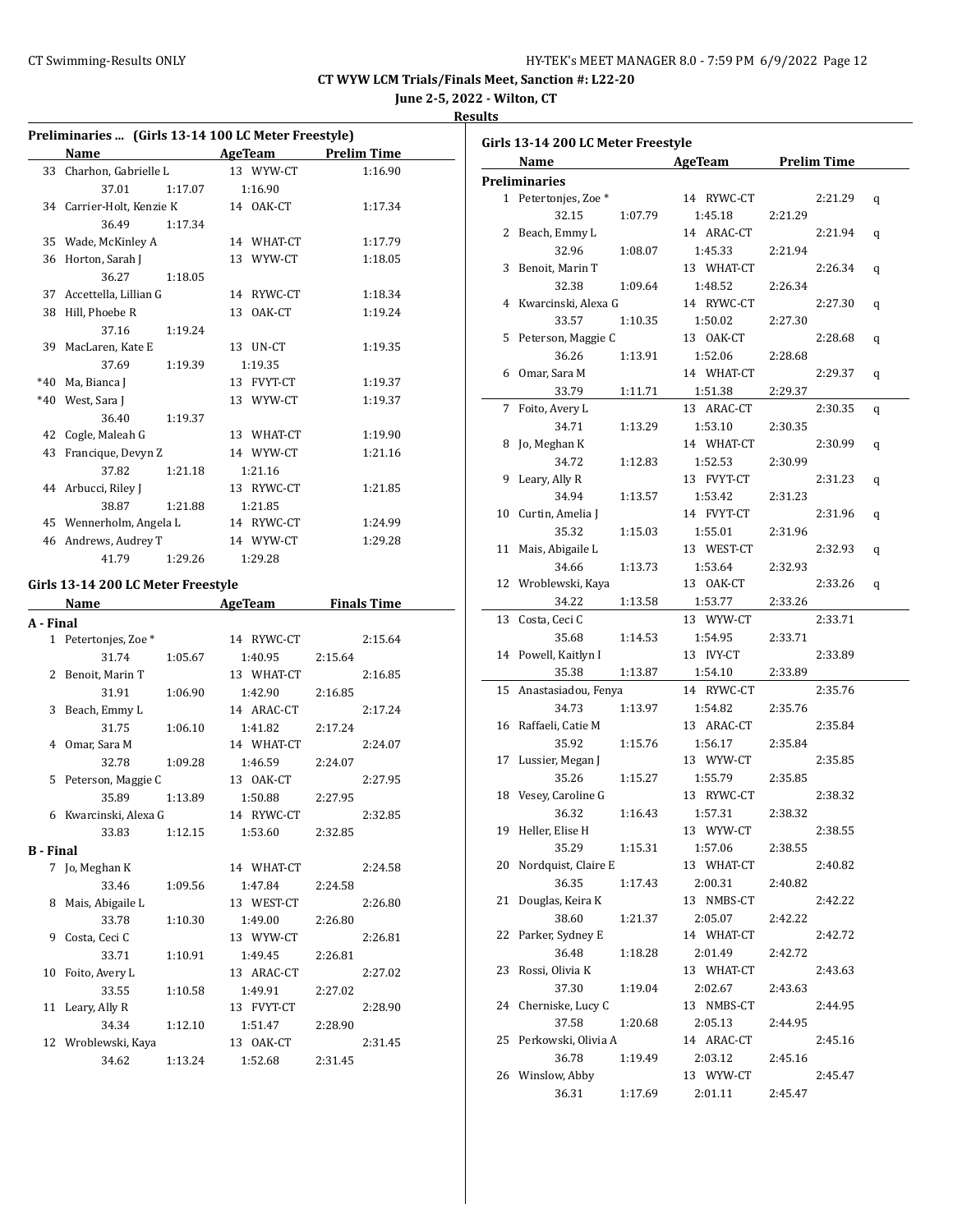CT WYW LCM Trials/Finals Meet, Sanction #: L22-20

June 2-5, 2022 - Wilton, CT

Results

### Preliminaries ... (Girls 13-14 100 LC Meter Freestyle)

| | Name | AgeTeam | Prelim Time |
|---|---|---|---|
| 33 | Charhon, Gabrielle L | 13 WYW-CT | 1:16.90 |
| | 37.01 1:17.07 1:16.90 | | |
| 34 | Carrier-Holt, Kenzie K | 14 OAK-CT | 1:17.34 |
| | 36.49 1:17.34 | | |
| 35 | Wade, McKinley A | 14 WHAT-CT | 1:17.79 |
| 36 | Horton, Sarah J | 13 WYW-CT | 1:18.05 |
| | 36.27 1:18.05 | | |
| 37 | Accettella, Lillian G | 14 RYWC-CT | 1:18.34 |
| 38 | Hill, Phoebe R | 13 OAK-CT | 1:19.24 |
| | 37.16 1:19.24 | | |
| 39 | MacLaren, Kate E | 13 UN-CT | 1:19.35 |
| | 37.69 1:19.39 1:19.35 | | |
| *40 | Ma, Bianca J | 13 FVYT-CT | 1:19.37 |
| *40 | West, Sara J | 13 WYW-CT | 1:19.37 |
| | 36.40 1:19.37 | | |
| 42 | Cogle, Maleah G | 13 WHAT-CT | 1:19.90 |
| 43 | Francique, Devyn Z | 14 WYW-CT | 1:21.16 |
| | 37.82 1:21.18 1:21.16 | | |
| 44 | Arbucci, Riley J | 13 RYWC-CT | 1:21.85 |
| | 38.87 1:21.88 1:21.85 | | |
| 45 | Wennerholm, Angela L | 14 RYWC-CT | 1:24.99 |
| 46 | Andrews, Audrey T | 14 WYW-CT | 1:29.28 |
| | 41.79 1:29.26 1:29.28 | | |

### Girls 13-14 200 LC Meter Freestyle

| | Name | AgeTeam | Finals Time |
|---|---|---|---|
| **A - Final** | | | |
| 1 | Petertonjes, Zoe * | 14 RYWC-CT | 2:15.64 |
| | 31.74 1:05.67 1:40.95 2:15.64 | | |
| 2 | Benoit, Marin T | 13 WHAT-CT | 2:16.85 |
| | 31.91 1:06.90 1:42.90 2:16.85 | | |
| 3 | Beach, Emmy L | 14 ARAC-CT | 2:17.24 |
| | 31.75 1:06.10 1:41.82 2:17.24 | | |
| 4 | Omar, Sara M | 14 WHAT-CT | 2:24.07 |
| | 32.78 1:09.28 1:46.59 2:24.07 | | |
| 5 | Peterson, Maggie C | 13 OAK-CT | 2:27.95 |
| | 35.89 1:13.89 1:50.88 2:27.95 | | |
| 6 | Kwarcinski, Alexa G | 14 RYWC-CT | 2:32.85 |
| | 33.83 1:12.15 1:53.60 2:32.85 | | |
| **B - Final** | | | |
| 7 | Jo, Meghan K | 14 WHAT-CT | 2:24.58 |
| | 33.46 1:09.56 1:47.84 2:24.58 | | |
| 8 | Mais, Abigaile L | 13 WEST-CT | 2:26.80 |
| | 33.78 1:10.30 1:49.00 2:26.80 | | |
| 9 | Costa, Ceci C | 13 WYW-CT | 2:26.81 |
| | 33.71 1:10.91 1:49.45 2:26.81 | | |
| 10 | Foito, Avery L | 13 ARAC-CT | 2:27.02 |
| | 33.55 1:10.58 1:49.91 2:27.02 | | |
| 11 | Leary, Ally R | 13 FVYT-CT | 2:28.90 |
| | 34.34 1:12.10 1:51.47 2:28.90 | | |
| 12 | Wroblewski, Kaya | 13 OAK-CT | 2:31.45 |
| | 34.62 1:13.24 1:52.68 2:31.45 | | |

### Girls 13-14 200 LC Meter Freestyle

| | Name | AgeTeam | Prelim Time | |
|---|---|---|---|---|
| **Preliminaries** | | | | |
| 1 | Petertonjes, Zoe * | 14 RYWC-CT | 2:21.29 | q |
| | 32.15 1:07.79 1:45.18 2:21.29 | | | |
| 2 | Beach, Emmy L | 14 ARAC-CT | 2:21.94 | q |
| | 32.96 1:08.07 1:45.33 2:21.94 | | | |
| 3 | Benoit, Marin T | 13 WHAT-CT | 2:26.34 | q |
| | 32.38 1:09.64 1:48.52 2:26.34 | | | |
| 4 | Kwarcinski, Alexa G | 14 RYWC-CT | 2:27.30 | q |
| | 33.57 1:10.35 1:50.02 2:27.30 | | | |
| 5 | Peterson, Maggie C | 13 OAK-CT | 2:28.68 | q |
| | 36.26 1:13.91 1:52.06 2:28.68 | | | |
| 6 | Omar, Sara M | 14 WHAT-CT | 2:29.37 | q |
| | 33.79 1:11.71 1:51.38 2:29.37 | | | |
| 7 | Foito, Avery L | 13 ARAC-CT | 2:30.35 | q |
| | 34.71 1:13.29 1:53.10 2:30.35 | | | |
| 8 | Jo, Meghan K | 14 WHAT-CT | 2:30.99 | q |
| | 34.72 1:12.83 1:52.53 2:30.99 | | | |
| 9 | Leary, Ally R | 13 FVYT-CT | 2:31.23 | q |
| | 34.94 1:13.57 1:53.42 2:31.23 | | | |
| 10 | Curtin, Amelia J | 14 FVYT-CT | 2:31.96 | q |
| | 35.32 1:15.03 1:55.01 2:31.96 | | | |
| 11 | Mais, Abigaile L | 13 WEST-CT | 2:32.93 | q |
| | 34.66 1:13.73 1:53.64 2:32.93 | | | |
| 12 | Wroblewski, Kaya | 13 OAK-CT | 2:33.26 | q |
| | 34.22 1:13.58 1:53.77 2:33.26 | | | |
| 13 | Costa, Ceci C | 13 WYW-CT | 2:33.71 | |
| | 35.68 1:14.53 1:54.95 2:33.71 | | | |
| 14 | Powell, Kaitlyn I | 13 IVY-CT | 2:33.89 | |
| | 35.38 1:13.87 1:54.10 2:33.89 | | | |
| 15 | Anastasiadou, Fenya | 14 RYWC-CT | 2:35.76 | |
| | 34.73 1:13.97 1:54.82 2:35.76 | | | |
| 16 | Raffaeli, Catie M | 13 ARAC-CT | 2:35.84 | |
| | 35.92 1:15.76 1:56.17 2:35.84 | | | |
| 17 | Lussier, Megan J | 13 WYW-CT | 2:35.85 | |
| | 35.26 1:15.27 1:55.79 2:35.85 | | | |
| 18 | Vesey, Caroline G | 13 RYWC-CT | 2:38.32 | |
| | 36.32 1:16.43 1:57.31 2:38.32 | | | |
| 19 | Heller, Elise H | 13 WYW-CT | 2:38.55 | |
| | 35.29 1:15.31 1:57.06 2:38.55 | | | |
| 20 | Nordquist, Claire E | 13 WHAT-CT | 2:40.82 | |
| | 36.35 1:17.43 2:00.31 2:40.82 | | | |
| 21 | Douglas, Keira K | 13 NMBS-CT | 2:42.22 | |
| | 38.60 1:21.37 2:05.07 2:42.22 | | | |
| 22 | Parker, Sydney E | 14 WHAT-CT | 2:42.72 | |
| | 36.48 1:18.28 2:01.49 2:42.72 | | | |
| 23 | Rossi, Olivia K | 13 WHAT-CT | 2:43.63 | |
| | 37.30 1:19.04 2:02.67 2:43.63 | | | |
| 24 | Cherniske, Lucy C | 13 NMBS-CT | 2:44.95 | |
| | 37.58 1:20.68 2:05.13 2:44.95 | | | |
| 25 | Perkowski, Olivia A | 14 ARAC-CT | 2:45.16 | |
| | 36.78 1:19.49 2:03.12 2:45.16 | | | |
| 26 | Winslow, Abby | 13 WYW-CT | 2:45.47 | |
| | 36.31 1:17.69 2:01.11 2:45.47 | | | |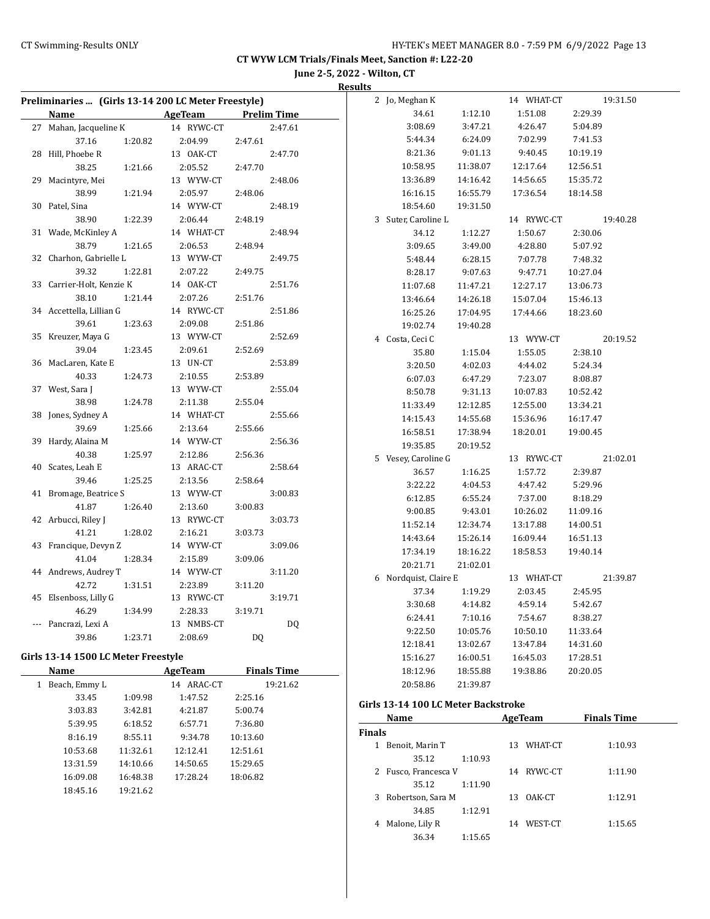**CT WYW LCM Trials/Finals Meet, Sanction #: L22-20**

**June 2-5, 2022 - Wilton, CT**

**Results**

### Preliminaries ... (Girls 13-14 200 LC Meter Freestyle)

| | Name | AgeTeam | Prelim Time |
|---|---|---|---|
| 27 | Mahan, Jacqueline K | 14 RYWC-CT | 2:47.61 |
| | 37.16 1:20.82 2:04.99 2:47.61 | | |
| 28 | Hill, Phoebe R | 13 OAK-CT | 2:47.70 |
| | 38.25 1:21.66 2:05.52 2:47.70 | | |
| 29 | Macintyre, Mei | 13 WYW-CT | 2:48.06 |
| | 38.99 1:21.94 2:05.97 2:48.06 | | |
| 30 | Patel, Sina | 14 WYW-CT | 2:48.19 |
| | 38.90 1:22.39 2:06.44 2:48.19 | | |
| 31 | Wade, McKinley A | 14 WHAT-CT | 2:48.94 |
| | 38.79 1:21.65 2:06.53 2:48.94 | | |
| 32 | Charhon, Gabrielle L | 13 WYW-CT | 2:49.75 |
| | 39.32 1:22.81 2:07.22 2:49.75 | | |
| 33 | Carrier-Holt, Kenzie K | 14 OAK-CT | 2:51.76 |
| | 38.10 1:21.44 2:07.26 2:51.76 | | |
| 34 | Accettella, Lillian G | 14 RYWC-CT | 2:51.86 |
| | 39.61 1:23.63 2:09.08 2:51.86 | | |
| 35 | Kreuzer, Maya G | 13 WYW-CT | 2:52.69 |
| | 39.04 1:23.45 2:09.61 2:52.69 | | |
| 36 | MacLaren, Kate E | 13 UN-CT | 2:53.89 |
| | 40.33 1:24.73 2:10.55 2:53.89 | | |
| 37 | West, Sara J | 13 WYW-CT | 2:55.04 |
| | 38.98 1:24.78 2:11.38 2:55.04 | | |
| 38 | Jones, Sydney A | 14 WHAT-CT | 2:55.66 |
| | 39.69 1:25.66 2:13.64 2:55.66 | | |
| 39 | Hardy, Alaina M | 14 WYW-CT | 2:56.36 |
| | 40.38 1:25.97 2:12.86 2:56.36 | | |
| 40 | Scates, Leah E | 13 ARAC-CT | 2:58.64 |
| | 39.46 1:25.25 2:13.56 2:58.64 | | |
| 41 | Bromage, Beatrice S | 13 WYW-CT | 3:00.83 |
| | 41.87 1:26.40 2:13.60 3:00.83 | | |
| 42 | Arbucci, Riley J | 13 RYWC-CT | 3:03.73 |
| | 41.21 1:28.02 2:16.21 3:03.73 | | |
| 43 | Francique, Devyn Z | 14 WYW-CT | 3:09.06 |
| | 41.04 1:28.34 2:15.89 3:09.06 | | |
| 44 | Andrews, Audrey T | 14 WYW-CT | 3:11.20 |
| | 42.72 1:31.51 2:23.89 3:11.20 | | |
| 45 | Elsenboss, Lilly G | 13 RYWC-CT | 3:19.71 |
| | 46.29 1:34.99 2:28.33 3:19.71 | | |
| --- | Pancrazi, Lexi A | 13 NMBS-CT | DQ |
| | 39.86 1:23.71 2:08.69 DQ | | |

### Girls 13-14 1500 LC Meter Freestyle

| | Name | AgeTeam | Finals Time |
|---|---|---|---|
| 1 | Beach, Emmy L | 14 ARAC-CT | 19:21.62 |
| | 33.45 1:09.98 1:47.52 2:25.16 | | |
| | 3:03.83 3:42.81 4:21.87 5:00.74 | | |
| | 5:39.95 6:18.52 6:57.71 7:36.80 | | |
| | 8:16.19 8:55.11 9:34.78 10:13.60 | | |
| | 10:53.68 11:32.61 12:12.41 12:51.61 | | |
| | 13:31.59 14:10.66 14:50.65 15:29.65 | | |
| | 16:09.08 16:48.38 17:28.24 18:06.82 | | |
| | 18:45.16 19:21.62 | | |
| 2 | Jo, Meghan K | 14 WHAT-CT | 19:31.50 |
| | 34.61 1:12.10 1:51.08 2:29.39 | | |
| | 3:08.69 3:47.21 4:26.47 5:04.89 | | |
| | 5:44.34 6:24.09 7:02.99 7:41.53 | | |
| | 8:21.36 9:01.13 9:40.45 10:19.19 | | |
| | 10:58.95 11:38.07 12:17.64 12:56.51 | | |
| | 13:36.89 14:16.42 14:56.65 15:35.72 | | |
| | 16:16.15 16:55.79 17:36.54 18:14.58 | | |
| | 18:54.60 19:31.50 | | |
| 3 | Suter, Caroline L | 14 RYWC-CT | 19:40.28 |
| | 34.12 1:12.27 1:50.67 2:30.06 | | |
| | 3:09.65 3:49.00 4:28.80 5:07.92 | | |
| | 5:48.44 6:28.15 7:07.78 7:48.32 | | |
| | 8:28.17 9:07.63 9:47.71 10:27.04 | | |
| | 11:07.68 11:47.21 12:27.17 13:06.73 | | |
| | 13:46.64 14:26.18 15:07.04 15:46.13 | | |
| | 16:25.26 17:04.95 17:44.66 18:23.60 | | |
| | 19:02.74 19:40.28 | | |
| 4 | Costa, Ceci C | 13 WYW-CT | 20:19.52 |
| | 35.80 1:15.04 1:55.05 2:38.10 | | |
| | 3:20.50 4:02.03 4:44.02 5:24.34 | | |
| | 6:07.03 6:47.29 7:23.07 8:08.87 | | |
| | 8:50.78 9:31.13 10:07.83 10:52.42 | | |
| | 11:33.49 12:12.85 12:55.00 13:34.21 | | |
| | 14:15.43 14:55.68 15:36.96 16:17.47 | | |
| | 16:58.51 17:38.94 18:20.01 19:00.45 | | |
| | 19:35.85 20:19.52 | | |
| 5 | Vesey, Caroline G | 13 RYWC-CT | 21:02.01 |
| | 36.57 1:16.25 1:57.72 2:39.87 | | |
| | 3:22.22 4:04.53 4:47.42 5:29.96 | | |
| | 6:12.85 6:55.24 7:37.00 8:18.29 | | |
| | 9:00.85 9:43.01 10:26.02 11:09.16 | | |
| | 11:52.14 12:34.74 13:17.88 14:00.51 | | |
| | 14:43.64 15:26.14 16:09.44 16:51.13 | | |
| | 17:34.19 18:16.22 18:58.53 19:40.14 | | |
| | 20:21.71 21:02.01 | | |
| 6 | Nordquist, Claire E | 13 WHAT-CT | 21:39.87 |
| | 37.34 1:19.29 2:03.45 2:45.95 | | |
| | 3:30.68 4:14.82 4:59.14 5:42.67 | | |
| | 6:24.41 7:10.16 7:54.67 8:38.27 | | |
| | 9:22.50 10:05.76 10:50.10 11:33.64 | | |
| | 12:18.41 13:02.67 13:47.84 14:31.60 | | |
| | 15:16.27 16:00.51 16:45.03 17:28.51 | | |
| | 18:12.96 18:55.88 19:38.86 20:20.05 | | |
| | 20:58.86 21:39.87 | | |

### Girls 13-14 100 LC Meter Backstroke

| | Name | AgeTeam | Finals Time |
|---|---|---|---|
| **Finals** | | | |
| 1 | Benoit, Marin T | 13 WHAT-CT | 1:10.93 |
| | 35.12 1:10.93 | | |
| 2 | Fusco, Francesca V | 14 RYWC-CT | 1:11.90 |
| | 35.12 1:11.90 | | |
| 3 | Robertson, Sara M | 13 OAK-CT | 1:12.91 |
| | 34.85 1:12.91 | | |
| 4 | Malone, Lily R | 14 WEST-CT | 1:15.65 |
| | 36.34 1:15.65 | | |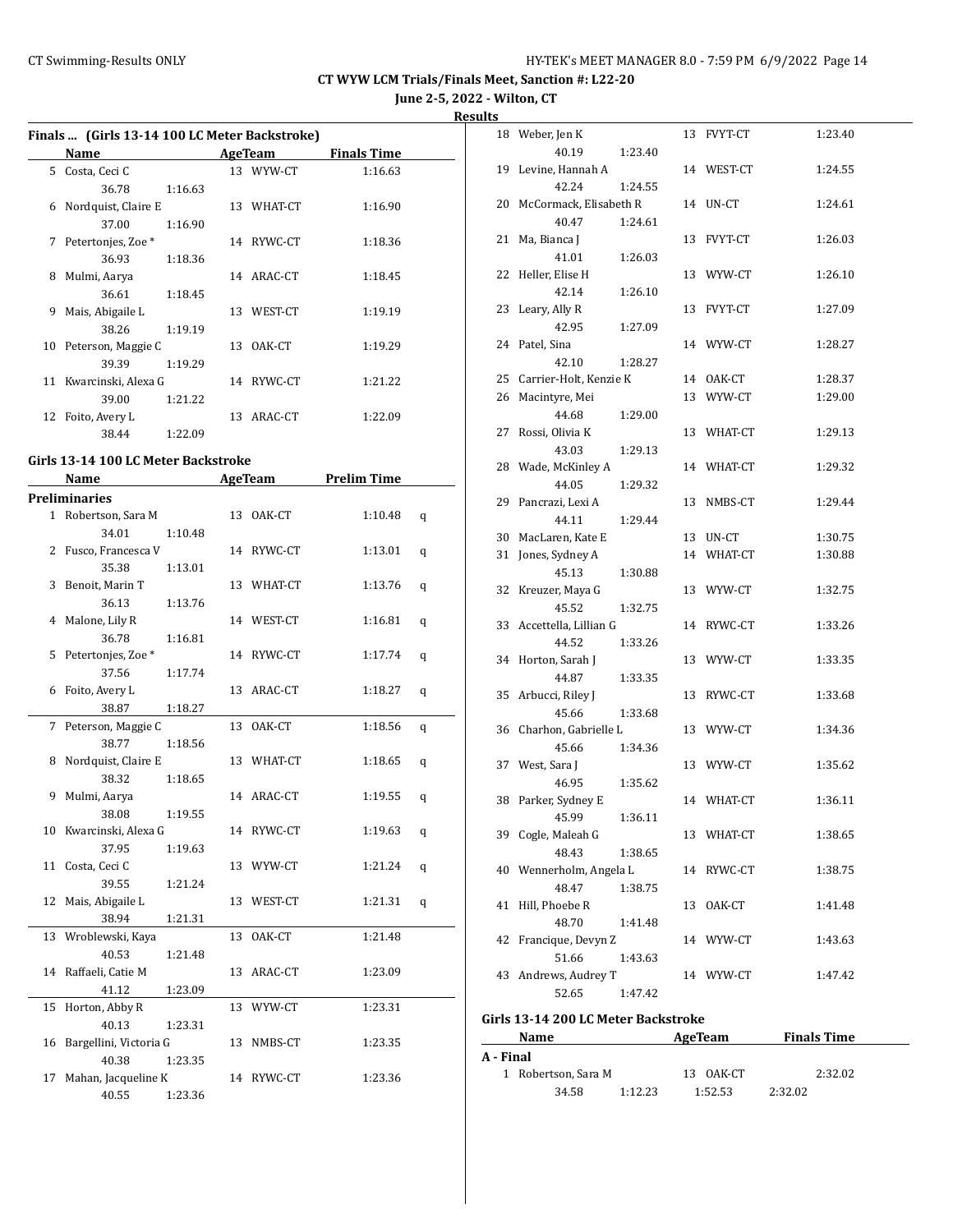## CT WYW LCM Trials/Finals Meet, Sanction #: L22-20

**June 2-5, 2022 - Wilton, CT**

**Results**

### Finals ... (Girls 13-14 100 LC Meter Backstroke)

| | Name | Age | Team | Finals Time |
|---|---|---|---|---|
| 5 | Costa, Ceci C | 13 | WYW-CT | 1:16.63 |
| | 36.78 1:16.63 | | | |
| 6 | Nordquist, Claire E | 13 | WHAT-CT | 1:16.90 |
| | 37.00 1:16.90 | | | |
| 7 | Petertonjes, Zoe * | 14 | RYWC-CT | 1:18.36 |
| | 36.93 1:18.36 | | | |
| 8 | Mulmi, Aarya | 14 | ARAC-CT | 1:18.45 |
| | 36.61 1:18.45 | | | |
| 9 | Mais, Abigaile L | 13 | WEST-CT | 1:19.19 |
| | 38.26 1:19.19 | | | |
| 10 | Peterson, Maggie C | 13 | OAK-CT | 1:19.29 |
| | 39.39 1:19.29 | | | |
| 11 | Kwarcinski, Alexa G | 14 | RYWC-CT | 1:21.22 |
| | 39.00 1:21.22 | | | |
| 12 | Foito, Avery L | 13 | ARAC-CT | 1:22.09 |
| | 38.44 1:22.09 | | | |

### Girls 13-14 100 LC Meter Backstroke

**Preliminaries**

| | Name | Age | Team | Prelim Time | |
|---|---|---|---|---|---|
| 1 | Robertson, Sara M | 13 | OAK-CT | 1:10.48 | q |
| | 34.01 1:10.48 | | | | |
| 2 | Fusco, Francesca V | 14 | RYWC-CT | 1:13.01 | q |
| | 35.38 1:13.01 | | | | |
| 3 | Benoit, Marin T | 13 | WHAT-CT | 1:13.76 | q |
| | 36.13 1:13.76 | | | | |
| 4 | Malone, Lily R | 14 | WEST-CT | 1:16.81 | q |
| | 36.78 1:16.81 | | | | |
| 5 | Petertonjes, Zoe * | 14 | RYWC-CT | 1:17.74 | q |
| | 37.56 1:17.74 | | | | |
| 6 | Foito, Avery L | 13 | ARAC-CT | 1:18.27 | q |
| | 38.87 1:18.27 | | | | |
| 7 | Peterson, Maggie C | 13 | OAK-CT | 1:18.56 | q |
| | 38.77 1:18.56 | | | | |
| 8 | Nordquist, Claire E | 13 | WHAT-CT | 1:18.65 | q |
| | 38.32 1:18.65 | | | | |
| 9 | Mulmi, Aarya | 14 | ARAC-CT | 1:19.55 | q |
| | 38.08 1:19.55 | | | | |
| 10 | Kwarcinski, Alexa G | 14 | RYWC-CT | 1:19.63 | q |
| | 37.95 1:19.63 | | | | |
| 11 | Costa, Ceci C | 13 | WYW-CT | 1:21.24 | q |
| | 39.55 1:21.24 | | | | |
| 12 | Mais, Abigaile L | 13 | WEST-CT | 1:21.31 | q |
| | 38.94 1:21.31 | | | | |
| 13 | Wroblewski, Kaya | 13 | OAK-CT | 1:21.48 | |
| | 40.53 1:21.48 | | | | |
| 14 | Raffaeli, Catie M | 13 | ARAC-CT | 1:23.09 | |
| | 41.12 1:23.09 | | | | |
| 15 | Horton, Abby R | 13 | WYW-CT | 1:23.31 | |
| | 40.13 1:23.31 | | | | |
| 16 | Bargellini, Victoria G | 13 | NMBS-CT | 1:23.35 | |
| | 40.38 1:23.35 | | | | |
| 17 | Mahan, Jacqueline K | 14 | RYWC-CT | 1:23.36 | |
| | 40.55 1:23.36 | | | | |
| 18 | Weber, Jen K | 13 | FVYT-CT | 1:23.40 | |
| | 40.19 1:23.40 | | | | |
| 19 | Levine, Hannah A | 14 | WEST-CT | 1:24.55 | |
| | 42.24 1:24.55 | | | | |
| 20 | McCormack, Elisabeth R | 14 | UN-CT | 1:24.61 | |
| | 40.47 1:24.61 | | | | |
| 21 | Ma, Bianca J | 13 | FVYT-CT | 1:26.03 | |
| | 41.01 1:26.03 | | | | |
| 22 | Heller, Elise H | 13 | WYW-CT | 1:26.10 | |
| | 42.14 1:26.10 | | | | |
| 23 | Leary, Ally R | 13 | FVYT-CT | 1:27.09 | |
| | 42.95 1:27.09 | | | | |
| 24 | Patel, Sina | 14 | WYW-CT | 1:28.27 | |
| | 42.10 1:28.27 | | | | |
| 25 | Carrier-Holt, Kenzie K | 14 | OAK-CT | 1:28.37 | |
| 26 | Macintyre, Mei | 13 | WYW-CT | 1:29.00 | |
| | 44.68 1:29.00 | | | | |
| 27 | Rossi, Olivia K | 13 | WHAT-CT | 1:29.13 | |
| | 43.03 1:29.13 | | | | |
| 28 | Wade, McKinley A | 14 | WHAT-CT | 1:29.32 | |
| | 44.05 1:29.32 | | | | |
| 29 | Pancrazi, Lexi A | 13 | NMBS-CT | 1:29.44 | |
| | 44.11 1:29.44 | | | | |
| 30 | MacLaren, Kate E | 13 | UN-CT | 1:30.75 | |
| 31 | Jones, Sydney A | 14 | WHAT-CT | 1:30.88 | |
| | 45.13 1:30.88 | | | | |
| 32 | Kreuzer, Maya G | 13 | WYW-CT | 1:32.75 | |
| | 45.52 1:32.75 | | | | |
| 33 | Accettella, Lillian G | 14 | RYWC-CT | 1:33.26 | |
| | 44.52 1:33.26 | | | | |
| 34 | Horton, Sarah J | 13 | WYW-CT | 1:33.35 | |
| | 44.87 1:33.35 | | | | |
| 35 | Arbucci, Riley J | 13 | RYWC-CT | 1:33.68 | |
| | 45.66 1:33.68 | | | | |
| 36 | Charhon, Gabrielle L | 13 | WYW-CT | 1:34.36 | |
| | 45.66 1:34.36 | | | | |
| 37 | West, Sara J | 13 | WYW-CT | 1:35.62 | |
| | 46.95 1:35.62 | | | | |
| 38 | Parker, Sydney E | 14 | WHAT-CT | 1:36.11 | |
| | 45.99 1:36.11 | | | | |
| 39 | Cogle, Maleah G | 13 | WHAT-CT | 1:38.65 | |
| | 48.43 1:38.65 | | | | |
| 40 | Wennerholm, Angela L | 14 | RYWC-CT | 1:38.75 | |
| | 48.47 1:38.75 | | | | |
| 41 | Hill, Phoebe R | 13 | OAK-CT | 1:41.48 | |
| | 48.70 1:41.48 | | | | |
| 42 | Francique, Devyn Z | 14 | WYW-CT | 1:43.63 | |
| | 51.66 1:43.63 | | | | |
| 43 | Andrews, Audrey T | 14 | WYW-CT | 1:47.42 | |
| | 52.65 1:47.42 | | | | |

### Girls 13-14 200 LC Meter Backstroke

**A - Final**

| | Name | Age | Team | Finals Time |
|---|---|---|---|---|
| 1 | Robertson, Sara M | 13 | OAK-CT | 2:32.02 |
| | 34.58 1:12.23 1:52.53 2:32.02 | | | |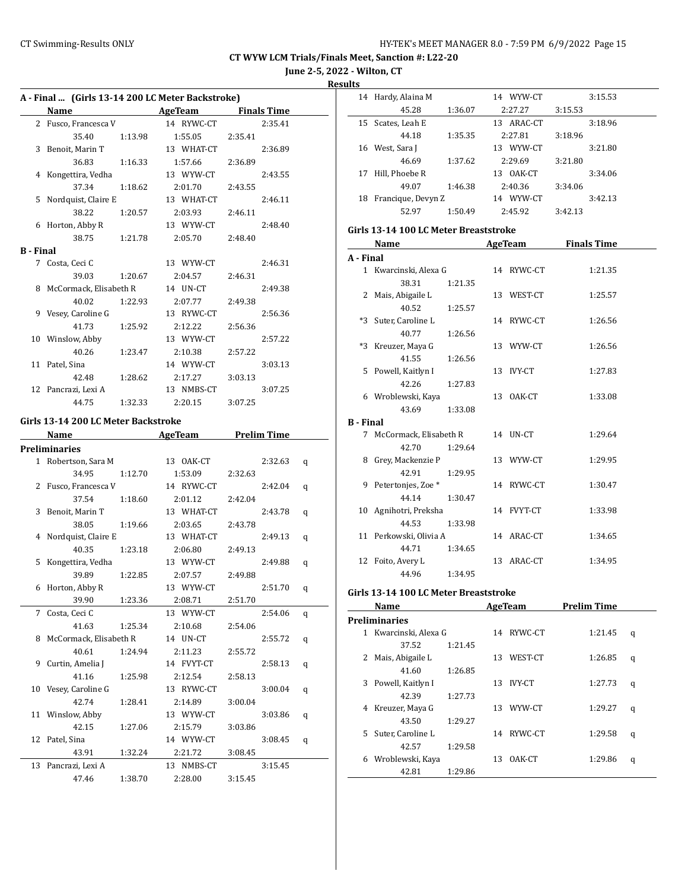CT WYW LCM Trials/Finals Meet, Sanction #: L22-20

June 2-5, 2022 - Wilton, CT

Results

### A - Final ... (Girls 13-14 200 LC Meter Backstroke)

| | Name | AgeTeam | Finals Time |
|---|---|---|---|
| 2 | Fusco, Francesca V | 14 RYWC-CT | 2:35.41 |
| | 35.40 1:13.98 1:55.05 2:35.41 | | |
| 3 | Benoit, Marin T | 13 WHAT-CT | 2:36.89 |
| | 36.83 1:16.33 1:57.66 2:36.89 | | |
| 4 | Kongettira, Vedha | 13 WYW-CT | 2:43.55 |
| | 37.34 1:18.62 2:01.70 2:43.55 | | |
| 5 | Nordquist, Claire E | 13 WHAT-CT | 2:46.11 |
| | 38.22 1:20.57 2:03.93 2:46.11 | | |
| 6 | Horton, Abby R | 13 WYW-CT | 2:48.40 |
| | 38.75 1:21.78 2:05.70 2:48.40 | | |
| **B - Final** | | | |
| 7 | Costa, Ceci C | 13 WYW-CT | 2:46.31 |
| | 39.03 1:20.67 2:04.57 2:46.31 | | |
| 8 | McCormack, Elisabeth R | 14 UN-CT | 2:49.38 |
| | 40.02 1:22.93 2:07.77 2:49.38 | | |
| 9 | Vesey, Caroline G | 13 RYWC-CT | 2:56.36 |
| | 41.73 1:25.92 2:12.22 2:56.36 | | |
| 10 | Winslow, Abby | 13 WYW-CT | 2:57.22 |
| | 40.26 1:23.47 2:10.38 2:57.22 | | |
| 11 | Patel, Sina | 14 WYW-CT | 3:03.13 |
| | 42.48 1:28.62 2:17.27 3:03.13 | | |
| 12 | Pancrazi, Lexi A | 13 NMBS-CT | 3:07.25 |
| | 44.75 1:32.33 2:20.15 3:07.25 | | |

### Girls 13-14 200 LC Meter Backstroke

| | Name | AgeTeam | Prelim Time | |
|---|---|---|---|---|
| **Preliminaries** | | | | |
| 1 | Robertson, Sara M | 13 OAK-CT | 2:32.63 | q |
| | 34.95 1:12.70 1:53.09 2:32.63 | | | |
| 2 | Fusco, Francesca V | 14 RYWC-CT | 2:42.04 | q |
| | 37.54 1:18.60 2:01.12 2:42.04 | | | |
| 3 | Benoit, Marin T | 13 WHAT-CT | 2:43.78 | q |
| | 38.05 1:19.66 2:03.65 2:43.78 | | | |
| 4 | Nordquist, Claire E | 13 WHAT-CT | 2:49.13 | q |
| | 40.35 1:23.18 2:06.80 2:49.13 | | | |
| 5 | Kongettira, Vedha | 13 WYW-CT | 2:49.88 | q |
| | 39.89 1:22.85 2:07.57 2:49.88 | | | |
| 6 | Horton, Abby R | 13 WYW-CT | 2:51.70 | q |
| | 39.90 1:23.36 2:08.71 2:51.70 | | | |
| 7 | Costa, Ceci C | 13 WYW-CT | 2:54.06 | q |
| | 41.63 1:25.34 2:10.68 2:54.06 | | | |
| 8 | McCormack, Elisabeth R | 14 UN-CT | 2:55.72 | q |
| | 40.61 1:24.94 2:11.23 2:55.72 | | | |
| 9 | Curtin, Amelia J | 14 FVYT-CT | 2:58.13 | q |
| | 41.16 1:25.98 2:12.54 2:58.13 | | | |
| 10 | Vesey, Caroline G | 13 RYWC-CT | 3:00.04 | q |
| | 42.74 1:28.41 2:14.89 3:00.04 | | | |
| 11 | Winslow, Abby | 13 WYW-CT | 3:03.86 | q |
| | 42.15 1:27.06 2:15.79 3:03.86 | | | |
| 12 | Patel, Sina | 14 WYW-CT | 3:08.45 | q |
| | 43.91 1:32.24 2:21.72 3:08.45 | | | |
| 13 | Pancrazi, Lexi A | 13 NMBS-CT | 3:15.45 | |
| | 47.46 1:38.70 2:28.00 3:15.45 | | | |
| 14 | Hardy, Alaina M | 14 WYW-CT | 3:15.53 | |
| | 45.28 1:36.07 2:27.27 3:15.53 | | | |
| 15 | Scates, Leah E | 13 ARAC-CT | 3:18.96 | |
| | 44.18 1:35.35 2:27.81 3:18.96 | | | |
| 16 | West, Sara J | 13 WYW-CT | 3:21.80 | |
| | 46.69 1:37.62 2:29.69 3:21.80 | | | |
| 17 | Hill, Phoebe R | 13 OAK-CT | 3:34.06 | |
| | 49.07 1:46.38 2:40.36 3:34.06 | | | |
| 18 | Francique, Devyn Z | 14 WYW-CT | 3:42.13 | |
| | 52.97 1:50.49 2:45.92 3:42.13 | | | |

### Girls 13-14 100 LC Meter Breaststroke

| | Name | AgeTeam | Finals Time |
|---|---|---|---|
| **A - Final** | | | |
| 1 | Kwarcinski, Alexa G | 14 RYWC-CT | 1:21.35 |
| | 38.31 1:21.35 | | |
| 2 | Mais, Abigaile L | 13 WEST-CT | 1:25.57 |
| | 40.52 1:25.57 | | |
| *3 | Suter, Caroline L | 14 RYWC-CT | 1:26.56 |
| | 40.77 1:26.56 | | |
| *3 | Kreuzer, Maya G | 13 WYW-CT | 1:26.56 |
| | 41.55 1:26.56 | | |
| 5 | Powell, Kaitlyn I | 13 IVY-CT | 1:27.83 |
| | 42.26 1:27.83 | | |
| 6 | Wroblewski, Kaya | 13 OAK-CT | 1:33.08 |
| | 43.69 1:33.08 | | |
| **B - Final** | | | |
| 7 | McCormack, Elisabeth R | 14 UN-CT | 1:29.64 |
| | 42.70 1:29.64 | | |
| 8 | Grey, Mackenzie P | 13 WYW-CT | 1:29.95 |
| | 42.91 1:29.95 | | |
| 9 | Petertonjes, Zoe * | 14 RYWC-CT | 1:30.47 |
| | 44.14 1:30.47 | | |
| 10 | Agnihotri, Preksha | 14 FVYT-CT | 1:33.98 |
| | 44.53 1:33.98 | | |
| 11 | Perkowski, Olivia A | 14 ARAC-CT | 1:34.65 |
| | 44.71 1:34.65 | | |
| 12 | Foito, Avery L | 13 ARAC-CT | 1:34.95 |
| | 44.96 1:34.95 | | |

### Girls 13-14 100 LC Meter Breaststroke

| | Name | AgeTeam | Prelim Time | |
|---|---|---|---|---|
| **Preliminaries** | | | | |
| 1 | Kwarcinski, Alexa G | 14 RYWC-CT | 1:21.45 | q |
| | 37.52 1:21.45 | | | |
| 2 | Mais, Abigaile L | 13 WEST-CT | 1:26.85 | q |
| | 41.60 1:26.85 | | | |
| 3 | Powell, Kaitlyn I | 13 IVY-CT | 1:27.73 | q |
| | 42.39 1:27.73 | | | |
| 4 | Kreuzer, Maya G | 13 WYW-CT | 1:29.27 | q |
| | 43.50 1:29.27 | | | |
| 5 | Suter, Caroline L | 14 RYWC-CT | 1:29.58 | q |
| | 42.57 1:29.58 | | | |
| 6 | Wroblewski, Kaya | 13 OAK-CT | 1:29.86 | q |
| | 42.81 1:29.86 | | | |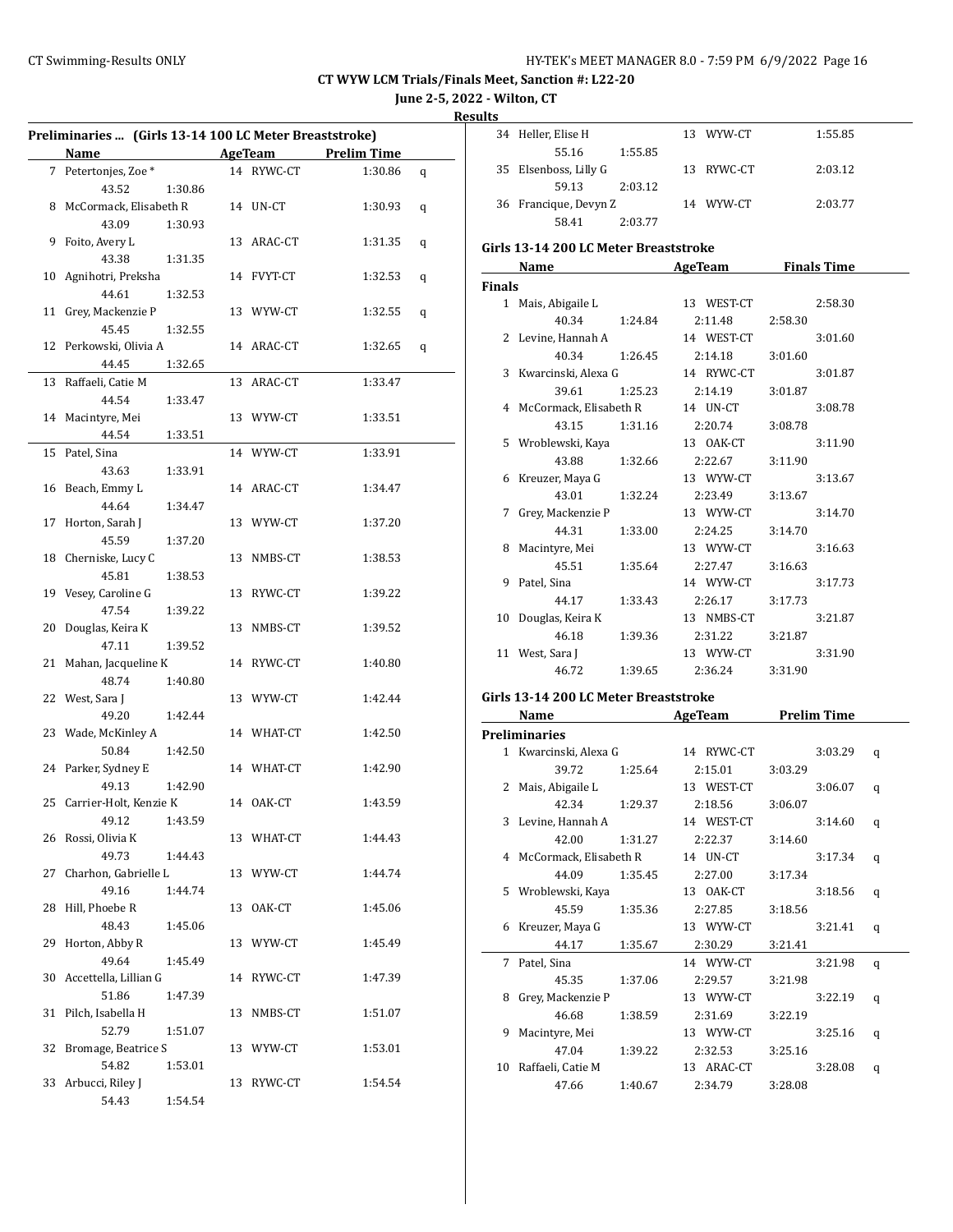## CT WYW LCM Trials/Finals Meet, Sanction #: L22-20

**June 2-5, 2022 - Wilton, CT**

**Results**

### Preliminaries ... (Girls 13-14 100 LC Meter Breaststroke)

| | Name | Age | Team | Prelim Time | |
|---|---|---|---|---|---|
| 7 | Petertonjes, Zoe * | 14 | RYWC-CT | 1:30.86 | q |
| | 43.52 &nbsp; 1:30.86 | | | | |
| 8 | McCormack, Elisabeth R | 14 | UN-CT | 1:30.93 | q |
| | 43.09 &nbsp; 1:30.93 | | | | |
| 9 | Foito, Avery L | 13 | ARAC-CT | 1:31.35 | q |
| | 43.38 &nbsp; 1:31.35 | | | | |
| 10 | Agnihotri, Preksha | 14 | FVYT-CT | 1:32.53 | q |
| | 44.61 &nbsp; 1:32.53 | | | | |
| 11 | Grey, Mackenzie P | 13 | WYW-CT | 1:32.55 | q |
| | 45.45 &nbsp; 1:32.55 | | | | |
| 12 | Perkowski, Olivia A | 14 | ARAC-CT | 1:32.65 | q |
| | 44.45 &nbsp; 1:32.65 | | | | |
| 13 | Raffaeli, Catie M | 13 | ARAC-CT | 1:33.47 | |
| | 44.54 &nbsp; 1:33.47 | | | | |
| 14 | Macintyre, Mei | 13 | WYW-CT | 1:33.51 | |
| | 44.54 &nbsp; 1:33.51 | | | | |
| 15 | Patel, Sina | 14 | WYW-CT | 1:33.91 | |
| | 43.63 &nbsp; 1:33.91 | | | | |
| 16 | Beach, Emmy L | 14 | ARAC-CT | 1:34.47 | |
| | 44.64 &nbsp; 1:34.47 | | | | |
| 17 | Horton, Sarah J | 13 | WYW-CT | 1:37.20 | |
| | 45.59 &nbsp; 1:37.20 | | | | |
| 18 | Cherniske, Lucy C | 13 | NMBS-CT | 1:38.53 | |
| | 45.81 &nbsp; 1:38.53 | | | | |
| 19 | Vesey, Caroline G | 13 | RYWC-CT | 1:39.22 | |
| | 47.54 &nbsp; 1:39.22 | | | | |
| 20 | Douglas, Keira K | 13 | NMBS-CT | 1:39.52 | |
| | 47.11 &nbsp; 1:39.52 | | | | |
| 21 | Mahan, Jacqueline K | 14 | RYWC-CT | 1:40.80 | |
| | 48.74 &nbsp; 1:40.80 | | | | |
| 22 | West, Sara J | 13 | WYW-CT | 1:42.44 | |
| | 49.20 &nbsp; 1:42.44 | | | | |
| 23 | Wade, McKinley A | 14 | WHAT-CT | 1:42.50 | |
| | 50.84 &nbsp; 1:42.50 | | | | |
| 24 | Parker, Sydney E | 14 | WHAT-CT | 1:42.90 | |
| | 49.13 &nbsp; 1:42.90 | | | | |
| 25 | Carrier-Holt, Kenzie K | 14 | OAK-CT | 1:43.59 | |
| | 49.12 &nbsp; 1:43.59 | | | | |
| 26 | Rossi, Olivia K | 13 | WHAT-CT | 1:44.43 | |
| | 49.73 &nbsp; 1:44.43 | | | | |
| 27 | Charhon, Gabrielle L | 13 | WYW-CT | 1:44.74 | |
| | 49.16 &nbsp; 1:44.74 | | | | |
| 28 | Hill, Phoebe R | 13 | OAK-CT | 1:45.06 | |
| | 48.43 &nbsp; 1:45.06 | | | | |
| 29 | Horton, Abby R | 13 | WYW-CT | 1:45.49 | |
| | 49.64 &nbsp; 1:45.49 | | | | |
| 30 | Accettella, Lillian G | 14 | RYWC-CT | 1:47.39 | |
| | 51.86 &nbsp; 1:47.39 | | | | |
| 31 | Pilch, Isabella H | 13 | NMBS-CT | 1:51.07 | |
| | 52.79 &nbsp; 1:51.07 | | | | |
| 32 | Bromage, Beatrice S | 13 | WYW-CT | 1:53.01 | |
| | 54.82 &nbsp; 1:53.01 | | | | |
| 33 | Arbucci, Riley J | 13 | RYWC-CT | 1:54.54 | |
| | 54.43 &nbsp; 1:54.54 | | | | |
| 34 | Heller, Elise H | 13 | WYW-CT | 1:55.85 | |
| | 55.16 &nbsp; 1:55.85 | | | | |
| 35 | Elsenboss, Lilly G | 13 | RYWC-CT | 2:03.12 | |
| | 59.13 &nbsp; 2:03.12 | | | | |
| 36 | Francique, Devyn Z | 14 | WYW-CT | 2:03.77 | |
| | 58.41 &nbsp; 2:03.77 | | | | |

### Girls 13-14 200 LC Meter Breaststroke

**Finals**

| | Name | Age | Team | Finals Time |
|---|---|---|---|---|
| 1 | Mais, Abigaile L | 13 | WEST-CT | 2:58.30 |
| | 40.34 &nbsp; 1:24.84 &nbsp; 2:11.48 &nbsp; 2:58.30 | | | |
| 2 | Levine, Hannah A | 14 | WEST-CT | 3:01.60 |
| | 40.34 &nbsp; 1:26.45 &nbsp; 2:14.18 &nbsp; 3:01.60 | | | |
| 3 | Kwarcinski, Alexa G | 14 | RYWC-CT | 3:01.87 |
| | 39.61 &nbsp; 1:25.23 &nbsp; 2:14.19 &nbsp; 3:01.87 | | | |
| 4 | McCormack, Elisabeth R | 14 | UN-CT | 3:08.78 |
| | 43.15 &nbsp; 1:31.16 &nbsp; 2:20.74 &nbsp; 3:08.78 | | | |
| 5 | Wroblewski, Kaya | 13 | OAK-CT | 3:11.90 |
| | 43.88 &nbsp; 1:32.66 &nbsp; 2:22.67 &nbsp; 3:11.90 | | | |
| 6 | Kreuzer, Maya G | 13 | WYW-CT | 3:13.67 |
| | 43.01 &nbsp; 1:32.24 &nbsp; 2:23.49 &nbsp; 3:13.67 | | | |
| 7 | Grey, Mackenzie P | 13 | WYW-CT | 3:14.70 |
| | 44.31 &nbsp; 1:33.00 &nbsp; 2:24.25 &nbsp; 3:14.70 | | | |
| 8 | Macintyre, Mei | 13 | WYW-CT | 3:16.63 |
| | 45.51 &nbsp; 1:35.64 &nbsp; 2:27.47 &nbsp; 3:16.63 | | | |
| 9 | Patel, Sina | 14 | WYW-CT | 3:17.73 |
| | 44.17 &nbsp; 1:33.43 &nbsp; 2:26.17 &nbsp; 3:17.73 | | | |
| 10 | Douglas, Keira K | 13 | NMBS-CT | 3:21.87 |
| | 46.18 &nbsp; 1:39.36 &nbsp; 2:31.22 &nbsp; 3:21.87 | | | |
| 11 | West, Sara J | 13 | WYW-CT | 3:31.90 |
| | 46.72 &nbsp; 1:39.65 &nbsp; 2:36.24 &nbsp; 3:31.90 | | | |

### Girls 13-14 200 LC Meter Breaststroke

**Preliminaries**

| | Name | Age | Team | Prelim Time | |
|---|---|---|---|---|---|
| 1 | Kwarcinski, Alexa G | 14 | RYWC-CT | 3:03.29 | q |
| | 39.72 &nbsp; 1:25.64 &nbsp; 2:15.01 &nbsp; 3:03.29 | | | | |
| 2 | Mais, Abigaile L | 13 | WEST-CT | 3:06.07 | q |
| | 42.34 &nbsp; 1:29.37 &nbsp; 2:18.56 &nbsp; 3:06.07 | | | | |
| 3 | Levine, Hannah A | 14 | WEST-CT | 3:14.60 | q |
| | 42.00 &nbsp; 1:31.27 &nbsp; 2:22.37 &nbsp; 3:14.60 | | | | |
| 4 | McCormack, Elisabeth R | 14 | UN-CT | 3:17.34 | q |
| | 44.09 &nbsp; 1:35.45 &nbsp; 2:27.00 &nbsp; 3:17.34 | | | | |
| 5 | Wroblewski, Kaya | 13 | OAK-CT | 3:18.56 | q |
| | 45.59 &nbsp; 1:35.36 &nbsp; 2:27.85 &nbsp; 3:18.56 | | | | |
| 6 | Kreuzer, Maya G | 13 | WYW-CT | 3:21.41 | q |
| | 44.17 &nbsp; 1:35.67 &nbsp; 2:30.29 &nbsp; 3:21.41 | | | | |
| 7 | Patel, Sina | 14 | WYW-CT | 3:21.98 | q |
| | 45.35 &nbsp; 1:37.06 &nbsp; 2:29.57 &nbsp; 3:21.98 | | | | |
| 8 | Grey, Mackenzie P | 13 | WYW-CT | 3:22.19 | q |
| | 46.68 &nbsp; 1:38.59 &nbsp; 2:31.69 &nbsp; 3:22.19 | | | | |
| 9 | Macintyre, Mei | 13 | WYW-CT | 3:25.16 | q |
| | 47.04 &nbsp; 1:39.22 &nbsp; 2:32.53 &nbsp; 3:25.16 | | | | |
| 10 | Raffaeli, Catie M | 13 | ARAC-CT | 3:28.08 | q |
| | 47.66 &nbsp; 1:40.67 &nbsp; 2:34.79 &nbsp; 3:28.08 | | | | |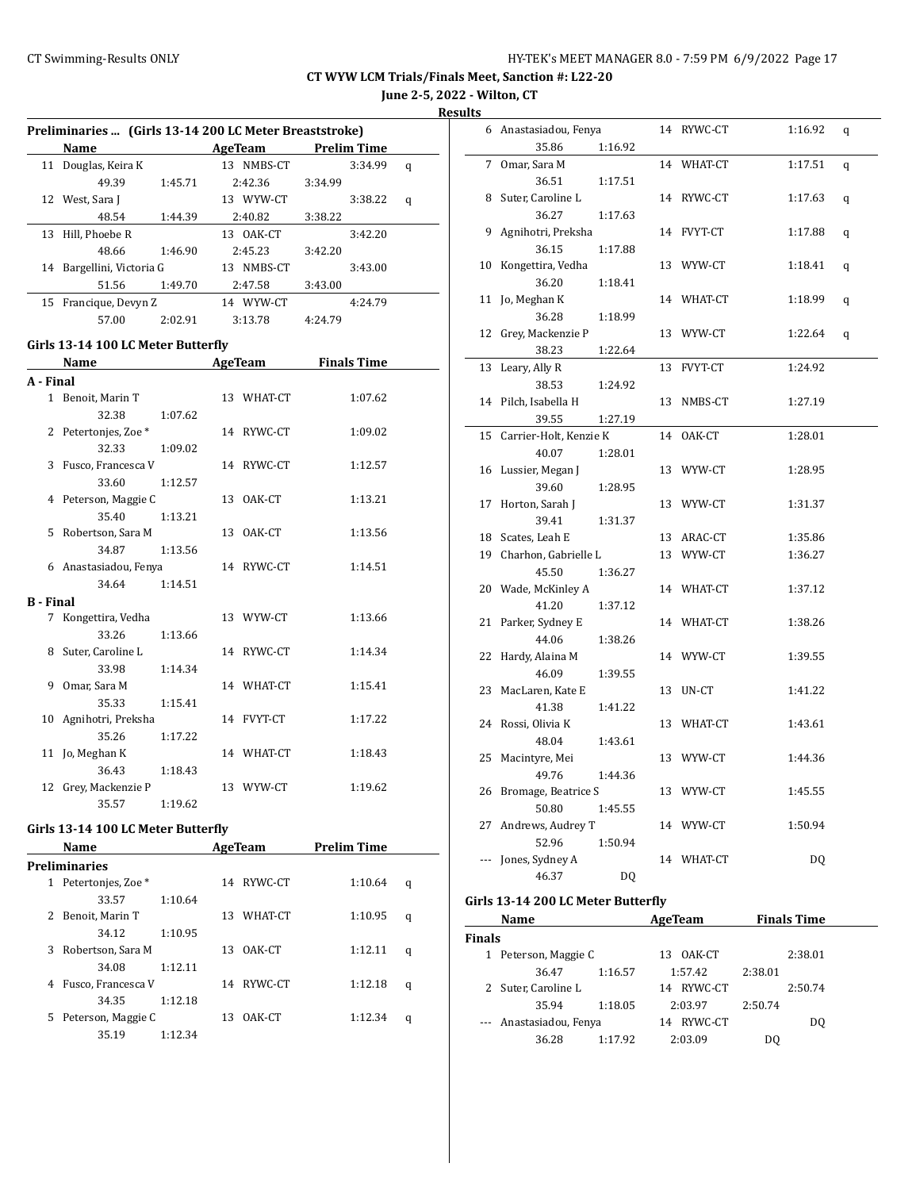CT WYW LCM Trials/Finals Meet, Sanction #: L22-20

June 2-5, 2022 - Wilton, CT

Results

### Preliminaries ... (Girls 13-14 200 LC Meter Breaststroke)

| | Name | Age | Team | Prelim Time | |
|---|---|---|---|---|---|
| 11 | Douglas, Keira K | 13 | NMBS-CT | 3:34.99 | q |
| | 49.39 / 1:45.71 / 2:42.36 / 3:34.99 | | | | |
| 12 | West, Sara J | 13 | WYW-CT | 3:38.22 | q |
| | 48.54 / 1:44.39 / 2:40.82 / 3:38.22 | | | | |
| 13 | Hill, Phoebe R | 13 | OAK-CT | 3:42.20 | |
| | 48.66 / 1:46.90 / 2:45.23 / 3:42.20 | | | | |
| 14 | Bargellini, Victoria G | 13 | NMBS-CT | 3:43.00 | |
| | 51.56 / 1:49.70 / 2:47.58 / 3:43.00 | | | | |
| 15 | Francique, Devyn Z | 14 | WYW-CT | 4:24.79 | |
| | 57.00 / 2:02.91 / 3:13.78 / 4:24.79 | | | | |

### Girls 13-14 100 LC Meter Butterfly

| | Name | Age | Team | Finals Time |
|---|---|---|---|---|
| **A - Final** | | | | |
| 1 | Benoit, Marin T | 13 | WHAT-CT | 1:07.62 |
| | 32.38 / 1:07.62 | | | |
| 2 | Petertonjes, Zoe * | 14 | RYWC-CT | 1:09.02 |
| | 32.33 / 1:09.02 | | | |
| 3 | Fusco, Francesca V | 14 | RYWC-CT | 1:12.57 |
| | 33.60 / 1:12.57 | | | |
| 4 | Peterson, Maggie C | 13 | OAK-CT | 1:13.21 |
| | 35.40 / 1:13.21 | | | |
| 5 | Robertson, Sara M | 13 | OAK-CT | 1:13.56 |
| | 34.87 / 1:13.56 | | | |
| 6 | Anastasiadou, Fenya | 14 | RYWC-CT | 1:14.51 |
| | 34.64 / 1:14.51 | | | |
| **B - Final** | | | | |
| 7 | Kongettira, Vedha | 13 | WYW-CT | 1:13.66 |
| | 33.26 / 1:13.66 | | | |
| 8 | Suter, Caroline L | 14 | RYWC-CT | 1:14.34 |
| | 33.98 / 1:14.34 | | | |
| 9 | Omar, Sara M | 14 | WHAT-CT | 1:15.41 |
| | 35.33 / 1:15.41 | | | |
| 10 | Agnihotri, Preksha | 14 | FVYT-CT | 1:17.22 |
| | 35.26 / 1:17.22 | | | |
| 11 | Jo, Meghan K | 14 | WHAT-CT | 1:18.43 |
| | 36.43 / 1:18.43 | | | |
| 12 | Grey, Mackenzie P | 13 | WYW-CT | 1:19.62 |
| | 35.57 / 1:19.62 | | | |

### Girls 13-14 100 LC Meter Butterfly

| | Name | Age | Team | Prelim Time | |
|---|---|---|---|---|---|
| **Preliminaries** | | | | | |
| 1 | Petertonjes, Zoe * | 14 | RYWC-CT | 1:10.64 | q |
| | 33.57 / 1:10.64 | | | | |
| 2 | Benoit, Marin T | 13 | WHAT-CT | 1:10.95 | q |
| | 34.12 / 1:10.95 | | | | |
| 3 | Robertson, Sara M | 13 | OAK-CT | 1:12.11 | q |
| | 34.08 / 1:12.11 | | | | |
| 4 | Fusco, Francesca V | 14 | RYWC-CT | 1:12.18 | q |
| | 34.35 / 1:12.18 | | | | |
| 5 | Peterson, Maggie C | 13 | OAK-CT | 1:12.34 | q |
| | 35.19 / 1:12.34 | | | | |
| 6 | Anastasiadou, Fenya | 14 | RYWC-CT | 1:16.92 | q |
| | 35.86 / 1:16.92 | | | | |
| 7 | Omar, Sara M | 14 | WHAT-CT | 1:17.51 | q |
| | 36.51 / 1:17.51 | | | | |
| 8 | Suter, Caroline L | 14 | RYWC-CT | 1:17.63 | q |
| | 36.27 / 1:17.63 | | | | |
| 9 | Agnihotri, Preksha | 14 | FVYT-CT | 1:17.88 | q |
| | 36.15 / 1:17.88 | | | | |
| 10 | Kongettira, Vedha | 13 | WYW-CT | 1:18.41 | q |
| | 36.20 / 1:18.41 | | | | |
| 11 | Jo, Meghan K | 14 | WHAT-CT | 1:18.99 | q |
| | 36.28 / 1:18.99 | | | | |
| 12 | Grey, Mackenzie P | 13 | WYW-CT | 1:22.64 | q |
| | 38.23 / 1:22.64 | | | | |
| 13 | Leary, Ally R | 13 | FVYT-CT | 1:24.92 | |
| | 38.53 / 1:24.92 | | | | |
| 14 | Pilch, Isabella H | 13 | NMBS-CT | 1:27.19 | |
| | 39.55 / 1:27.19 | | | | |
| 15 | Carrier-Holt, Kenzie K | 14 | OAK-CT | 1:28.01 | |
| | 40.07 / 1:28.01 | | | | |
| 16 | Lussier, Megan J | 13 | WYW-CT | 1:28.95 | |
| | 39.60 / 1:28.95 | | | | |
| 17 | Horton, Sarah J | 13 | WYW-CT | 1:31.37 | |
| | 39.41 / 1:31.37 | | | | |
| 18 | Scates, Leah E | 13 | ARAC-CT | 1:35.86 | |
| 19 | Charhon, Gabrielle L | 13 | WYW-CT | 1:36.27 | |
| | 45.50 / 1:36.27 | | | | |
| 20 | Wade, McKinley A | 14 | WHAT-CT | 1:37.12 | |
| | 41.20 / 1:37.12 | | | | |
| 21 | Parker, Sydney E | 14 | WHAT-CT | 1:38.26 | |
| | 44.06 / 1:38.26 | | | | |
| 22 | Hardy, Alaina M | 14 | WYW-CT | 1:39.55 | |
| | 46.09 / 1:39.55 | | | | |
| 23 | MacLaren, Kate E | 13 | UN-CT | 1:41.22 | |
| | 41.38 / 1:41.22 | | | | |
| 24 | Rossi, Olivia K | 13 | WHAT-CT | 1:43.61 | |
| | 48.04 / 1:43.61 | | | | |
| 25 | Macintyre, Mei | 13 | WYW-CT | 1:44.36 | |
| | 49.76 / 1:44.36 | | | | |
| 26 | Bromage, Beatrice S | 13 | WYW-CT | 1:45.55 | |
| | 50.80 / 1:45.55 | | | | |
| 27 | Andrews, Audrey T | 14 | WYW-CT | 1:50.94 | |
| | 52.96 / 1:50.94 | | | | |
| --- | Jones, Sydney A | 14 | WHAT-CT | DQ | |
| | 46.37 / DQ | | | | |

### Girls 13-14 200 LC Meter Butterfly

| | Name | Age | Team | Finals Time |
|---|---|---|---|---|
| **Finals** | | | | |
| 1 | Peterson, Maggie C | 13 | OAK-CT | 2:38.01 |
| | 36.47 / 1:16.57 / 1:57.42 / 2:38.01 | | | |
| 2 | Suter, Caroline L | 14 | RYWC-CT | 2:50.74 |
| | 35.94 / 1:18.05 / 2:03.97 / 2:50.74 | | | |
| --- | Anastasiadou, Fenya | 14 | RYWC-CT | DQ |
| | 36.28 / 1:17.92 / 2:03.09 / DQ | | | |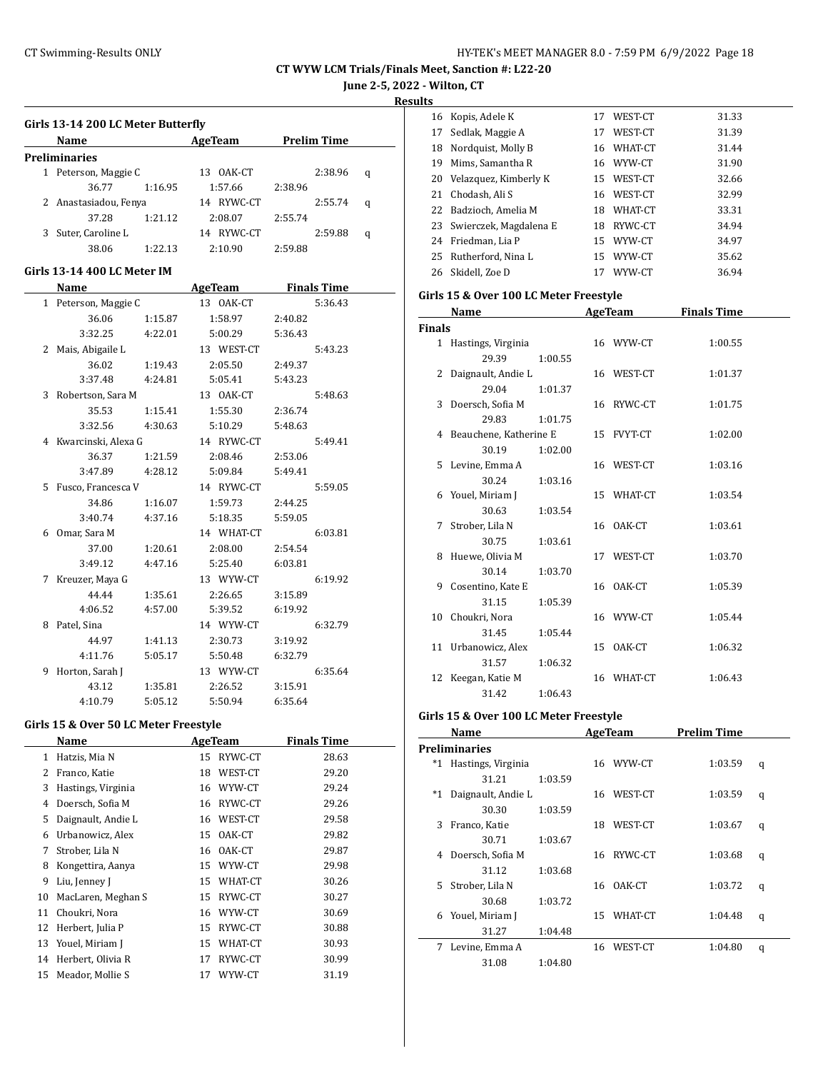CT Swimming-Results ONLY

HY-TEK's MEET MANAGER 8.0 - 7:59 PM 6/9/2022

**CT WYW LCM Trials/Finals Meet, Sanction #: L22-20**

**June 2-5, 2022 - Wilton, CT**

**Results**

### Girls 13-14 200 LC Meter Butterfly

| | Name | Age | Team | Prelim Time | |
|---|---|---|---|---|---|
| **Preliminaries** | | | | | |
| 1 | Peterson, Maggie C | 13 | OAK-CT | 2:38.96 | q |
| | 36.77 / 1:16.95 / 1:57.66 / 2:38.96 | | | | |
| 2 | Anastasiadou, Fenya | 14 | RYWC-CT | 2:55.74 | q |
| | 37.28 / 1:21.12 / 2:08.07 / 2:55.74 | | | | |
| 3 | Suter, Caroline L | 14 | RYWC-CT | 2:59.88 | q |
| | 38.06 / 1:22.13 / 2:10.90 / 2:59.88 | | | | |

### Girls 13-14 400 LC Meter IM

| | Name | Age | Team | Finals Time |
|---|---|---|---|---|
| 1 | Peterson, Maggie C | 13 | OAK-CT | 5:36.43 |
| | 36.06 / 1:15.87 / 1:58.97 / 2:40.82 / 3:32.25 / 4:22.01 / 5:00.29 / 5:36.43 | | | |
| 2 | Mais, Abigaile L | 13 | WEST-CT | 5:43.23 |
| | 36.02 / 1:19.43 / 2:05.50 / 2:49.37 / 3:37.48 / 4:24.81 / 5:05.41 / 5:43.23 | | | |
| 3 | Robertson, Sara M | 13 | OAK-CT | 5:48.63 |
| | 35.53 / 1:15.41 / 1:55.30 / 2:36.74 / 3:32.56 / 4:30.63 / 5:10.29 / 5:48.63 | | | |
| 4 | Kwarcinski, Alexa G | 14 | RYWC-CT | 5:49.41 |
| | 36.37 / 1:21.59 / 2:08.46 / 2:53.06 / 3:47.89 / 4:28.12 / 5:09.84 / 5:49.41 | | | |
| 5 | Fusco, Francesca V | 14 | RYWC-CT | 5:59.05 |
| | 34.86 / 1:16.07 / 1:59.73 / 2:44.25 / 3:40.74 / 4:37.16 / 5:18.35 / 5:59.05 | | | |
| 6 | Omar, Sara M | 14 | WHAT-CT | 6:03.81 |
| | 37.00 / 1:20.61 / 2:08.00 / 2:54.54 / 3:49.12 / 4:47.16 / 5:25.40 / 6:03.81 | | | |
| 7 | Kreuzer, Maya G | 13 | WYW-CT | 6:19.92 |
| | 44.44 / 1:35.61 / 2:26.65 / 3:15.89 / 4:06.52 / 4:57.00 / 5:39.52 / 6:19.92 | | | |
| 8 | Patel, Sina | 14 | WYW-CT | 6:32.79 |
| | 44.97 / 1:41.13 / 2:30.73 / 3:19.92 / 4:11.76 / 5:05.17 / 5:50.48 / 6:32.79 | | | |
| 9 | Horton, Sarah J | 13 | WYW-CT | 6:35.64 |
| | 43.12 / 1:35.81 / 2:26.52 / 3:15.91 / 4:10.79 / 5:05.12 / 5:50.94 / 6:35.64 | | | |

### Girls 15 & Over 50 LC Meter Freestyle

| | Name | Age | Team | Finals Time |
|---|---|---|---|---|
| 1 | Hatzis, Mia N | 15 | RYWC-CT | 28.63 |
| 2 | Franco, Katie | 18 | WEST-CT | 29.20 |
| 3 | Hastings, Virginia | 16 | WYW-CT | 29.24 |
| 4 | Doersch, Sofia M | 16 | RYWC-CT | 29.26 |
| 5 | Daignault, Andie L | 16 | WEST-CT | 29.58 |
| 6 | Urbanowicz, Alex | 15 | OAK-CT | 29.82 |
| 7 | Strober, Lila N | 16 | OAK-CT | 29.87 |
| 8 | Kongettira, Aanya | 15 | WYW-CT | 29.98 |
| 9 | Liu, Jenney J | 15 | WHAT-CT | 30.26 |
| 10 | MacLaren, Meghan S | 15 | RYWC-CT | 30.27 |
| 11 | Choukri, Nora | 16 | WYW-CT | 30.69 |
| 12 | Herbert, Julia P | 15 | RYWC-CT | 30.88 |
| 13 | Youel, Miriam J | 15 | WHAT-CT | 30.93 |
| 14 | Herbert, Olivia R | 17 | RYWC-CT | 30.99 |
| 15 | Meador, Mollie S | 17 | WYW-CT | 31.19 |
| 16 | Kopis, Adele K | 17 | WEST-CT | 31.33 |
| 17 | Sedlak, Maggie A | 17 | WEST-CT | 31.39 |
| 18 | Nordquist, Molly B | 16 | WHAT-CT | 31.44 |
| 19 | Mims, Samantha R | 16 | WYW-CT | 31.90 |
| 20 | Velazquez, Kimberly K | 15 | WEST-CT | 32.66 |
| 21 | Chodash, Ali S | 16 | WEST-CT | 32.99 |
| 22 | Badzioch, Amelia M | 18 | WHAT-CT | 33.31 |
| 23 | Swierczek, Magdalena E | 18 | RYWC-CT | 34.94 |
| 24 | Friedman, Lia P | 15 | WYW-CT | 34.97 |
| 25 | Rutherford, Nina L | 15 | WYW-CT | 35.62 |
| 26 | Skidell, Zoe D | 17 | WYW-CT | 36.94 |

### Girls 15 & Over 100 LC Meter Freestyle

| | Name | Age | Team | Finals Time |
|---|---|---|---|---|
| **Finals** | | | | |
| 1 | Hastings, Virginia | 16 | WYW-CT | 1:00.55 |
| | 29.39 / 1:00.55 | | | |
| 2 | Daignault, Andie L | 16 | WEST-CT | 1:01.37 |
| | 29.04 / 1:01.37 | | | |
| 3 | Doersch, Sofia M | 16 | RYWC-CT | 1:01.75 |
| | 29.83 / 1:01.75 | | | |
| 4 | Beauchene, Katherine E | 15 | FVYT-CT | 1:02.00 |
| | 30.19 / 1:02.00 | | | |
| 5 | Levine, Emma A | 16 | WEST-CT | 1:03.16 |
| | 30.24 / 1:03.16 | | | |
| 6 | Youel, Miriam J | 15 | WHAT-CT | 1:03.54 |
| | 30.63 / 1:03.54 | | | |
| 7 | Strober, Lila N | 16 | OAK-CT | 1:03.61 |
| | 30.75 / 1:03.61 | | | |
| 8 | Huewe, Olivia M | 17 | WEST-CT | 1:03.70 |
| | 30.14 / 1:03.70 | | | |
| 9 | Cosentino, Kate E | 16 | OAK-CT | 1:05.39 |
| | 31.15 / 1:05.39 | | | |
| 10 | Choukri, Nora | 16 | WYW-CT | 1:05.44 |
| | 31.45 / 1:05.44 | | | |
| 11 | Urbanowicz, Alex | 15 | OAK-CT | 1:06.32 |
| | 31.57 / 1:06.32 | | | |
| 12 | Keegan, Katie M | 16 | WHAT-CT | 1:06.43 |
| | 31.42 / 1:06.43 | | | |

### Girls 15 & Over 100 LC Meter Freestyle

| | Name | Age | Team | Prelim Time | |
|---|---|---|---|---|---|
| **Preliminaries** | | | | | |
| *1 | Hastings, Virginia | 16 | WYW-CT | 1:03.59 | q |
| | 31.21 / 1:03.59 | | | | |
| *1 | Daignault, Andie L | 16 | WEST-CT | 1:03.59 | q |
| | 30.30 / 1:03.59 | | | | |
| 3 | Franco, Katie | 18 | WEST-CT | 1:03.67 | q |
| | 30.71 / 1:03.67 | | | | |
| 4 | Doersch, Sofia M | 16 | RYWC-CT | 1:03.68 | q |
| | 31.12 / 1:03.68 | | | | |
| 5 | Strober, Lila N | 16 | OAK-CT | 1:03.72 | q |
| | 30.68 / 1:03.72 | | | | |
| 6 | Youel, Miriam J | 15 | WHAT-CT | 1:04.48 | q |
| | 31.27 / 1:04.48 | | | | |
| 7 | Levine, Emma A | 16 | WEST-CT | 1:04.80 | q |
| | 31.08 / 1:04.80 | | | | |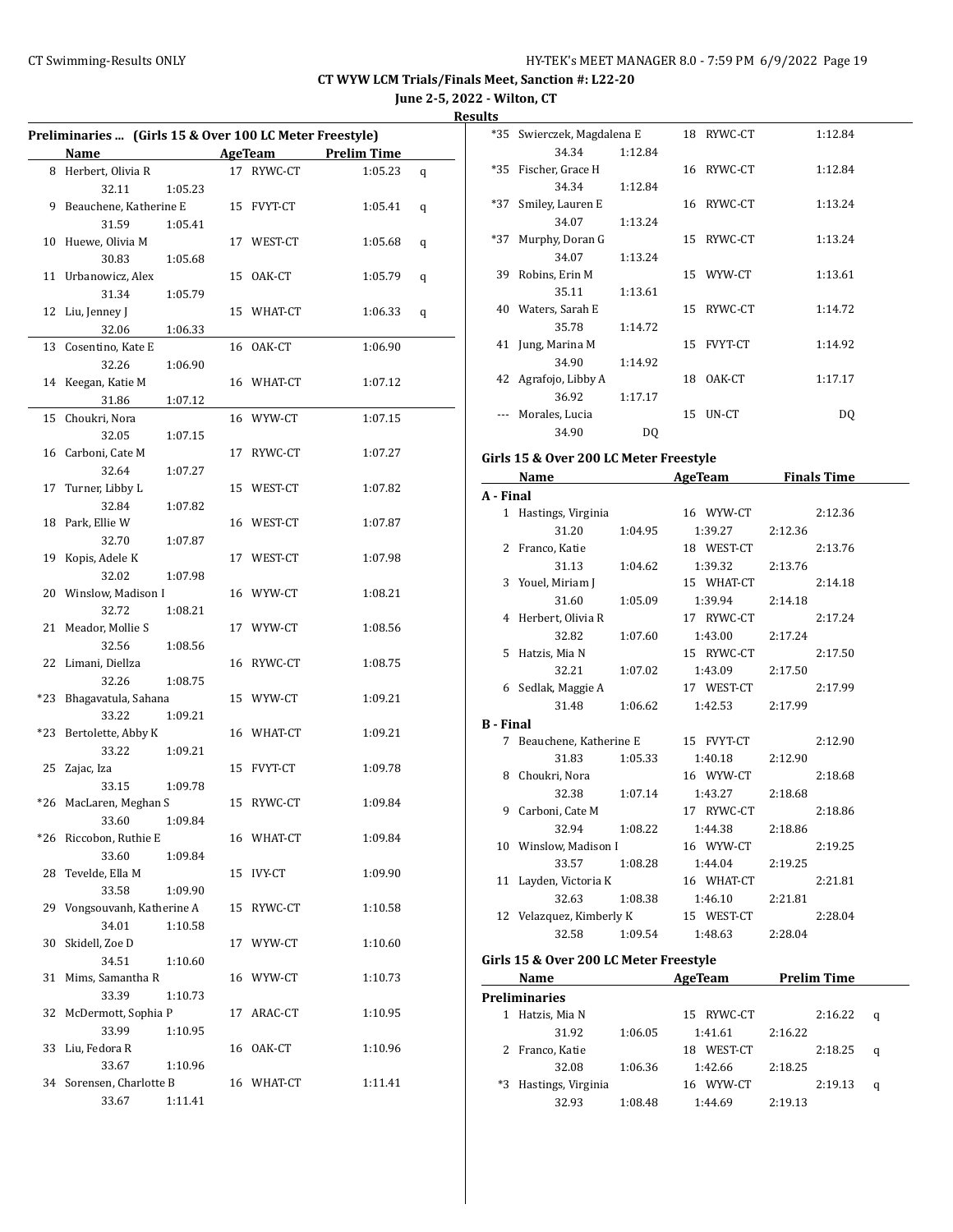# CT WYW LCM Trials/Finals Meet, Sanction #: L22-20

**June 2-5, 2022 - Wilton, CT**

**Results**

## Preliminaries ... (Girls 15 & Over 100 LC Meter Freestyle)

| | Name | Age | Team | Prelim Time | |
|---|---|---|---|---|---|
| 8 | Herbert, Olivia R | 17 | RYWC-CT | 1:05.23 | q |
| | 32.11 1:05.23 | | | | |
| 9 | Beauchene, Katherine E | 15 | FVYT-CT | 1:05.41 | q |
| | 31.59 1:05.41 | | | | |
| 10 | Huewe, Olivia M | 17 | WEST-CT | 1:05.68 | q |
| | 30.83 1:05.68 | | | | |
| 11 | Urbanowicz, Alex | 15 | OAK-CT | 1:05.79 | q |
| | 31.34 1:05.79 | | | | |
| 12 | Liu, Jenney J | 15 | WHAT-CT | 1:06.33 | q |
| | 32.06 1:06.33 | | | | |
| 13 | Cosentino, Kate E | 16 | OAK-CT | 1:06.90 | |
| | 32.26 1:06.90 | | | | |
| 14 | Keegan, Katie M | 16 | WHAT-CT | 1:07.12 | |
| | 31.86 1:07.12 | | | | |
| 15 | Choukri, Nora | 16 | WYW-CT | 1:07.15 | |
| | 32.05 1:07.15 | | | | |
| 16 | Carboni, Cate M | 17 | RYWC-CT | 1:07.27 | |
| | 32.64 1:07.27 | | | | |
| 17 | Turner, Libby L | 15 | WEST-CT | 1:07.82 | |
| | 32.84 1:07.82 | | | | |
| 18 | Park, Ellie W | 16 | WEST-CT | 1:07.87 | |
| | 32.70 1:07.87 | | | | |
| 19 | Kopis, Adele K | 17 | WEST-CT | 1:07.98 | |
| | 32.02 1:07.98 | | | | |
| 20 | Winslow, Madison I | 16 | WYW-CT | 1:08.21 | |
| | 32.72 1:08.21 | | | | |
| 21 | Meador, Mollie S | 17 | WYW-CT | 1:08.56 | |
| | 32.56 1:08.56 | | | | |
| 22 | Limani, Diellza | 16 | RYWC-CT | 1:08.75 | |
| | 32.26 1:08.75 | | | | |
| *23 | Bhagavatula, Sahana | 15 | WYW-CT | 1:09.21 | |
| | 33.22 1:09.21 | | | | |
| *23 | Bertolette, Abby K | 16 | WHAT-CT | 1:09.21 | |
| | 33.22 1:09.21 | | | | |
| 25 | Zajac, Iza | 15 | FVYT-CT | 1:09.78 | |
| | 33.15 1:09.78 | | | | |
| *26 | MacLaren, Meghan S | 15 | RYWC-CT | 1:09.84 | |
| | 33.60 1:09.84 | | | | |
| *26 | Riccobon, Ruthie E | 16 | WHAT-CT | 1:09.84 | |
| | 33.60 1:09.84 | | | | |
| 28 | Tevelde, Ella M | 15 | IVY-CT | 1:09.90 | |
| | 33.58 1:09.90 | | | | |
| 29 | Vongsouvanh, Katherine A | 15 | RYWC-CT | 1:10.58 | |
| | 34.01 1:10.58 | | | | |
| 30 | Skidell, Zoe D | 17 | WYW-CT | 1:10.60 | |
| | 34.51 1:10.60 | | | | |
| 31 | Mims, Samantha R | 16 | WYW-CT | 1:10.73 | |
| | 33.39 1:10.73 | | | | |
| 32 | McDermott, Sophia P | 17 | ARAC-CT | 1:10.95 | |
| | 33.99 1:10.95 | | | | |
| 33 | Liu, Fedora R | 16 | OAK-CT | 1:10.96 | |
| | 33.67 1:10.96 | | | | |
| 34 | Sorensen, Charlotte B | 16 | WHAT-CT | 1:11.41 | |
| | 33.67 1:11.41 | | | | |
| *35 | Swierczek, Magdalena E | 18 | RYWC-CT | 1:12.84 | |
| | 34.34 1:12.84 | | | | |
| *35 | Fischer, Grace H | 16 | RYWC-CT | 1:12.84 | |
| | 34.34 1:12.84 | | | | |
| *37 | Smiley, Lauren E | 16 | RYWC-CT | 1:13.24 | |
| | 34.07 1:13.24 | | | | |
| *37 | Murphy, Doran G | 15 | RYWC-CT | 1:13.24 | |
| | 34.07 1:13.24 | | | | |
| 39 | Robins, Erin M | 15 | WYW-CT | 1:13.61 | |
| | 35.11 1:13.61 | | | | |
| 40 | Waters, Sarah E | 15 | RYWC-CT | 1:14.72 | |
| | 35.78 1:14.72 | | | | |
| 41 | Jung, Marina M | 15 | FVYT-CT | 1:14.92 | |
| | 34.90 1:14.92 | | | | |
| 42 | Agrafojo, Libby A | 18 | OAK-CT | 1:17.17 | |
| | 36.92 1:17.17 | | | | |
| --- | Morales, Lucia | 15 | UN-CT | DQ | |
| | 34.90 DQ | | | | |

## Girls 15 & Over 200 LC Meter Freestyle

| | Name | Age | Team | Finals Time |
|---|---|---|---|---|
| **A - Final** | | | | |
| 1 | Hastings, Virginia | 16 | WYW-CT | 2:12.36 |
| | 31.20 1:04.95 1:39.27 2:12.36 | | | |
| 2 | Franco, Katie | 18 | WEST-CT | 2:13.76 |
| | 31.13 1:04.62 1:39.32 2:13.76 | | | |
| 3 | Youel, Miriam J | 15 | WHAT-CT | 2:14.18 |
| | 31.60 1:05.09 1:39.94 2:14.18 | | | |
| 4 | Herbert, Olivia R | 17 | RYWC-CT | 2:17.24 |
| | 32.82 1:07.60 1:43.00 2:17.24 | | | |
| 5 | Hatzis, Mia N | 15 | RYWC-CT | 2:17.50 |
| | 32.21 1:07.02 1:43.09 2:17.50 | | | |
| 6 | Sedlak, Maggie A | 17 | WEST-CT | 2:17.99 |
| | 31.48 1:06.62 1:42.53 2:17.99 | | | |
| **B - Final** | | | | |
| 7 | Beauchene, Katherine E | 15 | FVYT-CT | 2:12.90 |
| | 31.83 1:05.33 1:40.18 2:12.90 | | | |
| 8 | Choukri, Nora | 16 | WYW-CT | 2:18.68 |
| | 32.38 1:07.14 1:43.27 2:18.68 | | | |
| 9 | Carboni, Cate M | 17 | RYWC-CT | 2:18.86 |
| | 32.94 1:08.22 1:44.38 2:18.86 | | | |
| 10 | Winslow, Madison I | 16 | WYW-CT | 2:19.25 |
| | 33.57 1:08.28 1:44.04 2:19.25 | | | |
| 11 | Layden, Victoria K | 16 | WHAT-CT | 2:21.81 |
| | 32.63 1:08.38 1:46.10 2:21.81 | | | |
| 12 | Velazquez, Kimberly K | 15 | WEST-CT | 2:28.04 |
| | 32.58 1:09.54 1:48.63 2:28.04 | | | |

## Girls 15 & Over 200 LC Meter Freestyle

| | Name | Age | Team | Prelim Time | |
|---|---|---|---|---|---|
| **Preliminaries** | | | | | |
| 1 | Hatzis, Mia N | 15 | RYWC-CT | 2:16.22 | q |
| | 31.92 1:06.05 1:41.61 2:16.22 | | | | |
| 2 | Franco, Katie | 18 | WEST-CT | 2:18.25 | q |
| | 32.08 1:06.36 1:42.66 2:18.25 | | | | |
| *3 | Hastings, Virginia | 16 | WYW-CT | 2:19.13 | q |
| | 32.93 1:08.48 1:44.69 2:19.13 | | | | |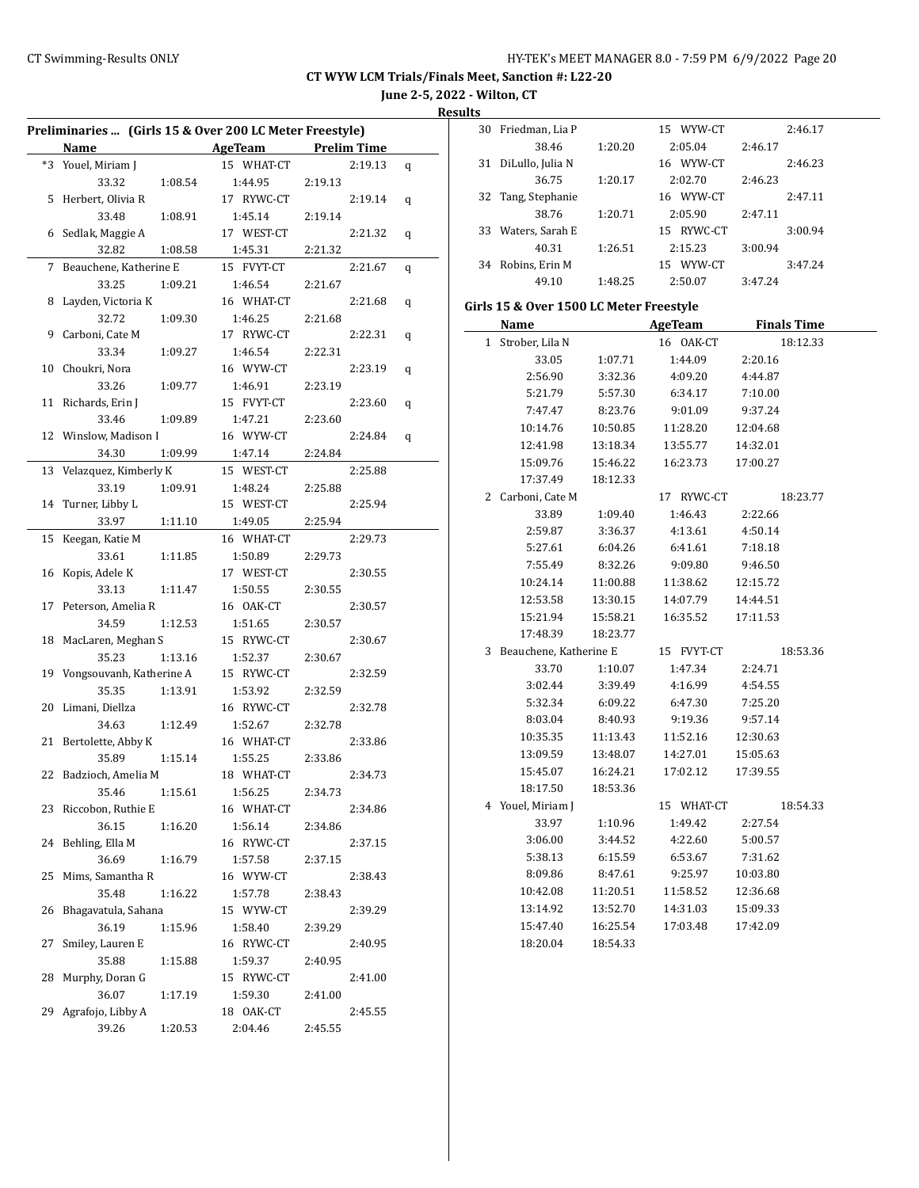## CT WYW LCM Trials/Finals Meet, Sanction #: L22-20

**June 2-5, 2022 - Wilton, CT**

**Results**

### Preliminaries ... (Girls 15 & Over 200 LC Meter Freestyle)

| | Name | AgeTeam | Prelim Time | |
|---|---|---|---|---|
| *3 | Youel, Miriam J | 15 WHAT-CT | 2:19.13 | q |
| | 33.32 / 1:08.54 / 1:44.95 / 2:19.13 | | | |
| 5 | Herbert, Olivia R | 17 RYWC-CT | 2:19.14 | q |
| | 33.48 / 1:08.91 / 1:45.14 / 2:19.14 | | | |
| 6 | Sedlak, Maggie A | 17 WEST-CT | 2:21.32 | q |
| | 32.82 / 1:08.58 / 1:45.31 / 2:21.32 | | | |
| 7 | Beauchene, Katherine E | 15 FVYT-CT | 2:21.67 | q |
| | 33.25 / 1:09.21 / 1:46.54 / 2:21.67 | | | |
| 8 | Layden, Victoria K | 16 WHAT-CT | 2:21.68 | q |
| | 32.72 / 1:09.30 / 1:46.25 / 2:21.68 | | | |
| 9 | Carboni, Cate M | 17 RYWC-CT | 2:22.31 | q |
| | 33.34 / 1:09.27 / 1:46.54 / 2:22.31 | | | |
| 10 | Choukri, Nora | 16 WYW-CT | 2:23.19 | q |
| | 33.26 / 1:09.77 / 1:46.91 / 2:23.19 | | | |
| 11 | Richards, Erin J | 15 FVYT-CT | 2:23.60 | q |
| | 33.46 / 1:09.89 / 1:47.21 / 2:23.60 | | | |
| 12 | Winslow, Madison I | 16 WYW-CT | 2:24.84 | q |
| | 34.30 / 1:09.99 / 1:47.14 / 2:24.84 | | | |
| 13 | Velazquez, Kimberly K | 15 WEST-CT | 2:25.88 | |
| | 33.19 / 1:09.91 / 1:48.24 / 2:25.88 | | | |
| 14 | Turner, Libby L | 15 WEST-CT | 2:25.94 | |
| | 33.97 / 1:11.10 / 1:49.05 / 2:25.94 | | | |
| 15 | Keegan, Katie M | 16 WHAT-CT | 2:29.73 | |
| | 33.61 / 1:11.85 / 1:50.89 / 2:29.73 | | | |
| 16 | Kopis, Adele K | 17 WEST-CT | 2:30.55 | |
| | 33.13 / 1:11.47 / 1:50.55 / 2:30.55 | | | |
| 17 | Peterson, Amelia R | 16 OAK-CT | 2:30.57 | |
| | 34.59 / 1:12.53 / 1:51.65 / 2:30.57 | | | |
| 18 | MacLaren, Meghan S | 15 RYWC-CT | 2:30.67 | |
| | 35.23 / 1:13.16 / 1:52.37 / 2:30.67 | | | |
| 19 | Vongsouvanh, Katherine A | 15 RYWC-CT | 2:32.59 | |
| | 35.35 / 1:13.91 / 1:53.92 / 2:32.59 | | | |
| 20 | Limani, Diellza | 16 RYWC-CT | 2:32.78 | |
| | 34.63 / 1:12.49 / 1:52.67 / 2:32.78 | | | |
| 21 | Bertolette, Abby K | 16 WHAT-CT | 2:33.86 | |
| | 35.89 / 1:15.14 / 1:55.25 / 2:33.86 | | | |
| 22 | Badzioch, Amelia M | 18 WHAT-CT | 2:34.73 | |
| | 35.46 / 1:15.61 / 1:56.25 / 2:34.73 | | | |
| 23 | Riccobon, Ruthie E | 16 WHAT-CT | 2:34.86 | |
| | 36.15 / 1:16.20 / 1:56.14 / 2:34.86 | | | |
| 24 | Behling, Ella M | 16 RYWC-CT | 2:37.15 | |
| | 36.69 / 1:16.79 / 1:57.58 / 2:37.15 | | | |
| 25 | Mims, Samantha R | 16 WYW-CT | 2:38.43 | |
| | 35.48 / 1:16.22 / 1:57.78 / 2:38.43 | | | |
| 26 | Bhagavatula, Sahana | 15 WYW-CT | 2:39.29 | |
| | 36.19 / 1:15.96 / 1:58.40 / 2:39.29 | | | |
| 27 | Smiley, Lauren E | 16 RYWC-CT | 2:40.95 | |
| | 35.88 / 1:15.88 / 1:59.37 / 2:40.95 | | | |
| 28 | Murphy, Doran G | 15 RYWC-CT | 2:41.00 | |
| | 36.07 / 1:17.19 / 1:59.30 / 2:41.00 | | | |
| 29 | Agrafojo, Libby A | 18 OAK-CT | 2:45.55 | |
| | 39.26 / 1:20.53 / 2:04.46 / 2:45.55 | | | |
| 30 | Friedman, Lia P | 15 WYW-CT | 2:46.17 | |
| | 38.46 / 1:20.20 / 2:05.04 / 2:46.17 | | | |
| 31 | DiLullo, Julia N | 16 WYW-CT | 2:46.23 | |
| | 36.75 / 1:20.17 / 2:02.70 / 2:46.23 | | | |
| 32 | Tang, Stephanie | 16 WYW-CT | 2:47.11 | |
| | 38.76 / 1:20.71 / 2:05.90 / 2:47.11 | | | |
| 33 | Waters, Sarah E | 15 RYWC-CT | 3:00.94 | |
| | 40.31 / 1:26.51 / 2:15.23 / 3:00.94 | | | |
| 34 | Robins, Erin M | 15 WYW-CT | 3:47.24 | |
| | 49.10 / 1:48.25 / 2:50.07 / 3:47.24 | | | |

### Girls 15 & Over 1500 LC Meter Freestyle

| | Name | AgeTeam | Finals Time |
|---|---|---|---|
| 1 | Strober, Lila N | 16 OAK-CT | 18:12.33 |
| | 33.05 / 1:07.71 / 1:44.09 / 2:20.16 / 2:56.90 / 3:32.36 / 4:09.20 / 4:44.87 / 5:21.79 / 5:57.30 / 6:34.17 / 7:10.00 / 7:47.47 / 8:23.76 / 9:01.09 / 9:37.24 / 10:14.76 / 10:50.85 / 11:28.20 / 12:04.68 / 12:41.98 / 13:18.34 / 13:55.77 / 14:32.01 / 15:09.76 / 15:46.22 / 16:23.73 / 17:00.27 / 17:37.49 / 18:12.33 | | |
| 2 | Carboni, Cate M | 17 RYWC-CT | 18:23.77 |
| | 33.89 / 1:09.40 / 1:46.43 / 2:22.66 / 2:59.87 / 3:36.37 / 4:13.61 / 4:50.14 / 5:27.61 / 6:04.26 / 6:41.61 / 7:18.18 / 7:55.49 / 8:32.26 / 9:09.80 / 9:46.50 / 10:24.14 / 11:00.88 / 11:38.62 / 12:15.72 / 12:53.58 / 13:30.15 / 14:07.79 / 14:44.51 / 15:21.94 / 15:58.21 / 16:35.52 / 17:11.53 / 17:48.39 / 18:23.77 | | |
| 3 | Beauchene, Katherine E | 15 FVYT-CT | 18:53.36 |
| | 33.70 / 1:10.07 / 1:47.34 / 2:24.71 / 3:02.44 / 3:39.49 / 4:16.99 / 4:54.55 / 5:32.34 / 6:09.22 / 6:47.30 / 7:25.20 / 8:03.04 / 8:40.93 / 9:19.36 / 9:57.14 / 10:35.35 / 11:13.43 / 11:52.16 / 12:30.63 / 13:09.59 / 13:48.07 / 14:27.01 / 15:05.63 / 15:45.07 / 16:24.21 / 17:02.12 / 17:39.55 / 18:17.50 / 18:53.36 | | |
| 4 | Youel, Miriam J | 15 WHAT-CT | 18:54.33 |
| | 33.97 / 1:10.96 / 1:49.42 / 2:27.54 / 3:06.00 / 3:44.52 / 4:22.60 / 5:00.57 / 5:38.13 / 6:15.59 / 6:53.67 / 7:31.62 / 8:09.86 / 8:47.61 / 9:25.97 / 10:03.80 / 10:42.08 / 11:20.51 / 11:58.52 / 12:36.68 / 13:14.92 / 13:52.70 / 14:31.03 / 15:09.33 / 15:47.40 / 16:25.54 / 17:03.48 / 17:42.09 / 18:20.04 / 18:54.33 | | |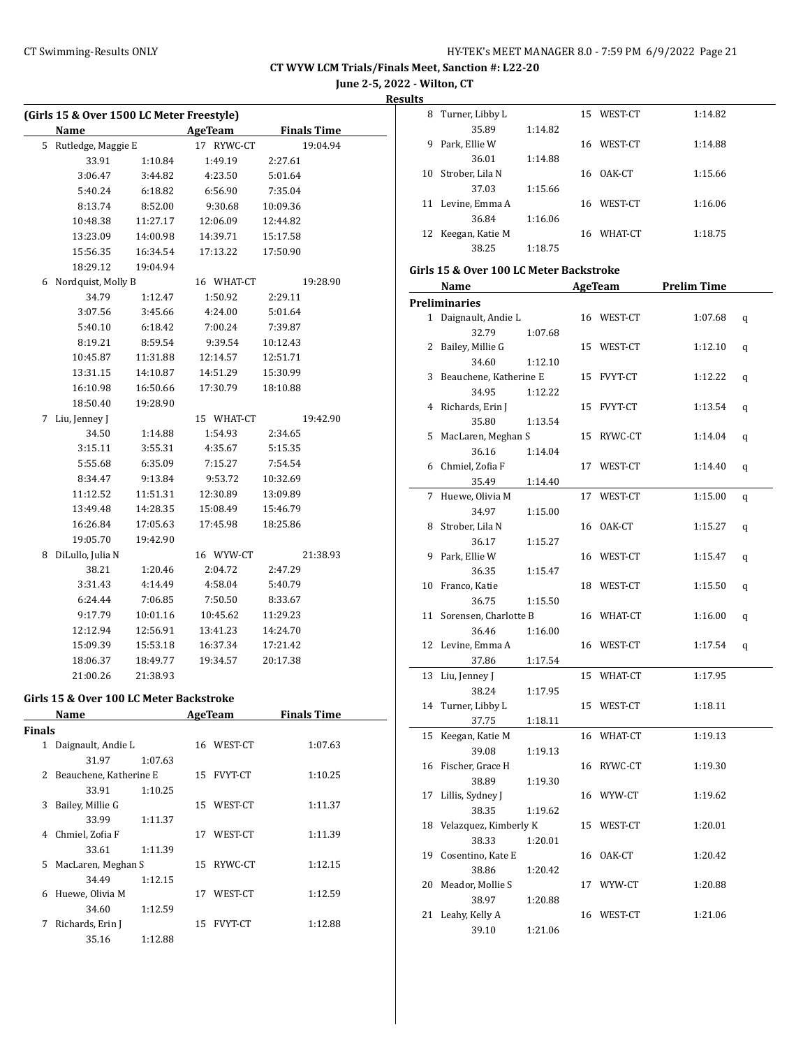CT WYW LCM Trials/Finals Meet, Sanction #: L22-20

June 2-5, 2022 - Wilton, CT

Results

### (Girls 15 & Over 1500 LC Meter Freestyle)

| | Name | Age | Team | Finals Time |
|---|---|---|---|---|
| 5 | Rutledge, Maggie E | 17 | RYWC-CT | 19:04.94 |
| | 33.91 1:10.84 1:49.19 2:27.61 3:06.47 3:44.82 4:23.50 5:01.64 5:40.24 6:18.82 6:56.90 7:35.04 8:13.74 8:52.00 9:30.68 10:09.36 10:48.38 11:27.17 12:06.09 12:44.82 13:23.09 14:00.98 14:39.71 15:17.58 15:56.35 16:34.54 17:13.22 17:50.90 18:29.12 19:04.94 | | | |
| 6 | Nordquist, Molly B | 16 | WHAT-CT | 19:28.90 |
| | 34.79 1:12.47 1:50.92 2:29.11 3:07.56 3:45.66 4:24.00 5:01.64 5:40.10 6:18.42 7:00.24 7:39.87 8:19.21 8:59.54 9:39.54 10:12.43 10:45.87 11:31.88 12:14.57 12:51.71 13:31.15 14:10.87 14:51.29 15:30.99 16:10.98 16:50.66 17:30.79 18:10.88 18:50.40 19:28.90 | | | |
| 7 | Liu, Jenney J | 15 | WHAT-CT | 19:42.90 |
| | 34.50 1:14.88 1:54.93 2:34.65 3:15.11 3:55.31 4:35.67 5:15.35 5:55.68 6:35.09 7:15.27 7:54.54 8:34.47 9:13.84 9:53.72 10:32.69 11:12.52 11:51.31 12:30.89 13:09.89 13:49.48 14:28.35 15:08.49 15:46.79 16:26.84 17:05.63 17:45.98 18:25.86 19:05.70 19:42.90 | | | |
| 8 | DiLullo, Julia N | 16 | WYW-CT | 21:38.93 |
| | 38.21 1:20.46 2:04.72 2:47.29 3:31.43 4:14.49 4:58.04 5:40.79 6:24.44 7:06.85 7:50.50 8:33.67 9:17.79 10:01.16 10:45.62 11:29.23 12:12.94 12:56.91 13:41.23 14:24.70 15:09.39 15:53.18 16:37.34 17:21.42 18:06.37 18:49.77 19:34.57 20:17.38 21:00.26 21:38.93 | | | |

### Girls 15 & Over 100 LC Meter Backstroke

**Finals**

| | Name | Age | Team | Finals Time |
|---|---|---|---|---|
| 1 | Daignault, Andie L | 16 | WEST-CT | 1:07.63 |
| | 31.97 1:07.63 | | | |
| 2 | Beauchene, Katherine E | 15 | FVYT-CT | 1:10.25 |
| | 33.91 1:10.25 | | | |
| 3 | Bailey, Millie G | 15 | WEST-CT | 1:11.37 |
| | 33.99 1:11.37 | | | |
| 4 | Chmiel, Zofia F | 17 | WEST-CT | 1:11.39 |
| | 33.61 1:11.39 | | | |
| 5 | MacLaren, Meghan S | 15 | RYWC-CT | 1:12.15 |
| | 34.49 1:12.15 | | | |
| 6 | Huewe, Olivia M | 17 | WEST-CT | 1:12.59 |
| | 34.60 1:12.59 | | | |
| 7 | Richards, Erin J | 15 | FVYT-CT | 1:12.88 |
| | 35.16 1:12.88 | | | |
| 8 | Turner, Libby L | 15 | WEST-CT | 1:14.82 |
| | 35.89 1:14.82 | | | |
| 9 | Park, Ellie W | 16 | WEST-CT | 1:14.88 |
| | 36.01 1:14.88 | | | |
| 10 | Strober, Lila N | 16 | OAK-CT | 1:15.66 |
| | 37.03 1:15.66 | | | |
| 11 | Levine, Emma A | 16 | WEST-CT | 1:16.06 |
| | 36.84 1:16.06 | | | |
| 12 | Keegan, Katie M | 16 | WHAT-CT | 1:18.75 |
| | 38.25 1:18.75 | | | |

### Girls 15 & Over 100 LC Meter Backstroke

**Preliminaries**

| | Name | Age | Team | Prelim Time | |
|---|---|---|---|---|---|
| 1 | Daignault, Andie L | 16 | WEST-CT | 1:07.68 | q |
| | 32.79 1:07.68 | | | | |
| 2 | Bailey, Millie G | 15 | WEST-CT | 1:12.10 | q |
| | 34.60 1:12.10 | | | | |
| 3 | Beauchene, Katherine E | 15 | FVYT-CT | 1:12.22 | q |
| | 34.95 1:12.22 | | | | |
| 4 | Richards, Erin J | 15 | FVYT-CT | 1:13.54 | q |
| | 35.80 1:13.54 | | | | |
| 5 | MacLaren, Meghan S | 15 | RYWC-CT | 1:14.04 | q |
| | 36.16 1:14.04 | | | | |
| 6 | Chmiel, Zofia F | 17 | WEST-CT | 1:14.40 | q |
| | 35.49 1:14.40 | | | | |
| 7 | Huewe, Olivia M | 17 | WEST-CT | 1:15.00 | q |
| | 34.97 1:15.00 | | | | |
| 8 | Strober, Lila N | 16 | OAK-CT | 1:15.27 | q |
| | 36.17 1:15.27 | | | | |
| 9 | Park, Ellie W | 16 | WEST-CT | 1:15.47 | q |
| | 36.35 1:15.47 | | | | |
| 10 | Franco, Katie | 18 | WEST-CT | 1:15.50 | q |
| | 36.75 1:15.50 | | | | |
| 11 | Sorensen, Charlotte B | 16 | WHAT-CT | 1:16.00 | q |
| | 36.46 1:16.00 | | | | |
| 12 | Levine, Emma A | 16 | WEST-CT | 1:17.54 | q |
| | 37.86 1:17.54 | | | | |
| 13 | Liu, Jenney J | 15 | WHAT-CT | 1:17.95 | |
| | 38.24 1:17.95 | | | | |
| 14 | Turner, Libby L | 15 | WEST-CT | 1:18.11 | |
| | 37.75 1:18.11 | | | | |
| 15 | Keegan, Katie M | 16 | WHAT-CT | 1:19.13 | |
| | 39.08 1:19.13 | | | | |
| 16 | Fischer, Grace H | 16 | RYWC-CT | 1:19.30 | |
| | 38.89 1:19.30 | | | | |
| 17 | Lillis, Sydney J | 16 | WYW-CT | 1:19.62 | |
| | 38.35 1:19.62 | | | | |
| 18 | Velazquez, Kimberly K | 15 | WEST-CT | 1:20.01 | |
| | 38.33 1:20.01 | | | | |
| 19 | Cosentino, Kate E | 16 | OAK-CT | 1:20.42 | |
| | 38.86 1:20.42 | | | | |
| 20 | Meador, Mollie S | 17 | WYW-CT | 1:20.88 | |
| | 38.97 1:20.88 | | | | |
| 21 | Leahy, Kelly A | 16 | WEST-CT | 1:21.06 | |
| | 39.10 1:21.06 | | | | |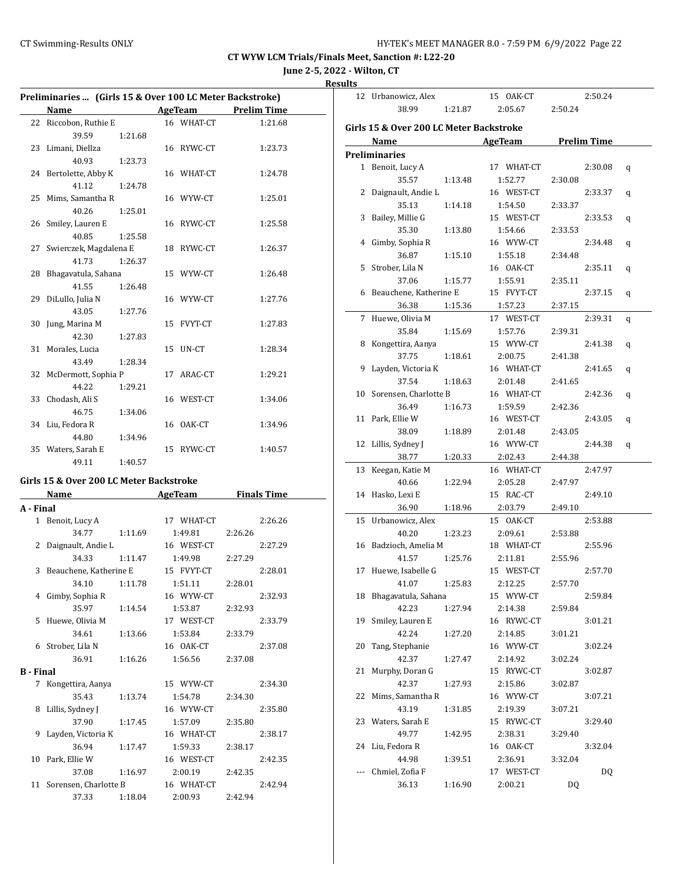## Preliminaries ... (Girls 15 & Over 100 LC Meter Backstroke)

| | Name | Age | Team | Prelim Time | |
|---|---|---|---|---|---|
| 22 | Riccobon, Ruthie E | 16 | WHAT-CT | 1:21.68 | |
| | 39.59 | 1:21.68 | | | |
| 23 | Limani, Diellza | 16 | RYWC-CT | 1:23.73 | |
| | 40.93 | 1:23.73 | | | |
| 24 | Bertolette, Abby K | 16 | WHAT-CT | 1:24.78 | |
| | 41.12 | 1:24.78 | | | |
| 25 | Mims, Samantha R | 16 | WYW-CT | 1:25.01 | |
| | 40.26 | 1:25.01 | | | |
| 26 | Smiley, Lauren E | 16 | RYWC-CT | 1:25.58 | |
| | 40.85 | 1:25.58 | | | |
| 27 | Swierczek, Magdalena E | 18 | RYWC-CT | 1:26.37 | |
| | 41.73 | 1:26.37 | | | |
| 28 | Bhagavatula, Sahana | 15 | WYW-CT | 1:26.48 | |
| | 41.55 | 1:26.48 | | | |
| 29 | DiLullo, Julia N | 16 | WYW-CT | 1:27.76 | |
| | 43.05 | 1:27.76 | | | |
| 30 | Jung, Marina M | 15 | FVYT-CT | 1:27.83 | |
| | 42.30 | 1:27.83 | | | |
| 31 | Morales, Lucia | 15 | UN-CT | 1:28.34 | |
| | 43.49 | 1:28.34 | | | |
| 32 | McDermott, Sophia P | 17 | ARAC-CT | 1:29.21 | |
| | 44.22 | 1:29.21 | | | |
| 33 | Chodash, Ali S | 16 | WEST-CT | 1:34.06 | |
| | 46.75 | 1:34.06 | | | |
| 34 | Liu, Fedora R | 16 | OAK-CT | 1:34.96 | |
| | 44.80 | 1:34.96 | | | |
| 35 | Waters, Sarah E | 15 | RYWC-CT | 1:40.57 | |
| | 49.11 | 1:40.57 | | | |

## Girls 15 & Over 200 LC Meter Backstroke

| | Name | Age | Team | Finals Time | |
|---|---|---|---|---|---|
| **A - Final** | | | | | |
| 1 | Benoit, Lucy A | 17 | WHAT-CT | 2:26.26 | |
| | 34.77 | 1:11.69 | 1:49.81 | 2:26.26 | |
| 2 | Daignault, Andie L | 16 | WEST-CT | 2:27.29 | |
| | 34.33 | 1:11.47 | 1:49.98 | 2:27.29 | |
| 3 | Beauchene, Katherine E | 15 | FVYT-CT | 2:28.01 | |
| | 34.10 | 1:11.78 | 1:51.11 | 2:28.01 | |
| 4 | Gimby, Sophia R | 16 | WYW-CT | 2:32.93 | |
| | 35.97 | 1:14.54 | 1:53.87 | 2:32.93 | |
| 5 | Huewe, Olivia M | 17 | WEST-CT | 2:33.79 | |
| | 34.61 | 1:13.66 | 1:53.84 | 2:33.79 | |
| 6 | Strober, Lila N | 16 | OAK-CT | 2:37.08 | |
| | 36.91 | 1:16.26 | 1:56.56 | 2:37.08 | |
| **B - Final** | | | | | |
| 7 | Kongettira, Aanya | 15 | WYW-CT | 2:34.30 | |
| | 35.43 | 1:13.74 | 1:54.78 | 2:34.30 | |
| 8 | Lillis, Sydney J | 16 | WYW-CT | 2:35.80 | |
| | 37.90 | 1:17.45 | 1:57.09 | 2:35.80 | |
| 9 | Layden, Victoria K | 16 | WHAT-CT | 2:38.17 | |
| | 36.94 | 1:17.47 | 1:59.33 | 2:38.17 | |
| 10 | Park, Ellie W | 16 | WEST-CT | 2:42.35 | |
| | 37.08 | 1:16.97 | 2:00.19 | 2:42.35 | |
| 11 | Sorensen, Charlotte B | 16 | WHAT-CT | 2:42.94 | |
| | 37.33 | 1:18.04 | 2:00.93 | 2:42.94 | |
| 12 | Urbanowicz, Alex | 15 | OAK-CT | 2:50.24 | |
| | 38.99 | 1:21.87 | 2:05.67 | 2:50.24 | |

## Girls 15 & Over 200 LC Meter Backstroke

| | Name | Age | Team | Prelim Time | |
|---|---|---|---|---|---|
| **Preliminaries** | | | | | |
| 1 | Benoit, Lucy A | 17 | WHAT-CT | 2:30.08 | q |
| | 35.57 | 1:13.48 | 1:52.77 | 2:30.08 | |
| 2 | Daignault, Andie L | 16 | WEST-CT | 2:33.37 | q |
| | 35.13 | 1:14.18 | 1:54.50 | 2:33.37 | |
| 3 | Bailey, Millie G | 15 | WEST-CT | 2:33.53 | q |
| | 35.30 | 1:13.80 | 1:54.66 | 2:33.53 | |
| 4 | Gimby, Sophia R | 16 | WYW-CT | 2:34.48 | q |
| | 36.87 | 1:15.10 | 1:55.18 | 2:34.48 | |
| 5 | Strober, Lila N | 16 | OAK-CT | 2:35.11 | q |
| | 37.06 | 1:15.77 | 1:55.91 | 2:35.11 | |
| 6 | Beauchene, Katherine E | 15 | FVYT-CT | 2:37.15 | q |
| | 36.38 | 1:15.36 | 1:57.23 | 2:37.15 | |
| 7 | Huewe, Olivia M | 17 | WEST-CT | 2:39.31 | q |
| | 35.84 | 1:15.69 | 1:57.76 | 2:39.31 | |
| 8 | Kongettira, Aanya | 15 | WYW-CT | 2:41.38 | q |
| | 37.75 | 1:18.61 | 2:00.75 | 2:41.38 | |
| 9 | Layden, Victoria K | 16 | WHAT-CT | 2:41.65 | q |
| | 37.54 | 1:18.63 | 2:01.48 | 2:41.65 | |
| 10 | Sorensen, Charlotte B | 16 | WHAT-CT | 2:42.36 | q |
| | 36.49 | 1:16.73 | 1:59.59 | 2:42.36 | |
| 11 | Park, Ellie W | 16 | WEST-CT | 2:43.05 | q |
| | 38.09 | 1:18.89 | 2:01.48 | 2:43.05 | |
| 12 | Lillis, Sydney J | 16 | WYW-CT | 2:44.38 | q |
| | 38.77 | 1:20.33 | 2:02.43 | 2:44.38 | |
| 13 | Keegan, Katie M | 16 | WHAT-CT | 2:47.97 | |
| | 40.66 | 1:22.94 | 2:05.28 | 2:47.97 | |
| 14 | Hasko, Lexi E | 15 | RAC-CT | 2:49.10 | |
| | 36.90 | 1:18.96 | 2:03.79 | 2:49.10 | |
| 15 | Urbanowicz, Alex | 15 | OAK-CT | 2:53.88 | |
| | 40.20 | 1:23.23 | 2:09.61 | 2:53.88 | |
| 16 | Badzioch, Amelia M | 18 | WHAT-CT | 2:55.96 | |
| | 41.57 | 1:25.76 | 2:11.81 | 2:55.96 | |
| 17 | Huewe, Isabelle G | 15 | WEST-CT | 2:57.70 | |
| | 41.07 | 1:25.83 | 2:12.25 | 2:57.70 | |
| 18 | Bhagavatula, Sahana | 15 | WYW-CT | 2:59.84 | |
| | 42.23 | 1:27.94 | 2:14.38 | 2:59.84 | |
| 19 | Smiley, Lauren E | 16 | RYWC-CT | 3:01.21 | |
| | 42.24 | 1:27.20 | 2:14.85 | 3:01.21 | |
| 20 | Tang, Stephanie | 16 | WYW-CT | 3:02.24 | |
| | 42.37 | 1:27.47 | 2:14.92 | 3:02.24 | |
| 21 | Murphy, Doran G | 15 | RYWC-CT | 3:02.87 | |
| | 42.37 | 1:27.93 | 2:15.86 | 3:02.87 | |
| 22 | Mims, Samantha R | 16 | WYW-CT | 3:07.21 | |
| | 43.19 | 1:31.85 | 2:19.39 | 3:07.21 | |
| 23 | Waters, Sarah E | 15 | RYWC-CT | 3:29.40 | |
| | 49.77 | 1:42.95 | 2:38.31 | 3:29.40 | |
| 24 | Liu, Fedora R | 16 | OAK-CT | 3:32.04 | |
| | 44.98 | 1:39.51 | 2:36.91 | 3:32.04 | |
| --- | Chmiel, Zofia F | 17 | WEST-CT | DQ | |
| | 36.13 | 1:16.90 | 2:00.21 | DQ | |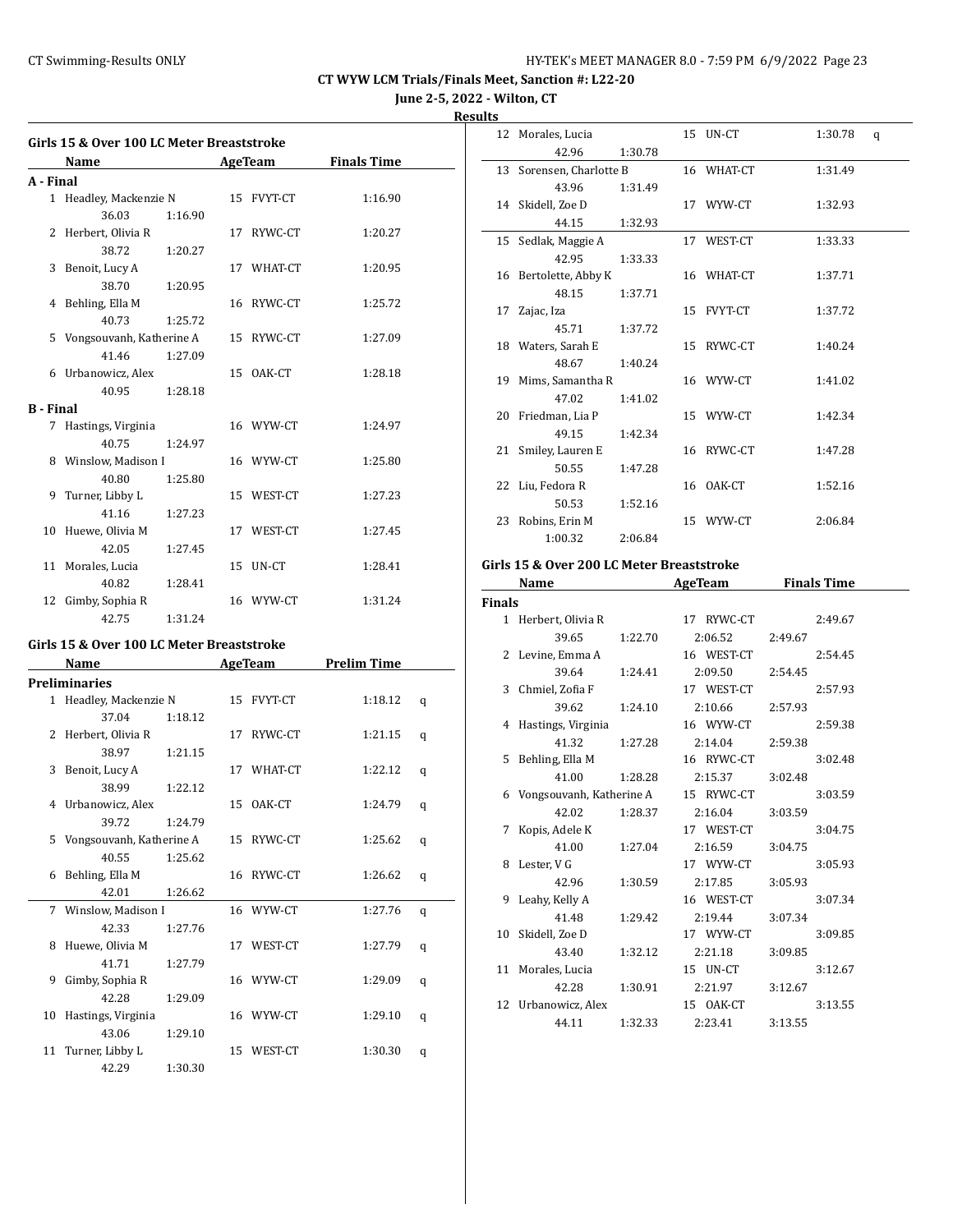# CT WYW LCM Trials/Finals Meet, Sanction #: L22-20

**June 2-5, 2022 - Wilton, CT**

**Results**

## Girls 15 & Over 100 LC Meter Breaststroke

| | Name | Age | Team | Finals Time | |
|---|---|---|---|---|---|
| **A - Final** | | | | | |
| 1 | Headley, Mackenzie N | 15 | FVYT-CT | 1:16.90 | |
| | 36.03 | 1:16.90 | | | |
| 2 | Herbert, Olivia R | 17 | RYWC-CT | 1:20.27 | |
| | 38.72 | 1:20.27 | | | |
| 3 | Benoit, Lucy A | 17 | WHAT-CT | 1:20.95 | |
| | 38.70 | 1:20.95 | | | |
| 4 | Behling, Ella M | 16 | RYWC-CT | 1:25.72 | |
| | 40.73 | 1:25.72 | | | |
| 5 | Vongsouvanh, Katherine A | 15 | RYWC-CT | 1:27.09 | |
| | 41.46 | 1:27.09 | | | |
| 6 | Urbanowicz, Alex | 15 | OAK-CT | 1:28.18 | |
| | 40.95 | 1:28.18 | | | |
| **B - Final** | | | | | |
| 7 | Hastings, Virginia | 16 | WYW-CT | 1:24.97 | |
| | 40.75 | 1:24.97 | | | |
| 8 | Winslow, Madison I | 16 | WYW-CT | 1:25.80 | |
| | 40.80 | 1:25.80 | | | |
| 9 | Turner, Libby L | 15 | WEST-CT | 1:27.23 | |
| | 41.16 | 1:27.23 | | | |
| 10 | Huewe, Olivia M | 17 | WEST-CT | 1:27.45 | |
| | 42.05 | 1:27.45 | | | |
| 11 | Morales, Lucia | 15 | UN-CT | 1:28.41 | |
| | 40.82 | 1:28.41 | | | |
| 12 | Gimby, Sophia R | 16 | WYW-CT | 1:31.24 | |
| | 42.75 | 1:31.24 | | | |

## Girls 15 & Over 100 LC Meter Breaststroke

| | Name | Age | Team | Prelim Time | |
|---|---|---|---|---|---|
| **Preliminaries** | | | | | |
| 1 | Headley, Mackenzie N | 15 | FVYT-CT | 1:18.12 | q |
| | 37.04 | 1:18.12 | | | |
| 2 | Herbert, Olivia R | 17 | RYWC-CT | 1:21.15 | q |
| | 38.97 | 1:21.15 | | | |
| 3 | Benoit, Lucy A | 17 | WHAT-CT | 1:22.12 | q |
| | 38.99 | 1:22.12 | | | |
| 4 | Urbanowicz, Alex | 15 | OAK-CT | 1:24.79 | q |
| | 39.72 | 1:24.79 | | | |
| 5 | Vongsouvanh, Katherine A | 15 | RYWC-CT | 1:25.62 | q |
| | 40.55 | 1:25.62 | | | |
| 6 | Behling, Ella M | 16 | RYWC-CT | 1:26.62 | q |
| | 42.01 | 1:26.62 | | | |
| 7 | Winslow, Madison I | 16 | WYW-CT | 1:27.76 | q |
| | 42.33 | 1:27.76 | | | |
| 8 | Huewe, Olivia M | 17 | WEST-CT | 1:27.79 | q |
| | 41.71 | 1:27.79 | | | |
| 9 | Gimby, Sophia R | 16 | WYW-CT | 1:29.09 | q |
| | 42.28 | 1:29.09 | | | |
| 10 | Hastings, Virginia | 16 | WYW-CT | 1:29.10 | q |
| | 43.06 | 1:29.10 | | | |
| 11 | Turner, Libby L | 15 | WEST-CT | 1:30.30 | q |
| | 42.29 | 1:30.30 | | | |
| 12 | Morales, Lucia | 15 | UN-CT | 1:30.78 | q |
| | 42.96 | 1:30.78 | | | |
| 13 | Sorensen, Charlotte B | 16 | WHAT-CT | 1:31.49 | |
| | 43.96 | 1:31.49 | | | |
| 14 | Skidell, Zoe D | 17 | WYW-CT | 1:32.93 | |
| | 44.15 | 1:32.93 | | | |
| 15 | Sedlak, Maggie A | 17 | WEST-CT | 1:33.33 | |
| | 42.95 | 1:33.33 | | | |
| 16 | Bertolette, Abby K | 16 | WHAT-CT | 1:37.71 | |
| | 48.15 | 1:37.71 | | | |
| 17 | Zajac, Iza | 15 | FVYT-CT | 1:37.72 | |
| | 45.71 | 1:37.72 | | | |
| 18 | Waters, Sarah E | 15 | RYWC-CT | 1:40.24 | |
| | 48.67 | 1:40.24 | | | |
| 19 | Mims, Samantha R | 16 | WYW-CT | 1:41.02 | |
| | 47.02 | 1:41.02 | | | |
| 20 | Friedman, Lia P | 15 | WYW-CT | 1:42.34 | |
| | 49.15 | 1:42.34 | | | |
| 21 | Smiley, Lauren E | 16 | RYWC-CT | 1:47.28 | |
| | 50.55 | 1:47.28 | | | |
| 22 | Liu, Fedora R | 16 | OAK-CT | 1:52.16 | |
| | 50.53 | 1:52.16 | | | |
| 23 | Robins, Erin M | 15 | WYW-CT | 2:06.84 | |
| | 1:00.32 | 2:06.84 | | | |

## Girls 15 & Over 200 LC Meter Breaststroke

| | Name | Age | Team | | Finals Time |
|---|---|---|---|---|---|
| **Finals** | | | | | |
| 1 | Herbert, Olivia R | 17 | RYWC-CT | | 2:49.67 |
| | 39.65 | 1:22.70 | 2:06.52 | 2:49.67 | |
| 2 | Levine, Emma A | 16 | WEST-CT | | 2:54.45 |
| | 39.64 | 1:24.41 | 2:09.50 | 2:54.45 | |
| 3 | Chmiel, Zofia F | 17 | WEST-CT | | 2:57.93 |
| | 39.62 | 1:24.10 | 2:10.66 | 2:57.93 | |
| 4 | Hastings, Virginia | 16 | WYW-CT | | 2:59.38 |
| | 41.32 | 1:27.28 | 2:14.04 | 2:59.38 | |
| 5 | Behling, Ella M | 16 | RYWC-CT | | 3:02.48 |
| | 41.00 | 1:28.28 | 2:15.37 | 3:02.48 | |
| 6 | Vongsouvanh, Katherine A | 15 | RYWC-CT | | 3:03.59 |
| | 42.02 | 1:28.37 | 2:16.04 | 3:03.59 | |
| 7 | Kopis, Adele K | 17 | WEST-CT | | 3:04.75 |
| | 41.00 | 1:27.04 | 2:16.59 | 3:04.75 | |
| 8 | Lester, V G | 17 | WYW-CT | | 3:05.93 |
| | 42.96 | 1:30.59 | 2:17.85 | 3:05.93 | |
| 9 | Leahy, Kelly A | 16 | WEST-CT | | 3:07.34 |
| | 41.48 | 1:29.42 | 2:19.44 | 3:07.34 | |
| 10 | Skidell, Zoe D | 17 | WYW-CT | | 3:09.85 |
| | 43.40 | 1:32.12 | 2:21.18 | 3:09.85 | |
| 11 | Morales, Lucia | 15 | UN-CT | | 3:12.67 |
| | 42.28 | 1:30.91 | 2:21.97 | 3:12.67 | |
| 12 | Urbanowicz, Alex | 15 | OAK-CT | | 3:13.55 |
| | 44.11 | 1:32.33 | 2:23.41 | 3:13.55 | |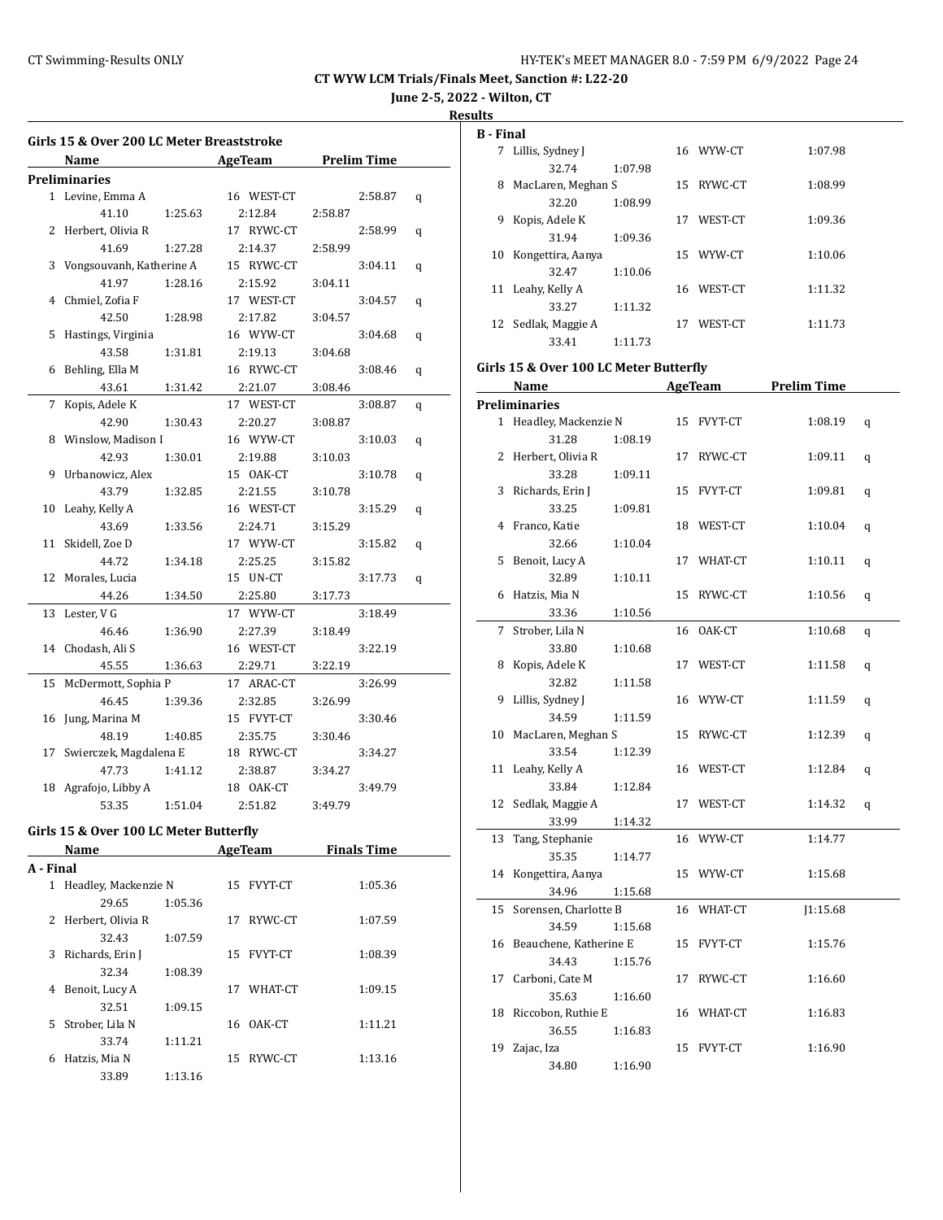## Girls 15 & Over 200 LC Meter Breaststroke

| | Name | Age | Team | Prelim Time | |
|---|---|---|---|---|---|
| **Preliminaries** | | | | | |
| 1 | Levine, Emma A | 16 | WEST-CT | 2:58.87 | q |
| | 41.10 / 1:25.63 / 2:12.84 / 2:58.87 | | | | |
| 2 | Herbert, Olivia R | 17 | RYWC-CT | 2:58.99 | q |
| | 41.69 / 1:27.28 / 2:14.37 / 2:58.99 | | | | |
| 3 | Vongsouvanh, Katherine A | 15 | RYWC-CT | 3:04.11 | q |
| | 41.97 / 1:28.16 / 2:15.92 / 3:04.11 | | | | |
| 4 | Chmiel, Zofia F | 17 | WEST-CT | 3:04.57 | q |
| | 42.50 / 1:28.98 / 2:17.82 / 3:04.57 | | | | |
| 5 | Hastings, Virginia | 16 | WYW-CT | 3:04.68 | q |
| | 43.58 / 1:31.81 / 2:19.13 / 3:04.68 | | | | |
| 6 | Behling, Ella M | 16 | RYWC-CT | 3:08.46 | q |
| | 43.61 / 1:31.42 / 2:21.07 / 3:08.46 | | | | |
| 7 | Kopis, Adele K | 17 | WEST-CT | 3:08.87 | q |
| | 42.90 / 1:30.43 / 2:20.27 / 3:08.87 | | | | |
| 8 | Winslow, Madison I | 16 | WYW-CT | 3:10.03 | q |
| | 42.93 / 1:30.01 / 2:19.88 / 3:10.03 | | | | |
| 9 | Urbanowicz, Alex | 15 | OAK-CT | 3:10.78 | q |
| | 43.79 / 1:32.85 / 2:21.55 / 3:10.78 | | | | |
| 10 | Leahy, Kelly A | 16 | WEST-CT | 3:15.29 | q |
| | 43.69 / 1:33.56 / 2:24.71 / 3:15.29 | | | | |
| 11 | Skidell, Zoe D | 17 | WYW-CT | 3:15.82 | q |
| | 44.72 / 1:34.18 / 2:25.25 / 3:15.82 | | | | |
| 12 | Morales, Lucia | 15 | UN-CT | 3:17.73 | q |
| | 44.26 / 1:34.50 / 2:25.80 / 3:17.73 | | | | |
| 13 | Lester, V G | 17 | WYW-CT | 3:18.49 | |
| | 46.46 / 1:36.90 / 2:27.39 / 3:18.49 | | | | |
| 14 | Chodash, Ali S | 16 | WEST-CT | 3:22.19 | |
| | 45.55 / 1:36.63 / 2:29.71 / 3:22.19 | | | | |
| 15 | McDermott, Sophia P | 17 | ARAC-CT | 3:26.99 | |
| | 46.45 / 1:39.36 / 2:32.85 / 3:26.99 | | | | |
| 16 | Jung, Marina M | 15 | FVYT-CT | 3:30.46 | |
| | 48.19 / 1:40.85 / 2:35.75 / 3:30.46 | | | | |
| 17 | Swierczek, Magdalena E | 18 | RYWC-CT | 3:34.27 | |
| | 47.73 / 1:41.12 / 2:38.87 / 3:34.27 | | | | |
| 18 | Agrafojo, Libby A | 18 | OAK-CT | 3:49.79 | |
| | 53.35 / 1:51.04 / 2:51.82 / 3:49.79 | | | | |

## Girls 15 & Over 100 LC Meter Butterfly

| | Name | Age | Team | Finals Time |
|---|---|---|---|---|
| **A - Final** | | | | |
| 1 | Headley, Mackenzie N | 15 | FVYT-CT | 1:05.36 |
| | 29.65 / 1:05.36 | | | |
| 2 | Herbert, Olivia R | 17 | RYWC-CT | 1:07.59 |
| | 32.43 / 1:07.59 | | | |
| 3 | Richards, Erin J | 15 | FVYT-CT | 1:08.39 |
| | 32.34 / 1:08.39 | | | |
| 4 | Benoit, Lucy A | 17 | WHAT-CT | 1:09.15 |
| | 32.51 / 1:09.15 | | | |
| 5 | Strober, Lila N | 16 | OAK-CT | 1:11.21 |
| | 33.74 / 1:11.21 | | | |
| 6 | Hatzis, Mia N | 15 | RYWC-CT | 1:13.16 |
| | 33.89 / 1:13.16 | | | |
| **B - Final** | | | | |
| 7 | Lillis, Sydney J | 16 | WYW-CT | 1:07.98 |
| | 32.74 / 1:07.98 | | | |
| 8 | MacLaren, Meghan S | 15 | RYWC-CT | 1:08.99 |
| | 32.20 / 1:08.99 | | | |
| 9 | Kopis, Adele K | 17 | WEST-CT | 1:09.36 |
| | 31.94 / 1:09.36 | | | |
| 10 | Kongettira, Aanya | 15 | WYW-CT | 1:10.06 |
| | 32.47 / 1:10.06 | | | |
| 11 | Leahy, Kelly A | 16 | WEST-CT | 1:11.32 |
| | 33.27 / 1:11.32 | | | |
| 12 | Sedlak, Maggie A | 17 | WEST-CT | 1:11.73 |
| | 33.41 / 1:11.73 | | | |

## Girls 15 & Over 100 LC Meter Butterfly

| | Name | Age | Team | Prelim Time | |
|---|---|---|---|---|---|
| **Preliminaries** | | | | | |
| 1 | Headley, Mackenzie N | 15 | FVYT-CT | 1:08.19 | q |
| | 31.28 / 1:08.19 | | | | |
| 2 | Herbert, Olivia R | 17 | RYWC-CT | 1:09.11 | q |
| | 33.28 / 1:09.11 | | | | |
| 3 | Richards, Erin J | 15 | FVYT-CT | 1:09.81 | q |
| | 33.25 / 1:09.81 | | | | |
| 4 | Franco, Katie | 18 | WEST-CT | 1:10.04 | q |
| | 32.66 / 1:10.04 | | | | |
| 5 | Benoit, Lucy A | 17 | WHAT-CT | 1:10.11 | q |
| | 32.89 / 1:10.11 | | | | |
| 6 | Hatzis, Mia N | 15 | RYWC-CT | 1:10.56 | q |
| | 33.36 / 1:10.56 | | | | |
| 7 | Strober, Lila N | 16 | OAK-CT | 1:10.68 | q |
| | 33.80 / 1:10.68 | | | | |
| 8 | Kopis, Adele K | 17 | WEST-CT | 1:11.58 | q |
| | 32.82 / 1:11.58 | | | | |
| 9 | Lillis, Sydney J | 16 | WYW-CT | 1:11.59 | q |
| | 34.59 / 1:11.59 | | | | |
| 10 | MacLaren, Meghan S | 15 | RYWC-CT | 1:12.39 | q |
| | 33.54 / 1:12.39 | | | | |
| 11 | Leahy, Kelly A | 16 | WEST-CT | 1:12.84 | q |
| | 33.84 / 1:12.84 | | | | |
| 12 | Sedlak, Maggie A | 17 | WEST-CT | 1:14.32 | q |
| | 33.99 / 1:14.32 | | | | |
| 13 | Tang, Stephanie | 16 | WYW-CT | 1:14.77 | |
| | 35.35 / 1:14.77 | | | | |
| 14 | Kongettira, Aanya | 15 | WYW-CT | 1:15.68 | |
| | 34.96 / 1:15.68 | | | | |
| 15 | Sorensen, Charlotte B | 16 | WHAT-CT | J1:15.68 | |
| | 34.59 / 1:15.68 | | | | |
| 16 | Beauchene, Katherine E | 15 | FVYT-CT | 1:15.76 | |
| | 34.43 / 1:15.76 | | | | |
| 17 | Carboni, Cate M | 17 | RYWC-CT | 1:16.60 | |
| | 35.63 / 1:16.60 | | | | |
| 18 | Riccobon, Ruthie E | 16 | WHAT-CT | 1:16.83 | |
| | 36.55 / 1:16.83 | | | | |
| 19 | Zajac, Iza | 15 | FVYT-CT | 1:16.90 | |
| | 34.80 / 1:16.90 | | | | |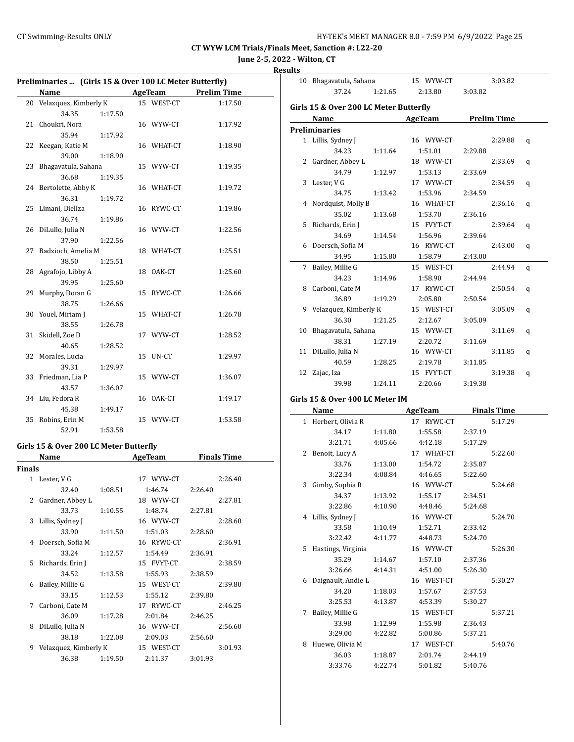**CT WYW LCM Trials/Finals Meet, Sanction #: L22-20**

**June 2-5, 2022 - Wilton, CT**

**Results**

### Preliminaries ... (Girls 15 & Over 100 LC Meter Butterfly)

| | Name | AgeTeam | Prelim Time |
|---|---|---|---|
| 20 | Velazquez, Kimberly K | 15 WEST-CT | 1:17.50 |
| | 34.35 1:17.50 | | |
| 21 | Choukri, Nora | 16 WYW-CT | 1:17.92 |
| | 35.94 1:17.92 | | |
| 22 | Keegan, Katie M | 16 WHAT-CT | 1:18.90 |
| | 39.00 1:18.90 | | |
| 23 | Bhagavatula, Sahana | 15 WYW-CT | 1:19.35 |
| | 36.68 1:19.35 | | |
| 24 | Bertolette, Abby K | 16 WHAT-CT | 1:19.72 |
| | 36.31 1:19.72 | | |
| 25 | Limani, Diellza | 16 RYWC-CT | 1:19.86 |
| | 36.74 1:19.86 | | |
| 26 | DiLullo, Julia N | 16 WYW-CT | 1:22.56 |
| | 37.90 1:22.56 | | |
| 27 | Badzioch, Amelia M | 18 WHAT-CT | 1:25.51 |
| | 38.50 1:25.51 | | |
| 28 | Agrafojo, Libby A | 18 OAK-CT | 1:25.60 |
| | 39.95 1:25.60 | | |
| 29 | Murphy, Doran G | 15 RYWC-CT | 1:26.66 |
| | 38.75 1:26.66 | | |
| 30 | Youel, Miriam J | 15 WHAT-CT | 1:26.78 |
| | 38.55 1:26.78 | | |
| 31 | Skidell, Zoe D | 17 WYW-CT | 1:28.52 |
| | 40.65 1:28.52 | | |
| 32 | Morales, Lucia | 15 UN-CT | 1:29.97 |
| | 39.31 1:29.97 | | |
| 33 | Friedman, Lia P | 15 WYW-CT | 1:36.07 |
| | 43.57 1:36.07 | | |
| 34 | Liu, Fedora R | 16 OAK-CT | 1:49.17 |
| | 45.38 1:49.17 | | |
| 35 | Robins, Erin M | 15 WYW-CT | 1:53.58 |
| | 52.91 1:53.58 | | |

### Girls 15 & Over 200 LC Meter Butterfly

| | Name | AgeTeam | Finals Time |
|---|---|---|---|
| **Finals** | | | |
| 1 | Lester, V G | 17 WYW-CT | 2:26.40 |
| | 32.40 1:08.51 | 1:46.74 | 2:26.40 |
| 2 | Gardner, Abbey L | 18 WYW-CT | 2:27.81 |
| | 33.73 1:10.55 | 1:48.74 | 2:27.81 |
| 3 | Lillis, Sydney J | 16 WYW-CT | 2:28.60 |
| | 33.90 1:11.50 | 1:51.03 | 2:28.60 |
| 4 | Doersch, Sofia M | 16 RYWC-CT | 2:36.91 |
| | 33.24 1:12.57 | 1:54.49 | 2:36.91 |
| 5 | Richards, Erin J | 15 FVYT-CT | 2:38.59 |
| | 34.52 1:13.58 | 1:55.93 | 2:38.59 |
| 6 | Bailey, Millie G | 15 WEST-CT | 2:39.80 |
| | 33.15 1:12.53 | 1:55.12 | 2:39.80 |
| 7 | Carboni, Cate M | 17 RYWC-CT | 2:46.25 |
| | 36.09 1:17.28 | 2:01.84 | 2:46.25 |
| 8 | DiLullo, Julia N | 16 WYW-CT | 2:56.60 |
| | 38.18 1:22.08 | 2:09.03 | 2:56.60 |
| 9 | Velazquez, Kimberly K | 15 WEST-CT | 3:01.93 |
| | 36.38 1:19.50 | 2:11.37 | 3:01.93 |
| 10 | Bhagavatula, Sahana | 15 WYW-CT | 3:03.82 |
| | 37.24 1:21.65 | 2:13.80 | 3:03.82 |

### Girls 15 & Over 200 LC Meter Butterfly

| | Name | AgeTeam | Prelim Time | |
|---|---|---|---|---|
| **Preliminaries** | | | | |
| 1 | Lillis, Sydney J | 16 WYW-CT | 2:29.88 | q |
| | 34.23 1:11.64 | 1:51.01 | 2:29.88 | |
| 2 | Gardner, Abbey L | 18 WYW-CT | 2:33.69 | q |
| | 34.79 1:12.97 | 1:53.13 | 2:33.69 | |
| 3 | Lester, V G | 17 WYW-CT | 2:34.59 | q |
| | 34.75 1:13.42 | 1:53.96 | 2:34.59 | |
| 4 | Nordquist, Molly B | 16 WHAT-CT | 2:36.16 | q |
| | 35.02 1:13.68 | 1:53.70 | 2:36.16 | |
| 5 | Richards, Erin J | 15 FVYT-CT | 2:39.64 | q |
| | 34.69 1:14.54 | 1:56.96 | 2:39.64 | |
| 6 | Doersch, Sofia M | 16 RYWC-CT | 2:43.00 | q |
| | 34.95 1:15.80 | 1:58.79 | 2:43.00 | |
| 7 | Bailey, Millie G | 15 WEST-CT | 2:44.94 | q |
| | 34.23 1:14.96 | 1:58.90 | 2:44.94 | |
| 8 | Carboni, Cate M | 17 RYWC-CT | 2:50.54 | q |
| | 36.89 1:19.29 | 2:05.80 | 2:50.54 | |
| 9 | Velazquez, Kimberly K | 15 WEST-CT | 3:05.09 | q |
| | 36.30 1:21.25 | 2:12.67 | 3:05.09 | |
| 10 | Bhagavatula, Sahana | 15 WYW-CT | 3:11.69 | q |
| | 38.31 1:27.19 | 2:20.72 | 3:11.69 | |
| 11 | DiLullo, Julia N | 16 WYW-CT | 3:11.85 | q |
| | 40.59 1:28.25 | 2:19.78 | 3:11.85 | |
| 12 | Zajac, Iza | 15 FVYT-CT | 3:19.38 | q |
| | 39.98 1:24.11 | 2:20.66 | 3:19.38 | |

### Girls 15 & Over 400 LC Meter IM

| | Name | AgeTeam | Finals Time |
|---|---|---|---|
| 1 | Herbert, Olivia R | 17 RYWC-CT | 5:17.29 |
| | 34.17 1:11.80 | 1:55.58 | 2:37.19 |
| | 3:21.71 4:05.66 | 4:42.18 | 5:17.29 |
| 2 | Benoit, Lucy A | 17 WHAT-CT | 5:22.60 |
| | 33.76 1:13.00 | 1:54.72 | 2:35.87 |
| | 3:22.34 4:08.84 | 4:46.65 | 5:22.60 |
| 3 | Gimby, Sophia R | 16 WYW-CT | 5:24.68 |
| | 34.37 1:13.92 | 1:55.17 | 2:34.51 |
| | 3:22.86 4:10.90 | 4:48.46 | 5:24.68 |
| 4 | Lillis, Sydney J | 16 WYW-CT | 5:24.70 |
| | 33.58 1:10.49 | 1:52.71 | 2:33.42 |
| | 3:22.42 4:11.77 | 4:48.73 | 5:24.70 |
| 5 | Hastings, Virginia | 16 WYW-CT | 5:26.30 |
| | 35.29 1:14.67 | 1:57.10 | 2:37.36 |
| | 3:26.66 4:14.31 | 4:51.00 | 5:26.30 |
| 6 | Daignault, Andie L | 16 WEST-CT | 5:30.27 |
| | 34.20 1:18.03 | 1:57.67 | 2:37.53 |
| | 3:25.53 4:13.87 | 4:53.39 | 5:30.27 |
| 7 | Bailey, Millie G | 15 WEST-CT | 5:37.21 |
| | 33.98 1:12.99 | 1:55.98 | 2:36.43 |
| | 3:29.00 4:22.82 | 5:00.86 | 5:37.21 |
| 8 | Huewe, Olivia M | 17 WEST-CT | 5:40.76 |
| | 36.03 1:18.87 | 2:01.74 | 2:44.19 |
| | 3:33.76 4:22.74 | 5:01.82 | 5:40.76 |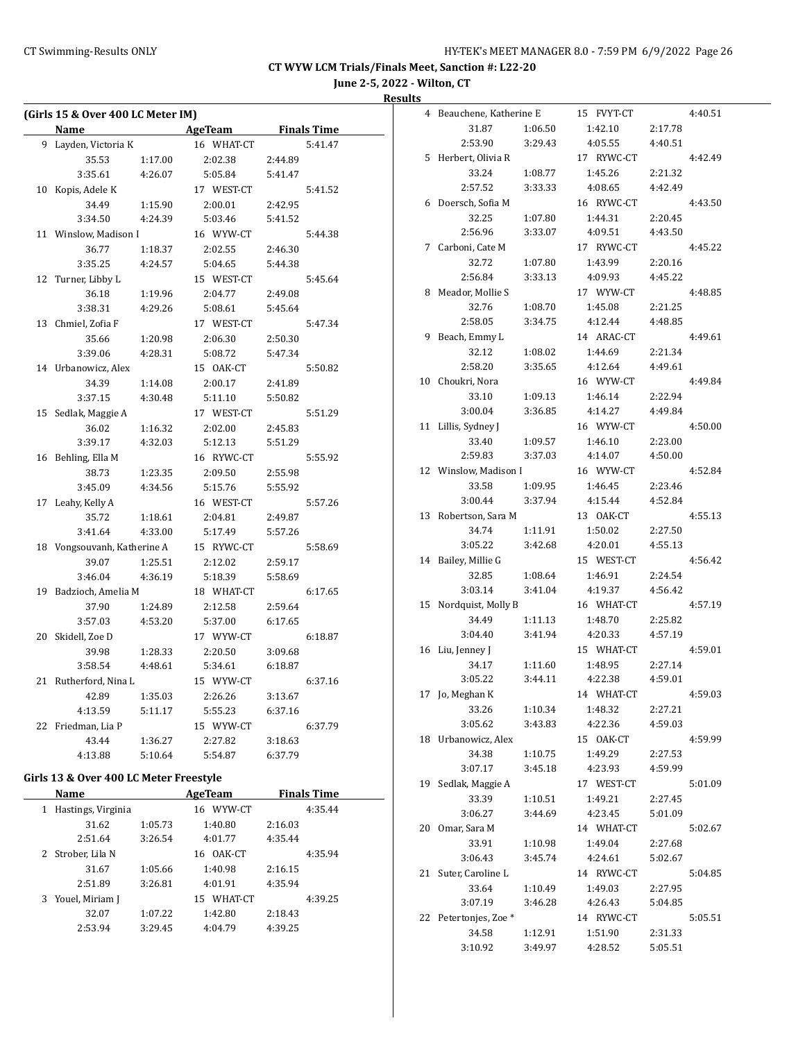**CT WYW LCM Trials/Finals Meet, Sanction #: L22-20**

**June 2-5, 2022 - Wilton, CT**

**Results**

### (Girls 15 & Over 400 LC Meter IM)

| | Name | AgeTeam | | Finals Time |
|---|---|---|---|---|
| 9 | Layden, Victoria K | 16 WHAT-CT | | 5:41.47 |
| | 35.53 | 1:17.00 | 2:02.38 | 2:44.89 |
| | 3:35.61 | 4:26.07 | 5:05.84 | 5:41.47 |
| 10 | Kopis, Adele K | 17 WEST-CT | | 5:41.52 |
| | 34.49 | 1:15.90 | 2:00.01 | 2:42.95 |
| | 3:34.50 | 4:24.39 | 5:03.46 | 5:41.52 |
| 11 | Winslow, Madison I | 16 WYW-CT | | 5:44.38 |
| | 36.77 | 1:18.37 | 2:02.55 | 2:46.30 |
| | 3:35.25 | 4:24.57 | 5:04.65 | 5:44.38 |
| 12 | Turner, Libby L | 15 WEST-CT | | 5:45.64 |
| | 36.18 | 1:19.96 | 2:04.77 | 2:49.08 |
| | 3:38.31 | 4:29.26 | 5:08.61 | 5:45.64 |
| 13 | Chmiel, Zofia F | 17 WEST-CT | | 5:47.34 |
| | 35.66 | 1:20.98 | 2:06.30 | 2:50.30 |
| | 3:39.06 | 4:28.31 | 5:08.72 | 5:47.34 |
| 14 | Urbanowicz, Alex | 15 OAK-CT | | 5:50.82 |
| | 34.39 | 1:14.08 | 2:00.17 | 2:41.89 |
| | 3:37.15 | 4:30.48 | 5:11.10 | 5:50.82 |
| 15 | Sedlak, Maggie A | 17 WEST-CT | | 5:51.29 |
| | 36.02 | 1:16.32 | 2:02.00 | 2:45.83 |
| | 3:39.17 | 4:32.03 | 5:12.13 | 5:51.29 |
| 16 | Behling, Ella M | 16 RYWC-CT | | 5:55.92 |
| | 38.73 | 1:23.35 | 2:09.50 | 2:55.98 |
| | 3:45.09 | 4:34.56 | 5:15.76 | 5:55.92 |
| 17 | Leahy, Kelly A | 16 WEST-CT | | 5:57.26 |
| | 35.72 | 1:18.61 | 2:04.81 | 2:49.87 |
| | 3:41.64 | 4:33.00 | 5:17.49 | 5:57.26 |
| 18 | Vongsouvanh, Katherine A | 15 RYWC-CT | | 5:58.69 |
| | 39.07 | 1:25.51 | 2:12.02 | 2:59.17 |
| | 3:46.04 | 4:36.19 | 5:18.39 | 5:58.69 |
| 19 | Badzioch, Amelia M | 18 WHAT-CT | | 6:17.65 |
| | 37.90 | 1:24.89 | 2:12.58 | 2:59.64 |
| | 3:57.03 | 4:53.20 | 5:37.00 | 6:17.65 |
| 20 | Skidell, Zoe D | 17 WYW-CT | | 6:18.87 |
| | 39.98 | 1:28.33 | 2:20.50 | 3:09.68 |
| | 3:58.54 | 4:48.61 | 5:34.61 | 6:18.87 |
| 21 | Rutherford, Nina L | 15 WYW-CT | | 6:37.16 |
| | 42.89 | 1:35.03 | 2:26.26 | 3:13.67 |
| | 4:13.59 | 5:11.17 | 5:55.23 | 6:37.16 |
| 22 | Friedman, Lia P | 15 WYW-CT | | 6:37.79 |
| | 43.44 | 1:36.27 | 2:27.82 | 3:18.63 |
| | 4:13.88 | 5:10.64 | 5:54.87 | 6:37.79 |

### Girls 13 & Over 400 LC Meter Freestyle

| | Name | AgeTeam | | Finals Time |
|---|---|---|---|---|
| 1 | Hastings, Virginia | 16 WYW-CT | | 4:35.44 |
| | 31.62 | 1:05.73 | 1:40.80 | 2:16.03 |
| | 2:51.64 | 3:26.54 | 4:01.77 | 4:35.44 |
| 2 | Strober, Lila N | 16 OAK-CT | | 4:35.94 |
| | 31.67 | 1:05.66 | 1:40.98 | 2:16.15 |
| | 2:51.89 | 3:26.81 | 4:01.91 | 4:35.94 |
| 3 | Youel, Miriam J | 15 WHAT-CT | | 4:39.25 |
| | 32.07 | 1:07.22 | 1:42.80 | 2:18.43 |
| | 2:53.94 | 3:29.45 | 4:04.79 | 4:39.25 |
| 4 | Beauchene, Katherine E | 15 FVYT-CT | | 4:40.51 |
| | 31.87 | 1:06.50 | 1:42.10 | 2:17.78 |
| | 2:53.90 | 3:29.43 | 4:05.55 | 4:40.51 |
| 5 | Herbert, Olivia R | 17 RYWC-CT | | 4:42.49 |
| | 33.24 | 1:08.77 | 1:45.26 | 2:21.32 |
| | 2:57.52 | 3:33.33 | 4:08.65 | 4:42.49 |
| 6 | Doersch, Sofia M | 16 RYWC-CT | | 4:43.50 |
| | 32.25 | 1:07.80 | 1:44.31 | 2:20.45 |
| | 2:56.96 | 3:33.07 | 4:09.51 | 4:43.50 |
| 7 | Carboni, Cate M | 17 RYWC-CT | | 4:45.22 |
| | 32.72 | 1:07.80 | 1:43.99 | 2:20.16 |
| | 2:56.84 | 3:33.13 | 4:09.93 | 4:45.22 |
| 8 | Meador, Mollie S | 17 WYW-CT | | 4:48.85 |
| | 32.76 | 1:08.70 | 1:45.08 | 2:21.25 |
| | 2:58.05 | 3:34.75 | 4:12.44 | 4:48.85 |
| 9 | Beach, Emmy L | 14 ARAC-CT | | 4:49.61 |
| | 32.12 | 1:08.02 | 1:44.69 | 2:21.34 |
| | 2:58.20 | 3:35.65 | 4:12.64 | 4:49.61 |
| 10 | Choukri, Nora | 16 WYW-CT | | 4:49.84 |
| | 33.10 | 1:09.13 | 1:46.14 | 2:22.94 |
| | 3:00.04 | 3:36.85 | 4:14.27 | 4:49.84 |
| 11 | Lillis, Sydney J | 16 WYW-CT | | 4:50.00 |
| | 33.40 | 1:09.57 | 1:46.10 | 2:23.00 |
| | 2:59.83 | 3:37.03 | 4:14.07 | 4:50.00 |
| 12 | Winslow, Madison I | 16 WYW-CT | | 4:52.84 |
| | 33.58 | 1:09.95 | 1:46.45 | 2:23.46 |
| | 3:00.44 | 3:37.94 | 4:15.44 | 4:52.84 |
| 13 | Robertson, Sara M | 13 OAK-CT | | 4:55.13 |
| | 34.74 | 1:11.91 | 1:50.02 | 2:27.50 |
| | 3:05.22 | 3:42.68 | 4:20.01 | 4:55.13 |
| 14 | Bailey, Millie G | 15 WEST-CT | | 4:56.42 |
| | 32.85 | 1:08.64 | 1:46.91 | 2:24.54 |
| | 3:03.14 | 3:41.04 | 4:19.37 | 4:56.42 |
| 15 | Nordquist, Molly B | 16 WHAT-CT | | 4:57.19 |
| | 34.49 | 1:11.13 | 1:48.70 | 2:25.82 |
| | 3:04.40 | 3:41.94 | 4:20.33 | 4:57.19 |
| 16 | Liu, Jenney J | 15 WHAT-CT | | 4:59.01 |
| | 34.17 | 1:11.60 | 1:48.95 | 2:27.14 |
| | 3:05.22 | 3:44.11 | 4:22.38 | 4:59.01 |
| 17 | Jo, Meghan K | 14 WHAT-CT | | 4:59.03 |
| | 33.26 | 1:10.34 | 1:48.32 | 2:27.21 |
| | 3:05.62 | 3:43.83 | 4:22.36 | 4:59.03 |
| 18 | Urbanowicz, Alex | 15 OAK-CT | | 4:59.99 |
| | 34.38 | 1:10.75 | 1:49.29 | 2:27.53 |
| | 3:07.17 | 3:45.18 | 4:23.93 | 4:59.99 |
| 19 | Sedlak, Maggie A | 17 WEST-CT | | 5:01.09 |
| | 33.39 | 1:10.51 | 1:49.21 | 2:27.45 |
| | 3:06.27 | 3:44.69 | 4:23.45 | 5:01.09 |
| 20 | Omar, Sara M | 14 WHAT-CT | | 5:02.67 |
| | 33.91 | 1:10.98 | 1:49.04 | 2:27.68 |
| | 3:06.43 | 3:45.74 | 4:24.61 | 5:02.67 |
| 21 | Suter, Caroline L | 14 RYWC-CT | | 5:04.85 |
| | 33.64 | 1:10.49 | 1:49.03 | 2:27.95 |
| | 3:07.19 | 3:46.28 | 4:26.43 | 5:04.85 |
| 22 | Petertonjes, Zoe * | 14 RYWC-CT | | 5:05.51 |
| | 34.58 | 1:12.91 | 1:51.90 | 2:31.33 |
| | 3:10.92 | 3:49.97 | 4:28.52 | 5:05.51 |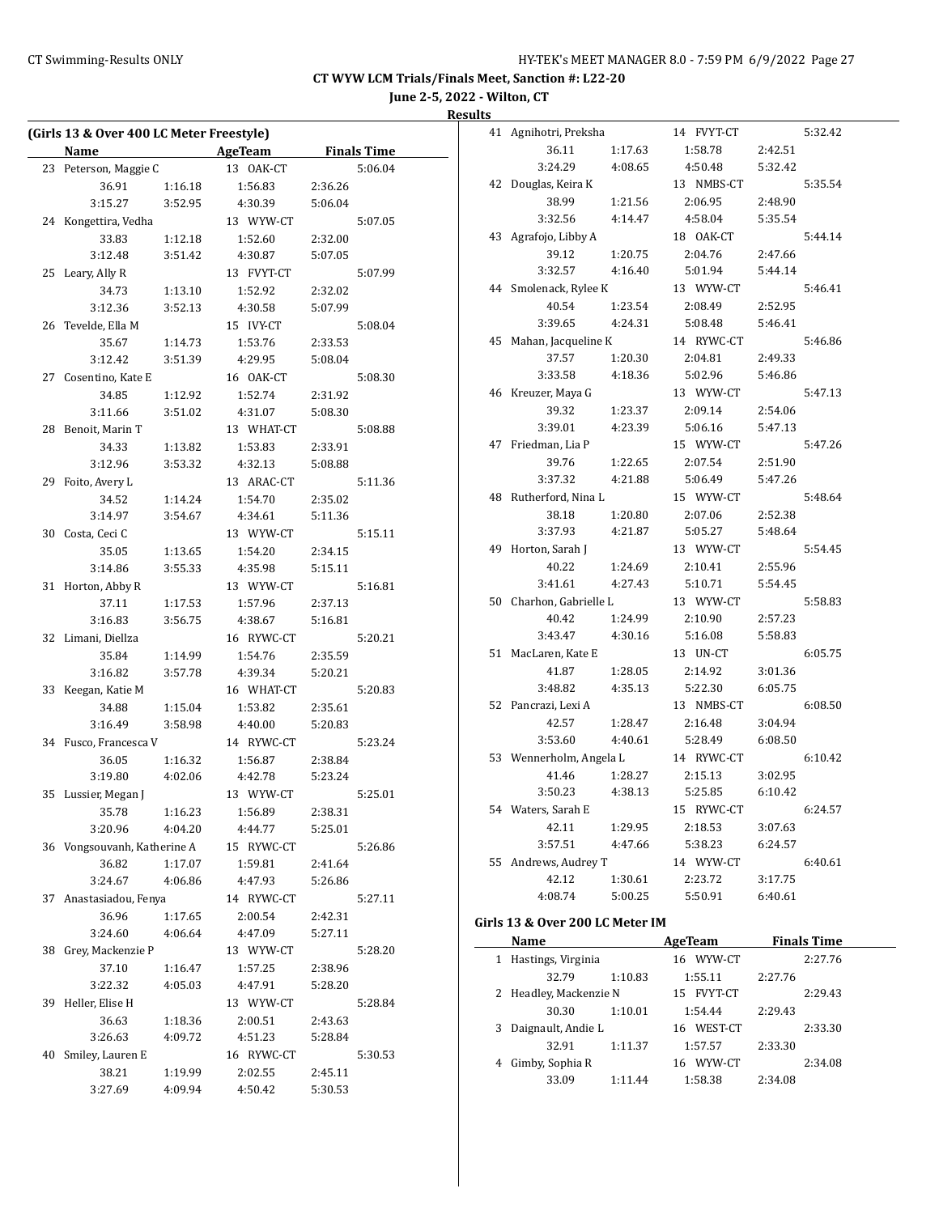CT WYW LCM Trials/Finals Meet, Sanction #: L22-20

June 2-5, 2022 - Wilton, CT

Results

## (Girls 13 & Over 400 LC Meter Freestyle)

| | Name | AgeTeam | Finals Time |
|---|---|---|---|
| 23 | Peterson, Maggie C | 13 OAK-CT | 5:06.04 |
| | 36.91 1:16.18 1:56.83 2:36.26 | | |
| | 3:15.27 3:52.95 4:30.39 5:06.04 | | |
| 24 | Kongettira, Vedha | 13 WYW-CT | 5:07.05 |
| | 33.83 1:12.18 1:52.60 2:32.00 | | |
| | 3:12.48 3:51.42 4:30.87 5:07.05 | | |
| 25 | Leary, Ally R | 13 FVYT-CT | 5:07.99 |
| | 34.73 1:13.10 1:52.92 2:32.02 | | |
| | 3:12.36 3:52.13 4:30.58 5:07.99 | | |
| 26 | Tevelde, Ella M | 15 IVY-CT | 5:08.04 |
| | 35.67 1:14.73 1:53.76 2:33.53 | | |
| | 3:12.42 3:51.39 4:29.95 5:08.04 | | |
| 27 | Cosentino, Kate E | 16 OAK-CT | 5:08.30 |
| | 34.85 1:12.92 1:52.74 2:31.92 | | |
| | 3:11.66 3:51.02 4:31.07 5:08.30 | | |
| 28 | Benoit, Marin T | 13 WHAT-CT | 5:08.88 |
| | 34.33 1:13.82 1:53.83 2:33.91 | | |
| | 3:12.96 3:53.32 4:32.13 5:08.88 | | |
| 29 | Foito, Avery L | 13 ARAC-CT | 5:11.36 |
| | 34.52 1:14.24 1:54.70 2:35.02 | | |
| | 3:14.97 3:54.67 4:34.61 5:11.36 | | |
| 30 | Costa, Ceci C | 13 WYW-CT | 5:15.11 |
| | 35.05 1:13.65 1:54.20 2:34.15 | | |
| | 3:14.86 3:55.33 4:35.98 5:15.11 | | |
| 31 | Horton, Abby R | 13 WYW-CT | 5:16.81 |
| | 37.11 1:17.53 1:57.96 2:37.13 | | |
| | 3:16.83 3:56.75 4:38.67 5:16.81 | | |
| 32 | Limani, Diellza | 16 RYWC-CT | 5:20.21 |
| | 35.84 1:14.99 1:54.76 2:35.59 | | |
| | 3:16.82 3:57.78 4:39.34 5:20.21 | | |
| 33 | Keegan, Katie M | 16 WHAT-CT | 5:20.83 |
| | 34.88 1:15.04 1:53.82 2:35.61 | | |
| | 3:16.49 3:58.98 4:40.00 5:20.83 | | |
| 34 | Fusco, Francesca V | 14 RYWC-CT | 5:23.24 |
| | 36.05 1:16.32 1:56.87 2:38.84 | | |
| | 3:19.80 4:02.06 4:42.78 5:23.24 | | |
| 35 | Lussier, Megan J | 13 WYW-CT | 5:25.01 |
| | 35.78 1:16.23 1:56.89 2:38.31 | | |
| | 3:20.96 4:04.20 4:44.77 5:25.01 | | |
| 36 | Vongsouvanh, Katherine A | 15 RYWC-CT | 5:26.86 |
| | 36.82 1:17.07 1:59.81 2:41.64 | | |
| | 3:24.67 4:06.86 4:47.93 5:26.86 | | |
| 37 | Anastasiadou, Fenya | 14 RYWC-CT | 5:27.11 |
| | 36.96 1:17.65 2:00.54 2:42.31 | | |
| | 3:24.60 4:06.64 4:47.09 5:27.11 | | |
| 38 | Grey, Mackenzie P | 13 WYW-CT | 5:28.20 |
| | 37.10 1:16.47 1:57.25 2:38.96 | | |
| | 3:22.32 4:05.03 4:47.91 5:28.20 | | |
| 39 | Heller, Elise H | 13 WYW-CT | 5:28.84 |
| | 36.63 1:18.36 2:00.51 2:43.63 | | |
| | 3:26.63 4:09.72 4:51.23 5:28.84 | | |
| 40 | Smiley, Lauren E | 16 RYWC-CT | 5:30.53 |
| | 38.21 1:19.99 2:02.55 2:45.11 | | |
| | 3:27.69 4:09.94 4:50.42 5:30.53 | | |
| 41 | Agnihotri, Preksha | 14 FVYT-CT | 5:32.42 |
| | 36.11 1:17.63 1:58.78 2:42.51 | | |
| | 3:24.29 4:08.65 4:50.48 5:32.42 | | |
| 42 | Douglas, Keira K | 13 NMBS-CT | 5:35.54 |
| | 38.99 1:21.56 2:06.95 2:48.90 | | |
| | 3:32.56 4:14.47 4:58.04 5:35.54 | | |
| 43 | Agrafojo, Libby A | 18 OAK-CT | 5:44.14 |
| | 39.12 1:20.75 2:04.76 2:47.66 | | |
| | 3:32.57 4:16.40 5:01.94 5:44.14 | | |
| 44 | Smolenack, Rylee K | 13 WYW-CT | 5:46.41 |
| | 40.54 1:23.54 2:08.49 2:52.95 | | |
| | 3:39.65 4:24.31 5:08.48 5:46.41 | | |
| 45 | Mahan, Jacqueline K | 14 RYWC-CT | 5:46.86 |
| | 37.57 1:20.30 2:04.81 2:49.33 | | |
| | 3:33.58 4:18.36 5:02.96 5:46.86 | | |
| 46 | Kreuzer, Maya G | 13 WYW-CT | 5:47.13 |
| | 39.32 1:23.37 2:09.14 2:54.06 | | |
| | 3:39.01 4:23.39 5:06.16 5:47.13 | | |
| 47 | Friedman, Lia P | 15 WYW-CT | 5:47.26 |
| | 39.76 1:22.65 2:07.54 2:51.90 | | |
| | 3:37.32 4:21.88 5:06.49 5:47.26 | | |
| 48 | Rutherford, Nina L | 15 WYW-CT | 5:48.64 |
| | 38.18 1:20.80 2:07.06 2:52.38 | | |
| | 3:37.93 4:21.87 5:05.27 5:48.64 | | |
| 49 | Horton, Sarah J | 13 WYW-CT | 5:54.45 |
| | 40.22 1:24.69 2:10.41 2:55.96 | | |
| | 3:41.61 4:27.43 5:10.71 5:54.45 | | |
| 50 | Charhon, Gabrielle L | 13 WYW-CT | 5:58.83 |
| | 40.42 1:24.99 2:10.90 2:57.23 | | |
| | 3:43.47 4:30.16 5:16.08 5:58.83 | | |
| 51 | MacLaren, Kate E | 13 UN-CT | 6:05.75 |
| | 41.87 1:28.05 2:14.92 3:01.36 | | |
| | 3:48.82 4:35.13 5:22.30 6:05.75 | | |
| 52 | Pancrazi, Lexi A | 13 NMBS-CT | 6:08.50 |
| | 42.57 1:28.47 2:16.48 3:04.94 | | |
| | 3:53.60 4:40.61 5:28.49 6:08.50 | | |
| 53 | Wennerholm, Angela L | 14 RYWC-CT | 6:10.42 |
| | 41.46 1:28.27 2:15.13 3:02.95 | | |
| | 3:50.23 4:38.13 5:25.85 6:10.42 | | |
| 54 | Waters, Sarah E | 15 RYWC-CT | 6:24.57 |
| | 42.11 1:29.95 2:18.53 3:07.63 | | |
| | 3:57.51 4:47.66 5:38.23 6:24.57 | | |
| 55 | Andrews, Audrey T | 14 WYW-CT | 6:40.61 |
| | 42.12 1:30.61 2:23.72 3:17.75 | | |
| | 4:08.74 5:00.25 5:50.91 6:40.61 | | |

## Girls 13 & Over 200 LC Meter IM

| | Name | AgeTeam | Finals Time |
|---|---|---|---|
| 1 | Hastings, Virginia | 16 WYW-CT | 2:27.76 |
| | 32.79 1:10.83 1:55.11 2:27.76 | | |
| 2 | Headley, Mackenzie N | 15 FVYT-CT | 2:29.43 |
| | 30.30 1:10.01 1:54.44 2:29.43 | | |
| 3 | Daignault, Andie L | 16 WEST-CT | 2:33.30 |
| | 32.91 1:11.37 1:57.57 2:33.30 | | |
| 4 | Gimby, Sophia R | 16 WYW-CT | 2:34.08 |
| | 33.09 1:11.44 1:58.38 2:34.08 | | |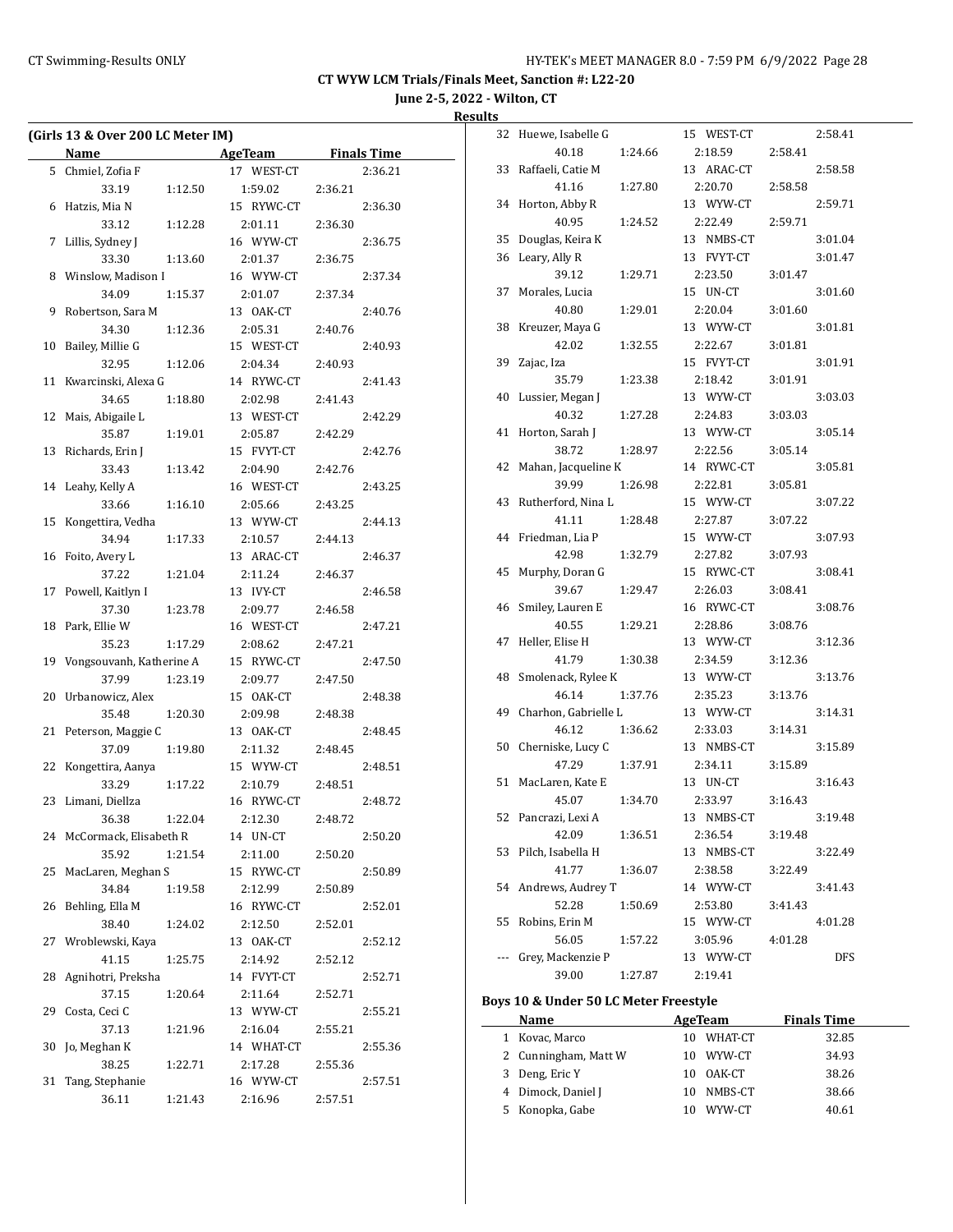CT WYW LCM Trials/Finals Meet, Sanction #: L22-20

June 2-5, 2022 - Wilton, CT

Results

### (Girls 13 & Over 200 LC Meter IM)

| | Name | AgeTeam | | Finals Time |
|---|---|---|---|---|
| 5 | Chmiel, Zofia F | 17 WEST-CT | | 2:36.21 |
| | 33.19 | 1:12.50 | 1:59.02 | 2:36.21 |
| 6 | Hatzis, Mia N | 15 RYWC-CT | | 2:36.30 |
| | 33.12 | 1:12.28 | 2:01.11 | 2:36.30 |
| 7 | Lillis, Sydney J | 16 WYW-CT | | 2:36.75 |
| | 33.30 | 1:13.60 | 2:01.37 | 2:36.75 |
| 8 | Winslow, Madison I | 16 WYW-CT | | 2:37.34 |
| | 34.09 | 1:15.37 | 2:01.07 | 2:37.34 |
| 9 | Robertson, Sara M | 13 OAK-CT | | 2:40.76 |
| | 34.30 | 1:12.36 | 2:05.31 | 2:40.76 |
| 10 | Bailey, Millie G | 15 WEST-CT | | 2:40.93 |
| | 32.95 | 1:12.06 | 2:04.34 | 2:40.93 |
| 11 | Kwarcinski, Alexa G | 14 RYWC-CT | | 2:41.43 |
| | 34.65 | 1:18.80 | 2:02.98 | 2:41.43 |
| 12 | Mais, Abigaile L | 13 WEST-CT | | 2:42.29 |
| | 35.87 | 1:19.01 | 2:05.87 | 2:42.29 |
| 13 | Richards, Erin J | 15 FVYT-CT | | 2:42.76 |
| | 33.43 | 1:13.42 | 2:04.90 | 2:42.76 |
| 14 | Leahy, Kelly A | 16 WEST-CT | | 2:43.25 |
| | 33.66 | 1:16.10 | 2:05.66 | 2:43.25 |
| 15 | Kongettira, Vedha | 13 WYW-CT | | 2:44.13 |
| | 34.94 | 1:17.33 | 2:10.57 | 2:44.13 |
| 16 | Foito, Avery L | 13 ARAC-CT | | 2:46.37 |
| | 37.22 | 1:21.04 | 2:11.24 | 2:46.37 |
| 17 | Powell, Kaitlyn I | 13 IVY-CT | | 2:46.58 |
| | 37.30 | 1:23.78 | 2:09.77 | 2:46.58 |
| 18 | Park, Ellie W | 16 WEST-CT | | 2:47.21 |
| | 35.23 | 1:17.29 | 2:08.62 | 2:47.21 |
| 19 | Vongsouvanh, Katherine A | 15 RYWC-CT | | 2:47.50 |
| | 37.99 | 1:23.19 | 2:09.77 | 2:47.50 |
| 20 | Urbanowicz, Alex | 15 OAK-CT | | 2:48.38 |
| | 35.48 | 1:20.30 | 2:09.98 | 2:48.38 |
| 21 | Peterson, Maggie C | 13 OAK-CT | | 2:48.45 |
| | 37.09 | 1:19.80 | 2:11.32 | 2:48.45 |
| 22 | Kongettira, Aanya | 15 WYW-CT | | 2:48.51 |
| | 33.29 | 1:17.22 | 2:10.79 | 2:48.51 |
| 23 | Limani, Diellza | 16 RYWC-CT | | 2:48.72 |
| | 36.38 | 1:22.04 | 2:12.30 | 2:48.72 |
| 24 | McCormack, Elisabeth R | 14 UN-CT | | 2:50.20 |
| | 35.92 | 1:21.54 | 2:11.00 | 2:50.20 |
| 25 | MacLaren, Meghan S | 15 RYWC-CT | | 2:50.89 |
| | 34.84 | 1:19.58 | 2:12.99 | 2:50.89 |
| 26 | Behling, Ella M | 16 RYWC-CT | | 2:52.01 |
| | 38.40 | 1:24.02 | 2:12.50 | 2:52.01 |
| 27 | Wroblewski, Kaya | 13 OAK-CT | | 2:52.12 |
| | 41.15 | 1:25.75 | 2:14.92 | 2:52.12 |
| 28 | Agnihotri, Preksha | 14 FVYT-CT | | 2:52.71 |
| | 37.15 | 1:20.64 | 2:11.64 | 2:52.71 |
| 29 | Costa, Ceci C | 13 WYW-CT | | 2:55.21 |
| | 37.13 | 1:21.96 | 2:16.04 | 2:55.21 |
| 30 | Jo, Meghan K | 14 WHAT-CT | | 2:55.36 |
| | 38.25 | 1:22.71 | 2:17.28 | 2:55.36 |
| 31 | Tang, Stephanie | 16 WYW-CT | | 2:57.51 |
| | 36.11 | 1:21.43 | 2:16.96 | 2:57.51 |
| 32 | Huewe, Isabelle G | 15 WEST-CT | | 2:58.41 |
| | 40.18 | 1:24.66 | 2:18.59 | 2:58.41 |
| 33 | Raffaeli, Catie M | 13 ARAC-CT | | 2:58.58 |
| | 41.16 | 1:27.80 | 2:20.70 | 2:58.58 |
| 34 | Horton, Abby R | 13 WYW-CT | | 2:59.71 |
| | 40.95 | 1:24.52 | 2:22.49 | 2:59.71 |
| 35 | Douglas, Keira K | 13 NMBS-CT | | 3:01.04 |
| 36 | Leary, Ally R | 13 FVYT-CT | | 3:01.47 |
| | 39.12 | 1:29.71 | 2:23.50 | 3:01.47 |
| 37 | Morales, Lucia | 15 UN-CT | | 3:01.60 |
| | 40.80 | 1:29.01 | 2:20.04 | 3:01.60 |
| 38 | Kreuzer, Maya G | 13 WYW-CT | | 3:01.81 |
| | 42.02 | 1:32.55 | 2:22.67 | 3:01.81 |
| 39 | Zajac, Iza | 15 FVYT-CT | | 3:01.91 |
| | 35.79 | 1:23.38 | 2:18.42 | 3:01.91 |
| 40 | Lussier, Megan J | 13 WYW-CT | | 3:03.03 |
| | 40.32 | 1:27.28 | 2:24.83 | 3:03.03 |
| 41 | Horton, Sarah J | 13 WYW-CT | | 3:05.14 |
| | 38.72 | 1:28.97 | 2:22.56 | 3:05.14 |
| 42 | Mahan, Jacqueline K | 14 RYWC-CT | | 3:05.81 |
| | 39.99 | 1:26.98 | 2:22.81 | 3:05.81 |
| 43 | Rutherford, Nina L | 15 WYW-CT | | 3:07.22 |
| | 41.11 | 1:28.48 | 2:27.87 | 3:07.22 |
| 44 | Friedman, Lia P | 15 WYW-CT | | 3:07.93 |
| | 42.98 | 1:32.79 | 2:27.82 | 3:07.93 |
| 45 | Murphy, Doran G | 15 RYWC-CT | | 3:08.41 |
| | 39.67 | 1:29.47 | 2:26.03 | 3:08.41 |
| 46 | Smiley, Lauren E | 16 RYWC-CT | | 3:08.76 |
| | 40.55 | 1:29.21 | 2:28.86 | 3:08.76 |
| 47 | Heller, Elise H | 13 WYW-CT | | 3:12.36 |
| | 41.79 | 1:30.38 | 2:34.59 | 3:12.36 |
| 48 | Smolenack, Rylee K | 13 WYW-CT | | 3:13.76 |
| | 46.14 | 1:37.76 | 2:35.23 | 3:13.76 |
| 49 | Charhon, Gabrielle L | 13 WYW-CT | | 3:14.31 |
| | 46.12 | 1:36.62 | 2:33.03 | 3:14.31 |
| 50 | Cherniske, Lucy C | 13 NMBS-CT | | 3:15.89 |
| | 47.29 | 1:37.91 | 2:34.11 | 3:15.89 |
| 51 | MacLaren, Kate E | 13 UN-CT | | 3:16.43 |
| | 45.07 | 1:34.70 | 2:33.97 | 3:16.43 |
| 52 | Pancrazi, Lexi A | 13 NMBS-CT | | 3:19.48 |
| | 42.09 | 1:36.51 | 2:36.54 | 3:19.48 |
| 53 | Pilch, Isabella H | 13 NMBS-CT | | 3:22.49 |
| | 41.77 | 1:36.07 | 2:38.58 | 3:22.49 |
| 54 | Andrews, Audrey T | 14 WYW-CT | | 3:41.43 |
| | 52.28 | 1:50.69 | 2:53.80 | 3:41.43 |
| 55 | Robins, Erin M | 15 WYW-CT | | 4:01.28 |
| | 56.05 | 1:57.22 | 3:05.96 | 4:01.28 |
| --- | Grey, Mackenzie P | 13 WYW-CT | | DFS |
| | 39.00 | 1:27.87 | 2:19.41 | |

### Boys 10 & Under 50 LC Meter Freestyle

| | Name | AgeTeam | Finals Time |
|---|---|---|---|
| 1 | Kovac, Marco | 10 WHAT-CT | 32.85 |
| 2 | Cunningham, Matt W | 10 WYW-CT | 34.93 |
| 3 | Deng, Eric Y | 10 OAK-CT | 38.26 |
| 4 | Dimock, Daniel J | 10 NMBS-CT | 38.66 |
| 5 | Konopka, Gabe | 10 WYW-CT | 40.61 |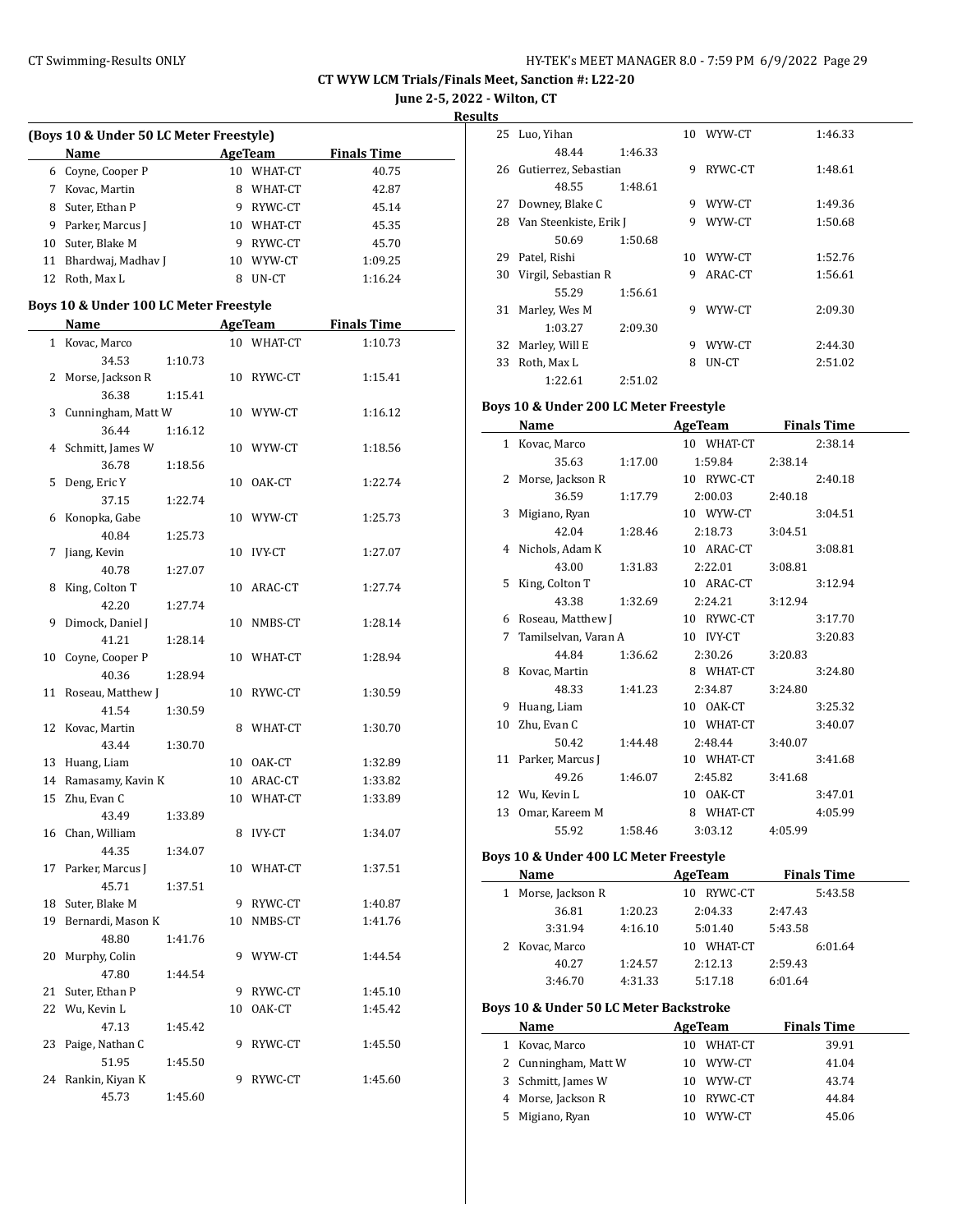# CT WYW LCM Trials/Finals Meet, Sanction #: L22-20

**June 2-5, 2022 - Wilton, CT**

**Results**

### (Boys 10 & Under 50 LC Meter Freestyle)

| | Name | Age | Team | Finals Time |
|---|---|---|---|---|
| 6 | Coyne, Cooper P | 10 | WHAT-CT | 40.75 |
| 7 | Kovac, Martin | 8 | WHAT-CT | 42.87 |
| 8 | Suter, Ethan P | 9 | RYWC-CT | 45.14 |
| 9 | Parker, Marcus J | 10 | WHAT-CT | 45.35 |
| 10 | Suter, Blake M | 9 | RYWC-CT | 45.70 |
| 11 | Bhardwaj, Madhav J | 10 | WYW-CT | 1:09.25 |
| 12 | Roth, Max L | 8 | UN-CT | 1:16.24 |

### Boys 10 & Under 100 LC Meter Freestyle

| | Name | Age | Team | Finals Time |
|---|---|---|---|---|
| 1 | Kovac, Marco | 10 | WHAT-CT | 1:10.73 |
| | 34.53 | 1:10.73 | | |
| 2 | Morse, Jackson R | 10 | RYWC-CT | 1:15.41 |
| | 36.38 | 1:15.41 | | |
| 3 | Cunningham, Matt W | 10 | WYW-CT | 1:16.12 |
| | 36.44 | 1:16.12 | | |
| 4 | Schmitt, James W | 10 | WYW-CT | 1:18.56 |
| | 36.78 | 1:18.56 | | |
| 5 | Deng, Eric Y | 10 | OAK-CT | 1:22.74 |
| | 37.15 | 1:22.74 | | |
| 6 | Konopka, Gabe | 10 | WYW-CT | 1:25.73 |
| | 40.84 | 1:25.73 | | |
| 7 | Jiang, Kevin | 10 | IVY-CT | 1:27.07 |
| | 40.78 | 1:27.07 | | |
| 8 | King, Colton T | 10 | ARAC-CT | 1:27.74 |
| | 42.20 | 1:27.74 | | |
| 9 | Dimock, Daniel J | 10 | NMBS-CT | 1:28.14 |
| | 41.21 | 1:28.14 | | |
| 10 | Coyne, Cooper P | 10 | WHAT-CT | 1:28.94 |
| | 40.36 | 1:28.94 | | |
| 11 | Roseau, Matthew J | 10 | RYWC-CT | 1:30.59 |
| | 41.54 | 1:30.59 | | |
| 12 | Kovac, Martin | 8 | WHAT-CT | 1:30.70 |
| | 43.44 | 1:30.70 | | |
| 13 | Huang, Liam | 10 | OAK-CT | 1:32.89 |
| 14 | Ramasamy, Kavin K | 10 | ARAC-CT | 1:33.82 |
| 15 | Zhu, Evan C | 10 | WHAT-CT | 1:33.89 |
| | 43.49 | 1:33.89 | | |
| 16 | Chan, William | 8 | IVY-CT | 1:34.07 |
| | 44.35 | 1:34.07 | | |
| 17 | Parker, Marcus J | 10 | WHAT-CT | 1:37.51 |
| | 45.71 | 1:37.51 | | |
| 18 | Suter, Blake M | 9 | RYWC-CT | 1:40.87 |
| 19 | Bernardi, Mason K | 10 | NMBS-CT | 1:41.76 |
| | 48.80 | 1:41.76 | | |
| 20 | Murphy, Colin | 9 | WYW-CT | 1:44.54 |
| | 47.80 | 1:44.54 | | |
| 21 | Suter, Ethan P | 9 | RYWC-CT | 1:45.10 |
| 22 | Wu, Kevin L | 10 | OAK-CT | 1:45.42 |
| | 47.13 | 1:45.42 | | |
| 23 | Paige, Nathan C | 9 | RYWC-CT | 1:45.50 |
| | 51.95 | 1:45.50 | | |
| 24 | Rankin, Kiyan K | 9 | RYWC-CT | 1:45.60 |
| | 45.73 | 1:45.60 | | |
| 25 | Luo, Yihan | 10 | WYW-CT | 1:46.33 |
| | 48.44 | 1:46.33 | | |
| 26 | Gutierrez, Sebastian | 9 | RYWC-CT | 1:48.61 |
| | 48.55 | 1:48.61 | | |
| 27 | Downey, Blake C | 9 | WYW-CT | 1:49.36 |
| 28 | Van Steenkiste, Erik J | 9 | WYW-CT | 1:50.68 |
| | 50.69 | 1:50.68 | | |
| 29 | Patel, Rishi | 10 | WYW-CT | 1:52.76 |
| 30 | Virgil, Sebastian R | 9 | ARAC-CT | 1:56.61 |
| | 55.29 | 1:56.61 | | |
| 31 | Marley, Wes M | 9 | WYW-CT | 2:09.30 |
| | 1:03.27 | 2:09.30 | | |
| 32 | Marley, Will E | 9 | WYW-CT | 2:44.30 |
| 33 | Roth, Max L | 8 | UN-CT | 2:51.02 |
| | 1:22.61 | 2:51.02 | | |

### Boys 10 & Under 200 LC Meter Freestyle

| | Name | | Age | Team | Finals Time |
|---|---|---|---|---|---|
| 1 | Kovac, Marco | | 10 | WHAT-CT | 2:38.14 |
| | 35.63 | 1:17.00 | 1:59.84 | 2:38.14 | |
| 2 | Morse, Jackson R | | 10 | RYWC-CT | 2:40.18 |
| | 36.59 | 1:17.79 | 2:00.03 | 2:40.18 | |
| 3 | Migiano, Ryan | | 10 | WYW-CT | 3:04.51 |
| | 42.04 | 1:28.46 | 2:18.73 | 3:04.51 | |
| 4 | Nichols, Adam K | | 10 | ARAC-CT | 3:08.81 |
| | 43.00 | 1:31.83 | 2:22.01 | 3:08.81 | |
| 5 | King, Colton T | | 10 | ARAC-CT | 3:12.94 |
| | 43.38 | 1:32.69 | 2:24.21 | 3:12.94 | |
| 6 | Roseau, Matthew J | | 10 | RYWC-CT | 3:17.70 |
| 7 | Tamilselvan, Varan A | | 10 | IVY-CT | 3:20.83 |
| | 44.84 | 1:36.62 | 2:30.26 | 3:20.83 | |
| 8 | Kovac, Martin | | 8 | WHAT-CT | 3:24.80 |
| | 48.33 | 1:41.23 | 2:34.87 | 3:24.80 | |
| 9 | Huang, Liam | | 10 | OAK-CT | 3:25.32 |
| 10 | Zhu, Evan C | | 10 | WHAT-CT | 3:40.07 |
| | 50.42 | 1:44.48 | 2:48.44 | 3:40.07 | |
| 11 | Parker, Marcus J | | 10 | WHAT-CT | 3:41.68 |
| | 49.26 | 1:46.07 | 2:45.82 | 3:41.68 | |
| 12 | Wu, Kevin L | | 10 | OAK-CT | 3:47.01 |
| 13 | Omar, Kareem M | | 8 | WHAT-CT | 4:05.99 |
| | 55.92 | 1:58.46 | 3:03.12 | 4:05.99 | |

### Boys 10 & Under 400 LC Meter Freestyle

| | Name | | Age | Team | Finals Time |
|---|---|---|---|---|---|
| 1 | Morse, Jackson R | | 10 | RYWC-CT | 5:43.58 |
| | 36.81 | 1:20.23 | 2:04.33 | 2:47.43 | |
| | 3:31.94 | 4:16.10 | 5:01.40 | 5:43.58 | |
| 2 | Kovac, Marco | | 10 | WHAT-CT | 6:01.64 |
| | 40.27 | 1:24.57 | 2:12.13 | 2:59.43 | |
| | 3:46.70 | 4:31.33 | 5:17.18 | 6:01.64 | |

### Boys 10 & Under 50 LC Meter Backstroke

| | Name | Age | Team | Finals Time |
|---|---|---|---|---|
| 1 | Kovac, Marco | 10 | WHAT-CT | 39.91 |
| 2 | Cunningham, Matt W | 10 | WYW-CT | 41.04 |
| 3 | Schmitt, James W | 10 | WYW-CT | 43.74 |
| 4 | Morse, Jackson R | 10 | RYWC-CT | 44.84 |
| 5 | Migiano, Ryan | 10 | WYW-CT | 45.06 |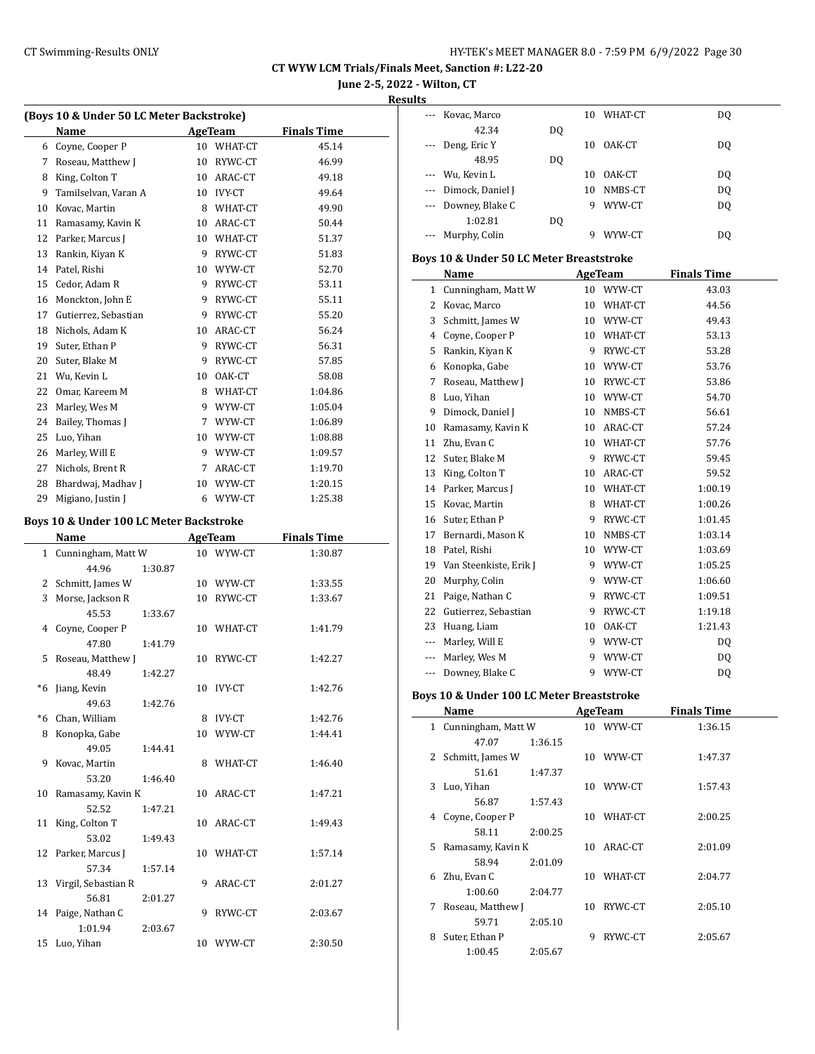# CT WYW LCM Trials/Finals Meet, Sanction #: L22-20

**June 2-5, 2022 - Wilton, CT**

**Results**

### (Boys 10 & Under 50 LC Meter Backstroke)

| | Name | Age | Team | Finals Time |
|---|---|---|---|---|
| 6 | Coyne, Cooper P | 10 | WHAT-CT | 45.14 |
| 7 | Roseau, Matthew J | 10 | RYWC-CT | 46.99 |
| 8 | King, Colton T | 10 | ARAC-CT | 49.18 |
| 9 | Tamilselvan, Varan A | 10 | IVY-CT | 49.64 |
| 10 | Kovac, Martin | 8 | WHAT-CT | 49.90 |
| 11 | Ramasamy, Kavin K | 10 | ARAC-CT | 50.44 |
| 12 | Parker, Marcus J | 10 | WHAT-CT | 51.37 |
| 13 | Rankin, Kiyan K | 9 | RYWC-CT | 51.83 |
| 14 | Patel, Rishi | 10 | WYW-CT | 52.70 |
| 15 | Cedor, Adam R | 9 | RYWC-CT | 53.11 |
| 16 | Monckton, John E | 9 | RYWC-CT | 55.11 |
| 17 | Gutierrez, Sebastian | 9 | RYWC-CT | 55.20 |
| 18 | Nichols, Adam K | 10 | ARAC-CT | 56.24 |
| 19 | Suter, Ethan P | 9 | RYWC-CT | 56.31 |
| 20 | Suter, Blake M | 9 | RYWC-CT | 57.85 |
| 21 | Wu, Kevin L | 10 | OAK-CT | 58.08 |
| 22 | Omar, Kareem M | 8 | WHAT-CT | 1:04.86 |
| 23 | Marley, Wes M | 9 | WYW-CT | 1:05.04 |
| 24 | Bailey, Thomas J | 7 | WYW-CT | 1:06.89 |
| 25 | Luo, Yihan | 10 | WYW-CT | 1:08.88 |
| 26 | Marley, Will E | 9 | WYW-CT | 1:09.57 |
| 27 | Nichols, Brent R | 7 | ARAC-CT | 1:19.70 |
| 28 | Bhardwaj, Madhav J | 10 | WYW-CT | 1:20.15 |
| 29 | Migiano, Justin J | 6 | WYW-CT | 1:25.38 |

### Boys 10 & Under 100 LC Meter Backstroke

| | Name | Age | Team | Finals Time |
|---|---|---|---|---|
| 1 | Cunningham, Matt W | 10 | WYW-CT | 1:30.87 |
| | 44.96 1:30.87 | | | |
| 2 | Schmitt, James W | 10 | WYW-CT | 1:33.55 |
| 3 | Morse, Jackson R | 10 | RYWC-CT | 1:33.67 |
| | 45.53 1:33.67 | | | |
| 4 | Coyne, Cooper P | 10 | WHAT-CT | 1:41.79 |
| | 47.80 1:41.79 | | | |
| 5 | Roseau, Matthew J | 10 | RYWC-CT | 1:42.27 |
| | 48.49 1:42.27 | | | |
| *6 | Jiang, Kevin | 10 | IVY-CT | 1:42.76 |
| | 49.63 1:42.76 | | | |
| *6 | Chan, William | 8 | IVY-CT | 1:42.76 |
| 8 | Konopka, Gabe | 10 | WYW-CT | 1:44.41 |
| | 49.05 1:44.41 | | | |
| 9 | Kovac, Martin | 8 | WHAT-CT | 1:46.40 |
| | 53.20 1:46.40 | | | |
| 10 | Ramasamy, Kavin K | 10 | ARAC-CT | 1:47.21 |
| | 52.52 1:47.21 | | | |
| 11 | King, Colton T | 10 | ARAC-CT | 1:49.43 |
| | 53.02 1:49.43 | | | |
| 12 | Parker, Marcus J | 10 | WHAT-CT | 1:57.14 |
| | 57.34 1:57.14 | | | |
| 13 | Virgil, Sebastian R | 9 | ARAC-CT | 2:01.27 |
| | 56.81 2:01.27 | | | |
| 14 | Paige, Nathan C | 9 | RYWC-CT | 2:03.67 |
| | 1:01.94 2:03.67 | | | |
| 15 | Luo, Yihan | 10 | WYW-CT | 2:30.50 |
| --- | Kovac, Marco | 10 | WHAT-CT | DQ |
| | 42.34 DQ | | | |
| --- | Deng, Eric Y | 10 | OAK-CT | DQ |
| | 48.95 DQ | | | |
| --- | Wu, Kevin L | 10 | OAK-CT | DQ |
| --- | Dimock, Daniel J | 10 | NMBS-CT | DQ |
| --- | Downey, Blake C | 9 | WYW-CT | DQ |
| | 1:02.81 DQ | | | |
| --- | Murphy, Colin | 9 | WYW-CT | DQ |

### Boys 10 & Under 50 LC Meter Breaststroke

| | Name | Age | Team | Finals Time |
|---|---|---|---|---|
| 1 | Cunningham, Matt W | 10 | WYW-CT | 43.03 |
| 2 | Kovac, Marco | 10 | WHAT-CT | 44.56 |
| 3 | Schmitt, James W | 10 | WYW-CT | 49.43 |
| 4 | Coyne, Cooper P | 10 | WHAT-CT | 53.13 |
| 5 | Rankin, Kiyan K | 9 | RYWC-CT | 53.28 |
| 6 | Konopka, Gabe | 10 | WYW-CT | 53.76 |
| 7 | Roseau, Matthew J | 10 | RYWC-CT | 53.86 |
| 8 | Luo, Yihan | 10 | WYW-CT | 54.70 |
| 9 | Dimock, Daniel J | 10 | NMBS-CT | 56.61 |
| 10 | Ramasamy, Kavin K | 10 | ARAC-CT | 57.24 |
| 11 | Zhu, Evan C | 10 | WHAT-CT | 57.76 |
| 12 | Suter, Blake M | 9 | RYWC-CT | 59.45 |
| 13 | King, Colton T | 10 | ARAC-CT | 59.52 |
| 14 | Parker, Marcus J | 10 | WHAT-CT | 1:00.19 |
| 15 | Kovac, Martin | 8 | WHAT-CT | 1:00.26 |
| 16 | Suter, Ethan P | 9 | RYWC-CT | 1:01.45 |
| 17 | Bernardi, Mason K | 10 | NMBS-CT | 1:03.14 |
| 18 | Patel, Rishi | 10 | WYW-CT | 1:03.69 |
| 19 | Van Steenkiste, Erik J | 9 | WYW-CT | 1:05.25 |
| 20 | Murphy, Colin | 9 | WYW-CT | 1:06.60 |
| 21 | Paige, Nathan C | 9 | RYWC-CT | 1:09.51 |
| 22 | Gutierrez, Sebastian | 9 | RYWC-CT | 1:19.18 |
| 23 | Huang, Liam | 10 | OAK-CT | 1:21.43 |
| --- | Marley, Will E | 9 | WYW-CT | DQ |
| --- | Marley, Wes M | 9 | WYW-CT | DQ |
| --- | Downey, Blake C | 9 | WYW-CT | DQ |

### Boys 10 & Under 100 LC Meter Breaststroke

| | Name | Age | Team | Finals Time |
|---|---|---|---|---|
| 1 | Cunningham, Matt W | 10 | WYW-CT | 1:36.15 |
| | 47.07 1:36.15 | | | |
| 2 | Schmitt, James W | 10 | WYW-CT | 1:47.37 |
| | 51.61 1:47.37 | | | |
| 3 | Luo, Yihan | 10 | WYW-CT | 1:57.43 |
| | 56.87 1:57.43 | | | |
| 4 | Coyne, Cooper P | 10 | WHAT-CT | 2:00.25 |
| | 58.11 2:00.25 | | | |
| 5 | Ramasamy, Kavin K | 10 | ARAC-CT | 2:01.09 |
| | 58.94 2:01.09 | | | |
| 6 | Zhu, Evan C | 10 | WHAT-CT | 2:04.77 |
| | 1:00.60 2:04.77 | | | |
| 7 | Roseau, Matthew J | 10 | RYWC-CT | 2:05.10 |
| | 59.71 2:05.10 | | | |
| 8 | Suter, Ethan P | 9 | RYWC-CT | 2:05.67 |
| | 1:00.45 2:05.67 | | | |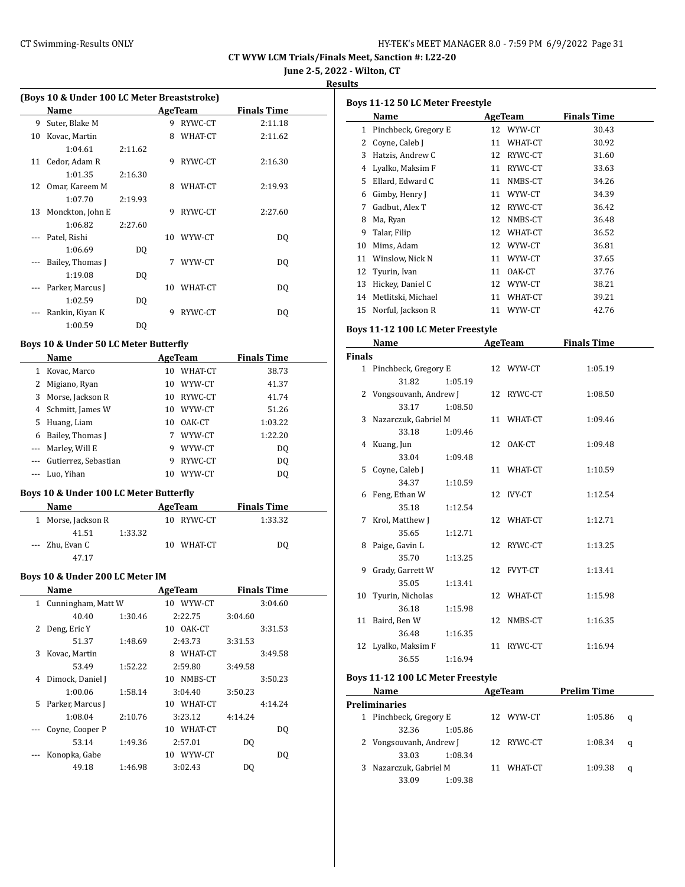**CT WYW LCM Trials/Finals Meet, Sanction #: L22-20**

**June 2-5, 2022 - Wilton, CT**

**Results**

### (Boys 10 & Under 100 LC Meter Breaststroke)

| | Name | Age | Team | Finals Time |
|---|---|---|---|---|
| 9 | Suter, Blake M | 9 | RYWC-CT | 2:11.18 |
| 10 | Kovac, Martin | 8 | WHAT-CT | 2:11.62 |
| | 1:04.61 2:11.62 | | | |
| 11 | Cedor, Adam R | 9 | RYWC-CT | 2:16.30 |
| | 1:01.35 2:16.30 | | | |
| 12 | Omar, Kareem M | 8 | WHAT-CT | 2:19.93 |
| | 1:07.70 2:19.93 | | | |
| 13 | Monckton, John E | 9 | RYWC-CT | 2:27.60 |
| | 1:06.82 2:27.60 | | | |
| --- | Patel, Rishi | 10 | WYW-CT | DQ |
| | 1:06.69 DQ | | | |
| --- | Bailey, Thomas J | 7 | WYW-CT | DQ |
| | 1:19.08 DQ | | | |
| --- | Parker, Marcus J | 10 | WHAT-CT | DQ |
| | 1:02.59 DQ | | | |
| --- | Rankin, Kiyan K | 9 | RYWC-CT | DQ |
| | 1:00.59 DQ | | | |

### Boys 10 & Under 50 LC Meter Butterfly

| | Name | Age | Team | Finals Time |
|---|---|---|---|---|
| 1 | Kovac, Marco | 10 | WHAT-CT | 38.73 |
| 2 | Migiano, Ryan | 10 | WYW-CT | 41.37 |
| 3 | Morse, Jackson R | 10 | RYWC-CT | 41.74 |
| 4 | Schmitt, James W | 10 | WYW-CT | 51.26 |
| 5 | Huang, Liam | 10 | OAK-CT | 1:03.22 |
| 6 | Bailey, Thomas J | 7 | WYW-CT | 1:22.20 |
| --- | Marley, Will E | 9 | WYW-CT | DQ |
| --- | Gutierrez, Sebastian | 9 | RYWC-CT | DQ |
| --- | Luo, Yihan | 10 | WYW-CT | DQ |

### Boys 10 & Under 100 LC Meter Butterfly

| | Name | Age | Team | Finals Time |
|---|---|---|---|---|
| 1 | Morse, Jackson R | 10 | RYWC-CT | 1:33.32 |
| | 41.51 1:33.32 | | | |
| --- | Zhu, Evan C | 10 | WHAT-CT | DQ |
| | 47.17 | | | |

### Boys 10 & Under 200 LC Meter IM

| | Name | Age | Team | Finals Time |
|---|---|---|---|---|
| 1 | Cunningham, Matt W | 10 | WYW-CT | 3:04.60 |
| | 40.40 1:30.46 2:22.75 3:04.60 | | | |
| 2 | Deng, Eric Y | 10 | OAK-CT | 3:31.53 |
| | 51.37 1:48.69 2:43.73 3:31.53 | | | |
| 3 | Kovac, Martin | 8 | WHAT-CT | 3:49.58 |
| | 53.49 1:52.22 2:59.80 3:49.58 | | | |
| 4 | Dimock, Daniel J | 10 | NMBS-CT | 3:50.23 |
| | 1:00.06 1:58.14 3:04.40 3:50.23 | | | |
| 5 | Parker, Marcus J | 10 | WHAT-CT | 4:14.24 |
| | 1:08.04 2:10.76 3:23.12 4:14.24 | | | |
| --- | Coyne, Cooper P | 10 | WHAT-CT | DQ |
| | 53.14 1:49.36 2:57.01 DQ | | | |
| --- | Konopka, Gabe | 10 | WYW-CT | DQ |
| | 49.18 1:46.98 3:02.43 DQ | | | |

### Boys 11-12 50 LC Meter Freestyle

| | Name | Age | Team | Finals Time |
|---|---|---|---|---|
| 1 | Pinchbeck, Gregory E | 12 | WYW-CT | 30.43 |
| 2 | Coyne, Caleb J | 11 | WHAT-CT | 30.92 |
| 3 | Hatzis, Andrew C | 12 | RYWC-CT | 31.60 |
| 4 | Lyalko, Maksim F | 11 | RYWC-CT | 33.63 |
| 5 | Ellard, Edward C | 11 | NMBS-CT | 34.26 |
| 6 | Gimby, Henry J | 11 | WYW-CT | 34.39 |
| 7 | Gadbut, Alex T | 12 | RYWC-CT | 36.42 |
| 8 | Ma, Ryan | 12 | NMBS-CT | 36.48 |
| 9 | Talar, Filip | 12 | WHAT-CT | 36.52 |
| 10 | Mims, Adam | 12 | WYW-CT | 36.81 |
| 11 | Winslow, Nick N | 11 | WYW-CT | 37.65 |
| 12 | Tyurin, Ivan | 11 | OAK-CT | 37.76 |
| 13 | Hickey, Daniel C | 12 | WYW-CT | 38.21 |
| 14 | Metlitski, Michael | 11 | WHAT-CT | 39.21 |
| 15 | Norful, Jackson R | 11 | WYW-CT | 42.76 |

### Boys 11-12 100 LC Meter Freestyle

**Finals**

| | Name | Age | Team | Finals Time |
|---|---|---|---|---|
| 1 | Pinchbeck, Gregory E | 12 | WYW-CT | 1:05.19 |
| | 31.82 1:05.19 | | | |
| 2 | Vongsouvanh, Andrew J | 12 | RYWC-CT | 1:08.50 |
| | 33.17 1:08.50 | | | |
| 3 | Nazarczuk, Gabriel M | 11 | WHAT-CT | 1:09.46 |
| | 33.18 1:09.46 | | | |
| 4 | Kuang, Jun | 12 | OAK-CT | 1:09.48 |
| | 33.04 1:09.48 | | | |
| 5 | Coyne, Caleb J | 11 | WHAT-CT | 1:10.59 |
| | 34.37 1:10.59 | | | |
| 6 | Feng, Ethan W | 12 | IVY-CT | 1:12.54 |
| | 35.18 1:12.54 | | | |
| 7 | Krol, Matthew J | 12 | WHAT-CT | 1:12.71 |
| | 35.65 1:12.71 | | | |
| 8 | Paige, Gavin L | 12 | RYWC-CT | 1:13.25 |
| | 35.70 1:13.25 | | | |
| 9 | Grady, Garrett W | 12 | FVYT-CT | 1:13.41 |
| | 35.05 1:13.41 | | | |
| 10 | Tyurin, Nicholas | 12 | WHAT-CT | 1:15.98 |
| | 36.18 1:15.98 | | | |
| 11 | Baird, Ben W | 12 | NMBS-CT | 1:16.35 |
| | 36.48 1:16.35 | | | |
| 12 | Lyalko, Maksim F | 11 | RYWC-CT | 1:16.94 |
| | 36.55 1:16.94 | | | |

### Boys 11-12 100 LC Meter Freestyle

**Preliminaries**

| | Name | Age | Team | Prelim Time | |
|---|---|---|---|---|---|
| 1 | Pinchbeck, Gregory E | 12 | WYW-CT | 1:05.86 | q |
| | 32.36 1:05.86 | | | | |
| 2 | Vongsouvanh, Andrew J | 12 | RYWC-CT | 1:08.34 | q |
| | 33.03 1:08.34 | | | | |
| 3 | Nazarczuk, Gabriel M | 11 | WHAT-CT | 1:09.38 | q |
| | 33.09 1:09.38 | | | | |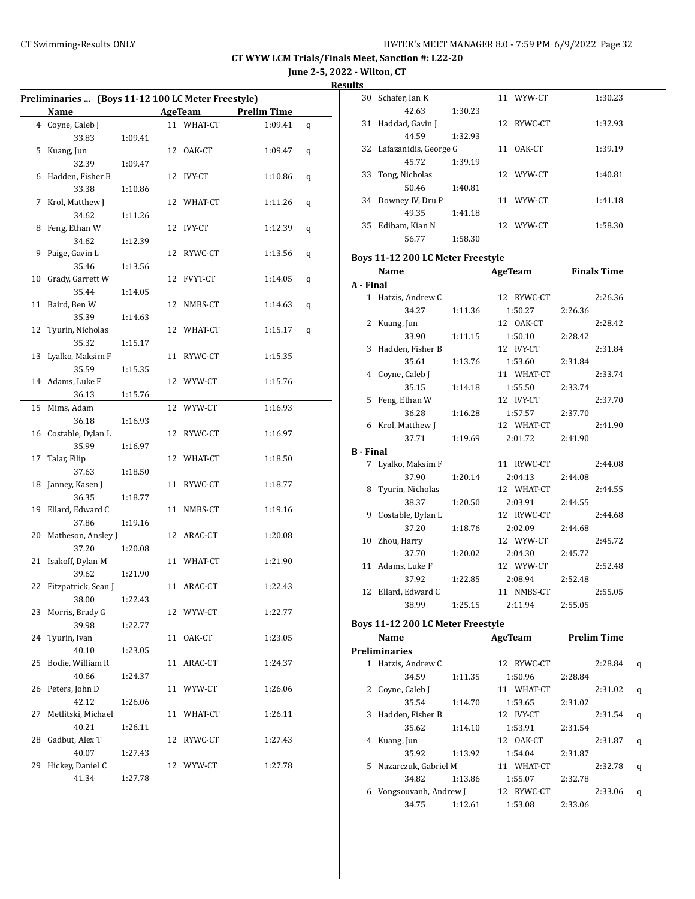# CT WYW LCM Trials/Finals Meet, Sanction #: L22-20

**June 2-5, 2022 - Wilton, CT**

**Results**

## Preliminaries ... (Boys 11-12 100 LC Meter Freestyle)

| | Name | Age | Team | Prelim Time | |
|---|---|---|---|---|---|
| 4 | Coyne, Caleb J | 11 | WHAT-CT | 1:09.41 | q |
| | 33.83 1:09.41 | | | | |
| 5 | Kuang, Jun | 12 | OAK-CT | 1:09.47 | q |
| | 32.39 1:09.47 | | | | |
| 6 | Hadden, Fisher B | 12 | IVY-CT | 1:10.86 | q |
| | 33.38 1:10.86 | | | | |
| 7 | Krol, Matthew J | 12 | WHAT-CT | 1:11.26 | q |
| | 34.62 1:11.26 | | | | |
| 8 | Feng, Ethan W | 12 | IVY-CT | 1:12.39 | q |
| | 34.62 1:12.39 | | | | |
| 9 | Paige, Gavin L | 12 | RYWC-CT | 1:13.56 | q |
| | 35.46 1:13.56 | | | | |
| 10 | Grady, Garrett W | 12 | FVYT-CT | 1:14.05 | q |
| | 35.44 1:14.05 | | | | |
| 11 | Baird, Ben W | 12 | NMBS-CT | 1:14.63 | q |
| | 35.39 1:14.63 | | | | |
| 12 | Tyurin, Nicholas | 12 | WHAT-CT | 1:15.17 | q |
| | 35.32 1:15.17 | | | | |
| 13 | Lyalko, Maksim F | 11 | RYWC-CT | 1:15.35 | |
| | 35.59 1:15.35 | | | | |
| 14 | Adams, Luke F | 12 | WYW-CT | 1:15.76 | |
| | 36.13 1:15.76 | | | | |
| 15 | Mims, Adam | 12 | WYW-CT | 1:16.93 | |
| | 36.18 1:16.93 | | | | |
| 16 | Costable, Dylan L | 12 | RYWC-CT | 1:16.97 | |
| | 35.99 1:16.97 | | | | |
| 17 | Talar, Filip | 12 | WHAT-CT | 1:18.50 | |
| | 37.63 1:18.50 | | | | |
| 18 | Janney, Kasen J | 11 | RYWC-CT | 1:18.77 | |
| | 36.35 1:18.77 | | | | |
| 19 | Ellard, Edward C | 11 | NMBS-CT | 1:19.16 | |
| | 37.86 1:19.16 | | | | |
| 20 | Matheson, Ansley J | 12 | ARAC-CT | 1:20.08 | |
| | 37.20 1:20.08 | | | | |
| 21 | Isakoff, Dylan M | 11 | WHAT-CT | 1:21.90 | |
| | 39.62 1:21.90 | | | | |
| 22 | Fitzpatrick, Sean J | 11 | ARAC-CT | 1:22.43 | |
| | 38.00 1:22.43 | | | | |
| 23 | Morris, Brady G | 12 | WYW-CT | 1:22.77 | |
| | 39.98 1:22.77 | | | | |
| 24 | Tyurin, Ivan | 11 | OAK-CT | 1:23.05 | |
| | 40.10 1:23.05 | | | | |
| 25 | Bodie, William R | 11 | ARAC-CT | 1:24.37 | |
| | 40.66 1:24.37 | | | | |
| 26 | Peters, John D | 11 | WYW-CT | 1:26.06 | |
| | 42.12 1:26.06 | | | | |
| 27 | Metlitski, Michael | 11 | WHAT-CT | 1:26.11 | |
| | 40.21 1:26.11 | | | | |
| 28 | Gadbut, Alex T | 12 | RYWC-CT | 1:27.43 | |
| | 40.07 1:27.43 | | | | |
| 29 | Hickey, Daniel C | 12 | WYW-CT | 1:27.78 | |
| | 41.34 1:27.78 | | | | |
| 30 | Schafer, Ian K | 11 | WYW-CT | 1:30.23 | |
| | 42.63 1:30.23 | | | | |
| 31 | Haddad, Gavin J | 12 | RYWC-CT | 1:32.93 | |
| | 44.59 1:32.93 | | | | |
| 32 | Lafazanidis, George G | 11 | OAK-CT | 1:39.19 | |
| | 45.72 1:39.19 | | | | |
| 33 | Tong, Nicholas | 12 | WYW-CT | 1:40.81 | |
| | 50.46 1:40.81 | | | | |
| 34 | Downey IV, Dru P | 11 | WYW-CT | 1:41.18 | |
| | 49.35 1:41.18 | | | | |
| 35 | Edibam, Kian N | 12 | WYW-CT | 1:58.30 | |
| | 56.77 1:58.30 | | | | |

## Boys 11-12 200 LC Meter Freestyle

| | Name | Age | Team | Finals Time |
|---|---|---|---|---|
| **A - Final** | | | | |
| 1 | Hatzis, Andrew C | 12 | RYWC-CT | 2:26.36 |
| | 34.27 1:11.36 1:50.27 2:26.36 | | | |
| 2 | Kuang, Jun | 12 | OAK-CT | 2:28.42 |
| | 33.90 1:11.15 1:50.10 2:28.42 | | | |
| 3 | Hadden, Fisher B | 12 | IVY-CT | 2:31.84 |
| | 35.61 1:13.76 1:53.60 2:31.84 | | | |
| 4 | Coyne, Caleb J | 11 | WHAT-CT | 2:33.74 |
| | 35.15 1:14.18 1:55.50 2:33.74 | | | |
| 5 | Feng, Ethan W | 12 | IVY-CT | 2:37.70 |
| | 36.28 1:16.28 1:57.57 2:37.70 | | | |
| 6 | Krol, Matthew J | 12 | WHAT-CT | 2:41.90 |
| | 37.71 1:19.69 2:01.72 2:41.90 | | | |
| **B - Final** | | | | |
| 7 | Lyalko, Maksim F | 11 | RYWC-CT | 2:44.08 |
| | 37.90 1:20.14 2:04.13 2:44.08 | | | |
| 8 | Tyurin, Nicholas | 12 | WHAT-CT | 2:44.55 |
| | 38.37 1:20.50 2:03.91 2:44.55 | | | |
| 9 | Costable, Dylan L | 12 | RYWC-CT | 2:44.68 |
| | 37.20 1:18.76 2:02.09 2:44.68 | | | |
| 10 | Zhou, Harry | 12 | WYW-CT | 2:45.72 |
| | 37.70 1:20.02 2:04.30 2:45.72 | | | |
| 11 | Adams, Luke F | 12 | WYW-CT | 2:52.48 |
| | 37.92 1:22.85 2:08.94 2:52.48 | | | |
| 12 | Ellard, Edward C | 11 | NMBS-CT | 2:55.05 |
| | 38.99 1:25.15 2:11.94 2:55.05 | | | |

## Boys 11-12 200 LC Meter Freestyle

| | Name | Age | Team | Prelim Time | |
|---|---|---|---|---|---|
| **Preliminaries** | | | | | |
| 1 | Hatzis, Andrew C | 12 | RYWC-CT | 2:28.84 | q |
| | 34.59 1:11.35 1:50.96 2:28.84 | | | | |
| 2 | Coyne, Caleb J | 11 | WHAT-CT | 2:31.02 | q |
| | 35.54 1:14.70 1:53.65 2:31.02 | | | | |
| 3 | Hadden, Fisher B | 12 | IVY-CT | 2:31.54 | q |
| | 35.62 1:14.10 1:53.91 2:31.54 | | | | |
| 4 | Kuang, Jun | 12 | OAK-CT | 2:31.87 | q |
| | 35.92 1:13.92 1:54.04 2:31.87 | | | | |
| 5 | Nazarczuk, Gabriel M | 11 | WHAT-CT | 2:32.78 | q |
| | 34.82 1:13.86 1:55.07 2:32.78 | | | | |
| 6 | Vongsouvanh, Andrew J | 12 | RYWC-CT | 2:33.06 | q |
| | 34.75 1:12.61 1:53.08 2:33.06 | | | | |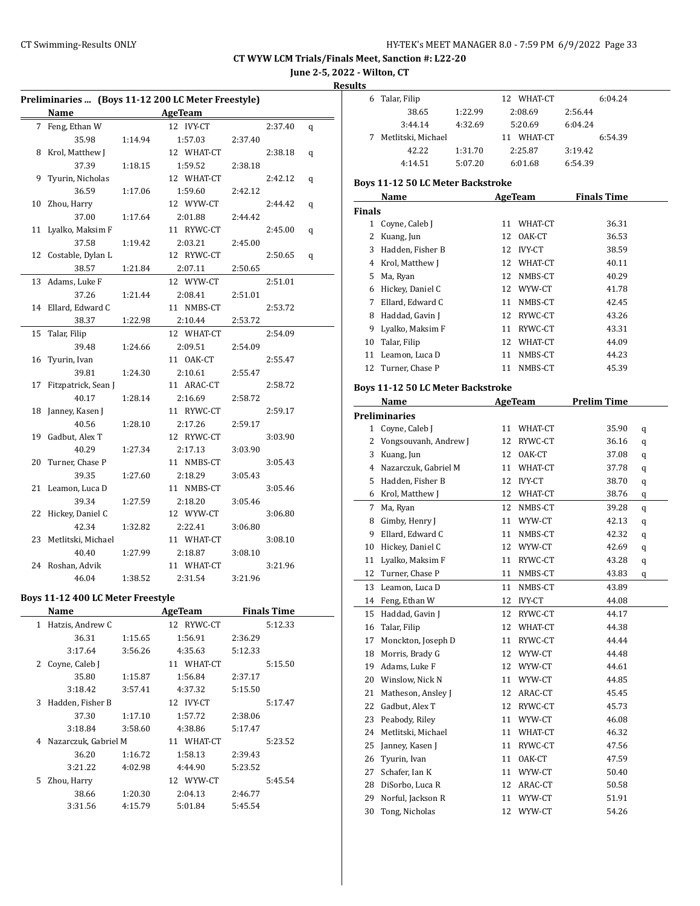CT WYW LCM Trials/Finals Meet, Sanction #: L22-20

June 2-5, 2022 - Wilton, CT

Results

### Preliminaries ... (Boys 11-12 200 LC Meter Freestyle)

| | Name | Age | Team | | | | Time | |
|---|---|---|---|---|---|---|---|---|
| 7 | Feng, Ethan W | 12 | IVY-CT | | | | 2:37.40 | q |
| | | | | 35.98 | 1:14.94 | 1:57.03 | 2:37.40 | |
| 8 | Krol, Matthew J | 12 | WHAT-CT | | | | 2:38.18 | q |
| | | | | 37.39 | 1:18.15 | 1:59.52 | 2:38.18 | |
| 9 | Tyurin, Nicholas | 12 | WHAT-CT | | | | 2:42.12 | q |
| | | | | 36.59 | 1:17.06 | 1:59.60 | 2:42.12 | |
| 10 | Zhou, Harry | 12 | WYW-CT | | | | 2:44.42 | q |
| | | | | 37.00 | 1:17.64 | 2:01.88 | 2:44.42 | |
| 11 | Lyalko, Maksim F | 11 | RYWC-CT | | | | 2:45.00 | q |
| | | | | 37.58 | 1:19.42 | 2:03.21 | 2:45.00 | |
| 12 | Costable, Dylan L | 12 | RYWC-CT | | | | 2:50.65 | q |
| | | | | 38.57 | 1:21.84 | 2:07.11 | 2:50.65 | |
| 13 | Adams, Luke F | 12 | WYW-CT | | | | 2:51.01 | |
| | | | | 37.26 | 1:21.44 | 2:08.41 | 2:51.01 | |
| 14 | Ellard, Edward C | 11 | NMBS-CT | | | | 2:53.72 | |
| | | | | 38.37 | 1:22.98 | 2:10.44 | 2:53.72 | |
| 15 | Talar, Filip | 12 | WHAT-CT | | | | 2:54.09 | |
| | | | | 39.48 | 1:24.66 | 2:09.51 | 2:54.09 | |
| 16 | Tyurin, Ivan | 11 | OAK-CT | | | | 2:55.47 | |
| | | | | 39.81 | 1:24.30 | 2:10.61 | 2:55.47 | |
| 17 | Fitzpatrick, Sean J | 11 | ARAC-CT | | | | 2:58.72 | |
| | | | | 40.17 | 1:28.14 | 2:16.69 | 2:58.72 | |
| 18 | Janney, Kasen J | 11 | RYWC-CT | | | | 2:59.17 | |
| | | | | 40.56 | 1:28.10 | 2:17.26 | 2:59.17 | |
| 19 | Gadbut, Alex T | 12 | RYWC-CT | | | | 3:03.90 | |
| | | | | 40.29 | 1:27.34 | 2:17.13 | 3:03.90 | |
| 20 | Turner, Chase P | 11 | NMBS-CT | | | | 3:05.43 | |
| | | | | 39.35 | 1:27.60 | 2:18.29 | 3:05.43 | |
| 21 | Leamon, Luca D | 11 | NMBS-CT | | | | 3:05.46 | |
| | | | | 39.34 | 1:27.59 | 2:18.20 | 3:05.46 | |
| 22 | Hickey, Daniel C | 12 | WYW-CT | | | | 3:06.80 | |
| | | | | 42.34 | 1:32.82 | 2:22.41 | 3:06.80 | |
| 23 | Metlitski, Michael | 11 | WHAT-CT | | | | 3:08.10 | |
| | | | | 40.40 | 1:27.99 | 2:18.87 | 3:08.10 | |
| 24 | Roshan, Advik | 11 | WHAT-CT | | | | 3:21.96 | |
| | | | | 46.04 | 1:38.52 | 2:31.54 | 3:21.96 | |

### Boys 11-12 400 LC Meter Freestyle

| | Name | Age | Team | | | | Finals Time |
|---|---|---|---|---|---|---|---|
| 1 | Hatzis, Andrew C | 12 | RYWC-CT | | | | 5:12.33 |
| | | | | 36.31 | 1:15.65 | 1:56.91 | 2:36.29 |
| | | | | 3:17.64 | 3:56.26 | 4:35.63 | 5:12.33 |
| 2 | Coyne, Caleb J | 11 | WHAT-CT | | | | 5:15.50 |
| | | | | 35.80 | 1:15.87 | 1:56.84 | 2:37.17 |
| | | | | 3:18.42 | 3:57.41 | 4:37.32 | 5:15.50 |
| 3 | Hadden, Fisher B | 12 | IVY-CT | | | | 5:17.47 |
| | | | | 37.30 | 1:17.10 | 1:57.72 | 2:38.06 |
| | | | | 3:18.84 | 3:58.60 | 4:38.86 | 5:17.47 |
| 4 | Nazarczuk, Gabriel M | 11 | WHAT-CT | | | | 5:23.52 |
| | | | | 36.20 | 1:16.72 | 1:58.13 | 2:39.43 |
| | | | | 3:21.22 | 4:02.98 | 4:44.90 | 5:23.52 |
| 5 | Zhou, Harry | 12 | WYW-CT | | | | 5:45.54 |
| | | | | 38.66 | 1:20.30 | 2:04.13 | 2:46.77 |
| | | | | 3:31.56 | 4:15.79 | 5:01.84 | 5:45.54 |
| 6 | Talar, Filip | 12 | WHAT-CT | | | | 6:04.24 |
| | | | | 38.65 | 1:22.99 | 2:08.69 | 2:56.44 |
| | | | | 3:44.14 | 4:32.69 | 5:20.69 | 6:04.24 |
| 7 | Metlitski, Michael | 11 | WHAT-CT | | | | 6:54.39 |
| | | | | 42.22 | 1:31.70 | 2:25.87 | 3:19.42 |
| | | | | 4:14.51 | 5:07.20 | 6:01.68 | 6:54.39 |

### Boys 11-12 50 LC Meter Backstroke

| | Name | Age | Team | Finals Time |
|---|---|---|---|---|
| **Finals** | | | | |
| 1 | Coyne, Caleb J | 11 | WHAT-CT | 36.31 |
| 2 | Kuang, Jun | 12 | OAK-CT | 36.53 |
| 3 | Hadden, Fisher B | 12 | IVY-CT | 38.59 |
| 4 | Krol, Matthew J | 12 | WHAT-CT | 40.11 |
| 5 | Ma, Ryan | 12 | NMBS-CT | 40.29 |
| 6 | Hickey, Daniel C | 12 | WYW-CT | 41.78 |
| 7 | Ellard, Edward C | 11 | NMBS-CT | 42.45 |
| 8 | Haddad, Gavin J | 12 | RYWC-CT | 43.26 |
| 9 | Lyalko, Maksim F | 11 | RYWC-CT | 43.31 |
| 10 | Talar, Filip | 12 | WHAT-CT | 44.09 |
| 11 | Leamon, Luca D | 11 | NMBS-CT | 44.23 |
| 12 | Turner, Chase P | 11 | NMBS-CT | 45.39 |

### Boys 11-12 50 LC Meter Backstroke

| | Name | Age | Team | Prelim Time | |
|---|---|---|---|---|---|
| **Preliminaries** | | | | | |
| 1 | Coyne, Caleb J | 11 | WHAT-CT | 35.90 | q |
| 2 | Vongsouvanh, Andrew J | 12 | RYWC-CT | 36.16 | q |
| 3 | Kuang, Jun | 12 | OAK-CT | 37.08 | q |
| 4 | Nazarczuk, Gabriel M | 11 | WHAT-CT | 37.78 | q |
| 5 | Hadden, Fisher B | 12 | IVY-CT | 38.70 | q |
| 6 | Krol, Matthew J | 12 | WHAT-CT | 38.76 | q |
| 7 | Ma, Ryan | 12 | NMBS-CT | 39.28 | q |
| 8 | Gimby, Henry J | 11 | WYW-CT | 42.13 | q |
| 9 | Ellard, Edward C | 11 | NMBS-CT | 42.32 | q |
| 10 | Hickey, Daniel C | 12 | WYW-CT | 42.69 | q |
| 11 | Lyalko, Maksim F | 11 | RYWC-CT | 43.28 | q |
| 12 | Turner, Chase P | 11 | NMBS-CT | 43.83 | q |
| 13 | Leamon, Luca D | 11 | NMBS-CT | 43.89 | |
| 14 | Feng, Ethan W | 12 | IVY-CT | 44.08 | |
| 15 | Haddad, Gavin J | 12 | RYWC-CT | 44.17 | |
| 16 | Talar, Filip | 12 | WHAT-CT | 44.38 | |
| 17 | Monckton, Joseph D | 11 | RYWC-CT | 44.44 | |
| 18 | Morris, Brady G | 12 | WYW-CT | 44.48 | |
| 19 | Adams, Luke F | 12 | WYW-CT | 44.61 | |
| 20 | Winslow, Nick N | 11 | WYW-CT | 44.85 | |
| 21 | Matheson, Ansley J | 12 | ARAC-CT | 45.45 | |
| 22 | Gadbut, Alex T | 12 | RYWC-CT | 45.73 | |
| 23 | Peabody, Riley | 11 | WYW-CT | 46.08 | |
| 24 | Metlitski, Michael | 11 | WHAT-CT | 46.32 | |
| 25 | Janney, Kasen J | 11 | RYWC-CT | 47.56 | |
| 26 | Tyurin, Ivan | 11 | OAK-CT | 47.59 | |
| 27 | Schafer, Ian K | 11 | WYW-CT | 50.40 | |
| 28 | DiSorbo, Luca R | 12 | ARAC-CT | 50.58 | |
| 29 | Norful, Jackson R | 11 | WYW-CT | 51.91 | |
| 30 | Tong, Nicholas | 12 | WYW-CT | 54.26 | |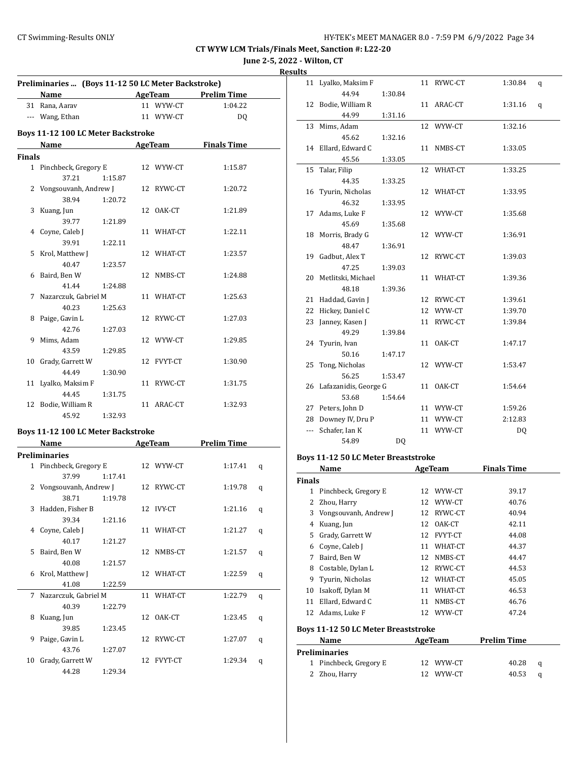CT WYW LCM Trials/Finals Meet, Sanction #: L22-20

June 2-5, 2022 - Wilton, CT

Results

### Preliminaries ... (Boys 11-12 50 LC Meter Backstroke)

| | Name | Age | Team | Prelim Time |
|---|---|---|---|---|
| 31 | Rana, Aarav | 11 | WYW-CT | 1:04.22 |
| --- | Wang, Ethan | 11 | WYW-CT | DQ |

### Boys 11-12 100 LC Meter Backstroke

| | Name | Age | Team | Finals Time |
|---|---|---|---|---|
| **Finals** | | | | |
| 1 | Pinchbeck, Gregory E | 12 | WYW-CT | 1:15.87 |
| | 37.21 1:15.87 | | | |
| 2 | Vongsouvanh, Andrew J | 12 | RYWC-CT | 1:20.72 |
| | 38.94 1:20.72 | | | |
| 3 | Kuang, Jun | 12 | OAK-CT | 1:21.89 |
| | 39.77 1:21.89 | | | |
| 4 | Coyne, Caleb J | 11 | WHAT-CT | 1:22.11 |
| | 39.91 1:22.11 | | | |
| 5 | Krol, Matthew J | 12 | WHAT-CT | 1:23.57 |
| | 40.47 1:23.57 | | | |
| 6 | Baird, Ben W | 12 | NMBS-CT | 1:24.88 |
| | 41.44 1:24.88 | | | |
| 7 | Nazarczuk, Gabriel M | 11 | WHAT-CT | 1:25.63 |
| | 40.23 1:25.63 | | | |
| 8 | Paige, Gavin L | 12 | RYWC-CT | 1:27.03 |
| | 42.76 1:27.03 | | | |
| 9 | Mims, Adam | 12 | WYW-CT | 1:29.85 |
| | 43.59 1:29.85 | | | |
| 10 | Grady, Garrett W | 12 | FVYT-CT | 1:30.90 |
| | 44.49 1:30.90 | | | |
| 11 | Lyalko, Maksim F | 11 | RYWC-CT | 1:31.75 |
| | 44.45 1:31.75 | | | |
| 12 | Bodie, William R | 11 | ARAC-CT | 1:32.93 |
| | 45.92 1:32.93 | | | |

### Boys 11-12 100 LC Meter Backstroke

| | Name | Age | Team | Prelim Time | |
|---|---|---|---|---|---|
| **Preliminaries** | | | | | |
| 1 | Pinchbeck, Gregory E | 12 | WYW-CT | 1:17.41 | q |
| | 37.99 1:17.41 | | | | |
| 2 | Vongsouvanh, Andrew J | 12 | RYWC-CT | 1:19.78 | q |
| | 38.71 1:19.78 | | | | |
| 3 | Hadden, Fisher B | 12 | IVY-CT | 1:21.16 | q |
| | 39.34 1:21.16 | | | | |
| 4 | Coyne, Caleb J | 11 | WHAT-CT | 1:21.27 | q |
| | 40.17 1:21.27 | | | | |
| 5 | Baird, Ben W | 12 | NMBS-CT | 1:21.57 | q |
| | 40.08 1:21.57 | | | | |
| 6 | Krol, Matthew J | 12 | WHAT-CT | 1:22.59 | q |
| | 41.08 1:22.59 | | | | |
| 7 | Nazarczuk, Gabriel M | 11 | WHAT-CT | 1:22.79 | q |
| | 40.39 1:22.79 | | | | |
| 8 | Kuang, Jun | 12 | OAK-CT | 1:23.45 | q |
| | 39.85 1:23.45 | | | | |
| 9 | Paige, Gavin L | 12 | RYWC-CT | 1:27.07 | q |
| | 43.76 1:27.07 | | | | |
| 10 | Grady, Garrett W | 12 | FVYT-CT | 1:29.34 | q |
| | 44.28 1:29.34 | | | | |
| 11 | Lyalko, Maksim F | 11 | RYWC-CT | 1:30.84 | q |
| | 44.94 1:30.84 | | | | |
| 12 | Bodie, William R | 11 | ARAC-CT | 1:31.16 | q |
| | 44.99 1:31.16 | | | | |
| 13 | Mims, Adam | 12 | WYW-CT | 1:32.16 | |
| | 45.62 1:32.16 | | | | |
| 14 | Ellard, Edward C | 11 | NMBS-CT | 1:33.05 | |
| | 45.56 1:33.05 | | | | |
| 15 | Talar, Filip | 12 | WHAT-CT | 1:33.25 | |
| | 44.35 1:33.25 | | | | |
| 16 | Tyurin, Nicholas | 12 | WHAT-CT | 1:33.95 | |
| | 46.32 1:33.95 | | | | |
| 17 | Adams, Luke F | 12 | WYW-CT | 1:35.68 | |
| | 45.69 1:35.68 | | | | |
| 18 | Morris, Brady G | 12 | WYW-CT | 1:36.91 | |
| | 48.47 1:36.91 | | | | |
| 19 | Gadbut, Alex T | 12 | RYWC-CT | 1:39.03 | |
| | 47.25 1:39.03 | | | | |
| 20 | Metlitski, Michael | 11 | WHAT-CT | 1:39.36 | |
| | 48.18 1:39.36 | | | | |
| 21 | Haddad, Gavin J | 12 | RYWC-CT | 1:39.61 | |
| 22 | Hickey, Daniel C | 12 | WYW-CT | 1:39.70 | |
| 23 | Janney, Kasen J | 11 | RYWC-CT | 1:39.84 | |
| | 49.29 1:39.84 | | | | |
| 24 | Tyurin, Ivan | 11 | OAK-CT | 1:47.17 | |
| | 50.16 1:47.17 | | | | |
| 25 | Tong, Nicholas | 12 | WYW-CT | 1:53.47 | |
| | 56.25 1:53.47 | | | | |
| 26 | Lafazanidis, George G | 11 | OAK-CT | 1:54.64 | |
| | 53.68 1:54.64 | | | | |
| 27 | Peters, John D | 11 | WYW-CT | 1:59.26 | |
| 28 | Downey IV, Dru P | 11 | WYW-CT | 2:12.83 | |
| --- | Schafer, Ian K | 11 | WYW-CT | DQ | |
| | 54.89 DQ | | | | |

### Boys 11-12 50 LC Meter Breaststroke

| | Name | Age | Team | Finals Time |
|---|---|---|---|---|
| **Finals** | | | | |
| 1 | Pinchbeck, Gregory E | 12 | WYW-CT | 39.17 |
| 2 | Zhou, Harry | 12 | WYW-CT | 40.76 |
| 3 | Vongsouvanh, Andrew J | 12 | RYWC-CT | 40.94 |
| 4 | Kuang, Jun | 12 | OAK-CT | 42.11 |
| 5 | Grady, Garrett W | 12 | FVYT-CT | 44.08 |
| 6 | Coyne, Caleb J | 11 | WHAT-CT | 44.37 |
| 7 | Baird, Ben W | 12 | NMBS-CT | 44.47 |
| 8 | Costable, Dylan L | 12 | RYWC-CT | 44.53 |
| 9 | Tyurin, Nicholas | 12 | WHAT-CT | 45.05 |
| 10 | Isakoff, Dylan M | 11 | WHAT-CT | 46.53 |
| 11 | Ellard, Edward C | 11 | NMBS-CT | 46.76 |
| 12 | Adams, Luke F | 12 | WYW-CT | 47.24 |

### Boys 11-12 50 LC Meter Breaststroke

| | Name | Age | Team | Prelim Time | |
|---|---|---|---|---|---|
| **Preliminaries** | | | | | |
| 1 | Pinchbeck, Gregory E | 12 | WYW-CT | 40.28 | q |
| 2 | Zhou, Harry | 12 | WYW-CT | 40.53 | q |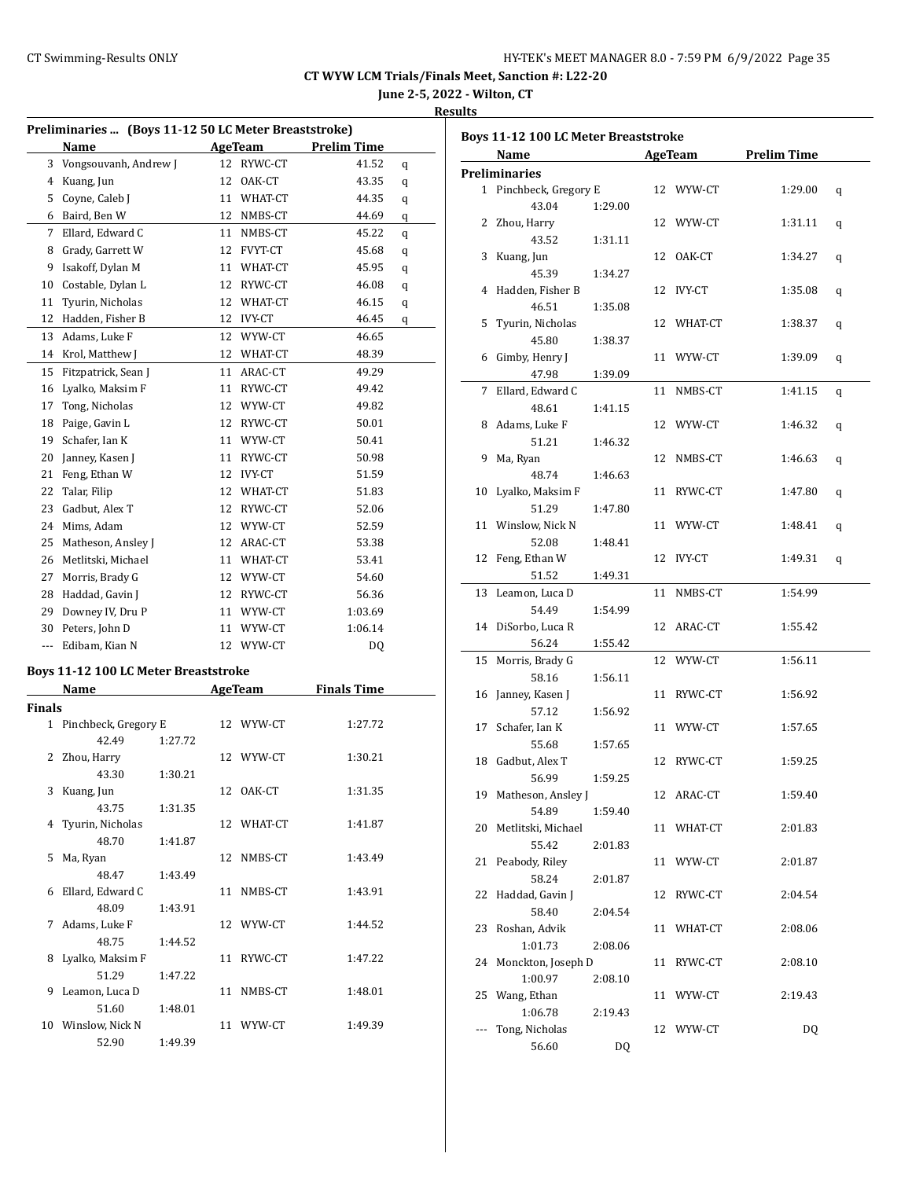CT WYW LCM Trials/Finals Meet, Sanction #: L22-20

June 2-5, 2022 - Wilton, CT

Results

### Preliminaries ... (Boys 11-12 50 LC Meter Breaststroke)

| | Name | Age | Team | Prelim Time | |
|---|---|---|---|---|---|
| 3 | Vongsouvanh, Andrew J | 12 | RYWC-CT | 41.52 | q |
| 4 | Kuang, Jun | 12 | OAK-CT | 43.35 | q |
| 5 | Coyne, Caleb J | 11 | WHAT-CT | 44.35 | q |
| 6 | Baird, Ben W | 12 | NMBS-CT | 44.69 | q |
| 7 | Ellard, Edward C | 11 | NMBS-CT | 45.22 | q |
| 8 | Grady, Garrett W | 12 | FVYT-CT | 45.68 | q |
| 9 | Isakoff, Dylan M | 11 | WHAT-CT | 45.95 | q |
| 10 | Costable, Dylan L | 12 | RYWC-CT | 46.08 | q |
| 11 | Tyurin, Nicholas | 12 | WHAT-CT | 46.15 | q |
| 12 | Hadden, Fisher B | 12 | IVY-CT | 46.45 | q |
| 13 | Adams, Luke F | 12 | WYW-CT | 46.65 | |
| 14 | Krol, Matthew J | 12 | WHAT-CT | 48.39 | |
| 15 | Fitzpatrick, Sean J | 11 | ARAC-CT | 49.29 | |
| 16 | Lyalko, Maksim F | 11 | RYWC-CT | 49.42 | |
| 17 | Tong, Nicholas | 12 | WYW-CT | 49.82 | |
| 18 | Paige, Gavin L | 12 | RYWC-CT | 50.01 | |
| 19 | Schafer, Ian K | 11 | WYW-CT | 50.41 | |
| 20 | Janney, Kasen J | 11 | RYWC-CT | 50.98 | |
| 21 | Feng, Ethan W | 12 | IVY-CT | 51.59 | |
| 22 | Talar, Filip | 12 | WHAT-CT | 51.83 | |
| 23 | Gadbut, Alex T | 12 | RYWC-CT | 52.06 | |
| 24 | Mims, Adam | 12 | WYW-CT | 52.59 | |
| 25 | Matheson, Ansley J | 12 | ARAC-CT | 53.38 | |
| 26 | Metlitski, Michael | 11 | WHAT-CT | 53.41 | |
| 27 | Morris, Brady G | 12 | WYW-CT | 54.60 | |
| 28 | Haddad, Gavin J | 12 | RYWC-CT | 56.36 | |
| 29 | Downey IV, Dru P | 11 | WYW-CT | 1:03.69 | |
| 30 | Peters, John D | 11 | WYW-CT | 1:06.14 | |
| --- | Edibam, Kian N | 12 | WYW-CT | DQ | |

### Boys 11-12 100 LC Meter Breaststroke

**Finals**

| | Name | Age | Team | Finals Time | Splits |
|---|---|---|---|---|---|
| 1 | Pinchbeck, Gregory E | 12 | WYW-CT | 1:27.72 | 42.49, 1:27.72 |
| 2 | Zhou, Harry | 12 | WYW-CT | 1:30.21 | 43.30, 1:30.21 |
| 3 | Kuang, Jun | 12 | OAK-CT | 1:31.35 | 43.75, 1:31.35 |
| 4 | Tyurin, Nicholas | 12 | WHAT-CT | 1:41.87 | 48.70, 1:41.87 |
| 5 | Ma, Ryan | 12 | NMBS-CT | 1:43.49 | 48.47, 1:43.49 |
| 6 | Ellard, Edward C | 11 | NMBS-CT | 1:43.91 | 48.09, 1:43.91 |
| 7 | Adams, Luke F | 12 | WYW-CT | 1:44.52 | 48.75, 1:44.52 |
| 8 | Lyalko, Maksim F | 11 | RYWC-CT | 1:47.22 | 51.29, 1:47.22 |
| 9 | Leamon, Luca D | 11 | NMBS-CT | 1:48.01 | 51.60, 1:48.01 |
| 10 | Winslow, Nick N | 11 | WYW-CT | 1:49.39 | 52.90, 1:49.39 |

### Boys 11-12 100 LC Meter Breaststroke

**Preliminaries**

| | Name | Age | Team | Prelim Time | | Splits |
|---|---|---|---|---|---|---|
| 1 | Pinchbeck, Gregory E | 12 | WYW-CT | 1:29.00 | q | 43.04, 1:29.00 |
| 2 | Zhou, Harry | 12 | WYW-CT | 1:31.11 | q | 43.52, 1:31.11 |
| 3 | Kuang, Jun | 12 | OAK-CT | 1:34.27 | q | 45.39, 1:34.27 |
| 4 | Hadden, Fisher B | 12 | IVY-CT | 1:35.08 | q | 46.51, 1:35.08 |
| 5 | Tyurin, Nicholas | 12 | WHAT-CT | 1:38.37 | q | 45.80, 1:38.37 |
| 6 | Gimby, Henry J | 11 | WYW-CT | 1:39.09 | q | 47.98, 1:39.09 |
| 7 | Ellard, Edward C | 11 | NMBS-CT | 1:41.15 | q | 48.61, 1:41.15 |
| 8 | Adams, Luke F | 12 | WYW-CT | 1:46.32 | q | 51.21, 1:46.32 |
| 9 | Ma, Ryan | 12 | NMBS-CT | 1:46.63 | q | 48.74, 1:46.63 |
| 10 | Lyalko, Maksim F | 11 | RYWC-CT | 1:47.80 | q | 51.29, 1:47.80 |
| 11 | Winslow, Nick N | 11 | WYW-CT | 1:48.41 | q | 52.08, 1:48.41 |
| 12 | Feng, Ethan W | 12 | IVY-CT | 1:49.31 | q | 51.52, 1:49.31 |
| 13 | Leamon, Luca D | 11 | NMBS-CT | 1:54.99 | | 54.49, 1:54.99 |
| 14 | DiSorbo, Luca R | 12 | ARAC-CT | 1:55.42 | | 56.24, 1:55.42 |
| 15 | Morris, Brady G | 12 | WYW-CT | 1:56.11 | | 58.16, 1:56.11 |
| 16 | Janney, Kasen J | 11 | RYWC-CT | 1:56.92 | | 57.12, 1:56.92 |
| 17 | Schafer, Ian K | 11 | WYW-CT | 1:57.65 | | 55.68, 1:57.65 |
| 18 | Gadbut, Alex T | 12 | RYWC-CT | 1:59.25 | | 56.99, 1:59.25 |
| 19 | Matheson, Ansley J | 12 | ARAC-CT | 1:59.40 | | 54.89, 1:59.40 |
| 20 | Metlitski, Michael | 11 | WHAT-CT | 2:01.83 | | 55.42, 2:01.83 |
| 21 | Peabody, Riley | 11 | WYW-CT | 2:01.87 | | 58.24, 2:01.87 |
| 22 | Haddad, Gavin J | 12 | RYWC-CT | 2:04.54 | | 58.40, 2:04.54 |
| 23 | Roshan, Advik | 11 | WHAT-CT | 2:08.06 | | 1:01.73, 2:08.06 |
| 24 | Monckton, Joseph D | 11 | RYWC-CT | 2:08.10 | | 1:00.97, 2:08.10 |
| 25 | Wang, Ethan | 11 | WYW-CT | 2:19.43 | | 1:06.78, 2:19.43 |
| --- | Tong, Nicholas | 12 | WYW-CT | DQ | | 56.60, DQ |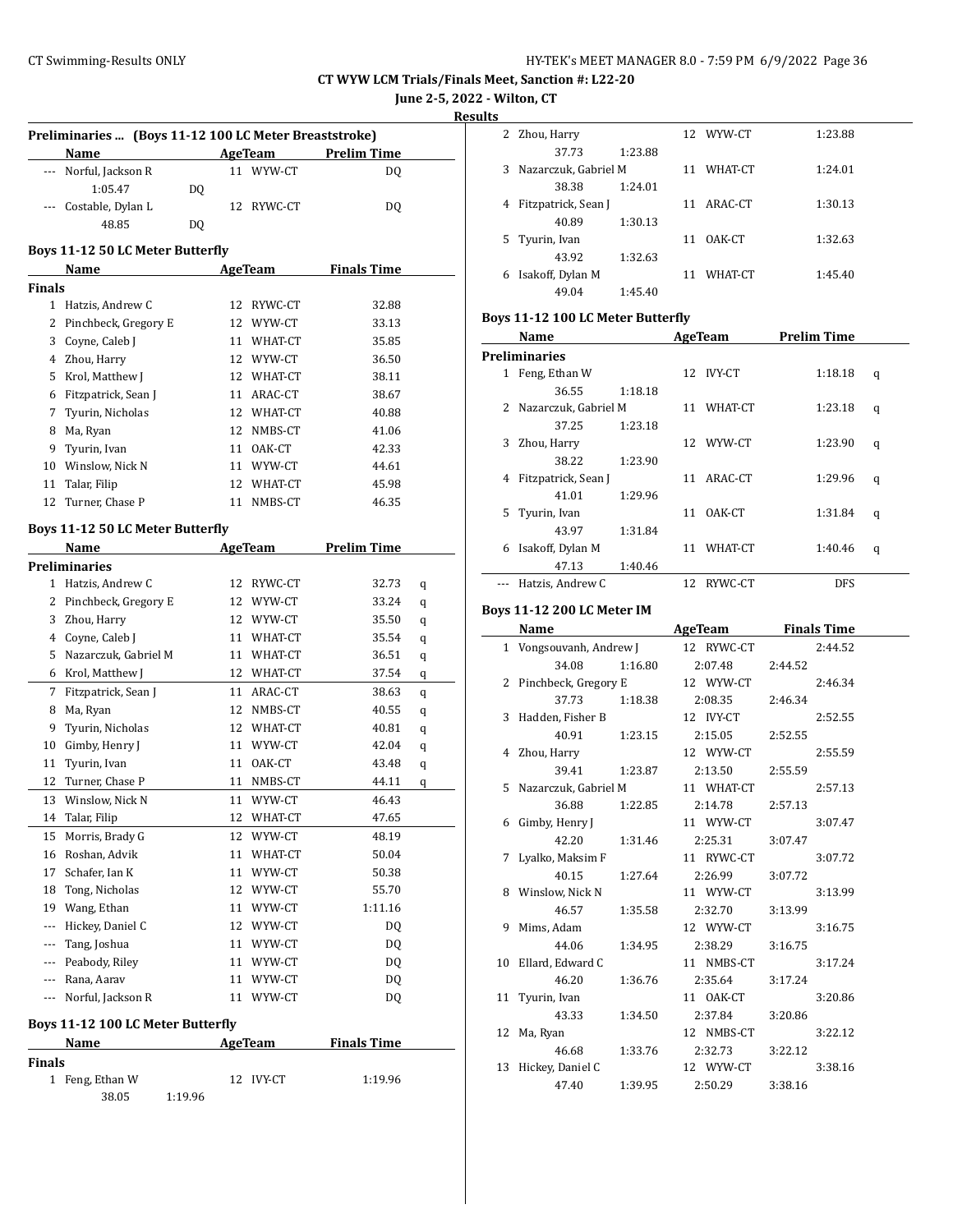CT WYW LCM Trials/Finals Meet, Sanction #: L22-20

June 2-5, 2022 - Wilton, CT

Results

### Preliminaries ... (Boys 11-12 100 LC Meter Breaststroke)

| | Name | Age | Team | Prelim Time | |
|---|---|---|---|---|---|
| --- | Norful, Jackson R | 11 | WYW-CT | DQ | |
| | 1:05.47 DQ | | | | |
| --- | Costable, Dylan L | 12 | RYWC-CT | DQ | |
| | 48.85 DQ | | | | |

### Boys 11-12 50 LC Meter Butterfly

| | Name | Age | Team | Finals Time |
|---|---|---|---|---|
| **Finals** | | | | |
| 1 | Hatzis, Andrew C | 12 | RYWC-CT | 32.88 |
| 2 | Pinchbeck, Gregory E | 12 | WYW-CT | 33.13 |
| 3 | Coyne, Caleb J | 11 | WHAT-CT | 35.85 |
| 4 | Zhou, Harry | 12 | WYW-CT | 36.50 |
| 5 | Krol, Matthew J | 12 | WHAT-CT | 38.11 |
| 6 | Fitzpatrick, Sean J | 11 | ARAC-CT | 38.67 |
| 7 | Tyurin, Nicholas | 12 | WHAT-CT | 40.88 |
| 8 | Ma, Ryan | 12 | NMBS-CT | 41.06 |
| 9 | Tyurin, Ivan | 11 | OAK-CT | 42.33 |
| 10 | Winslow, Nick N | 11 | WYW-CT | 44.61 |
| 11 | Talar, Filip | 12 | WHAT-CT | 45.98 |
| 12 | Turner, Chase P | 11 | NMBS-CT | 46.35 |

### Boys 11-12 50 LC Meter Butterfly

| | Name | Age | Team | Prelim Time | |
|---|---|---|---|---|---|
| **Preliminaries** | | | | | |
| 1 | Hatzis, Andrew C | 12 | RYWC-CT | 32.73 | q |
| 2 | Pinchbeck, Gregory E | 12 | WYW-CT | 33.24 | q |
| 3 | Zhou, Harry | 12 | WYW-CT | 35.50 | q |
| 4 | Coyne, Caleb J | 11 | WHAT-CT | 35.54 | q |
| 5 | Nazarczuk, Gabriel M | 11 | WHAT-CT | 36.51 | q |
| 6 | Krol, Matthew J | 12 | WHAT-CT | 37.54 | q |
| 7 | Fitzpatrick, Sean J | 11 | ARAC-CT | 38.63 | q |
| 8 | Ma, Ryan | 12 | NMBS-CT | 40.55 | q |
| 9 | Tyurin, Nicholas | 12 | WHAT-CT | 40.81 | q |
| 10 | Gimby, Henry J | 11 | WYW-CT | 42.04 | q |
| 11 | Tyurin, Ivan | 11 | OAK-CT | 43.48 | q |
| 12 | Turner, Chase P | 11 | NMBS-CT | 44.11 | q |
| 13 | Winslow, Nick N | 11 | WYW-CT | 46.43 | |
| 14 | Talar, Filip | 12 | WHAT-CT | 47.65 | |
| 15 | Morris, Brady G | 12 | WYW-CT | 48.19 | |
| 16 | Roshan, Advik | 11 | WHAT-CT | 50.04 | |
| 17 | Schafer, Ian K | 11 | WYW-CT | 50.38 | |
| 18 | Tong, Nicholas | 12 | WYW-CT | 55.70 | |
| 19 | Wang, Ethan | 11 | WYW-CT | 1:11.16 | |
| --- | Hickey, Daniel C | 12 | WYW-CT | DQ | |
| --- | Tang, Joshua | 11 | WYW-CT | DQ | |
| --- | Peabody, Riley | 11 | WYW-CT | DQ | |
| --- | Rana, Aarav | 11 | WYW-CT | DQ | |
| --- | Norful, Jackson R | 11 | WYW-CT | DQ | |

### Boys 11-12 100 LC Meter Butterfly

| | Name | Age | Team | Finals Time |
|---|---|---|---|---|
| **Finals** | | | | |
| 1 | Feng, Ethan W | 12 | IVY-CT | 1:19.96 |
| | 38.05 1:19.96 | | | |
| 2 | Zhou, Harry | 12 | WYW-CT | 1:23.88 |
| | 37.73 1:23.88 | | | |
| 3 | Nazarczuk, Gabriel M | 11 | WHAT-CT | 1:24.01 |
| | 38.38 1:24.01 | | | |
| 4 | Fitzpatrick, Sean J | 11 | ARAC-CT | 1:30.13 |
| | 40.89 1:30.13 | | | |
| 5 | Tyurin, Ivan | 11 | OAK-CT | 1:32.63 |
| | 43.92 1:32.63 | | | |
| 6 | Isakoff, Dylan M | 11 | WHAT-CT | 1:45.40 |
| | 49.04 1:45.40 | | | |

### Boys 11-12 100 LC Meter Butterfly

| | Name | Age | Team | Prelim Time | |
|---|---|---|---|---|---|
| **Preliminaries** | | | | | |
| 1 | Feng, Ethan W | 12 | IVY-CT | 1:18.18 | q |
| | 36.55 1:18.18 | | | | |
| 2 | Nazarczuk, Gabriel M | 11 | WHAT-CT | 1:23.18 | q |
| | 37.25 1:23.18 | | | | |
| 3 | Zhou, Harry | 12 | WYW-CT | 1:23.90 | q |
| | 38.22 1:23.90 | | | | |
| 4 | Fitzpatrick, Sean J | 11 | ARAC-CT | 1:29.96 | q |
| | 41.01 1:29.96 | | | | |
| 5 | Tyurin, Ivan | 11 | OAK-CT | 1:31.84 | q |
| | 43.97 1:31.84 | | | | |
| 6 | Isakoff, Dylan M | 11 | WHAT-CT | 1:40.46 | q |
| | 47.13 1:40.46 | | | | |
| --- | Hatzis, Andrew C | 12 | RYWC-CT | DFS | |

### Boys 11-12 200 LC Meter IM

| | Name | Age | Team | Finals Time |
|---|---|---|---|---|
| 1 | Vongsouvanh, Andrew J | 12 | RYWC-CT | 2:44.52 |
| | 34.08 1:16.80 2:07.48 2:44.52 | | | |
| 2 | Pinchbeck, Gregory E | 12 | WYW-CT | 2:46.34 |
| | 37.73 1:18.38 2:08.35 2:46.34 | | | |
| 3 | Hadden, Fisher B | 12 | IVY-CT | 2:52.55 |
| | 40.91 1:23.15 2:15.05 2:52.55 | | | |
| 4 | Zhou, Harry | 12 | WYW-CT | 2:55.59 |
| | 39.41 1:23.87 2:13.50 2:55.59 | | | |
| 5 | Nazarczuk, Gabriel M | 11 | WHAT-CT | 2:57.13 |
| | 36.88 1:22.85 2:14.78 2:57.13 | | | |
| 6 | Gimby, Henry J | 11 | WYW-CT | 3:07.47 |
| | 42.20 1:31.46 2:25.31 3:07.47 | | | |
| 7 | Lyalko, Maksim F | 11 | RYWC-CT | 3:07.72 |
| | 40.15 1:27.64 2:26.99 3:07.72 | | | |
| 8 | Winslow, Nick N | 11 | WYW-CT | 3:13.99 |
| | 46.57 1:35.58 2:32.70 3:13.99 | | | |
| 9 | Mims, Adam | 12 | WYW-CT | 3:16.75 |
| | 44.06 1:34.95 2:38.29 3:16.75 | | | |
| 10 | Ellard, Edward C | 11 | NMBS-CT | 3:17.24 |
| | 46.20 1:36.76 2:35.64 3:17.24 | | | |
| 11 | Tyurin, Ivan | 11 | OAK-CT | 3:20.86 |
| | 43.33 1:34.50 2:37.84 3:20.86 | | | |
| 12 | Ma, Ryan | 12 | NMBS-CT | 3:22.12 |
| | 46.68 1:33.76 2:32.73 3:22.12 | | | |
| 13 | Hickey, Daniel C | 12 | WYW-CT | 3:38.16 |
| | 47.40 1:39.95 2:50.29 3:38.16 | | | |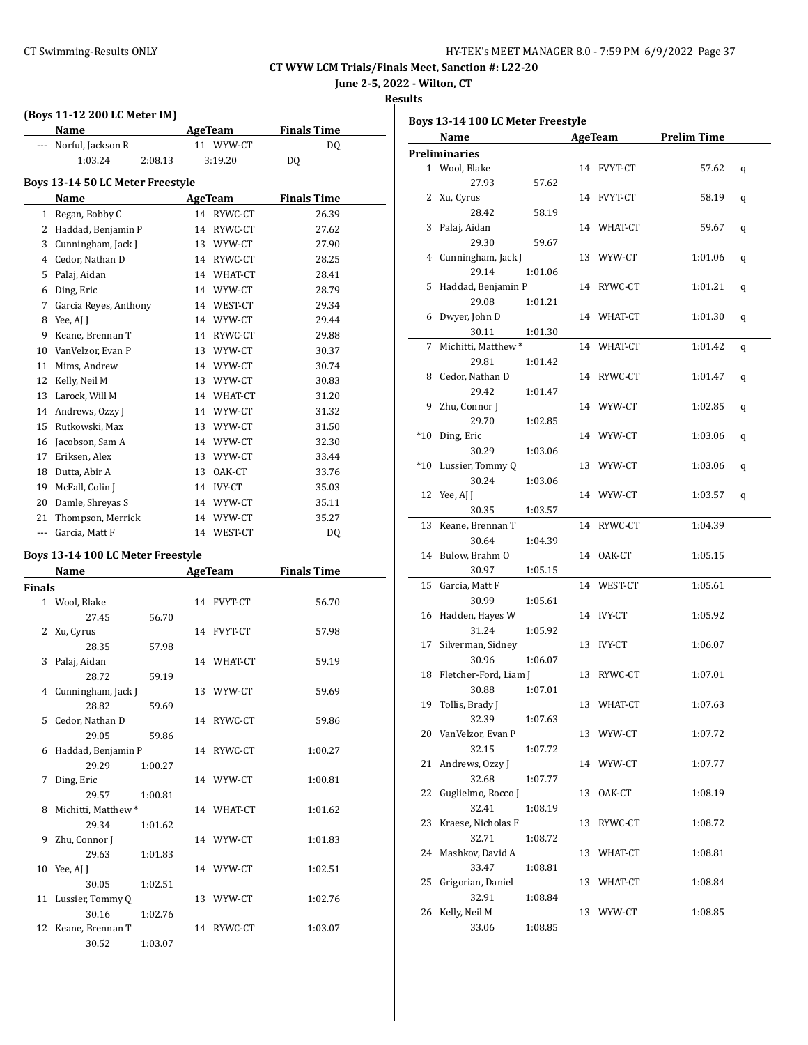# CT WYW LCM Trials/Finals Meet, Sanction #: L22-20

**June 2-5, 2022 - Wilton, CT**

**Results**

## (Boys 11-12 200 LC Meter IM)

| | Name | | | Age | Team | Finals Time |
|---|---|---|---|---|---|---|
| --- | Norful, Jackson R | | | 11 | WYW-CT | DQ |
| | 1:03.24 | 2:08.13 | 3:19.20 | | | DQ |

## Boys 13-14 50 LC Meter Freestyle

| | Name | Age | Team | Finals Time |
|---|---|---|---|---|
| 1 | Regan, Bobby C | 14 | RYWC-CT | 26.39 |
| 2 | Haddad, Benjamin P | 14 | RYWC-CT | 27.62 |
| 3 | Cunningham, Jack J | 13 | WYW-CT | 27.90 |
| 4 | Cedor, Nathan D | 14 | RYWC-CT | 28.25 |
| 5 | Palaj, Aidan | 14 | WHAT-CT | 28.41 |
| 6 | Ding, Eric | 14 | WYW-CT | 28.79 |
| 7 | Garcia Reyes, Anthony | 14 | WEST-CT | 29.34 |
| 8 | Yee, AJ J | 14 | WYW-CT | 29.44 |
| 9 | Keane, Brennan T | 14 | RYWC-CT | 29.88 |
| 10 | VanVelzor, Evan P | 13 | WYW-CT | 30.37 |
| 11 | Mims, Andrew | 14 | WYW-CT | 30.74 |
| 12 | Kelly, Neil M | 13 | WYW-CT | 30.83 |
| 13 | Larock, Will M | 14 | WHAT-CT | 31.20 |
| 14 | Andrews, Ozzy J | 14 | WYW-CT | 31.32 |
| 15 | Rutkowski, Max | 13 | WYW-CT | 31.50 |
| 16 | Jacobson, Sam A | 14 | WYW-CT | 32.30 |
| 17 | Eriksen, Alex | 13 | WYW-CT | 33.44 |
| 18 | Dutta, Abir A | 13 | OAK-CT | 33.76 |
| 19 | McFall, Colin J | 14 | IVY-CT | 35.03 |
| 20 | Damle, Shreyas S | 14 | WYW-CT | 35.11 |
| 21 | Thompson, Merrick | 14 | WYW-CT | 35.27 |
| --- | Garcia, Matt F | 14 | WEST-CT | DQ |

## Boys 13-14 100 LC Meter Freestyle

| | Name | | Age | Team | Finals Time |
|---|---|---|---|---|---|
| **Finals** | | | | | |
| 1 | Wool, Blake | | 14 | FVYT-CT | 56.70 |
| | 27.45 | 56.70 | | | |
| 2 | Xu, Cyrus | | 14 | FVYT-CT | 57.98 |
| | 28.35 | 57.98 | | | |
| 3 | Palaj, Aidan | | 14 | WHAT-CT | 59.19 |
| | 28.72 | 59.19 | | | |
| 4 | Cunningham, Jack J | | 13 | WYW-CT | 59.69 |
| | 28.82 | 59.69 | | | |
| 5 | Cedor, Nathan D | | 14 | RYWC-CT | 59.86 |
| | 29.05 | 59.86 | | | |
| 6 | Haddad, Benjamin P | | 14 | RYWC-CT | 1:00.27 |
| | 29.29 | 1:00.27 | | | |
| 7 | Ding, Eric | | 14 | WYW-CT | 1:00.81 |
| | 29.57 | 1:00.81 | | | |
| 8 | Michitti, Matthew * | | 14 | WHAT-CT | 1:01.62 |
| | 29.34 | 1:01.62 | | | |
| 9 | Zhu, Connor J | | 14 | WYW-CT | 1:01.83 |
| | 29.63 | 1:01.83 | | | |
| 10 | Yee, AJ J | | 14 | WYW-CT | 1:02.51 |
| | 30.05 | 1:02.51 | | | |
| 11 | Lussier, Tommy Q | | 13 | WYW-CT | 1:02.76 |
| | 30.16 | 1:02.76 | | | |
| 12 | Keane, Brennan T | | 14 | RYWC-CT | 1:03.07 |
| | 30.52 | 1:03.07 | | | |

## Boys 13-14 100 LC Meter Freestyle

| | Name | | Age | Team | Prelim Time | |
|---|---|---|---|---|---|---|
| **Preliminaries** | | | | | | |
| 1 | Wool, Blake | | 14 | FVYT-CT | 57.62 | q |
| | 27.93 | 57.62 | | | | |
| 2 | Xu, Cyrus | | 14 | FVYT-CT | 58.19 | q |
| | 28.42 | 58.19 | | | | |
| 3 | Palaj, Aidan | | 14 | WHAT-CT | 59.67 | q |
| | 29.30 | 59.67 | | | | |
| 4 | Cunningham, Jack J | | 13 | WYW-CT | 1:01.06 | q |
| | 29.14 | 1:01.06 | | | | |
| 5 | Haddad, Benjamin P | | 14 | RYWC-CT | 1:01.21 | q |
| | 29.08 | 1:01.21 | | | | |
| 6 | Dwyer, John D | | 14 | WHAT-CT | 1:01.30 | q |
| | 30.11 | 1:01.30 | | | | |
| 7 | Michitti, Matthew * | | 14 | WHAT-CT | 1:01.42 | q |
| | 29.81 | 1:01.42 | | | | |
| 8 | Cedor, Nathan D | | 14 | RYWC-CT | 1:01.47 | q |
| | 29.42 | 1:01.47 | | | | |
| 9 | Zhu, Connor J | | 14 | WYW-CT | 1:02.85 | q |
| | 29.70 | 1:02.85 | | | | |
| *10 | Ding, Eric | | 14 | WYW-CT | 1:03.06 | q |
| | 30.29 | 1:03.06 | | | | |
| *10 | Lussier, Tommy Q | | 13 | WYW-CT | 1:03.06 | q |
| | 30.24 | 1:03.06 | | | | |
| 12 | Yee, AJ J | | 14 | WYW-CT | 1:03.57 | q |
| | 30.35 | 1:03.57 | | | | |
| 13 | Keane, Brennan T | | 14 | RYWC-CT | 1:04.39 | |
| | 30.64 | 1:04.39 | | | | |
| 14 | Bulow, Brahm O | | 14 | OAK-CT | 1:05.15 | |
| | 30.97 | 1:05.15 | | | | |
| 15 | Garcia, Matt F | | 14 | WEST-CT | 1:05.61 | |
| | 30.99 | 1:05.61 | | | | |
| 16 | Hadden, Hayes W | | 14 | IVY-CT | 1:05.92 | |
| | 31.24 | 1:05.92 | | | | |
| 17 | Silverman, Sidney | | 13 | IVY-CT | 1:06.07 | |
| | 30.96 | 1:06.07 | | | | |
| 18 | Fletcher-Ford, Liam J | | 13 | RYWC-CT | 1:07.01 | |
| | 30.88 | 1:07.01 | | | | |
| 19 | Tollis, Brady J | | 13 | WHAT-CT | 1:07.63 | |
| | 32.39 | 1:07.63 | | | | |
| 20 | VanVelzor, Evan P | | 13 | WYW-CT | 1:07.72 | |
| | 32.15 | 1:07.72 | | | | |
| 21 | Andrews, Ozzy J | | 14 | WYW-CT | 1:07.77 | |
| | 32.68 | 1:07.77 | | | | |
| 22 | Guglielmo, Rocco J | | 13 | OAK-CT | 1:08.19 | |
| | 32.41 | 1:08.19 | | | | |
| 23 | Kraese, Nicholas F | | 13 | RYWC-CT | 1:08.72 | |
| | 32.71 | 1:08.72 | | | | |
| 24 | Mashkov, David A | | 13 | WHAT-CT | 1:08.81 | |
| | 33.47 | 1:08.81 | | | | |
| 25 | Grigorian, Daniel | | 13 | WHAT-CT | 1:08.84 | |
| | 32.91 | 1:08.84 | | | | |
| 26 | Kelly, Neil M | | 13 | WYW-CT | 1:08.85 | |
| | 33.06 | 1:08.85 | | | | |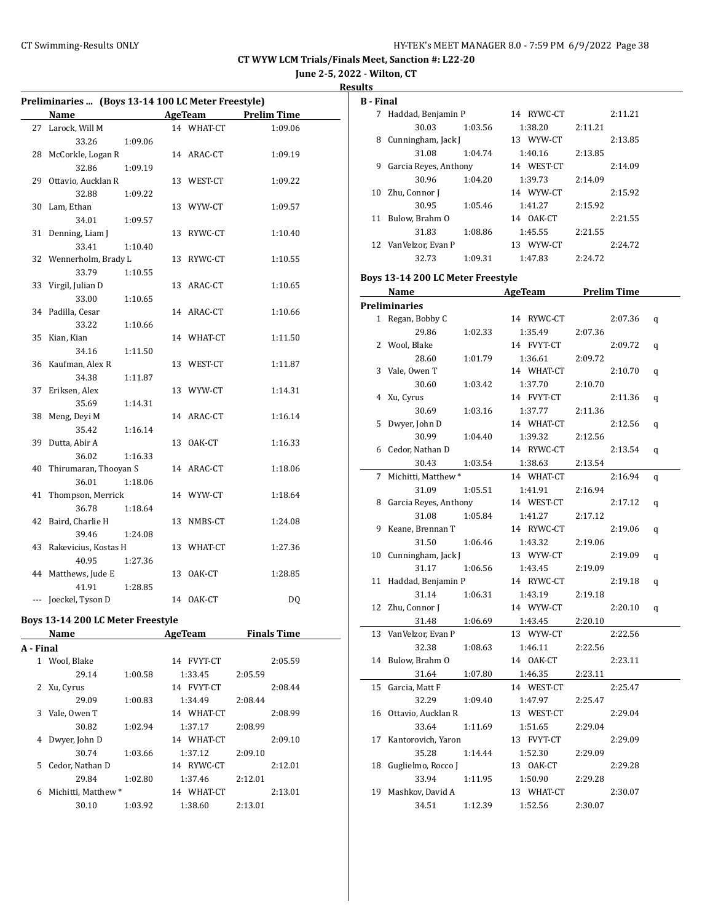CT WYW LCM Trials/Finals Meet, Sanction #: L22-20

June 2-5, 2022 - Wilton, CT

Results

### Preliminaries ... (Boys 13-14 100 LC Meter Freestyle)

| | Name | Age | Team | Prelim Time |
|---|---|---|---|---|
| 27 | Larock, Will M | 14 | WHAT-CT | 1:09.06 |
| | 33.26 1:09.06 | | | |
| 28 | McCorkle, Logan R | 14 | ARAC-CT | 1:09.19 |
| | 32.86 1:09.19 | | | |
| 29 | Ottavio, Aucklan R | 13 | WEST-CT | 1:09.22 |
| | 32.88 1:09.22 | | | |
| 30 | Lam, Ethan | 13 | WYW-CT | 1:09.57 |
| | 34.01 1:09.57 | | | |
| 31 | Denning, Liam J | 13 | RYWC-CT | 1:10.40 |
| | 33.41 1:10.40 | | | |
| 32 | Wennerholm, Brady L | 13 | RYWC-CT | 1:10.55 |
| | 33.79 1:10.55 | | | |
| 33 | Virgil, Julian D | 13 | ARAC-CT | 1:10.65 |
| | 33.00 1:10.65 | | | |
| 34 | Padilla, Cesar | 14 | ARAC-CT | 1:10.66 |
| | 33.22 1:10.66 | | | |
| 35 | Kian, Kian | 14 | WHAT-CT | 1:11.50 |
| | 34.16 1:11.50 | | | |
| 36 | Kaufman, Alex R | 13 | WEST-CT | 1:11.87 |
| | 34.38 1:11.87 | | | |
| 37 | Eriksen, Alex | 13 | WYW-CT | 1:14.31 |
| | 35.69 1:14.31 | | | |
| 38 | Meng, Deyi M | 14 | ARAC-CT | 1:16.14 |
| | 35.42 1:16.14 | | | |
| 39 | Dutta, Abir A | 13 | OAK-CT | 1:16.33 |
| | 36.02 1:16.33 | | | |
| 40 | Thirumaran, Thooyan S | 14 | ARAC-CT | 1:18.06 |
| | 36.01 1:18.06 | | | |
| 41 | Thompson, Merrick | 14 | WYW-CT | 1:18.64 |
| | 36.78 1:18.64 | | | |
| 42 | Baird, Charlie H | 13 | NMBS-CT | 1:24.08 |
| | 39.46 1:24.08 | | | |
| 43 | Rakevicius, Kostas H | 13 | WHAT-CT | 1:27.36 |
| | 40.95 1:27.36 | | | |
| 44 | Matthews, Jude E | 13 | OAK-CT | 1:28.85 |
| | 41.91 1:28.85 | | | |
| --- | Joeckel, Tyson D | 14 | OAK-CT | DQ |

### Boys 13-14 200 LC Meter Freestyle

| | Name | Age | Team | Finals Time |
|---|---|---|---|---|
| **A - Final** | | | | |
| 1 | Wool, Blake | 14 | FVYT-CT | 2:05.59 |
| | 29.14 1:00.58 1:33.45 2:05.59 | | | |
| 2 | Xu, Cyrus | 14 | FVYT-CT | 2:08.44 |
| | 29.09 1:00.83 1:34.49 2:08.44 | | | |
| 3 | Vale, Owen T | 14 | WHAT-CT | 2:08.99 |
| | 30.82 1:02.94 1:37.17 2:08.99 | | | |
| 4 | Dwyer, John D | 14 | WHAT-CT | 2:09.10 |
| | 30.74 1:03.66 1:37.12 2:09.10 | | | |
| 5 | Cedor, Nathan D | 14 | RYWC-CT | 2:12.01 |
| | 29.84 1:02.80 1:37.46 2:12.01 | | | |
| 6 | Michitti, Matthew * | 14 | WHAT-CT | 2:13.01 |
| | 30.10 1:03.92 1:38.60 2:13.01 | | | |
| **B - Final** | | | | |
| 7 | Haddad, Benjamin P | 14 | RYWC-CT | 2:11.21 |
| | 30.03 1:03.56 1:38.20 2:11.21 | | | |
| 8 | Cunningham, Jack J | 13 | WYW-CT | 2:13.85 |
| | 31.08 1:04.74 1:40.16 2:13.85 | | | |
| 9 | Garcia Reyes, Anthony | 14 | WEST-CT | 2:14.09 |
| | 30.96 1:04.20 1:39.73 2:14.09 | | | |
| 10 | Zhu, Connor J | 14 | WYW-CT | 2:15.92 |
| | 30.95 1:05.46 1:41.27 2:15.92 | | | |
| 11 | Bulow, Brahm O | 14 | OAK-CT | 2:21.55 |
| | 31.83 1:08.86 1:45.55 2:21.55 | | | |
| 12 | VanVelzor, Evan P | 13 | WYW-CT | 2:24.72 |
| | 32.73 1:09.31 1:47.83 2:24.72 | | | |

### Boys 13-14 200 LC Meter Freestyle

| | Name | Age | Team | Prelim Time | |
|---|---|---|---|---|---|
| **Preliminaries** | | | | | |
| 1 | Regan, Bobby C | 14 | RYWC-CT | 2:07.36 | q |
| | 29.86 1:02.33 1:35.49 2:07.36 | | | | |
| 2 | Wool, Blake | 14 | FVYT-CT | 2:09.72 | q |
| | 28.60 1:01.79 1:36.61 2:09.72 | | | | |
| 3 | Vale, Owen T | 14 | WHAT-CT | 2:10.70 | q |
| | 30.60 1:03.42 1:37.70 2:10.70 | | | | |
| 4 | Xu, Cyrus | 14 | FVYT-CT | 2:11.36 | q |
| | 30.69 1:03.16 1:37.77 2:11.36 | | | | |
| 5 | Dwyer, John D | 14 | WHAT-CT | 2:12.56 | q |
| | 30.99 1:04.40 1:39.32 2:12.56 | | | | |
| 6 | Cedor, Nathan D | 14 | RYWC-CT | 2:13.54 | q |
| | 30.43 1:03.54 1:38.63 2:13.54 | | | | |
| 7 | Michitti, Matthew * | 14 | WHAT-CT | 2:16.94 | q |
| | 31.09 1:05.51 1:41.91 2:16.94 | | | | |
| 8 | Garcia Reyes, Anthony | 14 | WEST-CT | 2:17.12 | q |
| | 31.08 1:05.84 1:41.27 2:17.12 | | | | |
| 9 | Keane, Brennan T | 14 | RYWC-CT | 2:19.06 | q |
| | 31.50 1:06.46 1:43.32 2:19.06 | | | | |
| 10 | Cunningham, Jack J | 13 | WYW-CT | 2:19.09 | q |
| | 31.17 1:06.56 1:43.45 2:19.09 | | | | |
| 11 | Haddad, Benjamin P | 14 | RYWC-CT | 2:19.18 | q |
| | 31.14 1:06.31 1:43.19 2:19.18 | | | | |
| 12 | Zhu, Connor J | 14 | WYW-CT | 2:20.10 | q |
| | 31.48 1:06.69 1:43.45 2:20.10 | | | | |
| 13 | VanVelzor, Evan P | 13 | WYW-CT | 2:22.56 | |
| | 32.38 1:08.63 1:46.11 2:22.56 | | | | |
| 14 | Bulow, Brahm O | 14 | OAK-CT | 2:23.11 | |
| | 31.64 1:07.80 1:46.35 2:23.11 | | | | |
| 15 | Garcia, Matt F | 14 | WEST-CT | 2:25.47 | |
| | 32.29 1:09.40 1:47.97 2:25.47 | | | | |
| 16 | Ottavio, Aucklan R | 13 | WEST-CT | 2:29.04 | |
| | 33.64 1:11.69 1:51.65 2:29.04 | | | | |
| 17 | Kantorovich, Yaron | 13 | FVYT-CT | 2:29.09 | |
| | 35.28 1:14.44 1:52.30 2:29.09 | | | | |
| 18 | Guglielmo, Rocco J | 13 | OAK-CT | 2:29.28 | |
| | 33.94 1:11.95 1:50.90 2:29.28 | | | | |
| 19 | Mashkov, David A | 13 | WHAT-CT | 2:30.07 | |
| | 34.51 1:12.39 1:52.56 2:30.07 | | | | |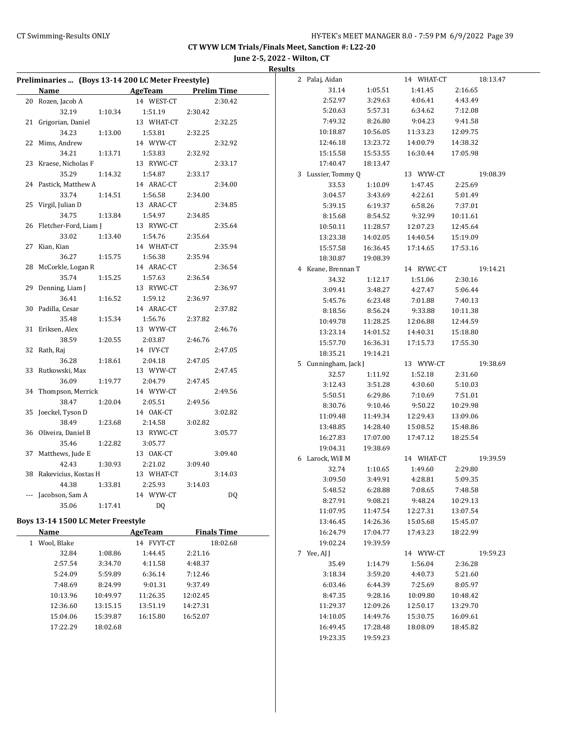CT WYW LCM Trials/Finals Meet, Sanction #: L22-20

June 2-5, 2022 - Wilton, CT

Results

### Preliminaries ... (Boys 13-14 200 LC Meter Freestyle)

| | Name | AgeTeam | Prelim Time |
|---|---|---|---|
| 20 | Rozen, Jacob A | 14 WEST-CT | 2:30.42 |
| | 32.19 1:10.34 1:51.19 2:30.42 | | |
| 21 | Grigorian, Daniel | 13 WHAT-CT | 2:32.25 |
| | 34.23 1:13.00 1:53.81 2:32.25 | | |
| 22 | Mims, Andrew | 14 WYW-CT | 2:32.92 |
| | 34.21 1:13.71 1:53.83 2:32.92 | | |
| 23 | Kraese, Nicholas F | 13 RYWC-CT | 2:33.17 |
| | 35.29 1:14.32 1:54.87 2:33.17 | | |
| 24 | Pastick, Matthew A | 14 ARAC-CT | 2:34.00 |
| | 33.74 1:14.51 1:56.58 2:34.00 | | |
| 25 | Virgil, Julian D | 13 ARAC-CT | 2:34.85 |
| | 34.75 1:13.84 1:54.97 2:34.85 | | |
| 26 | Fletcher-Ford, Liam J | 13 RYWC-CT | 2:35.64 |
| | 33.02 1:13.40 1:54.76 2:35.64 | | |
| 27 | Kian, Kian | 14 WHAT-CT | 2:35.94 |
| | 36.27 1:15.75 1:56.38 2:35.94 | | |
| 28 | McCorkle, Logan R | 14 ARAC-CT | 2:36.54 |
| | 35.74 1:15.25 1:57.63 2:36.54 | | |
| 29 | Denning, Liam J | 13 RYWC-CT | 2:36.97 |
| | 36.41 1:16.52 1:59.12 2:36.97 | | |
| 30 | Padilla, Cesar | 14 ARAC-CT | 2:37.82 |
| | 35.48 1:15.34 1:56.76 2:37.82 | | |
| 31 | Eriksen, Alex | 13 WYW-CT | 2:46.76 |
| | 38.59 1:20.55 2:03.87 2:46.76 | | |
| 32 | Rath, Raj | 14 IVY-CT | 2:47.05 |
| | 36.28 1:18.61 2:04.18 2:47.05 | | |
| 33 | Rutkowski, Max | 13 WYW-CT | 2:47.45 |
| | 36.09 1:19.77 2:04.79 2:47.45 | | |
| 34 | Thompson, Merrick | 14 WYW-CT | 2:49.56 |
| | 38.47 1:20.04 2:05.51 2:49.56 | | |
| 35 | Joeckel, Tyson D | 14 OAK-CT | 3:02.82 |
| | 38.49 1:23.68 2:14.58 3:02.82 | | |
| 36 | Oliveira, Daniel B | 13 RYWC-CT | 3:05.77 |
| | 35.46 1:22.82 3:05.77 | | |
| 37 | Matthews, Jude E | 13 OAK-CT | 3:09.40 |
| | 42.43 1:30.93 2:21.02 3:09.40 | | |
| 38 | Rakevicius, Kostas H | 13 WHAT-CT | 3:14.03 |
| | 44.38 1:33.81 2:25.93 3:14.03 | | |
| --- | Jacobson, Sam A | 14 WYW-CT | DQ |
| | 35.06 1:17.41 DQ | | |

### Boys 13-14 1500 LC Meter Freestyle

| | Name | AgeTeam | Finals Time |
|---|---|---|---|
| 1 | Wool, Blake | 14 FVYT-CT | 18:02.68 |
| | 32.84 1:08.86 1:44.45 2:21.16 2:57.54 3:34.70 4:11.58 4:48.37 5:24.09 5:59.89 6:36.14 7:12.46 7:48.69 8:24.99 9:01.31 9:37.49 10:13.96 10:49.97 11:26.35 12:02.45 12:36.60 13:15.15 13:51.19 14:27.31 15:04.06 15:39.87 16:15.80 16:52.07 17:22.29 18:02.68 | | |
| 2 | Palaj, Aidan | 14 WHAT-CT | 18:13.47 |
| | 31.14 1:05.51 1:41.45 2:16.65 2:52.97 3:29.63 4:06.41 4:43.49 5:20.63 5:57.31 6:34.62 7:12.08 7:49.32 8:26.80 9:04.23 9:41.58 10:18.87 10:56.05 11:33.23 12:09.75 12:46.18 13:23.72 14:00.79 14:38.32 15:15.58 15:53.55 16:30.44 17:05.98 17:40.47 18:13.47 | | |
| 3 | Lussier, Tommy Q | 13 WYW-CT | 19:08.39 |
| | 33.53 1:10.09 1:47.45 2:25.69 3:04.57 3:43.69 4:22.61 5:01.49 5:39.15 6:19.37 6:58.26 7:37.01 8:15.68 8:54.52 9:32.99 10:11.61 10:50.11 11:28.57 12:07.23 12:45.64 13:23.38 14:02.05 14:40.54 15:19.09 15:57.58 16:36.45 17:14.65 17:53.16 18:30.87 19:08.39 | | |
| 4 | Keane, Brennan T | 14 RYWC-CT | 19:14.21 |
| | 34.32 1:12.17 1:51.06 2:30.16 3:09.41 3:48.27 4:27.47 5:06.44 5:45.76 6:23.48 7:01.88 7:40.13 8:18.56 8:56.24 9:33.88 10:11.38 10:49.78 11:28.25 12:06.88 12:44.59 13:23.14 14:01.52 14:40.31 15:18.80 15:57.70 16:36.31 17:15.73 17:55.30 18:35.21 19:14.21 | | |
| 5 | Cunningham, Jack J | 13 WYW-CT | 19:38.69 |
| | 32.57 1:11.92 1:52.18 2:31.60 3:12.43 3:51.28 4:30.60 5:10.03 5:50.51 6:29.86 7:10.69 7:51.01 8:30.76 9:10.46 9:50.22 10:29.98 11:09.48 11:49.34 12:29.43 13:09.06 13:48.85 14:28.40 15:08.52 15:48.86 16:27.83 17:07.00 17:47.12 18:25.54 19:04.31 19:38.69 | | |
| 6 | Larock, Will M | 14 WHAT-CT | 19:39.59 |
| | 32.74 1:10.65 1:49.60 2:29.80 3:09.50 3:49.91 4:28.81 5:09.35 5:48.52 6:28.88 7:08.65 7:48.58 8:27.91 9:08.21 9:48.24 10:29.13 11:07.95 11:47.54 12:27.31 13:07.54 13:46.45 14:26.36 15:05.68 15:45.07 16:24.79 17:04.77 17:43.23 18:22.99 19:02.24 19:39.59 | | |
| 7 | Yee, AJ J | 14 WYW-CT | 19:59.23 |
| | 35.49 1:14.79 1:56.04 2:36.28 3:18.34 3:59.20 4:40.73 5:21.60 6:03.46 6:44.39 7:25.69 8:05.97 8:47.35 9:28.16 10:09.80 10:48.42 11:29.37 12:09.26 12:50.17 13:29.70 14:10.05 14:49.76 15:30.75 16:09.61 16:49.45 17:28.48 18:08.09 18:45.82 19:23.35 19:59.23 | | |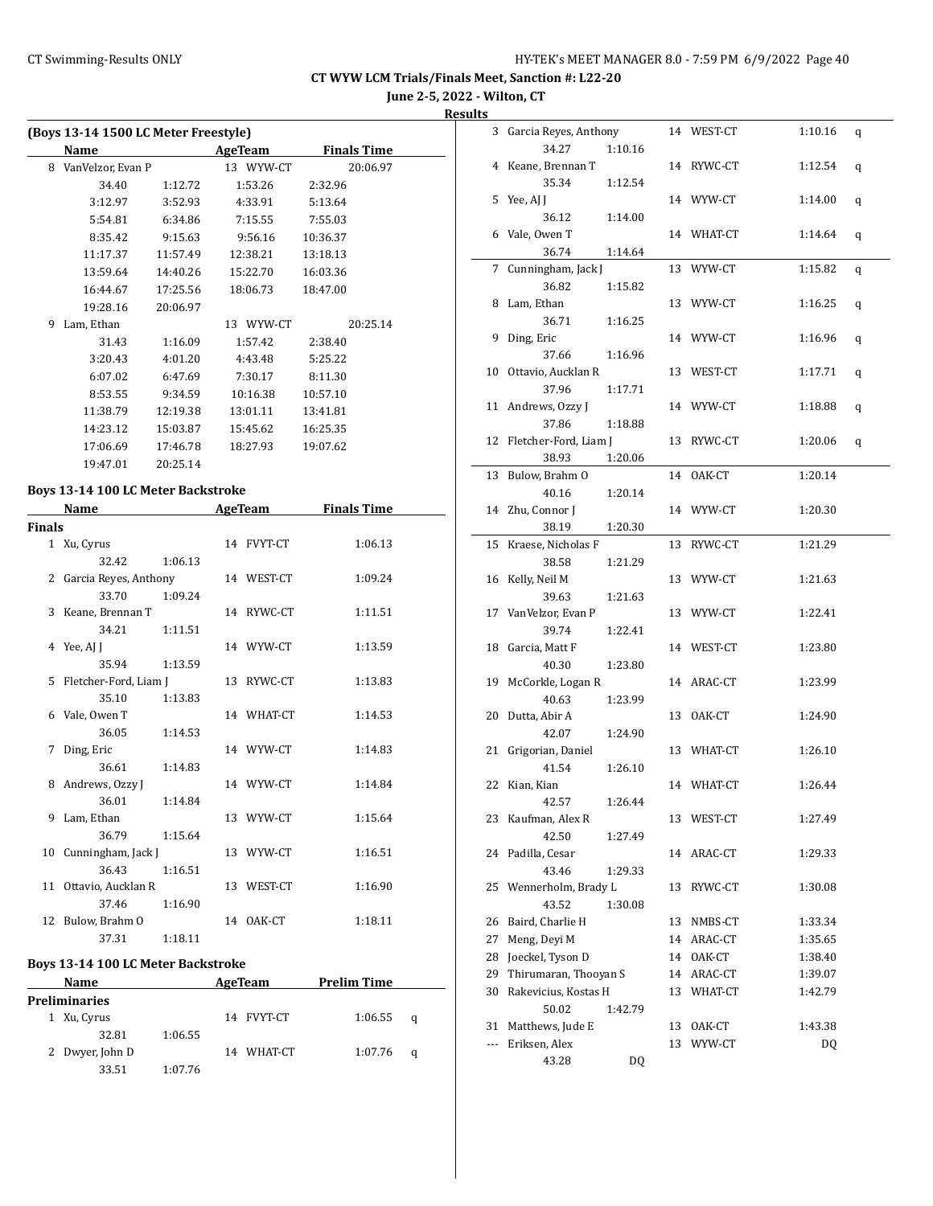**CT WYW LCM Trials/Finals Meet, Sanction #: L22-20**

**June 2-5, 2022 - Wilton, CT**

**Results**

### (Boys 13-14 1500 LC Meter Freestyle)

| | Name | AgeTeam | | | Finals Time |
|---|---|---|---|---|---|
| 8 | VanVelzor, Evan P | 13 WYW-CT | | | 20:06.97 |
| | 34.40 | 1:12.72 | 1:53.26 | 2:32.96 | |
| | 3:12.97 | 3:52.93 | 4:33.91 | 5:13.64 | |
| | 5:54.81 | 6:34.86 | 7:15.55 | 7:55.03 | |
| | 8:35.42 | 9:15.63 | 9:56.16 | 10:36.37 | |
| | 11:17.37 | 11:57.49 | 12:38.21 | 13:18.13 | |
| | 13:59.64 | 14:40.26 | 15:22.70 | 16:03.36 | |
| | 16:44.67 | 17:25.56 | 18:06.73 | 18:47.00 | |
| | 19:28.16 | 20:06.97 | | | |
| 9 | Lam, Ethan | 13 WYW-CT | | | 20:25.14 |
| | 31.43 | 1:16.09 | 1:57.42 | 2:38.40 | |
| | 3:20.43 | 4:01.20 | 4:43.48 | 5:25.22 | |
| | 6:07.02 | 6:47.69 | 7:30.17 | 8:11.30 | |
| | 8:53.55 | 9:34.59 | 10:16.38 | 10:57.10 | |
| | 11:38.79 | 12:19.38 | 13:01.11 | 13:41.81 | |
| | 14:23.12 | 15:03.87 | 15:45.62 | 16:25.35 | |
| | 17:06.69 | 17:46.78 | 18:27.93 | 19:07.62 | |
| | 19:47.01 | 20:25.14 | | | |

### Boys 13-14 100 LC Meter Backstroke

| | Name | | AgeTeam | Finals Time |
|---|---|---|---|---|
| **Finals** | | | | |
| 1 | Xu, Cyrus | | 14 FVYT-CT | 1:06.13 |
| | 32.42 | 1:06.13 | | |
| 2 | Garcia Reyes, Anthony | | 14 WEST-CT | 1:09.24 |
| | 33.70 | 1:09.24 | | |
| 3 | Keane, Brennan T | | 14 RYWC-CT | 1:11.51 |
| | 34.21 | 1:11.51 | | |
| 4 | Yee, AJ J | | 14 WYW-CT | 1:13.59 |
| | 35.94 | 1:13.59 | | |
| 5 | Fletcher-Ford, Liam J | | 13 RYWC-CT | 1:13.83 |
| | 35.10 | 1:13.83 | | |
| 6 | Vale, Owen T | | 14 WHAT-CT | 1:14.53 |
| | 36.05 | 1:14.53 | | |
| 7 | Ding, Eric | | 14 WYW-CT | 1:14.83 |
| | 36.61 | 1:14.83 | | |
| 8 | Andrews, Ozzy J | | 14 WYW-CT | 1:14.84 |
| | 36.01 | 1:14.84 | | |
| 9 | Lam, Ethan | | 13 WYW-CT | 1:15.64 |
| | 36.79 | 1:15.64 | | |
| 10 | Cunningham, Jack J | | 13 WYW-CT | 1:16.51 |
| | 36.43 | 1:16.51 | | |
| 11 | Ottavio, Aucklan R | | 13 WEST-CT | 1:16.90 |
| | 37.46 | 1:16.90 | | |
| 12 | Bulow, Brahm O | | 14 OAK-CT | 1:18.11 |
| | 37.31 | 1:18.11 | | |

### Boys 13-14 100 LC Meter Backstroke

| | Name | | AgeTeam | Prelim Time | |
|---|---|---|---|---|---|
| **Preliminaries** | | | | | |
| 1 | Xu, Cyrus | | 14 FVYT-CT | 1:06.55 | q |
| | 32.81 | 1:06.55 | | | |
| 2 | Dwyer, John D | | 14 WHAT-CT | 1:07.76 | q |
| | 33.51 | 1:07.76 | | | |
| 3 | Garcia Reyes, Anthony | | 14 WEST-CT | 1:10.16 | q |
| | 34.27 | 1:10.16 | | | |
| 4 | Keane, Brennan T | | 14 RYWC-CT | 1:12.54 | q |
| | 35.34 | 1:12.54 | | | |
| 5 | Yee, AJ J | | 14 WYW-CT | 1:14.00 | q |
| | 36.12 | 1:14.00 | | | |
| 6 | Vale, Owen T | | 14 WHAT-CT | 1:14.64 | q |
| | 36.74 | 1:14.64 | | | |
| 7 | Cunningham, Jack J | | 13 WYW-CT | 1:15.82 | q |
| | 36.82 | 1:15.82 | | | |
| 8 | Lam, Ethan | | 13 WYW-CT | 1:16.25 | q |
| | 36.71 | 1:16.25 | | | |
| 9 | Ding, Eric | | 14 WYW-CT | 1:16.96 | q |
| | 37.66 | 1:16.96 | | | |
| 10 | Ottavio, Aucklan R | | 13 WEST-CT | 1:17.71 | q |
| | 37.96 | 1:17.71 | | | |
| 11 | Andrews, Ozzy J | | 14 WYW-CT | 1:18.88 | q |
| | 37.86 | 1:18.88 | | | |
| 12 | Fletcher-Ford, Liam J | | 13 RYWC-CT | 1:20.06 | q |
| | 38.93 | 1:20.06 | | | |
| 13 | Bulow, Brahm O | | 14 OAK-CT | 1:20.14 | |
| | 40.16 | 1:20.14 | | | |
| 14 | Zhu, Connor J | | 14 WYW-CT | 1:20.30 | |
| | 38.19 | 1:20.30 | | | |
| 15 | Kraese, Nicholas F | | 13 RYWC-CT | 1:21.29 | |
| | 38.58 | 1:21.29 | | | |
| 16 | Kelly, Neil M | | 13 WYW-CT | 1:21.63 | |
| | 39.63 | 1:21.63 | | | |
| 17 | VanVelzor, Evan P | | 13 WYW-CT | 1:22.41 | |
| | 39.74 | 1:22.41 | | | |
| 18 | Garcia, Matt F | | 14 WEST-CT | 1:23.80 | |
| | 40.30 | 1:23.80 | | | |
| 19 | McCorkle, Logan R | | 14 ARAC-CT | 1:23.99 | |
| | 40.63 | 1:23.99 | | | |
| 20 | Dutta, Abir A | | 13 OAK-CT | 1:24.90 | |
| | 42.07 | 1:24.90 | | | |
| 21 | Grigorian, Daniel | | 13 WHAT-CT | 1:26.10 | |
| | 41.54 | 1:26.10 | | | |
| 22 | Kian, Kian | | 14 WHAT-CT | 1:26.44 | |
| | 42.57 | 1:26.44 | | | |
| 23 | Kaufman, Alex R | | 13 WEST-CT | 1:27.49 | |
| | 42.50 | 1:27.49 | | | |
| 24 | Padilla, Cesar | | 14 ARAC-CT | 1:29.33 | |
| | 43.46 | 1:29.33 | | | |
| 25 | Wennerholm, Brady L | | 13 RYWC-CT | 1:30.08 | |
| | 43.52 | 1:30.08 | | | |
| 26 | Baird, Charlie H | | 13 NMBS-CT | 1:33.34 | |
| 27 | Meng, Deyi M | | 14 ARAC-CT | 1:35.65 | |
| 28 | Joeckel, Tyson D | | 14 OAK-CT | 1:38.40 | |
| 29 | Thirumaran, Thooyan S | | 14 ARAC-CT | 1:39.07 | |
| 30 | Rakevicius, Kostas H | | 13 WHAT-CT | 1:42.79 | |
| | 50.02 | 1:42.79 | | | |
| 31 | Matthews, Jude E | | 13 OAK-CT | 1:43.38 | |
| --- | Eriksen, Alex | | 13 WYW-CT | DQ | |
| | 43.28 | DQ | | | |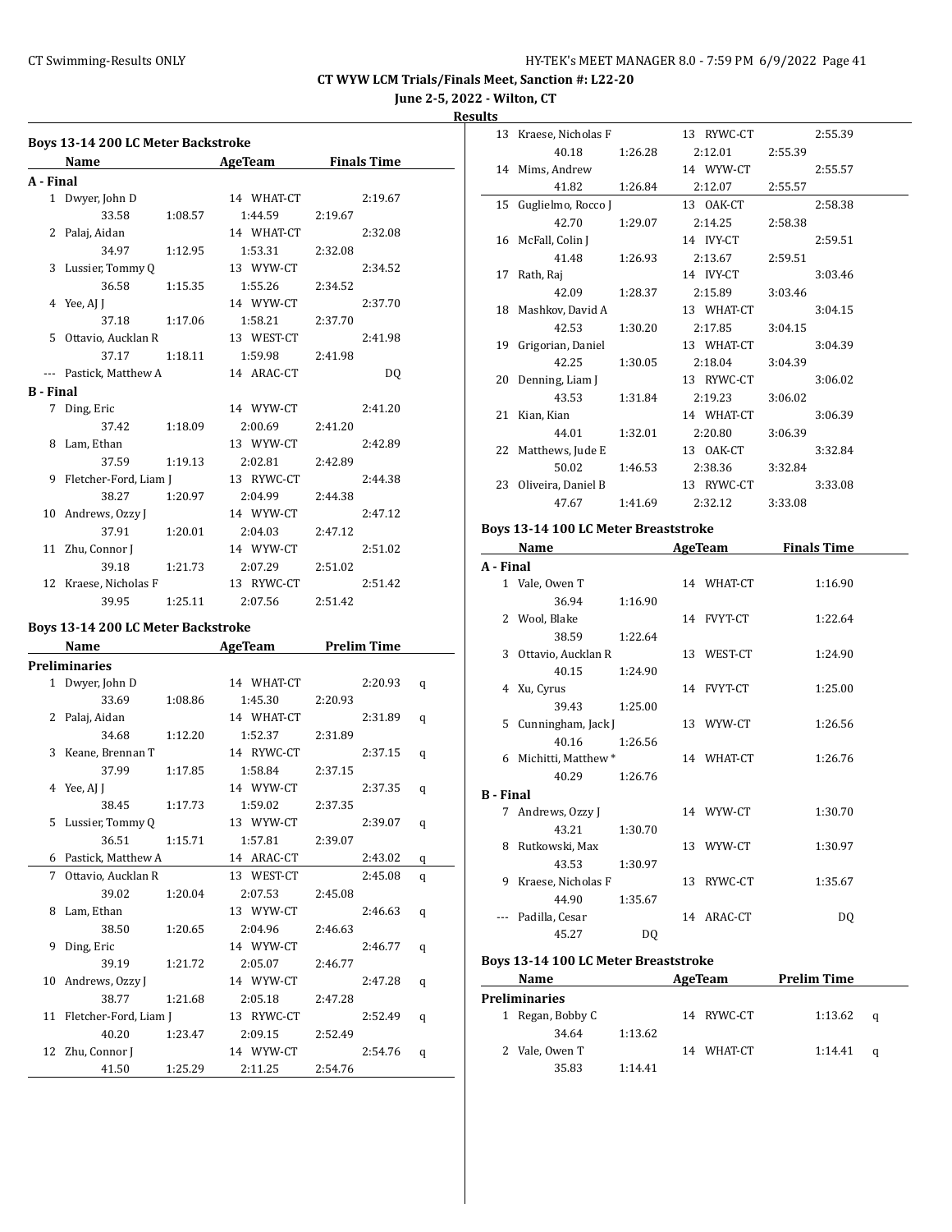**CT WYW LCM Trials/Finals Meet, Sanction #: L22-20**

**June 2-5, 2022 - Wilton, CT**

**Results**

### Boys 13-14 200 LC Meter Backstroke

| | Name | | AgeTeam | | Finals Time |
|---|---|---|---|---|---|
| **A - Final** | | | | | |
| 1 | Dwyer, John D | | 14 WHAT-CT | | 2:19.67 |
| | 33.58 | 1:08.57 | 1:44.59 | 2:19.67 | |
| 2 | Palaj, Aidan | | 14 WHAT-CT | | 2:32.08 |
| | 34.97 | 1:12.95 | 1:53.31 | 2:32.08 | |
| 3 | Lussier, Tommy Q | | 13 WYW-CT | | 2:34.52 |
| | 36.58 | 1:15.35 | 1:55.26 | 2:34.52 | |
| 4 | Yee, AJ J | | 14 WYW-CT | | 2:37.70 |
| | 37.18 | 1:17.06 | 1:58.21 | 2:37.70 | |
| 5 | Ottavio, Aucklan R | | 13 WEST-CT | | 2:41.98 |
| | 37.17 | 1:18.11 | 1:59.98 | 2:41.98 | |
| --- | Pastick, Matthew A | | 14 ARAC-CT | | DQ |
| **B - Final** | | | | | |
| 7 | Ding, Eric | | 14 WYW-CT | | 2:41.20 |
| | 37.42 | 1:18.09 | 2:00.69 | 2:41.20 | |
| 8 | Lam, Ethan | | 13 WYW-CT | | 2:42.89 |
| | 37.59 | 1:19.13 | 2:02.81 | 2:42.89 | |
| 9 | Fletcher-Ford, Liam J | | 13 RYWC-CT | | 2:44.38 |
| | 38.27 | 1:20.97 | 2:04.99 | 2:44.38 | |
| 10 | Andrews, Ozzy J | | 14 WYW-CT | | 2:47.12 |
| | 37.91 | 1:20.01 | 2:04.03 | 2:47.12 | |
| 11 | Zhu, Connor J | | 14 WYW-CT | | 2:51.02 |
| | 39.18 | 1:21.73 | 2:07.29 | 2:51.02 | |
| 12 | Kraese, Nicholas F | | 13 RYWC-CT | | 2:51.42 |
| | 39.95 | 1:25.11 | 2:07.56 | 2:51.42 | |

### Boys 13-14 200 LC Meter Backstroke

| | Name | | AgeTeam | | Prelim Time | |
|---|---|---|---|---|---|---|
| **Preliminaries** | | | | | | |
| 1 | Dwyer, John D | | 14 WHAT-CT | | 2:20.93 | q |
| | 33.69 | 1:08.86 | 1:45.30 | 2:20.93 | | |
| 2 | Palaj, Aidan | | 14 WHAT-CT | | 2:31.89 | q |
| | 34.68 | 1:12.20 | 1:52.37 | 2:31.89 | | |
| 3 | Keane, Brennan T | | 14 RYWC-CT | | 2:37.15 | q |
| | 37.99 | 1:17.85 | 1:58.84 | 2:37.15 | | |
| 4 | Yee, AJ J | | 14 WYW-CT | | 2:37.35 | q |
| | 38.45 | 1:17.73 | 1:59.02 | 2:37.35 | | |
| 5 | Lussier, Tommy Q | | 13 WYW-CT | | 2:39.07 | q |
| | 36.51 | 1:15.71 | 1:57.81 | 2:39.07 | | |
| 6 | Pastick, Matthew A | | 14 ARAC-CT | | 2:43.02 | q |
| 7 | Ottavio, Aucklan R | | 13 WEST-CT | | 2:45.08 | q |
| | 39.02 | 1:20.04 | 2:07.53 | 2:45.08 | | |
| 8 | Lam, Ethan | | 13 WYW-CT | | 2:46.63 | q |
| | 38.50 | 1:20.65 | 2:04.96 | 2:46.63 | | |
| 9 | Ding, Eric | | 14 WYW-CT | | 2:46.77 | q |
| | 39.19 | 1:21.72 | 2:05.07 | 2:46.77 | | |
| 10 | Andrews, Ozzy J | | 14 WYW-CT | | 2:47.28 | q |
| | 38.77 | 1:21.68 | 2:05.18 | 2:47.28 | | |
| 11 | Fletcher-Ford, Liam J | | 13 RYWC-CT | | 2:52.49 | q |
| | 40.20 | 1:23.47 | 2:09.15 | 2:52.49 | | |
| 12 | Zhu, Connor J | | 14 WYW-CT | | 2:54.76 | q |
| | 41.50 | 1:25.29 | 2:11.25 | 2:54.76 | | |
| 13 | Kraese, Nicholas F | | 13 RYWC-CT | | 2:55.39 | |
| | 40.18 | 1:26.28 | 2:12.01 | 2:55.39 | | |
| 14 | Mims, Andrew | | 14 WYW-CT | | 2:55.57 | |
| | 41.82 | 1:26.84 | 2:12.07 | 2:55.57 | | |
| 15 | Guglielmo, Rocco J | | 13 OAK-CT | | 2:58.38 | |
| | 42.70 | 1:29.07 | 2:14.25 | 2:58.38 | | |
| 16 | McFall, Colin J | | 14 IVY-CT | | 2:59.51 | |
| | 41.48 | 1:26.93 | 2:13.67 | 2:59.51 | | |
| 17 | Rath, Raj | | 14 IVY-CT | | 3:03.46 | |
| | 42.09 | 1:28.37 | 2:15.89 | 3:03.46 | | |
| 18 | Mashkov, David A | | 13 WHAT-CT | | 3:04.15 | |
| | 42.53 | 1:30.20 | 2:17.85 | 3:04.15 | | |
| 19 | Grigorian, Daniel | | 13 WHAT-CT | | 3:04.39 | |
| | 42.25 | 1:30.05 | 2:18.04 | 3:04.39 | | |
| 20 | Denning, Liam J | | 13 RYWC-CT | | 3:06.02 | |
| | 43.53 | 1:31.84 | 2:19.23 | 3:06.02 | | |
| 21 | Kian, Kian | | 14 WHAT-CT | | 3:06.39 | |
| | 44.01 | 1:32.01 | 2:20.80 | 3:06.39 | | |
| 22 | Matthews, Jude E | | 13 OAK-CT | | 3:32.84 | |
| | 50.02 | 1:46.53 | 2:38.36 | 3:32.84 | | |
| 23 | Oliveira, Daniel B | | 13 RYWC-CT | | 3:33.08 | |
| | 47.67 | 1:41.69 | 2:32.12 | 3:33.08 | | |

### Boys 13-14 100 LC Meter Breaststroke

| | Name | | AgeTeam | Finals Time |
|---|---|---|---|---|
| **A - Final** | | | | |
| 1 | Vale, Owen T | | 14 WHAT-CT | 1:16.90 |
| | 36.94 | 1:16.90 | | |
| 2 | Wool, Blake | | 14 FVYT-CT | 1:22.64 |
| | 38.59 | 1:22.64 | | |
| 3 | Ottavio, Aucklan R | | 13 WEST-CT | 1:24.90 |
| | 40.15 | 1:24.90 | | |
| 4 | Xu, Cyrus | | 14 FVYT-CT | 1:25.00 |
| | 39.43 | 1:25.00 | | |
| 5 | Cunningham, Jack J | | 13 WYW-CT | 1:26.56 |
| | 40.16 | 1:26.56 | | |
| 6 | Michitti, Matthew * | | 14 WHAT-CT | 1:26.76 |
| | 40.29 | 1:26.76 | | |
| **B - Final** | | | | |
| 7 | Andrews, Ozzy J | | 14 WYW-CT | 1:30.70 |
| | 43.21 | 1:30.70 | | |
| 8 | Rutkowski, Max | | 13 WYW-CT | 1:30.97 |
| | 43.53 | 1:30.97 | | |
| 9 | Kraese, Nicholas F | | 13 RYWC-CT | 1:35.67 |
| | 44.90 | 1:35.67 | | |
| --- | Padilla, Cesar | | 14 ARAC-CT | DQ |
| | 45.27 | DQ | | |

### Boys 13-14 100 LC Meter Breaststroke

| | Name | | AgeTeam | Prelim Time | |
|---|---|---|---|---|---|
| **Preliminaries** | | | | | |
| 1 | Regan, Bobby C | | 14 RYWC-CT | 1:13.62 | q |
| | 34.64 | 1:13.62 | | | |
| 2 | Vale, Owen T | | 14 WHAT-CT | 1:14.41 | q |
| | 35.83 | 1:14.41 | | | |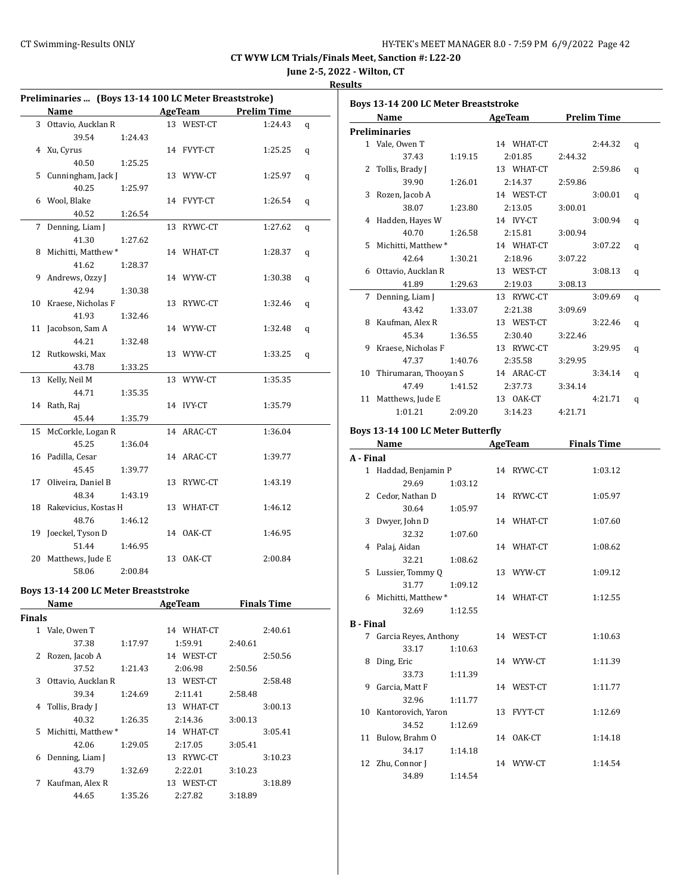CT WYW LCM Trials/Finals Meet, Sanction #: L22-20

June 2-5, 2022 - Wilton, CT

Results

### Preliminaries ... (Boys 13-14 100 LC Meter Breaststroke)

| | Name | Age | Team | Prelim Time | |
|---|---|---|---|---|---|
| 3 | Ottavio, Aucklan R | 13 | WEST-CT | 1:24.43 | q |
| | 39.54 | 1:24.43 | | | |
| 4 | Xu, Cyrus | 14 | FVYT-CT | 1:25.25 | q |
| | 40.50 | 1:25.25 | | | |
| 5 | Cunningham, Jack J | 13 | WYW-CT | 1:25.97 | q |
| | 40.25 | 1:25.97 | | | |
| 6 | Wool, Blake | 14 | FVYT-CT | 1:26.54 | q |
| | 40.52 | 1:26.54 | | | |
| 7 | Denning, Liam J | 13 | RYWC-CT | 1:27.62 | q |
| | 41.30 | 1:27.62 | | | |
| 8 | Michitti, Matthew * | 14 | WHAT-CT | 1:28.37 | q |
| | 41.62 | 1:28.37 | | | |
| 9 | Andrews, Ozzy J | 14 | WYW-CT | 1:30.38 | q |
| | 42.94 | 1:30.38 | | | |
| 10 | Kraese, Nicholas F | 13 | RYWC-CT | 1:32.46 | q |
| | 41.93 | 1:32.46 | | | |
| 11 | Jacobson, Sam A | 14 | WYW-CT | 1:32.48 | q |
| | 44.21 | 1:32.48 | | | |
| 12 | Rutkowski, Max | 13 | WYW-CT | 1:33.25 | q |
| | 43.78 | 1:33.25 | | | |
| 13 | Kelly, Neil M | 13 | WYW-CT | 1:35.35 | |
| | 44.71 | 1:35.35 | | | |
| 14 | Rath, Raj | 14 | IVY-CT | 1:35.79 | |
| | 45.44 | 1:35.79 | | | |
| 15 | McCorkle, Logan R | 14 | ARAC-CT | 1:36.04 | |
| | 45.25 | 1:36.04 | | | |
| 16 | Padilla, Cesar | 14 | ARAC-CT | 1:39.77 | |
| | 45.45 | 1:39.77 | | | |
| 17 | Oliveira, Daniel B | 13 | RYWC-CT | 1:43.19 | |
| | 48.34 | 1:43.19 | | | |
| 18 | Rakevicius, Kostas H | 13 | WHAT-CT | 1:46.12 | |
| | 48.76 | 1:46.12 | | | |
| 19 | Joeckel, Tyson D | 14 | OAK-CT | 1:46.95 | |
| | 51.44 | 1:46.95 | | | |
| 20 | Matthews, Jude E | 13 | OAK-CT | 2:00.84 | |
| | 58.06 | 2:00.84 | | | |

### Boys 13-14 200 LC Meter Breaststroke

**Finals**

| | Name | Age | Team | | Finals Time |
|---|---|---|---|---|---|
| 1 | Vale, Owen T | 14 | WHAT-CT | | 2:40.61 |
| | 37.38 | 1:17.97 | 1:59.91 | 2:40.61 | |
| 2 | Rozen, Jacob A | 14 | WEST-CT | | 2:50.56 |
| | 37.52 | 1:21.43 | 2:06.98 | 2:50.56 | |
| 3 | Ottavio, Aucklan R | 13 | WEST-CT | | 2:58.48 |
| | 39.34 | 1:24.69 | 2:11.41 | 2:58.48 | |
| 4 | Tollis, Brady J | 13 | WHAT-CT | | 3:00.13 |
| | 40.32 | 1:26.35 | 2:14.36 | 3:00.13 | |
| 5 | Michitti, Matthew * | 14 | WHAT-CT | | 3:05.41 |
| | 42.06 | 1:29.05 | 2:17.05 | 3:05.41 | |
| 6 | Denning, Liam J | 13 | RYWC-CT | | 3:10.23 |
| | 43.79 | 1:32.69 | 2:22.01 | 3:10.23 | |
| 7 | Kaufman, Alex R | 13 | WEST-CT | | 3:18.89 |
| | 44.65 | 1:35.26 | 2:27.82 | 3:18.89 | |

### Boys 13-14 200 LC Meter Breaststroke

**Preliminaries**

| | Name | Age | Team | | Prelim Time | |
|---|---|---|---|---|---|---|
| 1 | Vale, Owen T | 14 | WHAT-CT | | 2:44.32 | q |
| | 37.43 | 1:19.15 | 2:01.85 | 2:44.32 | | |
| 2 | Tollis, Brady J | 13 | WHAT-CT | | 2:59.86 | q |
| | 39.90 | 1:26.01 | 2:14.37 | 2:59.86 | | |
| 3 | Rozen, Jacob A | 14 | WEST-CT | | 3:00.01 | q |
| | 38.07 | 1:23.80 | 2:13.05 | 3:00.01 | | |
| 4 | Hadden, Hayes W | 14 | IVY-CT | | 3:00.94 | q |
| | 40.70 | 1:26.58 | 2:15.81 | 3:00.94 | | |
| 5 | Michitti, Matthew * | 14 | WHAT-CT | | 3:07.22 | q |
| | 42.64 | 1:30.21 | 2:18.96 | 3:07.22 | | |
| 6 | Ottavio, Aucklan R | 13 | WEST-CT | | 3:08.13 | q |
| | 41.89 | 1:29.63 | 2:19.03 | 3:08.13 | | |
| 7 | Denning, Liam J | 13 | RYWC-CT | | 3:09.69 | q |
| | 43.42 | 1:33.07 | 2:21.38 | 3:09.69 | | |
| 8 | Kaufman, Alex R | 13 | WEST-CT | | 3:22.46 | q |
| | 45.34 | 1:36.55 | 2:30.40 | 3:22.46 | | |
| 9 | Kraese, Nicholas F | 13 | RYWC-CT | | 3:29.95 | q |
| | 47.37 | 1:40.76 | 2:35.58 | 3:29.95 | | |
| 10 | Thirumaran, Thooyan S | 14 | ARAC-CT | | 3:34.14 | q |
| | 47.49 | 1:41.52 | 2:37.73 | 3:34.14 | | |
| 11 | Matthews, Jude E | 13 | OAK-CT | | 4:21.71 | q |
| | 1:01.21 | 2:09.20 | 3:14.23 | 4:21.71 | | |

### Boys 13-14 100 LC Meter Butterfly

| | Name | Age | Team | Finals Time |
|---|---|---|---|---|
| **A - Final** | | | | |
| 1 | Haddad, Benjamin P | 14 | RYWC-CT | 1:03.12 |
| | 29.69 | 1:03.12 | | |
| 2 | Cedor, Nathan D | 14 | RYWC-CT | 1:05.97 |
| | 30.64 | 1:05.97 | | |
| 3 | Dwyer, John D | 14 | WHAT-CT | 1:07.60 |
| | 32.32 | 1:07.60 | | |
| 4 | Palaj, Aidan | 14 | WHAT-CT | 1:08.62 |
| | 32.21 | 1:08.62 | | |
| 5 | Lussier, Tommy Q | 13 | WYW-CT | 1:09.12 |
| | 31.77 | 1:09.12 | | |
| 6 | Michitti, Matthew * | 14 | WHAT-CT | 1:12.55 |
| | 32.69 | 1:12.55 | | |
| **B - Final** | | | | |
| 7 | Garcia Reyes, Anthony | 14 | WEST-CT | 1:10.63 |
| | 33.17 | 1:10.63 | | |
| 8 | Ding, Eric | 14 | WYW-CT | 1:11.39 |
| | 33.73 | 1:11.39 | | |
| 9 | Garcia, Matt F | 14 | WEST-CT | 1:11.77 |
| | 32.96 | 1:11.77 | | |
| 10 | Kantorovich, Yaron | 13 | FVYT-CT | 1:12.69 |
| | 34.52 | 1:12.69 | | |
| 11 | Bulow, Brahm O | 14 | OAK-CT | 1:14.18 |
| | 34.17 | 1:14.18 | | |
| 12 | Zhu, Connor J | 14 | WYW-CT | 1:14.54 |
| | 34.89 | 1:14.54 | | |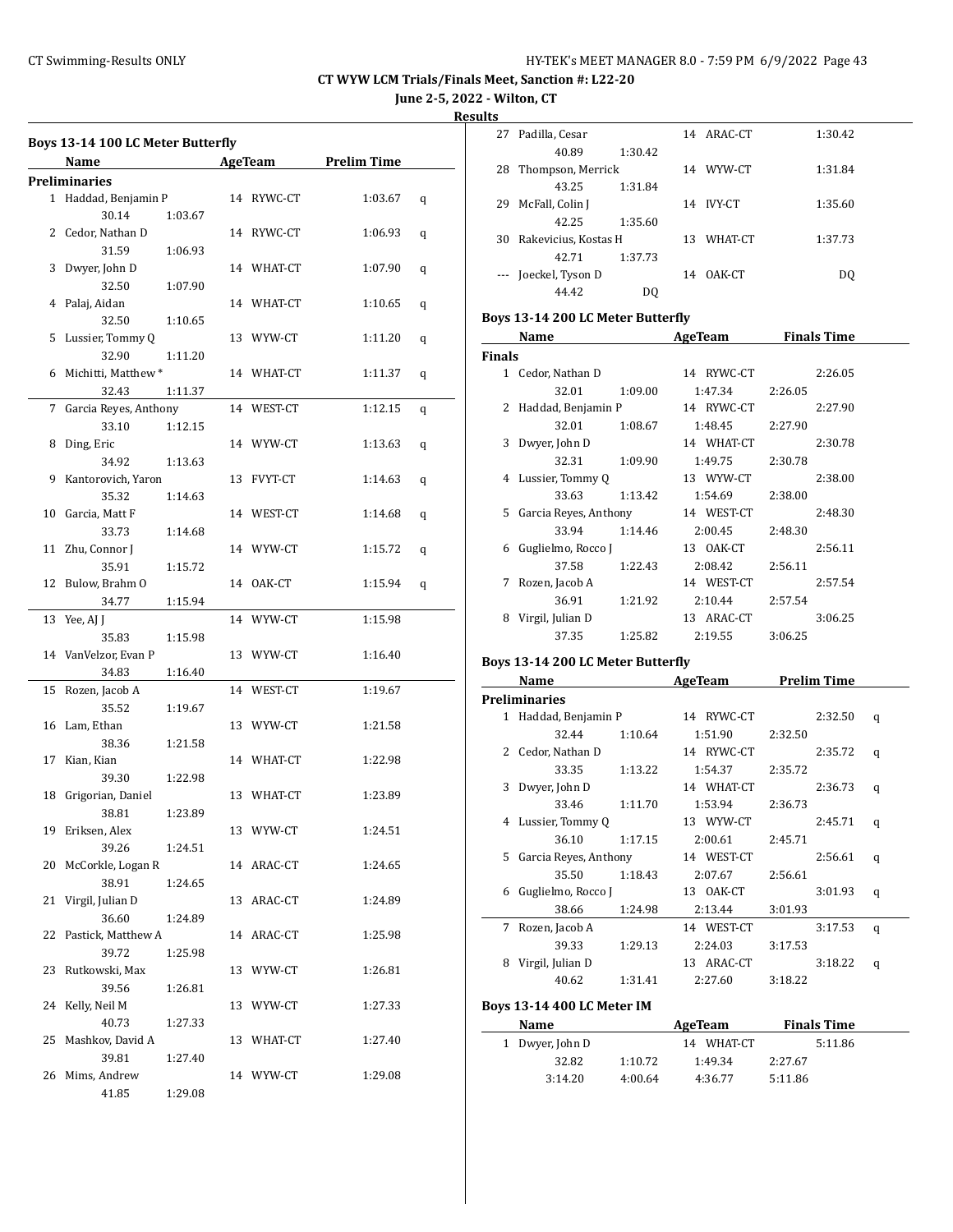**CT WYW LCM Trials/Finals Meet, Sanction #: L22-20**

**June 2-5, 2022 - Wilton, CT**

**Results**

### Boys 13-14 100 LC Meter Butterfly

| | Name | Age | Team | Prelim Time | |
|---|---|---|---|---|---|
| **Preliminaries** | | | | | |
| 1 | Haddad, Benjamin P | 14 | RYWC-CT | 1:03.67 | q |
| | 30.14 1:03.67 | | | | |
| 2 | Cedor, Nathan D | 14 | RYWC-CT | 1:06.93 | q |
| | 31.59 1:06.93 | | | | |
| 3 | Dwyer, John D | 14 | WHAT-CT | 1:07.90 | q |
| | 32.50 1:07.90 | | | | |
| 4 | Palaj, Aidan | 14 | WHAT-CT | 1:10.65 | q |
| | 32.50 1:10.65 | | | | |
| 5 | Lussier, Tommy Q | 13 | WYW-CT | 1:11.20 | q |
| | 32.90 1:11.20 | | | | |
| 6 | Michitti, Matthew * | 14 | WHAT-CT | 1:11.37 | q |
| | 32.43 1:11.37 | | | | |
| 7 | Garcia Reyes, Anthony | 14 | WEST-CT | 1:12.15 | q |
| | 33.10 1:12.15 | | | | |
| 8 | Ding, Eric | 14 | WYW-CT | 1:13.63 | q |
| | 34.92 1:13.63 | | | | |
| 9 | Kantorovich, Yaron | 13 | FVYT-CT | 1:14.63 | q |
| | 35.32 1:14.63 | | | | |
| 10 | Garcia, Matt F | 14 | WEST-CT | 1:14.68 | q |
| | 33.73 1:14.68 | | | | |
| 11 | Zhu, Connor J | 14 | WYW-CT | 1:15.72 | q |
| | 35.91 1:15.72 | | | | |
| 12 | Bulow, Brahm O | 14 | OAK-CT | 1:15.94 | q |
| | 34.77 1:15.94 | | | | |
| 13 | Yee, AJ J | 14 | WYW-CT | 1:15.98 | |
| | 35.83 1:15.98 | | | | |
| 14 | VanVelzor, Evan P | 13 | WYW-CT | 1:16.40 | |
| | 34.83 1:16.40 | | | | |
| 15 | Rozen, Jacob A | 14 | WEST-CT | 1:19.67 | |
| | 35.52 1:19.67 | | | | |
| 16 | Lam, Ethan | 13 | WYW-CT | 1:21.58 | |
| | 38.36 1:21.58 | | | | |
| 17 | Kian, Kian | 14 | WHAT-CT | 1:22.98 | |
| | 39.30 1:22.98 | | | | |
| 18 | Grigorian, Daniel | 13 | WHAT-CT | 1:23.89 | |
| | 38.81 1:23.89 | | | | |
| 19 | Eriksen, Alex | 13 | WYW-CT | 1:24.51 | |
| | 39.26 1:24.51 | | | | |
| 20 | McCorkle, Logan R | 14 | ARAC-CT | 1:24.65 | |
| | 38.91 1:24.65 | | | | |
| 21 | Virgil, Julian D | 13 | ARAC-CT | 1:24.89 | |
| | 36.60 1:24.89 | | | | |
| 22 | Pastick, Matthew A | 14 | ARAC-CT | 1:25.98 | |
| | 39.72 1:25.98 | | | | |
| 23 | Rutkowski, Max | 13 | WYW-CT | 1:26.81 | |
| | 39.56 1:26.81 | | | | |
| 24 | Kelly, Neil M | 13 | WYW-CT | 1:27.33 | |
| | 40.73 1:27.33 | | | | |
| 25 | Mashkov, David A | 13 | WHAT-CT | 1:27.40 | |
| | 39.81 1:27.40 | | | | |
| 26 | Mims, Andrew | 14 | WYW-CT | 1:29.08 | |
| | 41.85 1:29.08 | | | | |
| 27 | Padilla, Cesar | 14 | ARAC-CT | 1:30.42 | |
| | 40.89 1:30.42 | | | | |
| 28 | Thompson, Merrick | 14 | WYW-CT | 1:31.84 | |
| | 43.25 1:31.84 | | | | |
| 29 | McFall, Colin J | 14 | IVY-CT | 1:35.60 | |
| | 42.25 1:35.60 | | | | |
| 30 | Rakevicius, Kostas H | 13 | WHAT-CT | 1:37.73 | |
| | 42.71 1:37.73 | | | | |
| --- | Joeckel, Tyson D | 14 | OAK-CT | DQ | |
| | 44.42 DQ | | | | |

### Boys 13-14 200 LC Meter Butterfly

| | Name | Age | Team | Finals Time |
|---|---|---|---|---|
| **Finals** | | | | |
| 1 | Cedor, Nathan D | 14 | RYWC-CT | 2:26.05 |
| | 32.01 1:09.00 1:47.34 2:26.05 | | | |
| 2 | Haddad, Benjamin P | 14 | RYWC-CT | 2:27.90 |
| | 32.01 1:08.67 1:48.45 2:27.90 | | | |
| 3 | Dwyer, John D | 14 | WHAT-CT | 2:30.78 |
| | 32.31 1:09.90 1:49.75 2:30.78 | | | |
| 4 | Lussier, Tommy Q | 13 | WYW-CT | 2:38.00 |
| | 33.63 1:13.42 1:54.69 2:38.00 | | | |
| 5 | Garcia Reyes, Anthony | 14 | WEST-CT | 2:48.30 |
| | 33.94 1:14.46 2:00.45 2:48.30 | | | |
| 6 | Guglielmo, Rocco J | 13 | OAK-CT | 2:56.11 |
| | 37.58 1:22.43 2:08.42 2:56.11 | | | |
| 7 | Rozen, Jacob A | 14 | WEST-CT | 2:57.54 |
| | 36.91 1:21.92 2:10.44 2:57.54 | | | |
| 8 | Virgil, Julian D | 13 | ARAC-CT | 3:06.25 |
| | 37.35 1:25.82 2:19.55 3:06.25 | | | |

### Boys 13-14 200 LC Meter Butterfly

| | Name | Age | Team | Prelim Time | |
|---|---|---|---|---|---|
| **Preliminaries** | | | | | |
| 1 | Haddad, Benjamin P | 14 | RYWC-CT | 2:32.50 | q |
| | 32.44 1:10.64 1:51.90 2:32.50 | | | | |
| 2 | Cedor, Nathan D | 14 | RYWC-CT | 2:35.72 | q |
| | 33.35 1:13.22 1:54.37 2:35.72 | | | | |
| 3 | Dwyer, John D | 14 | WHAT-CT | 2:36.73 | q |
| | 33.46 1:11.70 1:53.94 2:36.73 | | | | |
| 4 | Lussier, Tommy Q | 13 | WYW-CT | 2:45.71 | q |
| | 36.10 1:17.15 2:00.61 2:45.71 | | | | |
| 5 | Garcia Reyes, Anthony | 14 | WEST-CT | 2:56.61 | q |
| | 35.50 1:18.43 2:07.67 2:56.61 | | | | |
| 6 | Guglielmo, Rocco J | 13 | OAK-CT | 3:01.93 | q |
| | 38.66 1:24.98 2:13.44 3:01.93 | | | | |
| 7 | Rozen, Jacob A | 14 | WEST-CT | 3:17.53 | q |
| | 39.33 1:29.13 2:24.03 3:17.53 | | | | |
| 8 | Virgil, Julian D | 13 | ARAC-CT | 3:18.22 | q |
| | 40.62 1:31.41 2:27.60 3:18.22 | | | | |

### Boys 13-14 400 LC Meter IM

| | Name | Age | Team | Finals Time |
|---|---|---|---|---|
| 1 | Dwyer, John D | 14 | WHAT-CT | 5:11.86 |
| | 32.82 1:10.72 1:49.34 2:27.67 | | | |
| | 3:14.20 4:00.64 4:36.77 5:11.86 | | | |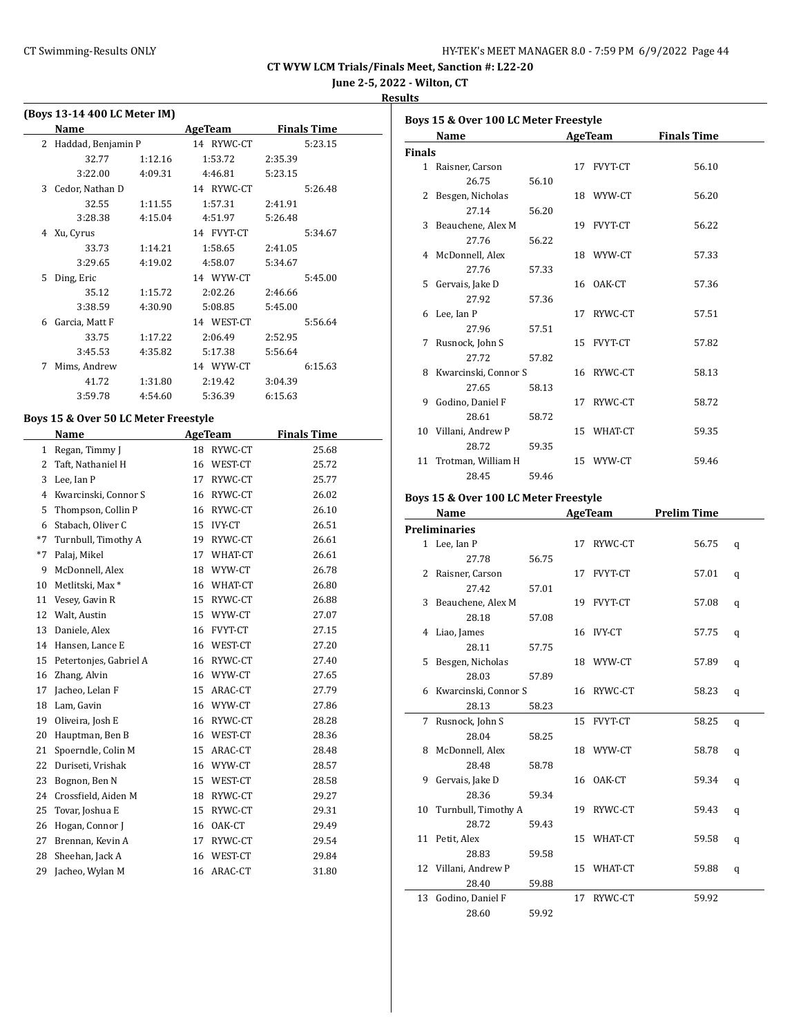CT WYW LCM Trials/Finals Meet, Sanction #: L22-20

June 2-5, 2022 - Wilton, CT

**Results**

### (Boys 13-14 400 LC Meter IM)

| | Name | AgeTeam | | Finals Time |
|---|---|---|---|---|
| 2 | Haddad, Benjamin P | 14 RYWC-CT | | 5:23.15 |
| | 32.77 | 1:12.16 | 1:53.72 | 2:35.39 |
| | 3:22.00 | 4:09.31 | 4:46.81 | 5:23.15 |
| 3 | Cedor, Nathan D | 14 RYWC-CT | | 5:26.48 |
| | 32.55 | 1:11.55 | 1:57.31 | 2:41.91 |
| | 3:28.38 | 4:15.04 | 4:51.97 | 5:26.48 |
| 4 | Xu, Cyrus | 14 FVYT-CT | | 5:34.67 |
| | 33.73 | 1:14.21 | 1:58.65 | 2:41.05 |
| | 3:29.65 | 4:19.02 | 4:58.07 | 5:34.67 |
| 5 | Ding, Eric | 14 WYW-CT | | 5:45.00 |
| | 35.12 | 1:15.72 | 2:02.26 | 2:46.66 |
| | 3:38.59 | 4:30.90 | 5:08.85 | 5:45.00 |
| 6 | Garcia, Matt F | 14 WEST-CT | | 5:56.64 |
| | 33.75 | 1:17.22 | 2:06.49 | 2:52.95 |
| | 3:45.53 | 4:35.82 | 5:17.38 | 5:56.64 |
| 7 | Mims, Andrew | 14 WYW-CT | | 6:15.63 |
| | 41.72 | 1:31.80 | 2:19.42 | 3:04.39 |
| | 3:59.78 | 4:54.60 | 5:36.39 | 6:15.63 |

### Boys 15 & Over 50 LC Meter Freestyle

| | Name | Age | Team | Finals Time |
|---|---|---|---|---|
| 1 | Regan, Timmy J | 18 | RYWC-CT | 25.68 |
| 2 | Taft, Nathaniel H | 16 | WEST-CT | 25.72 |
| 3 | Lee, Ian P | 17 | RYWC-CT | 25.77 |
| 4 | Kwarcinski, Connor S | 16 | RYWC-CT | 26.02 |
| 5 | Thompson, Collin P | 16 | RYWC-CT | 26.10 |
| 6 | Stabach, Oliver C | 15 | IVY-CT | 26.51 |
| *7 | Turnbull, Timothy A | 19 | RYWC-CT | 26.61 |
| *7 | Palaj, Mikel | 17 | WHAT-CT | 26.61 |
| 9 | McDonnell, Alex | 18 | WYW-CT | 26.78 |
| 10 | Metlitski, Max * | 16 | WHAT-CT | 26.80 |
| 11 | Vesey, Gavin R | 15 | RYWC-CT | 26.88 |
| 12 | Walt, Austin | 15 | WYW-CT | 27.07 |
| 13 | Daniele, Alex | 16 | FVYT-CT | 27.15 |
| 14 | Hansen, Lance E | 16 | WEST-CT | 27.20 |
| 15 | Petertonjes, Gabriel A | 16 | RYWC-CT | 27.40 |
| 16 | Zhang, Alvin | 16 | WYW-CT | 27.65 |
| 17 | Jacheo, Lelan F | 15 | ARAC-CT | 27.79 |
| 18 | Lam, Gavin | 16 | WYW-CT | 27.86 |
| 19 | Oliveira, Josh E | 16 | RYWC-CT | 28.28 |
| 20 | Hauptman, Ben B | 16 | WEST-CT | 28.36 |
| 21 | Spoerndle, Colin M | 15 | ARAC-CT | 28.48 |
| 22 | Duriseti, Vrishak | 16 | WYW-CT | 28.57 |
| 23 | Bognon, Ben N | 15 | WEST-CT | 28.58 |
| 24 | Crossfield, Aiden M | 18 | RYWC-CT | 29.27 |
| 25 | Tovar, Joshua E | 15 | RYWC-CT | 29.31 |
| 26 | Hogan, Connor J | 16 | OAK-CT | 29.49 |
| 27 | Brennan, Kevin A | 17 | RYWC-CT | 29.54 |
| 28 | Sheehan, Jack A | 16 | WEST-CT | 29.84 |
| 29 | Jacheo, Wylan M | 16 | ARAC-CT | 31.80 |

### Boys 15 & Over 100 LC Meter Freestyle

| | Name | | Age | Team | Finals Time |
|---|---|---|---|---|---|
| **Finals** | | | | | |
| 1 | Raisner, Carson | | 17 | FVYT-CT | 56.10 |
| | 26.75 | 56.10 | | | |
| 2 | Besgen, Nicholas | | 18 | WYW-CT | 56.20 |
| | 27.14 | 56.20 | | | |
| 3 | Beauchene, Alex M | | 19 | FVYT-CT | 56.22 |
| | 27.76 | 56.22 | | | |
| 4 | McDonnell, Alex | | 18 | WYW-CT | 57.33 |
| | 27.76 | 57.33 | | | |
| 5 | Gervais, Jake D | | 16 | OAK-CT | 57.36 |
| | 27.92 | 57.36 | | | |
| 6 | Lee, Ian P | | 17 | RYWC-CT | 57.51 |
| | 27.96 | 57.51 | | | |
| 7 | Rusnock, John S | | 15 | FVYT-CT | 57.82 |
| | 27.72 | 57.82 | | | |
| 8 | Kwarcinski, Connor S | | 16 | RYWC-CT | 58.13 |
| | 27.65 | 58.13 | | | |
| 9 | Godino, Daniel F | | 17 | RYWC-CT | 58.72 |
| | 28.61 | 58.72 | | | |
| 10 | Villani, Andrew P | | 15 | WHAT-CT | 59.35 |
| | 28.72 | 59.35 | | | |
| 11 | Trotman, William H | | 15 | WYW-CT | 59.46 |
| | 28.45 | 59.46 | | | |

### Boys 15 & Over 100 LC Meter Freestyle

| | Name | | Age | Team | Prelim Time | |
|---|---|---|---|---|---|---|
| **Preliminaries** | | | | | | |
| 1 | Lee, Ian P | | 17 | RYWC-CT | 56.75 | q |
| | 27.78 | 56.75 | | | | |
| 2 | Raisner, Carson | | 17 | FVYT-CT | 57.01 | q |
| | 27.42 | 57.01 | | | | |
| 3 | Beauchene, Alex M | | 19 | FVYT-CT | 57.08 | q |
| | 28.18 | 57.08 | | | | |
| 4 | Liao, James | | 16 | IVY-CT | 57.75 | q |
| | 28.11 | 57.75 | | | | |
| 5 | Besgen, Nicholas | | 18 | WYW-CT | 57.89 | q |
| | 28.03 | 57.89 | | | | |
| 6 | Kwarcinski, Connor S | | 16 | RYWC-CT | 58.23 | q |
| | 28.13 | 58.23 | | | | |
| 7 | Rusnock, John S | | 15 | FVYT-CT | 58.25 | q |
| | 28.04 | 58.25 | | | | |
| 8 | McDonnell, Alex | | 18 | WYW-CT | 58.78 | q |
| | 28.48 | 58.78 | | | | |
| 9 | Gervais, Jake D | | 16 | OAK-CT | 59.34 | q |
| | 28.36 | 59.34 | | | | |
| 10 | Turnbull, Timothy A | | 19 | RYWC-CT | 59.43 | q |
| | 28.72 | 59.43 | | | | |
| 11 | Petit, Alex | | 15 | WHAT-CT | 59.58 | q |
| | 28.83 | 59.58 | | | | |
| 12 | Villani, Andrew P | | 15 | WHAT-CT | 59.88 | q |
| | 28.40 | 59.88 | | | | |
| 13 | Godino, Daniel F | | 17 | RYWC-CT | 59.92 | |
| | 28.60 | 59.92 | | | | |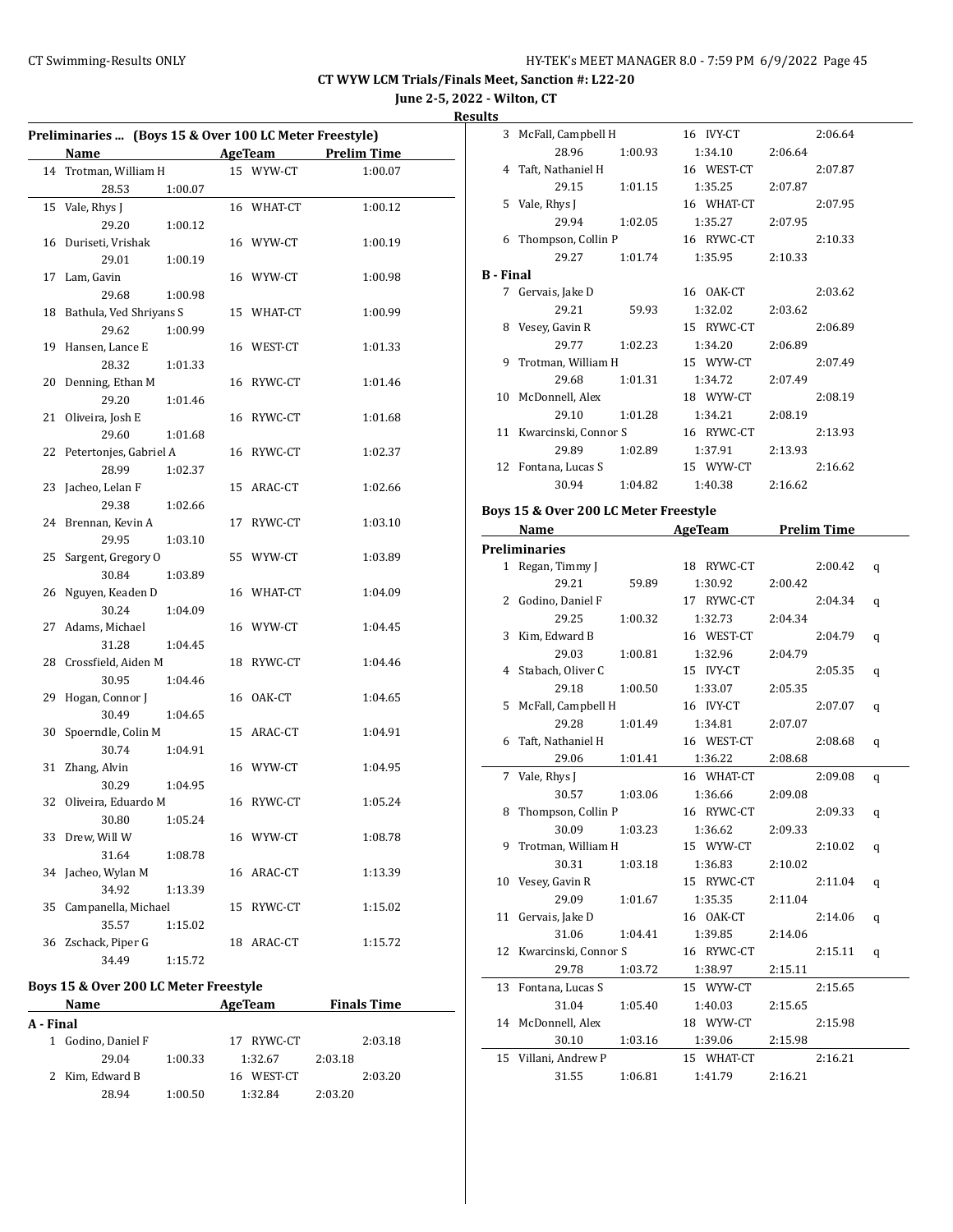**CT WYW LCM Trials/Finals Meet, Sanction #: L22-20**

**June 2-5, 2022 - Wilton, CT**

**Results**

### Preliminaries ... (Boys 15 & Over 100 LC Meter Freestyle)

| | Name | Age | Team | Prelim Time |
|---|---|---|---|---|
| 14 | Trotman, William H | 15 | WYW-CT | 1:00.07 |
| | 28.53 1:00.07 | | | |
| 15 | Vale, Rhys J | 16 | WHAT-CT | 1:00.12 |
| | 29.20 1:00.12 | | | |
| 16 | Duriseti, Vrishak | 16 | WYW-CT | 1:00.19 |
| | 29.01 1:00.19 | | | |
| 17 | Lam, Gavin | 16 | WYW-CT | 1:00.98 |
| | 29.68 1:00.98 | | | |
| 18 | Bathula, Ved Shriyans S | 15 | WHAT-CT | 1:00.99 |
| | 29.62 1:00.99 | | | |
| 19 | Hansen, Lance E | 16 | WEST-CT | 1:01.33 |
| | 28.32 1:01.33 | | | |
| 20 | Denning, Ethan M | 16 | RYWC-CT | 1:01.46 |
| | 29.20 1:01.46 | | | |
| 21 | Oliveira, Josh E | 16 | RYWC-CT | 1:01.68 |
| | 29.60 1:01.68 | | | |
| 22 | Petertonjes, Gabriel A | 16 | RYWC-CT | 1:02.37 |
| | 28.99 1:02.37 | | | |
| 23 | Jacheo, Lelan F | 15 | ARAC-CT | 1:02.66 |
| | 29.38 1:02.66 | | | |
| 24 | Brennan, Kevin A | 17 | RYWC-CT | 1:03.10 |
| | 29.95 1:03.10 | | | |
| 25 | Sargent, Gregory O | 55 | WYW-CT | 1:03.89 |
| | 30.84 1:03.89 | | | |
| 26 | Nguyen, Keaden D | 16 | WHAT-CT | 1:04.09 |
| | 30.24 1:04.09 | | | |
| 27 | Adams, Michael | 16 | WYW-CT | 1:04.45 |
| | 31.28 1:04.45 | | | |
| 28 | Crossfield, Aiden M | 18 | RYWC-CT | 1:04.46 |
| | 30.95 1:04.46 | | | |
| 29 | Hogan, Connor J | 16 | OAK-CT | 1:04.65 |
| | 30.49 1:04.65 | | | |
| 30 | Spoerndle, Colin M | 15 | ARAC-CT | 1:04.91 |
| | 30.74 1:04.91 | | | |
| 31 | Zhang, Alvin | 16 | WYW-CT | 1:04.95 |
| | 30.29 1:04.95 | | | |
| 32 | Oliveira, Eduardo M | 16 | RYWC-CT | 1:05.24 |
| | 30.80 1:05.24 | | | |
| 33 | Drew, Will W | 16 | WYW-CT | 1:08.78 |
| | 31.64 1:08.78 | | | |
| 34 | Jacheo, Wylan M | 16 | ARAC-CT | 1:13.39 |
| | 34.92 1:13.39 | | | |
| 35 | Campanella, Michael | 15 | RYWC-CT | 1:15.02 |
| | 35.57 1:15.02 | | | |
| 36 | Zschack, Piper G | 18 | ARAC-CT | 1:15.72 |
| | 34.49 1:15.72 | | | |

### Boys 15 & Over 200 LC Meter Freestyle

| | Name | Age | Team | Finals Time |
|---|---|---|---|---|
| **A - Final** | | | | |
| 1 | Godino, Daniel F | 17 | RYWC-CT | 2:03.18 |
| | 29.04 1:00.33 1:32.67 2:03.18 | | | |
| 2 | Kim, Edward B | 16 | WEST-CT | 2:03.20 |
| | 28.94 1:00.50 1:32.84 2:03.20 | | | |
| 3 | McFall, Campbell H | 16 | IVY-CT | 2:06.64 |
| | 28.96 1:00.93 1:34.10 2:06.64 | | | |
| 4 | Taft, Nathaniel H | 16 | WEST-CT | 2:07.87 |
| | 29.15 1:01.15 1:35.25 2:07.87 | | | |
| 5 | Vale, Rhys J | 16 | WHAT-CT | 2:07.95 |
| | 29.94 1:02.05 1:35.27 2:07.95 | | | |
| 6 | Thompson, Collin P | 16 | RYWC-CT | 2:10.33 |
| | 29.27 1:01.74 1:35.95 2:10.33 | | | |
| **B - Final** | | | | |
| 7 | Gervais, Jake D | 16 | OAK-CT | 2:03.62 |
| | 29.21 59.93 1:32.02 2:03.62 | | | |
| 8 | Vesey, Gavin R | 15 | RYWC-CT | 2:06.89 |
| | 29.77 1:02.23 1:34.20 2:06.89 | | | |
| 9 | Trotman, William H | 15 | WYW-CT | 2:07.49 |
| | 29.68 1:01.31 1:34.72 2:07.49 | | | |
| 10 | McDonnell, Alex | 18 | WYW-CT | 2:08.19 |
| | 29.10 1:01.28 1:34.21 2:08.19 | | | |
| 11 | Kwarcinski, Connor S | 16 | RYWC-CT | 2:13.93 |
| | 29.89 1:02.89 1:37.91 2:13.93 | | | |
| 12 | Fontana, Lucas S | 15 | WYW-CT | 2:16.62 |
| | 30.94 1:04.82 1:40.38 2:16.62 | | | |

### Boys 15 & Over 200 LC Meter Freestyle

| | Name | Age | Team | Prelim Time | |
|---|---|---|---|---|---|
| **Preliminaries** | | | | | |
| 1 | Regan, Timmy J | 18 | RYWC-CT | 2:00.42 | q |
| | 29.21 59.89 1:30.92 2:00.42 | | | | |
| 2 | Godino, Daniel F | 17 | RYWC-CT | 2:04.34 | q |
| | 29.25 1:00.32 1:32.73 2:04.34 | | | | |
| 3 | Kim, Edward B | 16 | WEST-CT | 2:04.79 | q |
| | 29.03 1:00.81 1:32.96 2:04.79 | | | | |
| 4 | Stabach, Oliver C | 15 | IVY-CT | 2:05.35 | q |
| | 29.18 1:00.50 1:33.07 2:05.35 | | | | |
| 5 | McFall, Campbell H | 16 | IVY-CT | 2:07.07 | q |
| | 29.28 1:01.49 1:34.81 2:07.07 | | | | |
| 6 | Taft, Nathaniel H | 16 | WEST-CT | 2:08.68 | q |
| | 29.06 1:01.41 1:36.22 2:08.68 | | | | |
| 7 | Vale, Rhys J | 16 | WHAT-CT | 2:09.08 | q |
| | 30.57 1:03.06 1:36.66 2:09.08 | | | | |
| 8 | Thompson, Collin P | 16 | RYWC-CT | 2:09.33 | q |
| | 30.09 1:03.23 1:36.62 2:09.33 | | | | |
| 9 | Trotman, William H | 15 | WYW-CT | 2:10.02 | q |
| | 30.31 1:03.18 1:36.83 2:10.02 | | | | |
| 10 | Vesey, Gavin R | 15 | RYWC-CT | 2:11.04 | q |
| | 29.09 1:01.67 1:35.35 2:11.04 | | | | |
| 11 | Gervais, Jake D | 16 | OAK-CT | 2:14.06 | q |
| | 31.06 1:04.41 1:39.85 2:14.06 | | | | |
| 12 | Kwarcinski, Connor S | 16 | RYWC-CT | 2:15.11 | q |
| | 29.78 1:03.72 1:38.97 2:15.11 | | | | |
| 13 | Fontana, Lucas S | 15 | WYW-CT | 2:15.65 | |
| | 31.04 1:05.40 1:40.03 2:15.65 | | | | |
| 14 | McDonnell, Alex | 18 | WYW-CT | 2:15.98 | |
| | 30.10 1:03.16 1:39.06 2:15.98 | | | | |
| 15 | Villani, Andrew P | 15 | WHAT-CT | 2:16.21 | |
| | 31.55 1:06.81 1:41.79 2:16.21 | | | | |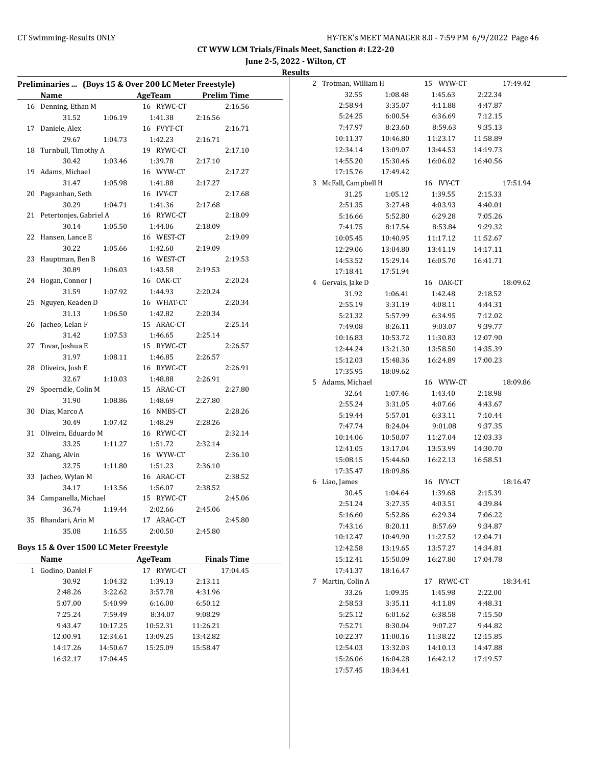# CT WYW LCM Trials/Finals Meet, Sanction #: L22-20

**June 2-5, 2022 - Wilton, CT**

**Results**

## Preliminaries ... (Boys 15 & Over 200 LC Meter Freestyle)

| | Name | AgeTeam | Prelim Time |
|---|---|---|---|
| 16 | Denning, Ethan M | 16 RYWC-CT | 2:16.56 |
| | 31.52 1:06.19 1:41.38 2:16.56 | | |
| 17 | Daniele, Alex | 16 FVYT-CT | 2:16.71 |
| | 29.67 1:04.73 1:42.23 2:16.71 | | |
| 18 | Turnbull, Timothy A | 19 RYWC-CT | 2:17.10 |
| | 30.42 1:03.46 1:39.78 2:17.10 | | |
| 19 | Adams, Michael | 16 WYW-CT | 2:17.27 |
| | 31.47 1:05.98 1:41.88 2:17.27 | | |
| 20 | Pagsanhan, Seth | 16 IVY-CT | 2:17.68 |
| | 30.29 1:04.71 1:41.36 2:17.68 | | |
| 21 | Petertonjes, Gabriel A | 16 RYWC-CT | 2:18.09 |
| | 30.14 1:05.50 1:44.06 2:18.09 | | |
| 22 | Hansen, Lance E | 16 WEST-CT | 2:19.09 |
| | 30.22 1:05.66 1:42.60 2:19.09 | | |
| 23 | Hauptman, Ben B | 16 WEST-CT | 2:19.53 |
| | 30.89 1:06.03 1:43.58 2:19.53 | | |
| 24 | Hogan, Connor J | 16 OAK-CT | 2:20.24 |
| | 31.59 1:07.92 1:44.93 2:20.24 | | |
| 25 | Nguyen, Keaden D | 16 WHAT-CT | 2:20.34 |
| | 31.13 1:06.50 1:42.82 2:20.34 | | |
| 26 | Jacheo, Lelan F | 15 ARAC-CT | 2:25.14 |
| | 31.42 1:07.53 1:46.65 2:25.14 | | |
| 27 | Tovar, Joshua E | 15 RYWC-CT | 2:26.57 |
| | 31.97 1:08.11 1:46.85 2:26.57 | | |
| 28 | Oliveira, Josh E | 16 RYWC-CT | 2:26.91 |
| | 32.67 1:10.03 1:48.88 2:26.91 | | |
| 29 | Spoerndle, Colin M | 15 ARAC-CT | 2:27.80 |
| | 31.90 1:08.86 1:48.69 2:27.80 | | |
| 30 | Dias, Marco A | 16 NMBS-CT | 2:28.26 |
| | 30.49 1:07.42 1:48.29 2:28.26 | | |
| 31 | Oliveira, Eduardo M | 16 RYWC-CT | 2:32.14 |
| | 33.25 1:11.27 1:51.72 2:32.14 | | |
| 32 | Zhang, Alvin | 16 WYW-CT | 2:36.10 |
| | 32.75 1:11.80 1:51.23 2:36.10 | | |
| 33 | Jacheo, Wylan M | 16 ARAC-CT | 2:38.52 |
| | 34.17 1:13.56 1:56.07 2:38.52 | | |
| 34 | Campanella, Michael | 15 RYWC-CT | 2:45.06 |
| | 36.74 1:19.44 2:02.66 2:45.06 | | |
| 35 | Bhandari, Arin M | 17 ARAC-CT | 2:45.80 |
| | 35.08 1:16.55 2:00.50 2:45.80 | | |

## Boys 15 & Over 1500 LC Meter Freestyle

| | Name | AgeTeam | Finals Time |
|---|---|---|---|
| 1 | Godino, Daniel F | 17 RYWC-CT | 17:04.45 |
| | 30.92 1:04.32 1:39.13 2:13.11 | | |
| | 2:48.26 3:22.62 3:57.78 4:31.96 | | |
| | 5:07.00 5:40.99 6:16.00 6:50.12 | | |
| | 7:25.24 7:59.49 8:34.07 9:08.29 | | |
| | 9:43.47 10:17.25 10:52.31 11:26.21 | | |
| | 12:00.91 12:34.61 13:09.25 13:42.82 | | |
| | 14:17.26 14:50.67 15:25.09 15:58.47 | | |
| | 16:32.17 17:04.45 | | |
| 2 | Trotman, William H | 15 WYW-CT | 17:49.42 |
| | 32.55 1:08.48 1:45.63 2:22.34 | | |
| | 2:58.94 3:35.07 4:11.88 4:47.87 | | |
| | 5:24.25 6:00.54 6:36.69 7:12.15 | | |
| | 7:47.97 8:23.60 8:59.63 9:35.13 | | |
| | 10:11.37 10:46.80 11:23.17 11:58.89 | | |
| | 12:34.14 13:09.07 13:44.53 14:19.73 | | |
| | 14:55.20 15:30.46 16:06.02 16:40.56 | | |
| | 17:15.76 17:49.42 | | |
| 3 | McFall, Campbell H | 16 IVY-CT | 17:51.94 |
| | 31.25 1:05.12 1:39.55 2:15.33 | | |
| | 2:51.35 3:27.48 4:03.93 4:40.01 | | |
| | 5:16.66 5:52.80 6:29.28 7:05.26 | | |
| | 7:41.75 8:17.54 8:53.84 9:29.32 | | |
| | 10:05.45 10:40.95 11:17.12 11:52.67 | | |
| | 12:29.06 13:04.80 13:41.19 14:17.11 | | |
| | 14:53.52 15:29.14 16:05.70 16:41.71 | | |
| | 17:18.41 17:51.94 | | |
| 4 | Gervais, Jake D | 16 OAK-CT | 18:09.62 |
| | 31.92 1:06.41 1:42.48 2:18.52 | | |
| | 2:55.19 3:31.19 4:08.11 4:44.31 | | |
| | 5:21.32 5:57.99 6:34.95 7:12.02 | | |
| | 7:49.08 8:26.11 9:03.07 9:39.77 | | |
| | 10:16.83 10:53.72 11:30.83 12:07.90 | | |
| | 12:44.24 13:21.30 13:58.50 14:35.39 | | |
| | 15:12.03 15:48.36 16:24.89 17:00.23 | | |
| | 17:35.95 18:09.62 | | |
| 5 | Adams, Michael | 16 WYW-CT | 18:09.86 |
| | 32.64 1:07.46 1:43.40 2:18.98 | | |
| | 2:55.24 3:31.05 4:07.66 4:43.67 | | |
| | 5:19.44 5:57.01 6:33.11 7:10.44 | | |
| | 7:47.74 8:24.04 9:01.08 9:37.35 | | |
| | 10:14.06 10:50.07 11:27.04 12:03.33 | | |
| | 12:41.05 13:17.04 13:53.99 14:30.70 | | |
| | 15:08.15 15:44.60 16:22.13 16:58.51 | | |
| | 17:35.47 18:09.86 | | |
| 6 | Liao, James | 16 IVY-CT | 18:16.47 |
| | 30.45 1:04.64 1:39.68 2:15.39 | | |
| | 2:51.24 3:27.35 4:03.51 4:39.84 | | |
| | 5:16.60 5:52.86 6:29.34 7:06.22 | | |
| | 7:43.16 8:20.11 8:57.69 9:34.87 | | |
| | 10:12.47 10:49.90 11:27.52 12:04.71 | | |
| | 12:42.58 13:19.65 13:57.27 14:34.81 | | |
| | 15:12.41 15:50.09 16:27.80 17:04.78 | | |
| | 17:41.37 18:16.47 | | |
| 7 | Martin, Colin A | 17 RYWC-CT | 18:34.41 |
| | 33.26 1:09.35 1:45.98 2:22.00 | | |
| | 2:58.53 3:35.11 4:11.89 4:48.31 | | |
| | 5:25.12 6:01.62 6:38.58 7:15.50 | | |
| | 7:52.71 8:30.04 9:07.27 9:44.82 | | |
| | 10:22.37 11:00.16 11:38.22 12:15.85 | | |
| | 12:54.03 13:32.03 14:10.13 14:47.88 | | |
| | 15:26.06 16:04.28 16:42.12 17:19.57 | | |
| | 17:57.45 18:34.41 | | |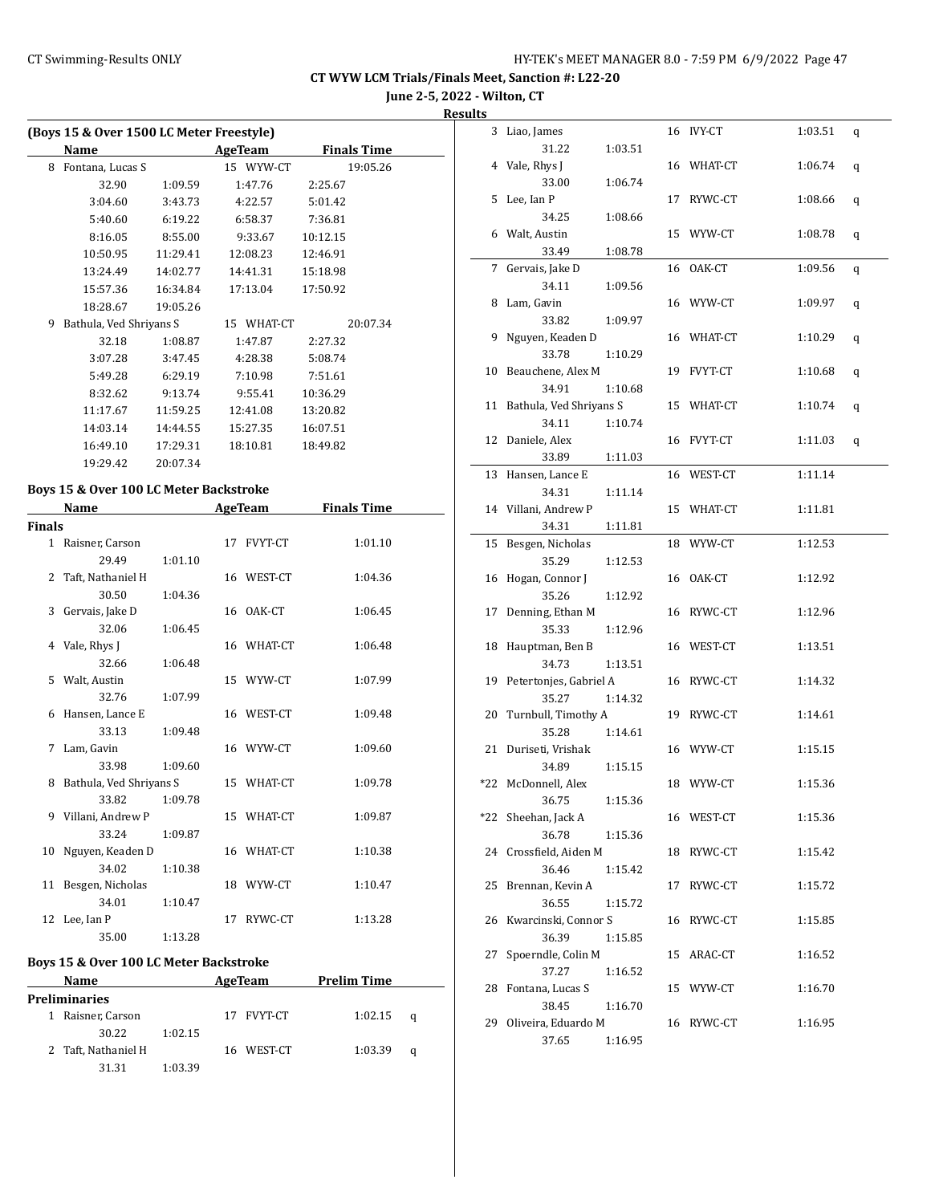CT WYW LCM Trials/Finals Meet, Sanction #: L22-20

June 2-5, 2022 - Wilton, CT

Results

### (Boys 15 & Over 1500 LC Meter Freestyle)

| | Name | AgeTeam | | Finals Time |
|---|---|---|---|---|
| 8 | Fontana, Lucas S | 15 | WYW-CT | 19:05.26 |
| | 32.90 1:09.59 1:47.76 2:25.67 | | | |
| | 3:04.60 3:43.73 4:22.57 5:01.42 | | | |
| | 5:40.60 6:19.22 6:58.37 7:36.81 | | | |
| | 8:16.05 8:55.00 9:33.67 10:12.15 | | | |
| | 10:50.95 11:29.41 12:08.23 12:46.91 | | | |
| | 13:24.49 14:02.77 14:41.31 15:18.98 | | | |
| | 15:57.36 16:34.84 17:13.04 17:50.92 | | | |
| | 18:28.67 19:05.26 | | | |
| 9 | Bathula, Ved Shriyans S | 15 | WHAT-CT | 20:07.34 |
| | 32.18 1:08.87 1:47.87 2:27.32 | | | |
| | 3:07.28 3:47.45 4:28.38 5:08.74 | | | |
| | 5:49.28 6:29.19 7:10.98 7:51.61 | | | |
| | 8:32.62 9:13.74 9:55.41 10:36.29 | | | |
| | 11:17.67 11:59.25 12:41.08 13:20.82 | | | |
| | 14:03.14 14:44.55 15:27.35 16:07.51 | | | |
| | 16:49.10 17:29.31 18:10.81 18:49.82 | | | |
| | 19:29.42 20:07.34 | | | |

### Boys 15 & Over 100 LC Meter Backstroke

**Finals**

| | Name | AgeTeam | | Finals Time |
|---|---|---|---|---|
| 1 | Raisner, Carson | 17 | FVYT-CT | 1:01.10 |
| | 29.49 1:01.10 | | | |
| 2 | Taft, Nathaniel H | 16 | WEST-CT | 1:04.36 |
| | 30.50 1:04.36 | | | |
| 3 | Gervais, Jake D | 16 | OAK-CT | 1:06.45 |
| | 32.06 1:06.45 | | | |
| 4 | Vale, Rhys J | 16 | WHAT-CT | 1:06.48 |
| | 32.66 1:06.48 | | | |
| 5 | Walt, Austin | 15 | WYW-CT | 1:07.99 |
| | 32.76 1:07.99 | | | |
| 6 | Hansen, Lance E | 16 | WEST-CT | 1:09.48 |
| | 33.13 1:09.48 | | | |
| 7 | Lam, Gavin | 16 | WYW-CT | 1:09.60 |
| | 33.98 1:09.60 | | | |
| 8 | Bathula, Ved Shriyans S | 15 | WHAT-CT | 1:09.78 |
| | 33.82 1:09.78 | | | |
| 9 | Villani, Andrew P | 15 | WHAT-CT | 1:09.87 |
| | 33.24 1:09.87 | | | |
| 10 | Nguyen, Keaden D | 16 | WHAT-CT | 1:10.38 |
| | 34.02 1:10.38 | | | |
| 11 | Besgen, Nicholas | 18 | WYW-CT | 1:10.47 |
| | 34.01 1:10.47 | | | |
| 12 | Lee, Ian P | 17 | RYWC-CT | 1:13.28 |
| | 35.00 1:13.28 | | | |

### Boys 15 & Over 100 LC Meter Backstroke

**Preliminaries**

| | Name | AgeTeam | | Prelim Time | |
|---|---|---|---|---|---|
| 1 | Raisner, Carson | 17 | FVYT-CT | 1:02.15 | q |
| | 30.22 1:02.15 | | | | |
| 2 | Taft, Nathaniel H | 16 | WEST-CT | 1:03.39 | q |
| | 31.31 1:03.39 | | | | |
| 3 | Liao, James | 16 | IVY-CT | 1:03.51 | q |
| | 31.22 1:03.51 | | | | |
| 4 | Vale, Rhys J | 16 | WHAT-CT | 1:06.74 | q |
| | 33.00 1:06.74 | | | | |
| 5 | Lee, Ian P | 17 | RYWC-CT | 1:08.66 | q |
| | 34.25 1:08.66 | | | | |
| 6 | Walt, Austin | 15 | WYW-CT | 1:08.78 | q |
| | 33.49 1:08.78 | | | | |
| 7 | Gervais, Jake D | 16 | OAK-CT | 1:09.56 | q |
| | 34.11 1:09.56 | | | | |
| 8 | Lam, Gavin | 16 | WYW-CT | 1:09.97 | q |
| | 33.82 1:09.97 | | | | |
| 9 | Nguyen, Keaden D | 16 | WHAT-CT | 1:10.29 | q |
| | 33.78 1:10.29 | | | | |
| 10 | Beauchene, Alex M | 19 | FVYT-CT | 1:10.68 | q |
| | 34.91 1:10.68 | | | | |
| 11 | Bathula, Ved Shriyans S | 15 | WHAT-CT | 1:10.74 | q |
| | 34.11 1:10.74 | | | | |
| 12 | Daniele, Alex | 16 | FVYT-CT | 1:11.03 | q |
| | 33.89 1:11.03 | | | | |
| 13 | Hansen, Lance E | 16 | WEST-CT | 1:11.14 | |
| | 34.31 1:11.14 | | | | |
| 14 | Villani, Andrew P | 15 | WHAT-CT | 1:11.81 | |
| | 34.31 1:11.81 | | | | |
| 15 | Besgen, Nicholas | 18 | WYW-CT | 1:12.53 | |
| | 35.29 1:12.53 | | | | |
| 16 | Hogan, Connor J | 16 | OAK-CT | 1:12.92 | |
| | 35.26 1:12.92 | | | | |
| 17 | Denning, Ethan M | 16 | RYWC-CT | 1:12.96 | |
| | 35.33 1:12.96 | | | | |
| 18 | Hauptman, Ben B | 16 | WEST-CT | 1:13.51 | |
| | 34.73 1:13.51 | | | | |
| 19 | Petertonjes, Gabriel A | 16 | RYWC-CT | 1:14.32 | |
| | 35.27 1:14.32 | | | | |
| 20 | Turnbull, Timothy A | 19 | RYWC-CT | 1:14.61 | |
| | 35.28 1:14.61 | | | | |
| 21 | Duriseti, Vrishak | 16 | WYW-CT | 1:15.15 | |
| | 34.89 1:15.15 | | | | |
| *22 | McDonnell, Alex | 18 | WYW-CT | 1:15.36 | |
| | 36.75 1:15.36 | | | | |
| *22 | Sheehan, Jack A | 16 | WEST-CT | 1:15.36 | |
| | 36.78 1:15.36 | | | | |
| 24 | Crossfield, Aiden M | 18 | RYWC-CT | 1:15.42 | |
| | 36.46 1:15.42 | | | | |
| 25 | Brennan, Kevin A | 17 | RYWC-CT | 1:15.72 | |
| | 36.55 1:15.72 | | | | |
| 26 | Kwarcinski, Connor S | 16 | RYWC-CT | 1:15.85 | |
| | 36.39 1:15.85 | | | | |
| 27 | Spoerndle, Colin M | 15 | ARAC-CT | 1:16.52 | |
| | 37.27 1:16.52 | | | | |
| 28 | Fontana, Lucas S | 15 | WYW-CT | 1:16.70 | |
| | 38.45 1:16.70 | | | | |
| 29 | Oliveira, Eduardo M | 16 | RYWC-CT | 1:16.95 | |
| | 37.65 1:16.95 | | | | |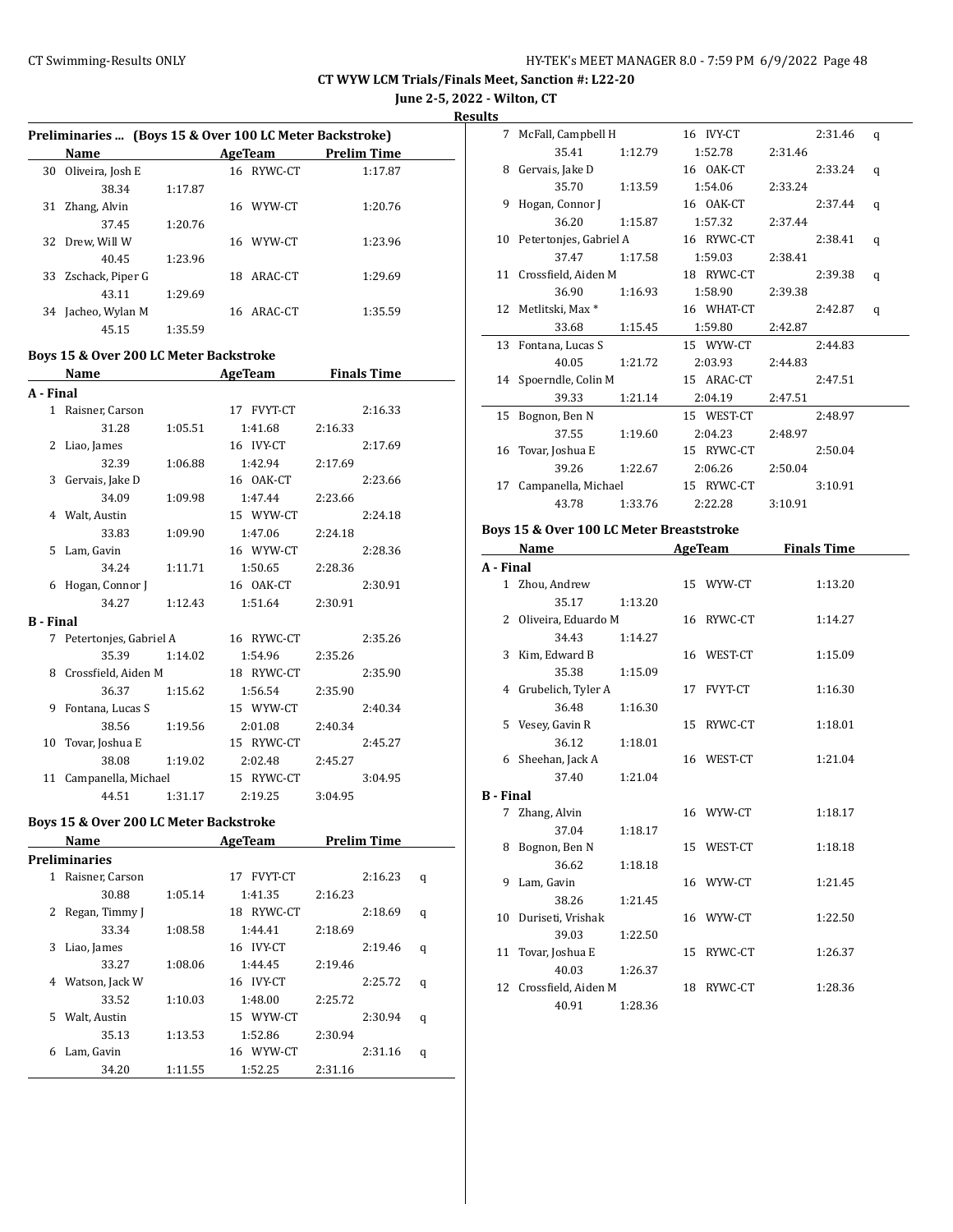CT WYW LCM Trials/Finals Meet, Sanction #: L22-20

June 2-5, 2022 - Wilton, CT

Results

### Preliminaries ... (Boys 15 & Over 100 LC Meter Backstroke)

| | Name | AgeTeam | Prelim Time | |
|---|---|---|---|---|
| 30 | Oliveira, Josh E | 16 RYWC-CT | 1:17.87 | |
| | 38.34 1:17.87 | | | |
| 31 | Zhang, Alvin | 16 WYW-CT | 1:20.76 | |
| | 37.45 1:20.76 | | | |
| 32 | Drew, Will W | 16 WYW-CT | 1:23.96 | |
| | 40.45 1:23.96 | | | |
| 33 | Zschack, Piper G | 18 ARAC-CT | 1:29.69 | |
| | 43.11 1:29.69 | | | |
| 34 | Jacheo, Wylan M | 16 ARAC-CT | 1:35.59 | |
| | 45.15 1:35.59 | | | |

### Boys 15 & Over 200 LC Meter Backstroke

| | Name | AgeTeam | Finals Time |
|---|---|---|---|
| **A - Final** | | | |
| 1 | Raisner, Carson | 17 FVYT-CT | 2:16.33 |
| | 31.28 1:05.51 1:41.68 2:16.33 | | |
| 2 | Liao, James | 16 IVY-CT | 2:17.69 |
| | 32.39 1:06.88 1:42.94 2:17.69 | | |
| 3 | Gervais, Jake D | 16 OAK-CT | 2:23.66 |
| | 34.09 1:09.98 1:47.44 2:23.66 | | |
| 4 | Walt, Austin | 15 WYW-CT | 2:24.18 |
| | 33.83 1:09.90 1:47.06 2:24.18 | | |
| 5 | Lam, Gavin | 16 WYW-CT | 2:28.36 |
| | 34.24 1:11.71 1:50.65 2:28.36 | | |
| 6 | Hogan, Connor J | 16 OAK-CT | 2:30.91 |
| | 34.27 1:12.43 1:51.64 2:30.91 | | |
| **B - Final** | | | |
| 7 | Petertonjes, Gabriel A | 16 RYWC-CT | 2:35.26 |
| | 35.39 1:14.02 1:54.96 2:35.26 | | |
| 8 | Crossfield, Aiden M | 18 RYWC-CT | 2:35.90 |
| | 36.37 1:15.62 1:56.54 2:35.90 | | |
| 9 | Fontana, Lucas S | 15 WYW-CT | 2:40.34 |
| | 38.56 1:19.56 2:01.08 2:40.34 | | |
| 10 | Tovar, Joshua E | 15 RYWC-CT | 2:45.27 |
| | 38.08 1:19.02 2:02.48 2:45.27 | | |
| 11 | Campanella, Michael | 15 RYWC-CT | 3:04.95 |
| | 44.51 1:31.17 2:19.25 3:04.95 | | |

### Boys 15 & Over 200 LC Meter Backstroke

| | Name | AgeTeam | Prelim Time | |
|---|---|---|---|---|
| **Preliminaries** | | | | |
| 1 | Raisner, Carson | 17 FVYT-CT | 2:16.23 | q |
| | 30.88 1:05.14 1:41.35 2:16.23 | | | |
| 2 | Regan, Timmy J | 18 RYWC-CT | 2:18.69 | q |
| | 33.34 1:08.58 1:44.41 2:18.69 | | | |
| 3 | Liao, James | 16 IVY-CT | 2:19.46 | q |
| | 33.27 1:08.06 1:44.45 2:19.46 | | | |
| 4 | Watson, Jack W | 16 IVY-CT | 2:25.72 | q |
| | 33.52 1:10.03 1:48.00 2:25.72 | | | |
| 5 | Walt, Austin | 15 WYW-CT | 2:30.94 | q |
| | 35.13 1:13.53 1:52.86 2:30.94 | | | |
| 6 | Lam, Gavin | 16 WYW-CT | 2:31.16 | q |
| | 34.20 1:11.55 1:52.25 2:31.16 | | | |
| 7 | McFall, Campbell H | 16 IVY-CT | 2:31.46 | q |
| | 35.41 1:12.79 1:52.78 2:31.46 | | | |
| 8 | Gervais, Jake D | 16 OAK-CT | 2:33.24 | q |
| | 35.70 1:13.59 1:54.06 2:33.24 | | | |
| 9 | Hogan, Connor J | 16 OAK-CT | 2:37.44 | q |
| | 36.20 1:15.87 1:57.32 2:37.44 | | | |
| 10 | Petertonjes, Gabriel A | 16 RYWC-CT | 2:38.41 | q |
| | 37.47 1:17.58 1:59.03 2:38.41 | | | |
| 11 | Crossfield, Aiden M | 18 RYWC-CT | 2:39.38 | q |
| | 36.90 1:16.93 1:58.90 2:39.38 | | | |
| 12 | Metlitski, Max * | 16 WHAT-CT | 2:42.87 | q |
| | 33.68 1:15.45 1:59.80 2:42.87 | | | |
| 13 | Fontana, Lucas S | 15 WYW-CT | 2:44.83 | |
| | 40.05 1:21.72 2:03.93 2:44.83 | | | |
| 14 | Spoerndle, Colin M | 15 ARAC-CT | 2:47.51 | |
| | 39.33 1:21.14 2:04.19 2:47.51 | | | |
| 15 | Bognon, Ben N | 15 WEST-CT | 2:48.97 | |
| | 37.55 1:19.60 2:04.23 2:48.97 | | | |
| 16 | Tovar, Joshua E | 15 RYWC-CT | 2:50.04 | |
| | 39.26 1:22.67 2:06.26 2:50.04 | | | |
| 17 | Campanella, Michael | 15 RYWC-CT | 3:10.91 | |
| | 43.78 1:33.76 2:22.28 3:10.91 | | | |

### Boys 15 & Over 100 LC Meter Breaststroke

| | Name | AgeTeam | Finals Time |
|---|---|---|---|
| **A - Final** | | | |
| 1 | Zhou, Andrew | 15 WYW-CT | 1:13.20 |
| | 35.17 1:13.20 | | |
| 2 | Oliveira, Eduardo M | 16 RYWC-CT | 1:14.27 |
| | 34.43 1:14.27 | | |
| 3 | Kim, Edward B | 16 WEST-CT | 1:15.09 |
| | 35.38 1:15.09 | | |
| 4 | Grubelich, Tyler A | 17 FVYT-CT | 1:16.30 |
| | 36.48 1:16.30 | | |
| 5 | Vesey, Gavin R | 15 RYWC-CT | 1:18.01 |
| | 36.12 1:18.01 | | |
| 6 | Sheehan, Jack A | 16 WEST-CT | 1:21.04 |
| | 37.40 1:21.04 | | |
| **B - Final** | | | |
| 7 | Zhang, Alvin | 16 WYW-CT | 1:18.17 |
| | 37.04 1:18.17 | | |
| 8 | Bognon, Ben N | 15 WEST-CT | 1:18.18 |
| | 36.62 1:18.18 | | |
| 9 | Lam, Gavin | 16 WYW-CT | 1:21.45 |
| | 38.26 1:21.45 | | |
| 10 | Duriseti, Vrishak | 16 WYW-CT | 1:22.50 |
| | 39.03 1:22.50 | | |
| 11 | Tovar, Joshua E | 15 RYWC-CT | 1:26.37 |
| | 40.03 1:26.37 | | |
| 12 | Crossfield, Aiden M | 18 RYWC-CT | 1:28.36 |
| | 40.91 1:28.36 | | |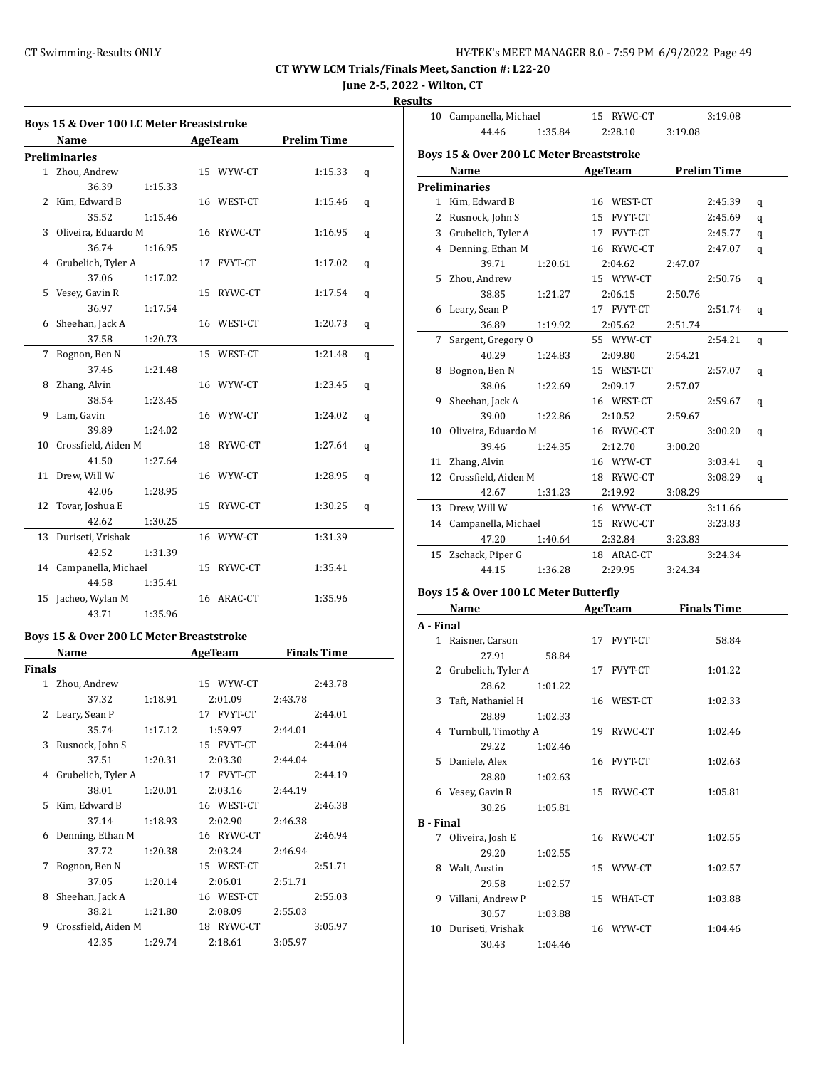# CT WYW LCM Trials/Finals Meet, Sanction #: L22-20

**June 2-5, 2022 - Wilton, CT**

**Results**

### Boys 15 & Over 100 LC Meter Breaststroke

| | Name | Age | Team | Prelim Time | |
|---|---|---|---|---|---|
| **Preliminaries** | | | | | |
| 1 | Zhou, Andrew | 15 | WYW-CT | 1:15.33 | q |
| | 36.39 1:15.33 | | | | |
| 2 | Kim, Edward B | 16 | WEST-CT | 1:15.46 | q |
| | 35.52 1:15.46 | | | | |
| 3 | Oliveira, Eduardo M | 16 | RYWC-CT | 1:16.95 | q |
| | 36.74 1:16.95 | | | | |
| 4 | Grubelich, Tyler A | 17 | FVYT-CT | 1:17.02 | q |
| | 37.06 1:17.02 | | | | |
| 5 | Vesey, Gavin R | 15 | RYWC-CT | 1:17.54 | q |
| | 36.97 1:17.54 | | | | |
| 6 | Sheehan, Jack A | 16 | WEST-CT | 1:20.73 | q |
| | 37.58 1:20.73 | | | | |
| 7 | Bognon, Ben N | 15 | WEST-CT | 1:21.48 | q |
| | 37.46 1:21.48 | | | | |
| 8 | Zhang, Alvin | 16 | WYW-CT | 1:23.45 | q |
| | 38.54 1:23.45 | | | | |
| 9 | Lam, Gavin | 16 | WYW-CT | 1:24.02 | q |
| | 39.89 1:24.02 | | | | |
| 10 | Crossfield, Aiden M | 18 | RYWC-CT | 1:27.64 | q |
| | 41.50 1:27.64 | | | | |
| 11 | Drew, Will W | 16 | WYW-CT | 1:28.95 | q |
| | 42.06 1:28.95 | | | | |
| 12 | Tovar, Joshua E | 15 | RYWC-CT | 1:30.25 | q |
| | 42.62 1:30.25 | | | | |
| 13 | Duriseti, Vrishak | 16 | WYW-CT | 1:31.39 | |
| | 42.52 1:31.39 | | | | |
| 14 | Campanella, Michael | 15 | RYWC-CT | 1:35.41 | |
| | 44.58 1:35.41 | | | | |
| 15 | Jacheo, Wylan M | 16 | ARAC-CT | 1:35.96 | |
| | 43.71 1:35.96 | | | | |

### Boys 15 & Over 200 LC Meter Breaststroke

| | Name | Age | Team | Finals Time |
|---|---|---|---|---|
| **Finals** | | | | |
| 1 | Zhou, Andrew | 15 | WYW-CT | 2:43.78 |
| | 37.32 1:18.91 2:01.09 2:43.78 | | | |
| 2 | Leary, Sean P | 17 | FVYT-CT | 2:44.01 |
| | 35.74 1:17.12 1:59.97 2:44.01 | | | |
| 3 | Rusnock, John S | 15 | FVYT-CT | 2:44.04 |
| | 37.51 1:20.31 2:03.30 2:44.04 | | | |
| 4 | Grubelich, Tyler A | 17 | FVYT-CT | 2:44.19 |
| | 38.01 1:20.01 2:03.16 2:44.19 | | | |
| 5 | Kim, Edward B | 16 | WEST-CT | 2:46.38 |
| | 37.14 1:18.93 2:02.90 2:46.38 | | | |
| 6 | Denning, Ethan M | 16 | RYWC-CT | 2:46.94 |
| | 37.72 1:20.38 2:03.24 2:46.94 | | | |
| 7 | Bognon, Ben N | 15 | WEST-CT | 2:51.71 |
| | 37.05 1:20.14 2:06.01 2:51.71 | | | |
| 8 | Sheehan, Jack A | 16 | WEST-CT | 2:55.03 |
| | 38.21 1:21.80 2:08.09 2:55.03 | | | |
| 9 | Crossfield, Aiden M | 18 | RYWC-CT | 3:05.97 |
| | 42.35 1:29.74 2:18.61 3:05.97 | | | |
| 10 | Campanella, Michael | 15 | RYWC-CT | 3:19.08 |
| | 44.46 1:35.84 2:28.10 3:19.08 | | | |

### Boys 15 & Over 200 LC Meter Breaststroke

| | Name | Age | Team | Prelim Time | |
|---|---|---|---|---|---|
| **Preliminaries** | | | | | |
| 1 | Kim, Edward B | 16 | WEST-CT | 2:45.39 | q |
| 2 | Rusnock, John S | 15 | FVYT-CT | 2:45.69 | q |
| 3 | Grubelich, Tyler A | 17 | FVYT-CT | 2:45.77 | q |
| 4 | Denning, Ethan M | 16 | RYWC-CT | 2:47.07 | q |
| | 39.71 1:20.61 2:04.62 2:47.07 | | | | |
| 5 | Zhou, Andrew | 15 | WYW-CT | 2:50.76 | q |
| | 38.85 1:21.27 2:06.15 2:50.76 | | | | |
| 6 | Leary, Sean P | 17 | FVYT-CT | 2:51.74 | q |
| | 36.89 1:19.92 2:05.62 2:51.74 | | | | |
| 7 | Sargent, Gregory O | 55 | WYW-CT | 2:54.21 | q |
| | 40.29 1:24.83 2:09.80 2:54.21 | | | | |
| 8 | Bognon, Ben N | 15 | WEST-CT | 2:57.07 | q |
| | 38.06 1:22.69 2:09.17 2:57.07 | | | | |
| 9 | Sheehan, Jack A | 16 | WEST-CT | 2:59.67 | q |
| | 39.00 1:22.86 2:10.52 2:59.67 | | | | |
| 10 | Oliveira, Eduardo M | 16 | RYWC-CT | 3:00.20 | q |
| | 39.46 1:24.35 2:12.70 3:00.20 | | | | |
| 11 | Zhang, Alvin | 16 | WYW-CT | 3:03.41 | q |
| 12 | Crossfield, Aiden M | 18 | RYWC-CT | 3:08.29 | q |
| | 42.67 1:31.23 2:19.92 3:08.29 | | | | |
| 13 | Drew, Will W | 16 | WYW-CT | 3:11.66 | |
| 14 | Campanella, Michael | 15 | RYWC-CT | 3:23.83 | |
| | 47.20 1:40.64 2:32.84 3:23.83 | | | | |
| 15 | Zschack, Piper G | 18 | ARAC-CT | 3:24.34 | |
| | 44.15 1:36.28 2:29.95 3:24.34 | | | | |

### Boys 15 & Over 100 LC Meter Butterfly

| | Name | Age | Team | Finals Time |
|---|---|---|---|---|
| **A - Final** | | | | |
| 1 | Raisner, Carson | 17 | FVYT-CT | 58.84 |
| | 27.91 58.84 | | | |
| 2 | Grubelich, Tyler A | 17 | FVYT-CT | 1:01.22 |
| | 28.62 1:01.22 | | | |
| 3 | Taft, Nathaniel H | 16 | WEST-CT | 1:02.33 |
| | 28.89 1:02.33 | | | |
| 4 | Turnbull, Timothy A | 19 | RYWC-CT | 1:02.46 |
| | 29.22 1:02.46 | | | |
| 5 | Daniele, Alex | 16 | FVYT-CT | 1:02.63 |
| | 28.80 1:02.63 | | | |
| 6 | Vesey, Gavin R | 15 | RYWC-CT | 1:05.81 |
| | 30.26 1:05.81 | | | |
| **B - Final** | | | | |
| 7 | Oliveira, Josh E | 16 | RYWC-CT | 1:02.55 |
| | 29.20 1:02.55 | | | |
| 8 | Walt, Austin | 15 | WYW-CT | 1:02.57 |
| | 29.58 1:02.57 | | | |
| 9 | Villani, Andrew P | 15 | WHAT-CT | 1:03.88 |
| | 30.57 1:03.88 | | | |
| 10 | Duriseti, Vrishak | 16 | WYW-CT | 1:04.46 |
| | 30.43 1:04.46 | | | |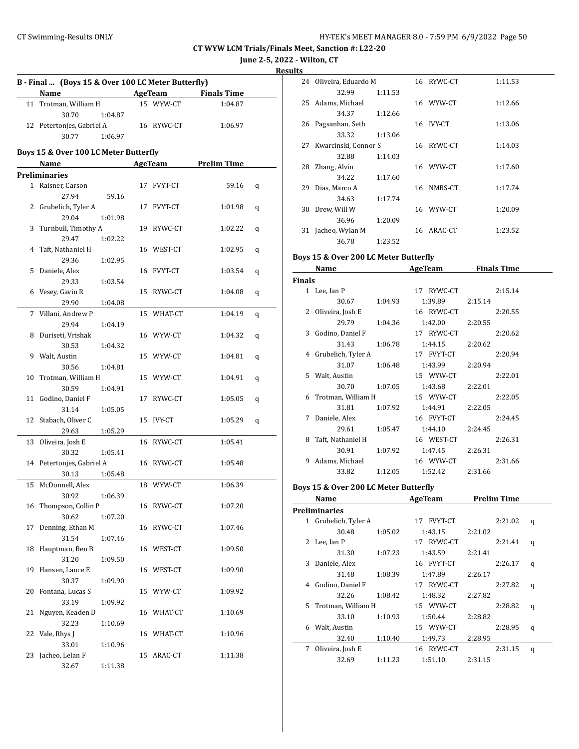CT WYW LCM Trials/Finals Meet, Sanction #: L22-20

June 2-5, 2022 - Wilton, CT

Results

### B - Final ... (Boys 15 & Over 100 LC Meter Butterfly)

| | Name | AgeTeam | Finals Time |
|---|---|---|---|
| 11 | Trotman, William H | 15 WYW-CT | 1:04.87 |
| | 30.70 1:04.87 | | |
| 12 | Petertonjes, Gabriel A | 16 RYWC-CT | 1:06.97 |
| | 30.77 1:06.97 | | |

### Boys 15 & Over 100 LC Meter Butterfly

| | Name | AgeTeam | Prelim Time | |
|---|---|---|---|---|
| **Preliminaries** | | | | |
| 1 | Raisner, Carson | 17 FVYT-CT | 59.16 | q |
| | 27.94 59.16 | | | |
| 2 | Grubelich, Tyler A | 17 FVYT-CT | 1:01.98 | q |
| | 29.04 1:01.98 | | | |
| 3 | Turnbull, Timothy A | 19 RYWC-CT | 1:02.22 | q |
| | 29.47 1:02.22 | | | |
| 4 | Taft, Nathaniel H | 16 WEST-CT | 1:02.95 | q |
| | 29.36 1:02.95 | | | |
| 5 | Daniele, Alex | 16 FVYT-CT | 1:03.54 | q |
| | 29.33 1:03.54 | | | |
| 6 | Vesey, Gavin R | 15 RYWC-CT | 1:04.08 | q |
| | 29.90 1:04.08 | | | |
| 7 | Villani, Andrew P | 15 WHAT-CT | 1:04.19 | q |
| | 29.94 1:04.19 | | | |
| 8 | Duriseti, Vrishak | 16 WYW-CT | 1:04.32 | q |
| | 30.53 1:04.32 | | | |
| 9 | Walt, Austin | 15 WYW-CT | 1:04.81 | q |
| | 30.56 1:04.81 | | | |
| 10 | Trotman, William H | 15 WYW-CT | 1:04.91 | q |
| | 30.59 1:04.91 | | | |
| 11 | Godino, Daniel F | 17 RYWC-CT | 1:05.05 | q |
| | 31.14 1:05.05 | | | |
| 12 | Stabach, Oliver C | 15 IVY-CT | 1:05.29 | q |
| | 29.63 1:05.29 | | | |
| 13 | Oliveira, Josh E | 16 RYWC-CT | 1:05.41 | |
| | 30.32 1:05.41 | | | |
| 14 | Petertonjes, Gabriel A | 16 RYWC-CT | 1:05.48 | |
| | 30.13 1:05.48 | | | |
| 15 | McDonnell, Alex | 18 WYW-CT | 1:06.39 | |
| | 30.92 1:06.39 | | | |
| 16 | Thompson, Collin P | 16 RYWC-CT | 1:07.20 | |
| | 30.62 1:07.20 | | | |
| 17 | Denning, Ethan M | 16 RYWC-CT | 1:07.46 | |
| | 31.54 1:07.46 | | | |
| 18 | Hauptman, Ben B | 16 WEST-CT | 1:09.50 | |
| | 31.20 1:09.50 | | | |
| 19 | Hansen, Lance E | 16 WEST-CT | 1:09.90 | |
| | 30.37 1:09.90 | | | |
| 20 | Fontana, Lucas S | 15 WYW-CT | 1:09.92 | |
| | 33.19 1:09.92 | | | |
| 21 | Nguyen, Keaden D | 16 WHAT-CT | 1:10.69 | |
| | 32.23 1:10.69 | | | |
| 22 | Vale, Rhys J | 16 WHAT-CT | 1:10.96 | |
| | 33.01 1:10.96 | | | |
| 23 | Jacheo, Lelan F | 15 ARAC-CT | 1:11.38 | |
| | 32.67 1:11.38 | | | |
| 24 | Oliveira, Eduardo M | 16 RYWC-CT | 1:11.53 | |
| | 32.99 1:11.53 | | | |
| 25 | Adams, Michael | 16 WYW-CT | 1:12.66 | |
| | 34.37 1:12.66 | | | |
| 26 | Pagsanhan, Seth | 16 IVY-CT | 1:13.06 | |
| | 33.32 1:13.06 | | | |
| 27 | Kwarcinski, Connor S | 16 RYWC-CT | 1:14.03 | |
| | 32.88 1:14.03 | | | |
| 28 | Zhang, Alvin | 16 WYW-CT | 1:17.60 | |
| | 34.22 1:17.60 | | | |
| 29 | Dias, Marco A | 16 NMBS-CT | 1:17.74 | |
| | 34.63 1:17.74 | | | |
| 30 | Drew, Will W | 16 WYW-CT | 1:20.09 | |
| | 36.96 1:20.09 | | | |
| 31 | Jacheo, Wylan M | 16 ARAC-CT | 1:23.52 | |
| | 36.78 1:23.52 | | | |

### Boys 15 & Over 200 LC Meter Butterfly

| | Name | AgeTeam | Finals Time |
|---|---|---|---|
| **Finals** | | | |
| 1 | Lee, Ian P | 17 RYWC-CT | 2:15.14 |
| | 30.67 1:04.93 | 1:39.89 2:15.14 | |
| 2 | Oliveira, Josh E | 16 RYWC-CT | 2:20.55 |
| | 29.79 1:04.36 | 1:42.00 2:20.55 | |
| 3 | Godino, Daniel F | 17 RYWC-CT | 2:20.62 |
| | 31.43 1:06.78 | 1:44.15 2:20.62 | |
| 4 | Grubelich, Tyler A | 17 FVYT-CT | 2:20.94 |
| | 31.07 1:06.48 | 1:43.99 2:20.94 | |
| 5 | Walt, Austin | 15 WYW-CT | 2:22.01 |
| | 30.70 1:07.05 | 1:43.68 2:22.01 | |
| 6 | Trotman, William H | 15 WYW-CT | 2:22.05 |
| | 31.81 1:07.92 | 1:44.91 2:22.05 | |
| 7 | Daniele, Alex | 16 FVYT-CT | 2:24.45 |
| | 29.61 1:05.47 | 1:44.10 2:24.45 | |
| 8 | Taft, Nathaniel H | 16 WEST-CT | 2:26.31 |
| | 30.91 1:07.92 | 1:47.45 2:26.31 | |
| 9 | Adams, Michael | 16 WYW-CT | 2:31.66 |
| | 33.82 1:12.05 | 1:52.42 2:31.66 | |

### Boys 15 & Over 200 LC Meter Butterfly

| | Name | AgeTeam | Prelim Time | |
|---|---|---|---|---|
| **Preliminaries** | | | | |
| 1 | Grubelich, Tyler A | 17 FVYT-CT | 2:21.02 | q |
| | 30.48 1:05.02 | 1:43.15 2:21.02 | | |
| 2 | Lee, Ian P | 17 RYWC-CT | 2:21.41 | q |
| | 31.30 1:07.23 | 1:43.59 2:21.41 | | |
| 3 | Daniele, Alex | 16 FVYT-CT | 2:26.17 | q |
| | 31.48 1:08.39 | 1:47.89 2:26.17 | | |
| 4 | Godino, Daniel F | 17 RYWC-CT | 2:27.82 | q |
| | 32.26 1:08.42 | 1:48.32 2:27.82 | | |
| 5 | Trotman, William H | 15 WYW-CT | 2:28.82 | q |
| | 33.10 1:10.93 | 1:50.44 2:28.82 | | |
| 6 | Walt, Austin | 15 WYW-CT | 2:28.95 | q |
| | 32.40 1:10.40 | 1:49.73 2:28.95 | | |
| 7 | Oliveira, Josh E | 16 RYWC-CT | 2:31.15 | q |
| | 32.69 1:11.23 | 1:51.10 2:31.15 | | |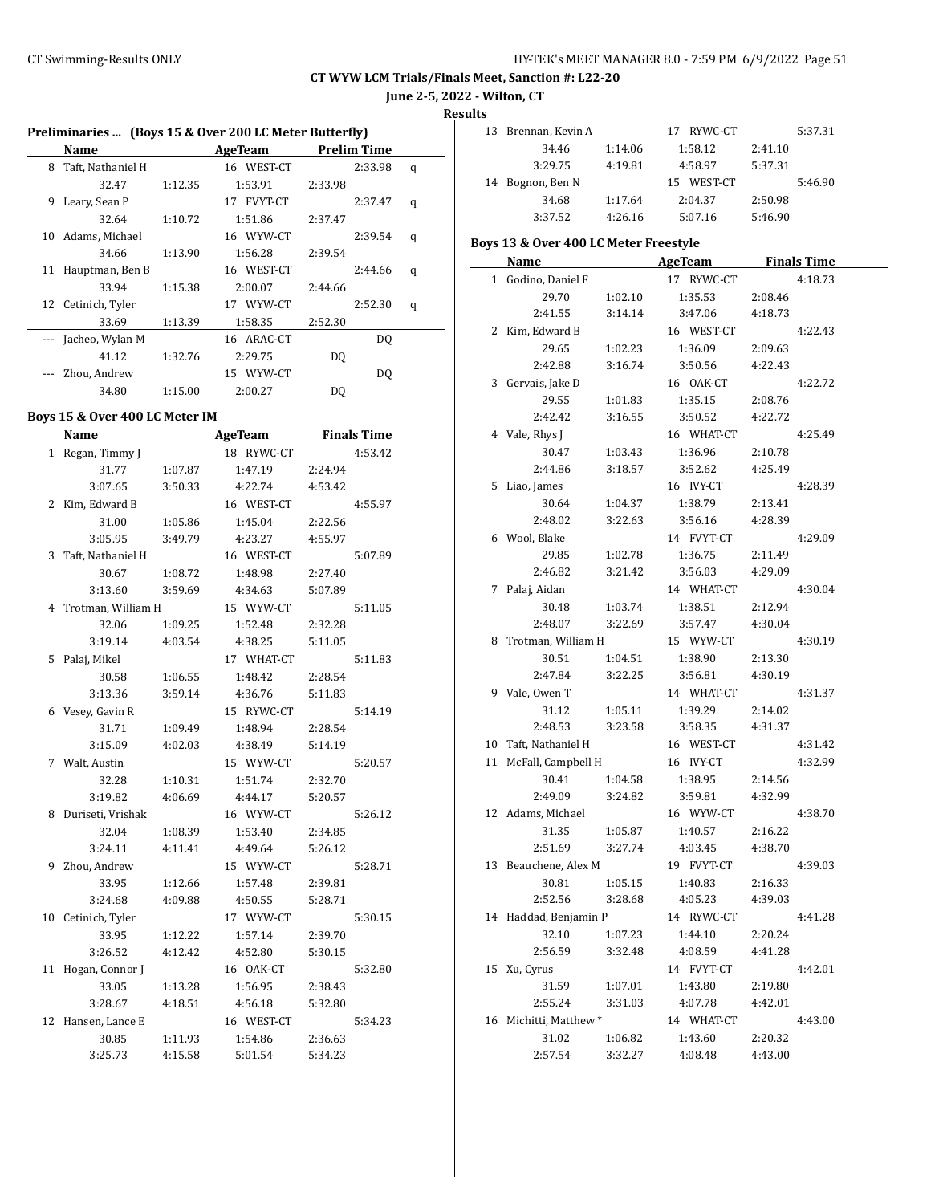# CT WYW LCM Trials/Finals Meet, Sanction #: L22-20

**June 2-5, 2022 - Wilton, CT**

**Results**

### Preliminaries ... (Boys 15 & Over 200 LC Meter Butterfly)

| | Name | AgeTeam | Prelim Time | |
|---|---|---|---|---|
| 8 | Taft, Nathaniel H | 16 WEST-CT | 2:33.98 | q |
| | 32.47 1:12.35 1:53.91 2:33.98 | | | |
| 9 | Leary, Sean P | 17 FVYT-CT | 2:37.47 | q |
| | 32.64 1:10.72 1:51.86 2:37.47 | | | |
| 10 | Adams, Michael | 16 WYW-CT | 2:39.54 | q |
| | 34.66 1:13.90 1:56.28 2:39.54 | | | |
| 11 | Hauptman, Ben B | 16 WEST-CT | 2:44.66 | q |
| | 33.94 1:15.38 2:00.07 2:44.66 | | | |
| 12 | Cetinich, Tyler | 17 WYW-CT | 2:52.30 | q |
| | 33.69 1:13.39 1:58.35 2:52.30 | | | |
| --- | Jacheo, Wylan M | 16 ARAC-CT | DQ | |
| | 41.12 1:32.76 2:29.75 DQ | | | |
| --- | Zhou, Andrew | 15 WYW-CT | DQ | |
| | 34.80 1:15.00 2:00.27 DQ | | | |

### Boys 15 & Over 400 LC Meter IM

| | Name | AgeTeam | Finals Time |
|---|---|---|---|
| 1 | Regan, Timmy J | 18 RYWC-CT | 4:53.42 |
| | 31.77 1:07.87 1:47.19 2:24.94 | | |
| | 3:07.65 3:50.33 4:22.74 4:53.42 | | |
| 2 | Kim, Edward B | 16 WEST-CT | 4:55.97 |
| | 31.00 1:05.86 1:45.04 2:22.56 | | |
| | 3:05.95 3:49.79 4:23.27 4:55.97 | | |
| 3 | Taft, Nathaniel H | 16 WEST-CT | 5:07.89 |
| | 30.67 1:08.72 1:48.98 2:27.40 | | |
| | 3:13.60 3:59.69 4:34.63 5:07.89 | | |
| 4 | Trotman, William H | 15 WYW-CT | 5:11.05 |
| | 32.06 1:09.25 1:52.48 2:32.28 | | |
| | 3:19.14 4:03.54 4:38.25 5:11.05 | | |
| 5 | Palaj, Mikel | 17 WHAT-CT | 5:11.83 |
| | 30.58 1:06.55 1:48.42 2:28.54 | | |
| | 3:13.36 3:59.14 4:36.76 5:11.83 | | |
| 6 | Vesey, Gavin R | 15 RYWC-CT | 5:14.19 |
| | 31.71 1:09.49 1:48.94 2:28.54 | | |
| | 3:15.09 4:02.03 4:38.49 5:14.19 | | |
| 7 | Walt, Austin | 15 WYW-CT | 5:20.57 |
| | 32.28 1:10.31 1:51.74 2:32.70 | | |
| | 3:19.82 4:06.69 4:44.17 5:20.57 | | |
| 8 | Duriseti, Vrishak | 16 WYW-CT | 5:26.12 |
| | 32.04 1:08.39 1:53.40 2:34.85 | | |
| | 3:24.11 4:11.41 4:49.64 5:26.12 | | |
| 9 | Zhou, Andrew | 15 WYW-CT | 5:28.71 |
| | 33.95 1:12.66 1:57.48 2:39.81 | | |
| | 3:24.68 4:09.88 4:50.55 5:28.71 | | |
| 10 | Cetinich, Tyler | 17 WYW-CT | 5:30.15 |
| | 33.95 1:12.22 1:57.14 2:39.70 | | |
| | 3:26.52 4:12.42 4:52.80 5:30.15 | | |
| 11 | Hogan, Connor J | 16 OAK-CT | 5:32.80 |
| | 33.05 1:13.28 1:56.95 2:38.43 | | |
| | 3:28.67 4:18.51 4:56.18 5:32.80 | | |
| 12 | Hansen, Lance E | 16 WEST-CT | 5:34.23 |
| | 30.85 1:11.93 1:54.86 2:36.63 | | |
| | 3:25.73 4:15.58 5:01.54 5:34.23 | | |
| 13 | Brennan, Kevin A | 17 RYWC-CT | 5:37.31 |
| | 34.46 1:14.06 1:58.12 2:41.10 | | |
| | 3:29.75 4:19.81 4:58.97 5:37.31 | | |
| 14 | Bognon, Ben N | 15 WEST-CT | 5:46.90 |
| | 34.68 1:17.64 2:04.37 2:50.98 | | |
| | 3:37.52 4:26.16 5:07.16 5:46.90 | | |

### Boys 13 & Over 400 LC Meter Freestyle

| | Name | AgeTeam | Finals Time |
|---|---|---|---|
| 1 | Godino, Daniel F | 17 RYWC-CT | 4:18.73 |
| | 29.70 1:02.10 1:35.53 2:08.46 | | |
| | 2:41.55 3:14.14 3:47.06 4:18.73 | | |
| 2 | Kim, Edward B | 16 WEST-CT | 4:22.43 |
| | 29.65 1:02.23 1:36.09 2:09.63 | | |
| | 2:42.88 3:16.74 3:50.56 4:22.43 | | |
| 3 | Gervais, Jake D | 16 OAK-CT | 4:22.72 |
| | 29.55 1:01.83 1:35.15 2:08.76 | | |
| | 2:42.42 3:16.55 3:50.52 4:22.72 | | |
| 4 | Vale, Rhys J | 16 WHAT-CT | 4:25.49 |
| | 30.47 1:03.43 1:36.96 2:10.78 | | |
| | 2:44.86 3:18.57 3:52.62 4:25.49 | | |
| 5 | Liao, James | 16 IVY-CT | 4:28.39 |
| | 30.64 1:04.37 1:38.79 2:13.41 | | |
| | 2:48.02 3:22.63 3:56.16 4:28.39 | | |
| 6 | Wool, Blake | 14 FVYT-CT | 4:29.09 |
| | 29.85 1:02.78 1:36.75 2:11.49 | | |
| | 2:46.82 3:21.42 3:56.03 4:29.09 | | |
| 7 | Palaj, Aidan | 14 WHAT-CT | 4:30.04 |
| | 30.48 1:03.74 1:38.51 2:12.94 | | |
| | 2:48.07 3:22.69 3:57.47 4:30.04 | | |
| 8 | Trotman, William H | 15 WYW-CT | 4:30.19 |
| | 30.51 1:04.51 1:38.90 2:13.30 | | |
| | 2:47.84 3:22.25 3:56.81 4:30.19 | | |
| 9 | Vale, Owen T | 14 WHAT-CT | 4:31.37 |
| | 31.12 1:05.11 1:39.29 2:14.02 | | |
| | 2:48.53 3:23.58 3:58.35 4:31.37 | | |
| 10 | Taft, Nathaniel H | 16 WEST-CT | 4:31.42 |
| 11 | McFall, Campbell H | 16 IVY-CT | 4:32.99 |
| | 30.41 1:04.58 1:38.95 2:14.56 | | |
| | 2:49.09 3:24.82 3:59.81 4:32.99 | | |
| 12 | Adams, Michael | 16 WYW-CT | 4:38.70 |
| | 31.35 1:05.87 1:40.57 2:16.22 | | |
| | 2:51.69 3:27.74 4:03.45 4:38.70 | | |
| 13 | Beauchene, Alex M | 19 FVYT-CT | 4:39.03 |
| | 30.81 1:05.15 1:40.83 2:16.33 | | |
| | 2:52.56 3:28.68 4:05.23 4:39.03 | | |
| 14 | Haddad, Benjamin P | 14 RYWC-CT | 4:41.28 |
| | 32.10 1:07.23 1:44.10 2:20.24 | | |
| | 2:56.59 3:32.48 4:08.59 4:41.28 | | |
| 15 | Xu, Cyrus | 14 FVYT-CT | 4:42.01 |
| | 31.59 1:07.01 1:43.80 2:19.80 | | |
| | 2:55.24 3:31.03 4:07.78 4:42.01 | | |
| 16 | Michitti, Matthew * | 14 WHAT-CT | 4:43.00 |
| | 31.02 1:06.82 1:43.60 2:20.32 | | |
| | 2:57.54 3:32.27 4:08.48 4:43.00 | | |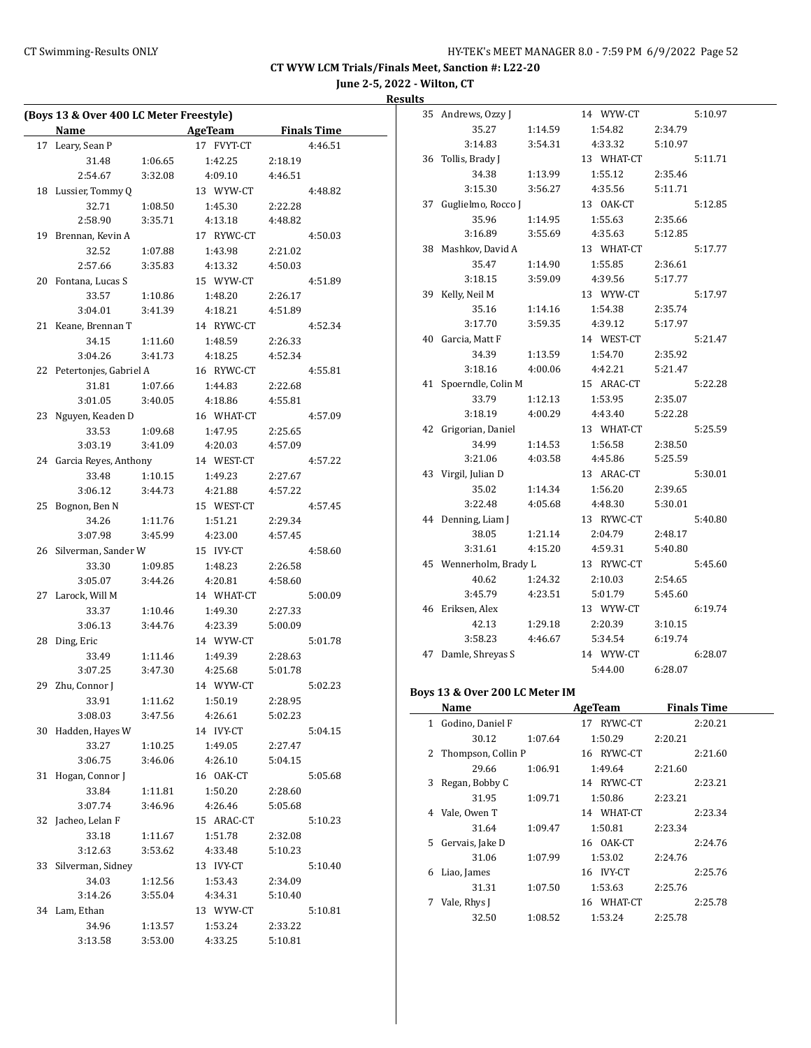CT WYW LCM Trials/Finals Meet, Sanction #: L22-20

June 2-5, 2022 - Wilton, CT

**Results**

### (Boys 13 & Over 400 LC Meter Freestyle)

| | Name | | AgeTeam | | Finals Time |
|---|---|---|---|---|---|
| 17 | Leary, Sean P | | 17 FVYT-CT | | 4:46.51 |
| | 31.48 | 1:06.65 | 1:42.25 | 2:18.19 | |
| | 2:54.67 | 3:32.08 | 4:09.10 | 4:46.51 | |
| 18 | Lussier, Tommy Q | | 13 WYW-CT | | 4:48.82 |
| | 32.71 | 1:08.50 | 1:45.30 | 2:22.28 | |
| | 2:58.90 | 3:35.71 | 4:13.18 | 4:48.82 | |
| 19 | Brennan, Kevin A | | 17 RYWC-CT | | 4:50.03 |
| | 32.52 | 1:07.88 | 1:43.98 | 2:21.02 | |
| | 2:57.66 | 3:35.83 | 4:13.32 | 4:50.03 | |
| 20 | Fontana, Lucas S | | 15 WYW-CT | | 4:51.89 |
| | 33.57 | 1:10.86 | 1:48.20 | 2:26.17 | |
| | 3:04.01 | 3:41.39 | 4:18.21 | 4:51.89 | |
| 21 | Keane, Brennan T | | 14 RYWC-CT | | 4:52.34 |
| | 34.15 | 1:11.60 | 1:48.59 | 2:26.33 | |
| | 3:04.26 | 3:41.73 | 4:18.25 | 4:52.34 | |
| 22 | Petertonjes, Gabriel A | | 16 RYWC-CT | | 4:55.81 |
| | 31.81 | 1:07.66 | 1:44.83 | 2:22.68 | |
| | 3:01.05 | 3:40.05 | 4:18.86 | 4:55.81 | |
| 23 | Nguyen, Keaden D | | 16 WHAT-CT | | 4:57.09 |
| | 33.53 | 1:09.68 | 1:47.95 | 2:25.65 | |
| | 3:03.19 | 3:41.09 | 4:20.03 | 4:57.09 | |
| 24 | Garcia Reyes, Anthony | | 14 WEST-CT | | 4:57.22 |
| | 33.48 | 1:10.15 | 1:49.23 | 2:27.67 | |
| | 3:06.12 | 3:44.73 | 4:21.88 | 4:57.22 | |
| 25 | Bognon, Ben N | | 15 WEST-CT | | 4:57.45 |
| | 34.26 | 1:11.76 | 1:51.21 | 2:29.34 | |
| | 3:07.98 | 3:45.99 | 4:23.00 | 4:57.45 | |
| 26 | Silverman, Sander W | | 15 IVY-CT | | 4:58.60 |
| | 33.30 | 1:09.85 | 1:48.23 | 2:26.58 | |
| | 3:05.07 | 3:44.26 | 4:20.81 | 4:58.60 | |
| 27 | Larock, Will M | | 14 WHAT-CT | | 5:00.09 |
| | 33.37 | 1:10.46 | 1:49.30 | 2:27.33 | |
| | 3:06.13 | 3:44.76 | 4:23.39 | 5:00.09 | |
| 28 | Ding, Eric | | 14 WYW-CT | | 5:01.78 |
| | 33.49 | 1:11.46 | 1:49.39 | 2:28.63 | |
| | 3:07.25 | 3:47.30 | 4:25.68 | 5:01.78 | |
| 29 | Zhu, Connor J | | 14 WYW-CT | | 5:02.23 |
| | 33.91 | 1:11.62 | 1:50.19 | 2:28.95 | |
| | 3:08.03 | 3:47.56 | 4:26.61 | 5:02.23 | |
| 30 | Hadden, Hayes W | | 14 IVY-CT | | 5:04.15 |
| | 33.27 | 1:10.25 | 1:49.05 | 2:27.47 | |
| | 3:06.75 | 3:46.06 | 4:26.10 | 5:04.15 | |
| 31 | Hogan, Connor J | | 16 OAK-CT | | 5:05.68 |
| | 33.84 | 1:11.81 | 1:50.20 | 2:28.60 | |
| | 3:07.74 | 3:46.96 | 4:26.46 | 5:05.68 | |
| 32 | Jacheo, Lelan F | | 15 ARAC-CT | | 5:10.23 |
| | 33.18 | 1:11.67 | 1:51.78 | 2:32.08 | |
| | 3:12.63 | 3:53.62 | 4:33.48 | 5:10.23 | |
| 33 | Silverman, Sidney | | 13 IVY-CT | | 5:10.40 |
| | 34.03 | 1:12.56 | 1:53.43 | 2:34.09 | |
| | 3:14.26 | 3:55.04 | 4:34.31 | 5:10.40 | |
| 34 | Lam, Ethan | | 13 WYW-CT | | 5:10.81 |
| | 34.96 | 1:13.57 | 1:53.24 | 2:33.22 | |
| | 3:13.58 | 3:53.00 | 4:33.25 | 5:10.81 | |
| 35 | Andrews, Ozzy J | | 14 WYW-CT | | 5:10.97 |
| | 35.27 | 1:14.59 | 1:54.82 | 2:34.79 | |
| | 3:14.83 | 3:54.31 | 4:33.32 | 5:10.97 | |
| 36 | Tollis, Brady J | | 13 WHAT-CT | | 5:11.71 |
| | 34.38 | 1:13.99 | 1:55.12 | 2:35.46 | |
| | 3:15.30 | 3:56.27 | 4:35.56 | 5:11.71 | |
| 37 | Guglielmo, Rocco J | | 13 OAK-CT | | 5:12.85 |
| | 35.96 | 1:14.95 | 1:55.63 | 2:35.66 | |
| | 3:16.89 | 3:55.69 | 4:35.63 | 5:12.85 | |
| 38 | Mashkov, David A | | 13 WHAT-CT | | 5:17.77 |
| | 35.47 | 1:14.90 | 1:55.85 | 2:36.61 | |
| | 3:18.15 | 3:59.09 | 4:39.56 | 5:17.77 | |
| 39 | Kelly, Neil M | | 13 WYW-CT | | 5:17.97 |
| | 35.16 | 1:14.16 | 1:54.38 | 2:35.74 | |
| | 3:17.70 | 3:59.35 | 4:39.12 | 5:17.97 | |
| 40 | Garcia, Matt F | | 14 WEST-CT | | 5:21.47 |
| | 34.39 | 1:13.59 | 1:54.70 | 2:35.92 | |
| | 3:18.16 | 4:00.06 | 4:42.21 | 5:21.47 | |
| 41 | Spoerndle, Colin M | | 15 ARAC-CT | | 5:22.28 |
| | 33.79 | 1:12.13 | 1:53.95 | 2:35.07 | |
| | 3:18.19 | 4:00.29 | 4:43.40 | 5:22.28 | |
| 42 | Grigorian, Daniel | | 13 WHAT-CT | | 5:25.59 |
| | 34.99 | 1:14.53 | 1:56.58 | 2:38.50 | |
| | 3:21.06 | 4:03.58 | 4:45.86 | 5:25.59 | |
| 43 | Virgil, Julian D | | 13 ARAC-CT | | 5:30.01 |
| | 35.02 | 1:14.34 | 1:56.20 | 2:39.65 | |
| | 3:22.48 | 4:05.68 | 4:48.30 | 5:30.01 | |
| 44 | Denning, Liam J | | 13 RYWC-CT | | 5:40.80 |
| | 38.05 | 1:21.14 | 2:04.79 | 2:48.17 | |
| | 3:31.61 | 4:15.20 | 4:59.31 | 5:40.80 | |
| 45 | Wennerholm, Brady L | | 13 RYWC-CT | | 5:45.60 |
| | 40.62 | 1:24.32 | 2:10.03 | 2:54.65 | |
| | 3:45.79 | 4:23.51 | 5:01.79 | 5:45.60 | |
| 46 | Eriksen, Alex | | 13 WYW-CT | | 6:19.74 |
| | 42.13 | 1:29.18 | 2:20.39 | 3:10.15 | |
| | 3:58.23 | 4:46.67 | 5:34.54 | 6:19.74 | |
| 47 | Damle, Shreyas S | | 14 WYW-CT | | 6:28.07 |
| | | | 5:44.00 | 6:28.07 | |

### Boys 13 & Over 200 LC Meter IM

| | Name | | AgeTeam | | Finals Time |
|---|---|---|---|---|---|
| 1 | Godino, Daniel F | | 17 RYWC-CT | | 2:20.21 |
| | 30.12 | 1:07.64 | 1:50.29 | 2:20.21 | |
| 2 | Thompson, Collin P | | 16 RYWC-CT | | 2:21.60 |
| | 29.66 | 1:06.91 | 1:49.64 | 2:21.60 | |
| 3 | Regan, Bobby C | | 14 RYWC-CT | | 2:23.21 |
| | 31.95 | 1:09.71 | 1:50.86 | 2:23.21 | |
| 4 | Vale, Owen T | | 14 WHAT-CT | | 2:23.34 |
| | 31.64 | 1:09.47 | 1:50.81 | 2:23.34 | |
| 5 | Gervais, Jake D | | 16 OAK-CT | | 2:24.76 |
| | 31.06 | 1:07.99 | 1:53.02 | 2:24.76 | |
| 6 | Liao, James | | 16 IVY-CT | | 2:25.76 |
| | 31.31 | 1:07.50 | 1:53.63 | 2:25.76 | |
| 7 | Vale, Rhys J | | 16 WHAT-CT | | 2:25.78 |
| | 32.50 | 1:08.52 | 1:53.24 | 2:25.78 | |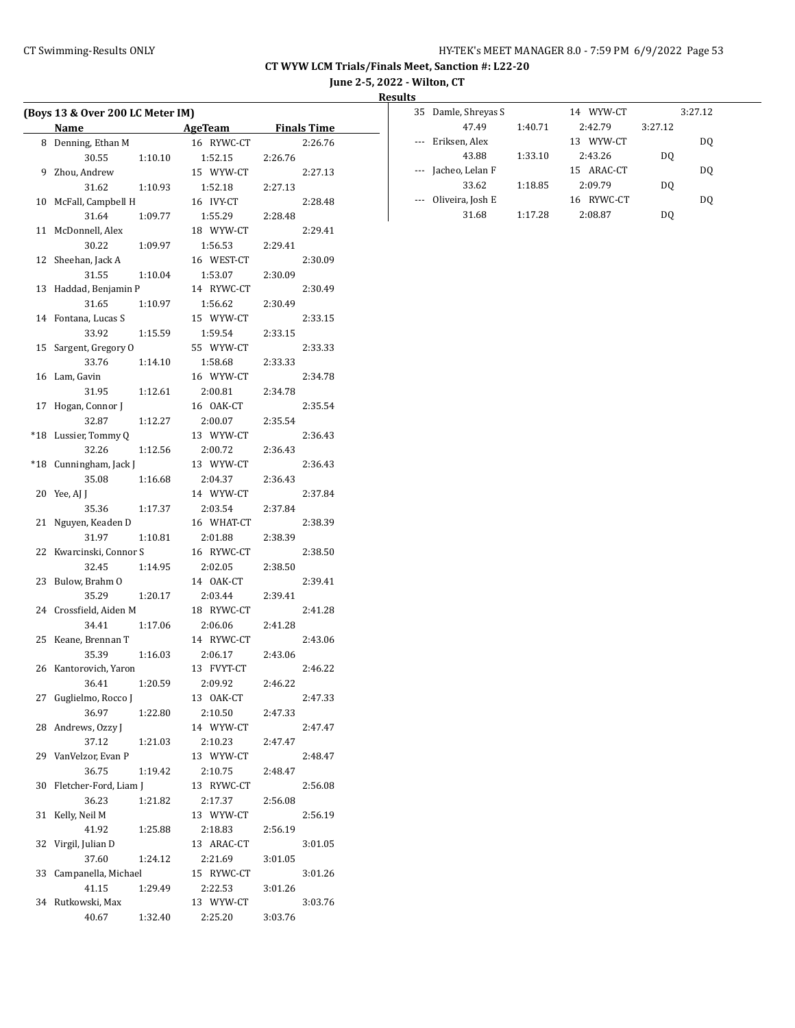**CT WYW LCM Trials/Finals Meet, Sanction #: L22-20**

**June 2-5, 2022 - Wilton, CT**

**Results**

**(Boys 13 & Over 200 LC Meter IM)**

| | Name | AgeTeam | | Finals Time |
|---|---|---|---|---|
| 8 | Denning, Ethan M | 16 | RYWC-CT | 2:26.76 |
| | 30.55 / 1:10.10 / 1:52.15 / 2:26.76 | | | |
| 9 | Zhou, Andrew | 15 | WYW-CT | 2:27.13 |
| | 31.62 / 1:10.93 / 1:52.18 / 2:27.13 | | | |
| 10 | McFall, Campbell H | 16 | IVY-CT | 2:28.48 |
| | 31.64 / 1:09.77 / 1:55.29 / 2:28.48 | | | |
| 11 | McDonnell, Alex | 18 | WYW-CT | 2:29.41 |
| | 30.22 / 1:09.97 / 1:56.53 / 2:29.41 | | | |
| 12 | Sheehan, Jack A | 16 | WEST-CT | 2:30.09 |
| | 31.55 / 1:10.04 / 1:53.07 / 2:30.09 | | | |
| 13 | Haddad, Benjamin P | 14 | RYWC-CT | 2:30.49 |
| | 31.65 / 1:10.97 / 1:56.62 / 2:30.49 | | | |
| 14 | Fontana, Lucas S | 15 | WYW-CT | 2:33.15 |
| | 33.92 / 1:15.59 / 1:59.54 / 2:33.15 | | | |
| 15 | Sargent, Gregory O | 55 | WYW-CT | 2:33.33 |
| | 33.76 / 1:14.10 / 1:58.68 / 2:33.33 | | | |
| 16 | Lam, Gavin | 16 | WYW-CT | 2:34.78 |
| | 31.95 / 1:12.61 / 2:00.81 / 2:34.78 | | | |
| 17 | Hogan, Connor J | 16 | OAK-CT | 2:35.54 |
| | 32.87 / 1:12.27 / 2:00.07 / 2:35.54 | | | |
| *18 | Lussier, Tommy Q | 13 | WYW-CT | 2:36.43 |
| | 32.26 / 1:12.56 / 2:00.72 / 2:36.43 | | | |
| *18 | Cunningham, Jack J | 13 | WYW-CT | 2:36.43 |
| | 35.08 / 1:16.68 / 2:04.37 / 2:36.43 | | | |
| 20 | Yee, AJ J | 14 | WYW-CT | 2:37.84 |
| | 35.36 / 1:17.37 / 2:03.54 / 2:37.84 | | | |
| 21 | Nguyen, Keaden D | 16 | WHAT-CT | 2:38.39 |
| | 31.97 / 1:10.81 / 2:01.88 / 2:38.39 | | | |
| 22 | Kwarcinski, Connor S | 16 | RYWC-CT | 2:38.50 |
| | 32.45 / 1:14.95 / 2:02.05 / 2:38.50 | | | |
| 23 | Bulow, Brahm O | 14 | OAK-CT | 2:39.41 |
| | 35.29 / 1:20.17 / 2:03.44 / 2:39.41 | | | |
| 24 | Crossfield, Aiden M | 18 | RYWC-CT | 2:41.28 |
| | 34.41 / 1:17.06 / 2:06.06 / 2:41.28 | | | |
| 25 | Keane, Brennan T | 14 | RYWC-CT | 2:43.06 |
| | 35.39 / 1:16.03 / 2:06.17 / 2:43.06 | | | |
| 26 | Kantorovich, Yaron | 13 | FVYT-CT | 2:46.22 |
| | 36.41 / 1:20.59 / 2:09.92 / 2:46.22 | | | |
| 27 | Guglielmo, Rocco J | 13 | OAK-CT | 2:47.33 |
| | 36.97 / 1:22.80 / 2:10.50 / 2:47.33 | | | |
| 28 | Andrews, Ozzy J | 14 | WYW-CT | 2:47.47 |
| | 37.12 / 1:21.03 / 2:10.23 / 2:47.47 | | | |
| 29 | VanVelzor, Evan P | 13 | WYW-CT | 2:48.47 |
| | 36.75 / 1:19.42 / 2:10.75 / 2:48.47 | | | |
| 30 | Fletcher-Ford, Liam J | 13 | RYWC-CT | 2:56.08 |
| | 36.23 / 1:21.82 / 2:17.37 / 2:56.08 | | | |
| 31 | Kelly, Neil M | 13 | WYW-CT | 2:56.19 |
| | 41.92 / 1:25.88 / 2:18.83 / 2:56.19 | | | |
| 32 | Virgil, Julian D | 13 | ARAC-CT | 3:01.05 |
| | 37.60 / 1:24.12 / 2:21.69 / 3:01.05 | | | |
| 33 | Campanella, Michael | 15 | RYWC-CT | 3:01.26 |
| | 41.15 / 1:29.49 / 2:22.53 / 3:01.26 | | | |
| 34 | Rutkowski, Max | 13 | WYW-CT | 3:03.76 |
| | 40.67 / 1:32.40 / 2:25.20 / 3:03.76 | | | |
| 35 | Damle, Shreyas S | 14 | WYW-CT | 3:27.12 |
| | 47.49 / 1:40.71 / 2:42.79 / 3:27.12 | | | |
| --- | Eriksen, Alex | 13 | WYW-CT | DQ |
| | 43.88 / 1:33.10 / 2:43.26 / DQ | | | |
| --- | Jacheo, Lelan F | 15 | ARAC-CT | DQ |
| | 33.62 / 1:18.85 / 2:09.79 / DQ | | | |
| --- | Oliveira, Josh E | 16 | RYWC-CT | DQ |
| | 31.68 / 1:17.28 / 2:08.87 / DQ | | | |